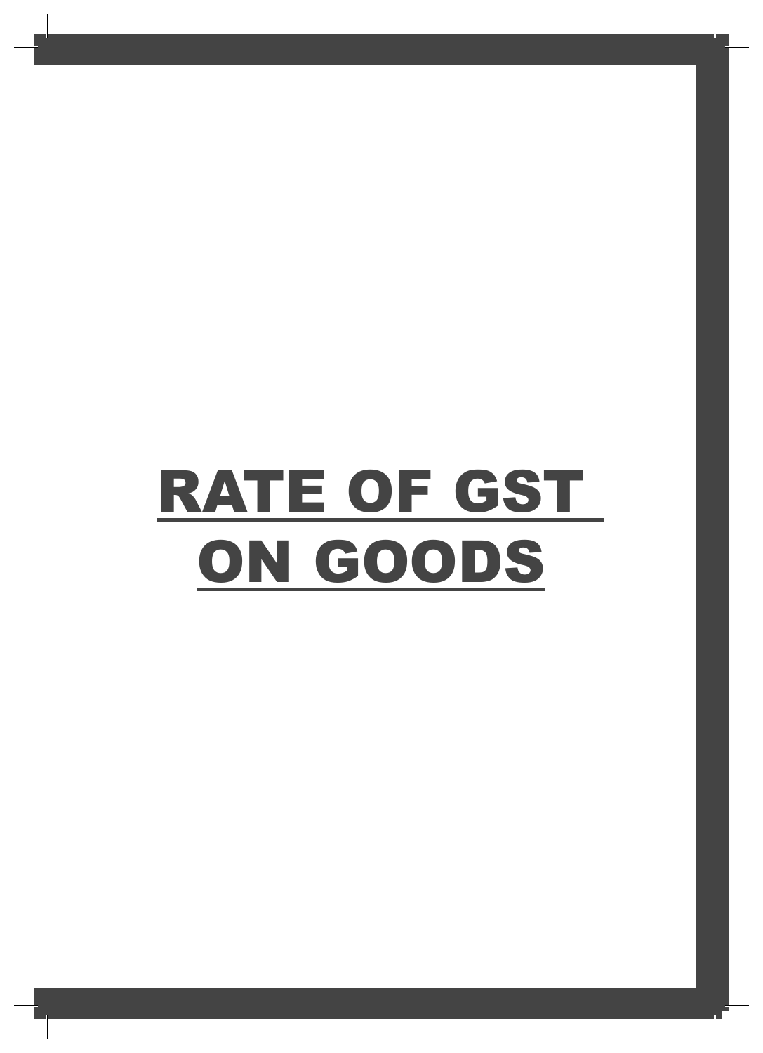# RATE OF GST ON GOODS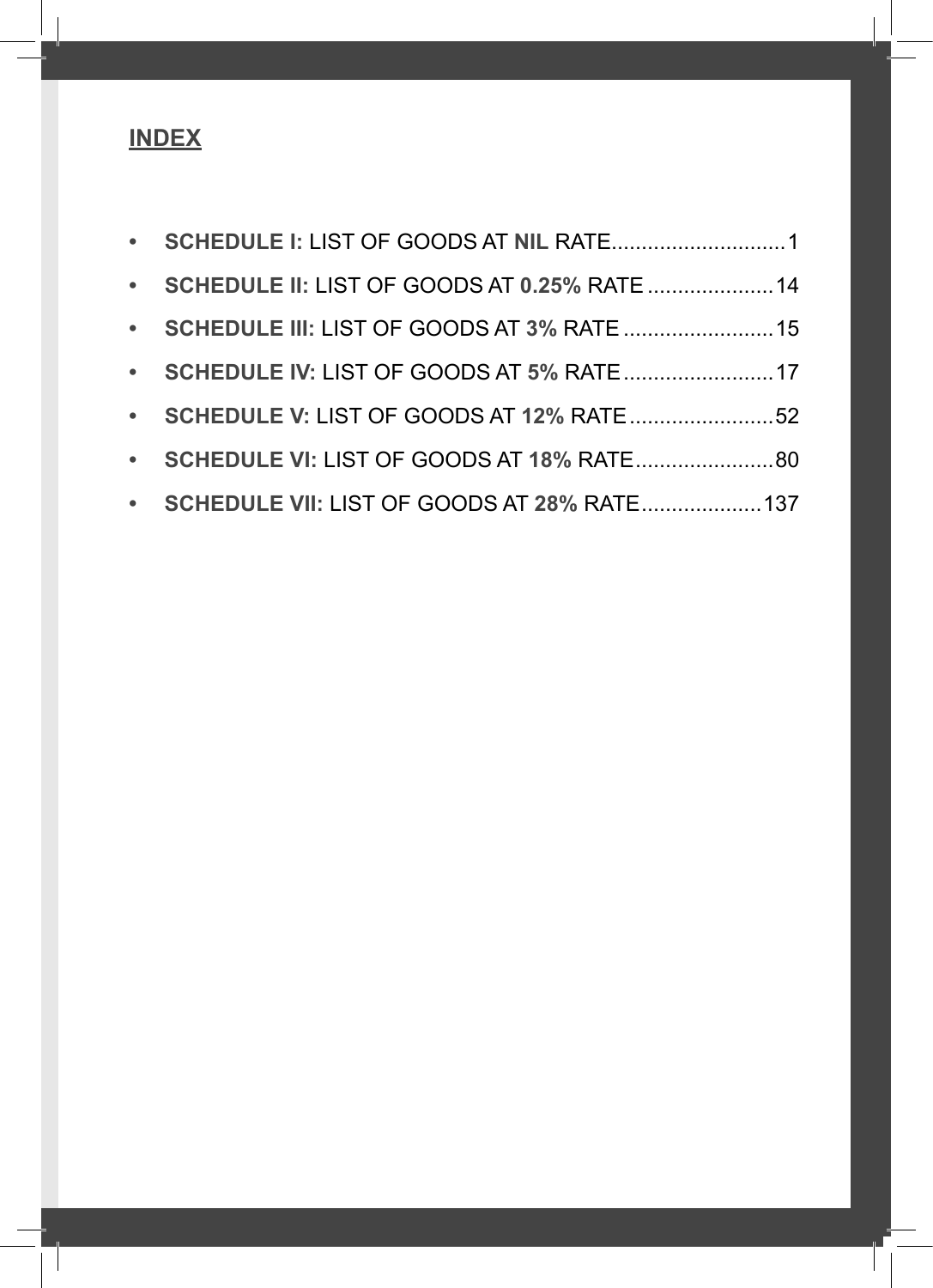## INDEX

- **SCHEDULE I:** LIST OF GOODS AT **NIL** RATE............................1
- **SCHEDULE II:** LIST OF GOODS AT **0.25%** RATE .....................14
- **SCHEDULE III:** LIST OF GOODS AT **3%** RATE .........................15
- **SCHEDULE IV:** LIST OF GOODS AT **5%** RATE .........................17
- **SCHEDULE V:** LIST OF GOODS AT **12%** RATE .........................52
- **SCHEDULE VI:** LIST OF GOODS AT **18%** RATE.......................80
- **SCHEDULE VII:** LIST OF GOODS AT **28%** RATE....................137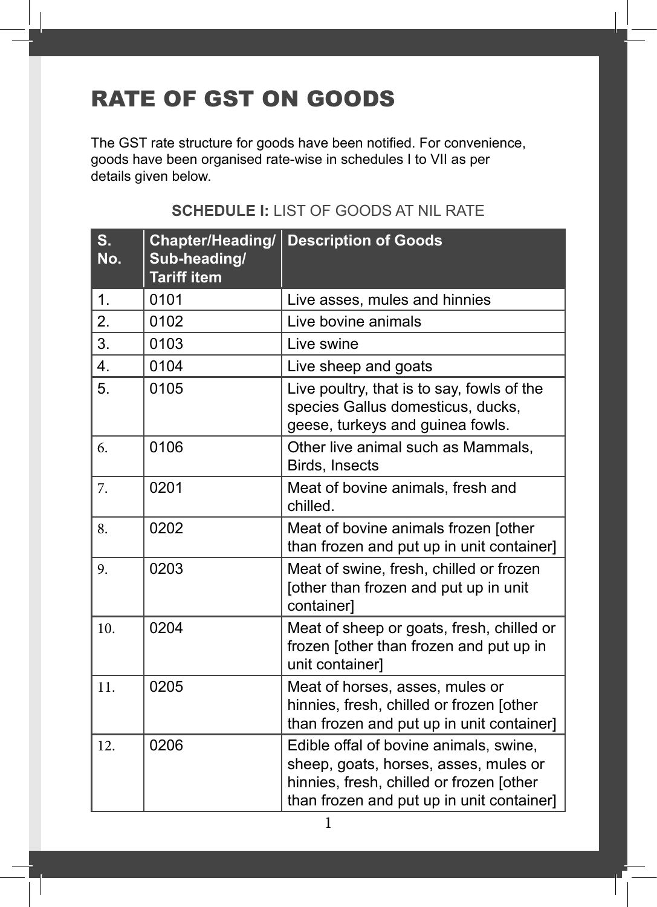# RATE OF GST ON GOODS

The GST rate structure for goods have been notified. For convenience, goods have been organised rate-wise in schedules I to VII as per details given below.

## **SCHEDULE I:** LIST OF GOODS AT NIL RATE

| S. No. | Chapter/Heading/ Sub-heading/ Tariff item | Description of Goods |
|---|---|---|
| 1. | 0101 | Live asses, mules and hinnies |
| 2. | 0102 | Live bovine animals |
| 3. | 0103 | Live swine |
| 4. | 0104 | Live sheep and goats |
| 5. | 0105 | Live poultry, that is to say, fowls of the species Gallus domesticus, ducks, geese, turkeys and guinea fowls. |
| 6. | 0106 | Other live animal such as Mammals, Birds, Insects |
| 7. | 0201 | Meat of bovine animals, fresh and chilled. |
| 8. | 0202 | Meat of bovine animals frozen [other than frozen and put up in unit container] |
| 9. | 0203 | Meat of swine, fresh, chilled or frozen [other than frozen and put up in unit container] |
| 10. | 0204 | Meat of sheep or goats, fresh, chilled or frozen [other than frozen and put up in unit container] |
| 11. | 0205 | Meat of horses, asses, mules or hinnies, fresh, chilled or frozen [other than frozen and put up in unit container] |
| 12. | 0206 | Edible offal of bovine animals, swine, sheep, goats, horses, asses, mules or hinnies, fresh, chilled or frozen [other than frozen and put up in unit container] |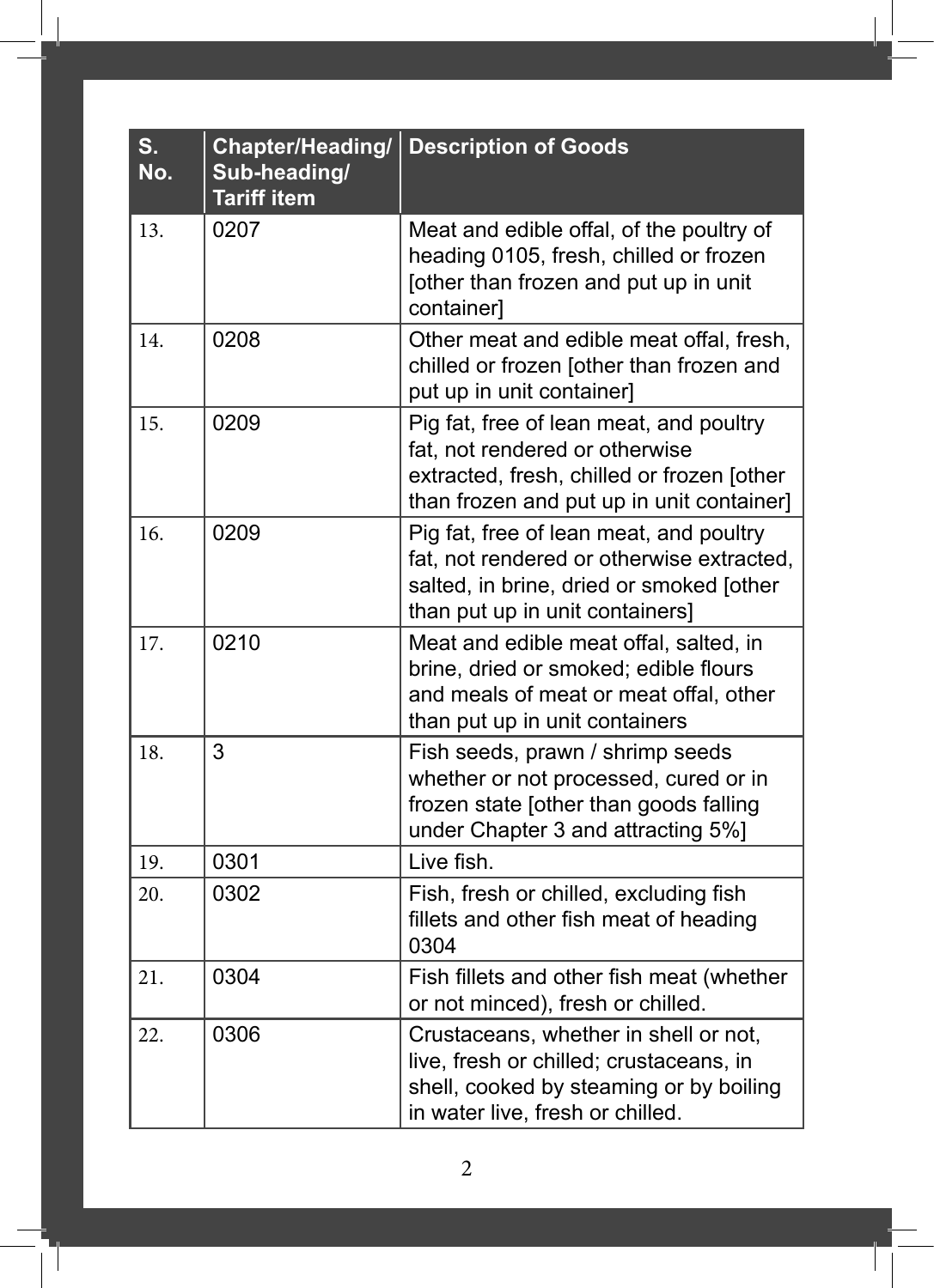| S. No. | Chapter/Heading/ Sub-heading/ Tariff item | Description of Goods |
|---|---|---|
| 13. | 0207 | Meat and edible offal, of the poultry of heading 0105, fresh, chilled or frozen [other than frozen and put up in unit container] |
| 14. | 0208 | Other meat and edible meat offal, fresh, chilled or frozen [other than frozen and put up in unit container] |
| 15. | 0209 | Pig fat, free of lean meat, and poultry fat, not rendered or otherwise extracted, fresh, chilled or frozen [other than frozen and put up in unit container] |
| 16. | 0209 | Pig fat, free of lean meat, and poultry fat, not rendered or otherwise extracted, salted, in brine, dried or smoked [other than put up in unit containers] |
| 17. | 0210 | Meat and edible meat offal, salted, in brine, dried or smoked; edible flours and meals of meat or meat offal, other than put up in unit containers |
| 18. | 3 | Fish seeds, prawn / shrimp seeds whether or not processed, cured or in frozen state [other than goods falling under Chapter 3 and attracting 5%] |
| 19. | 0301 | Live fish. |
| 20. | 0302 | Fish, fresh or chilled, excluding fish fillets and other fish meat of heading 0304 |
| 21. | 0304 | Fish fillets and other fish meat (whether or not minced), fresh or chilled. |
| 22. | 0306 | Crustaceans, whether in shell or not, live, fresh or chilled; crustaceans, in shell, cooked by steaming or by boiling in water live, fresh or chilled. |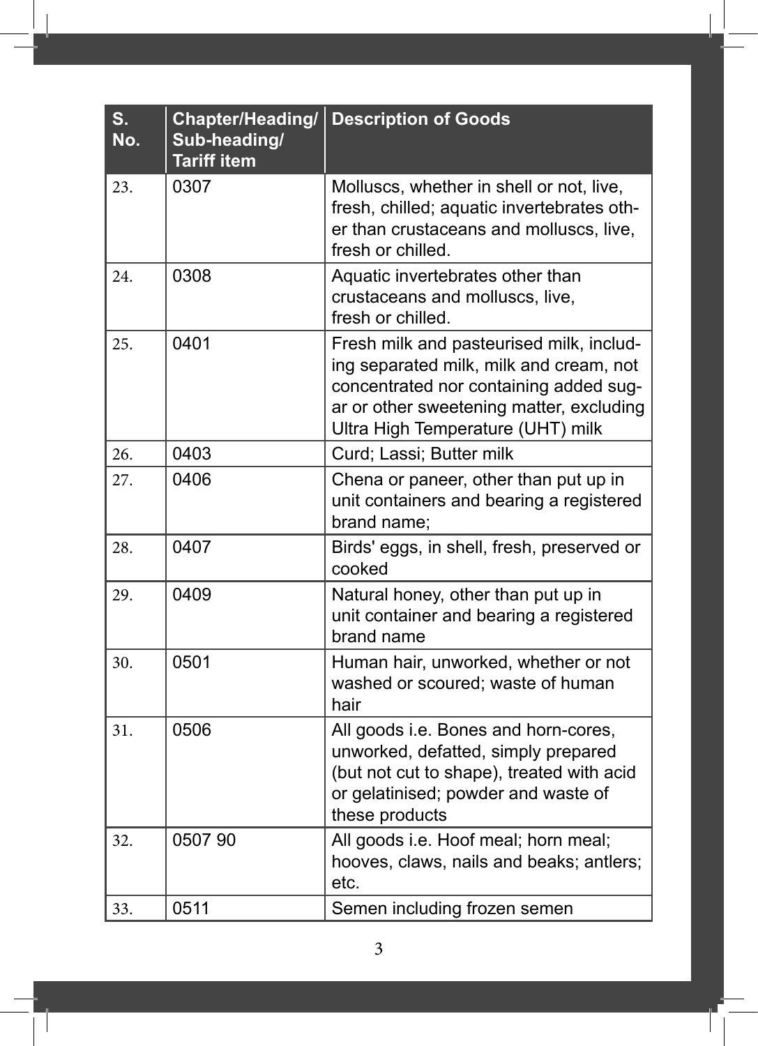| S. No. | Chapter/Heading/ Sub-heading/ Tariff item | Description of Goods |
|---|---|---|
| 23. | 0307 | Molluscs, whether in shell or not, live, fresh, chilled; aquatic invertebrates other than crustaceans and molluscs, live, fresh or chilled. |
| 24. | 0308 | Aquatic invertebrates other than crustaceans and molluscs, live, fresh or chilled. |
| 25. | 0401 | Fresh milk and pasteurised milk, including separated milk, milk and cream, not concentrated nor containing added sugar or other sweetening matter, excluding Ultra High Temperature (UHT) milk |
| 26. | 0403 | Curd; Lassi; Butter milk |
| 27. | 0406 | Chena or paneer, other than put up in unit containers and bearing a registered brand name; |
| 28. | 0407 | Birds' eggs, in shell, fresh, preserved or cooked |
| 29. | 0409 | Natural honey, other than put up in unit container and bearing a registered brand name |
| 30. | 0501 | Human hair, unworked, whether or not washed or scoured; waste of human hair |
| 31. | 0506 | All goods i.e. Bones and horn-cores, unworked, defatted, simply prepared (but not cut to shape), treated with acid or gelatinised; powder and waste of these products |
| 32. | 0507 90 | All goods i.e. Hoof meal; horn meal; hooves, claws, nails and beaks; antlers; etc. |
| 33. | 0511 | Semen including frozen semen |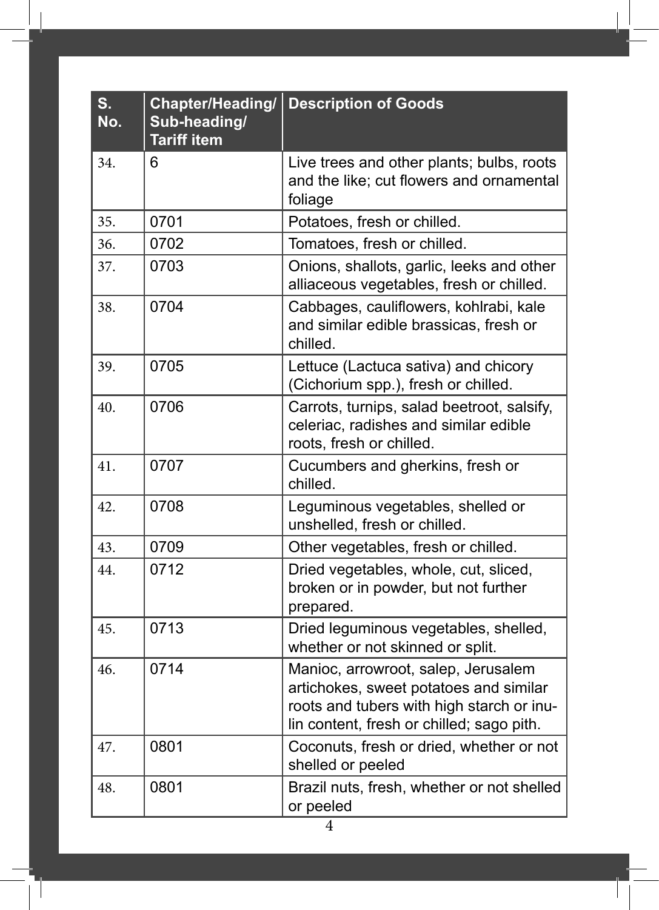| S. No. | Chapter/Heading/ Sub-heading/ Tariff item | Description of Goods |
|---|---|---|
| 34. | 6 | Live trees and other plants; bulbs, roots and the like; cut flowers and ornamental foliage |
| 35. | 0701 | Potatoes, fresh or chilled. |
| 36. | 0702 | Tomatoes, fresh or chilled. |
| 37. | 0703 | Onions, shallots, garlic, leeks and other alliaceous vegetables, fresh or chilled. |
| 38. | 0704 | Cabbages, cauliflowers, kohlrabi, kale and similar edible brassicas, fresh or chilled. |
| 39. | 0705 | Lettuce (Lactuca sativa) and chicory (Cichorium spp.), fresh or chilled. |
| 40. | 0706 | Carrots, turnips, salad beetroot, salsify, celeriac, radishes and similar edible roots, fresh or chilled. |
| 41. | 0707 | Cucumbers and gherkins, fresh or chilled. |
| 42. | 0708 | Leguminous vegetables, shelled or unshelled, fresh or chilled. |
| 43. | 0709 | Other vegetables, fresh or chilled. |
| 44. | 0712 | Dried vegetables, whole, cut, sliced, broken or in powder, but not further prepared. |
| 45. | 0713 | Dried leguminous vegetables, shelled, whether or not skinned or split. |
| 46. | 0714 | Manioc, arrowroot, salep, Jerusalem artichokes, sweet potatoes and similar roots and tubers with high starch or inulin content, fresh or chilled; sago pith. |
| 47. | 0801 | Coconuts, fresh or dried, whether or not shelled or peeled |
| 48. | 0801 | Brazil nuts, fresh, whether or not shelled or peeled |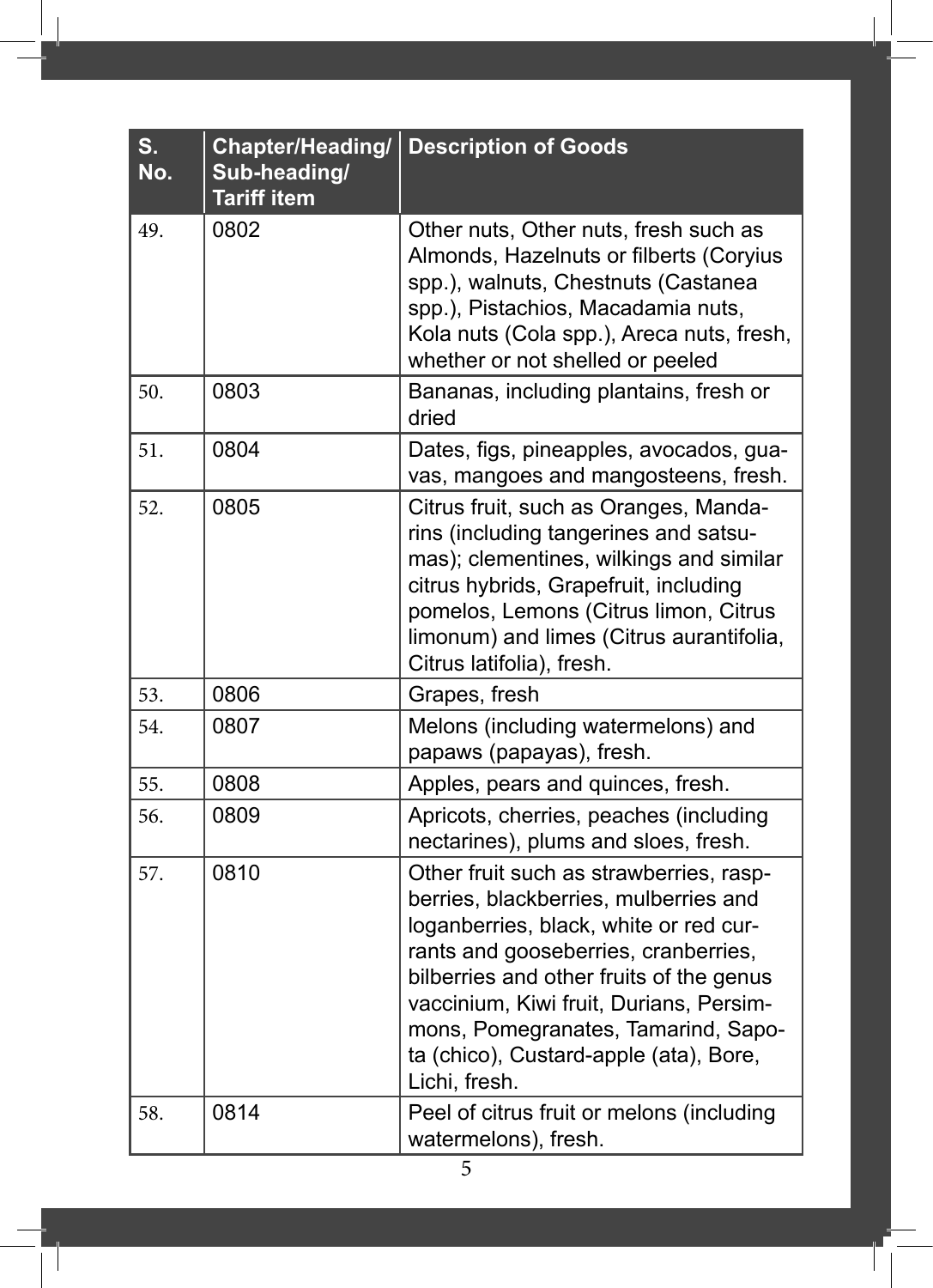| S. No. | Chapter/Heading/ Sub-heading/ Tariff item | Description of Goods |
|---|---|---|
| 49. | 0802 | Other nuts, Other nuts, fresh such as Almonds, Hazelnuts or filberts (Coryius spp.), walnuts, Chestnuts (Castanea spp.), Pistachios, Macadamia nuts, Kola nuts (Cola spp.), Areca nuts, fresh, whether or not shelled or peeled |
| 50. | 0803 | Bananas, including plantains, fresh or dried |
| 51. | 0804 | Dates, figs, pineapples, avocados, guavas, mangoes and mangosteens, fresh. |
| 52. | 0805 | Citrus fruit, such as Oranges, Mandarins (including tangerines and satsumas); clementines, wilkings and similar citrus hybrids, Grapefruit, including pomelos, Lemons (Citrus limon, Citrus limonum) and limes (Citrus aurantifolia, Citrus latifolia), fresh. |
| 53. | 0806 | Grapes, fresh |
| 54. | 0807 | Melons (including watermelons) and papaws (papayas), fresh. |
| 55. | 0808 | Apples, pears and quinces, fresh. |
| 56. | 0809 | Apricots, cherries, peaches (including nectarines), plums and sloes, fresh. |
| 57. | 0810 | Other fruit such as strawberries, raspberries, blackberries, mulberries and loganberries, black, white or red currants and gooseberries, cranberries, bilberries and other fruits of the genus vaccinium, Kiwi fruit, Durians, Persimmons, Pomegranates, Tamarind, Sapota (chico), Custard-apple (ata), Bore, Lichi, fresh. |
| 58. | 0814 | Peel of citrus fruit or melons (including watermelons), fresh. |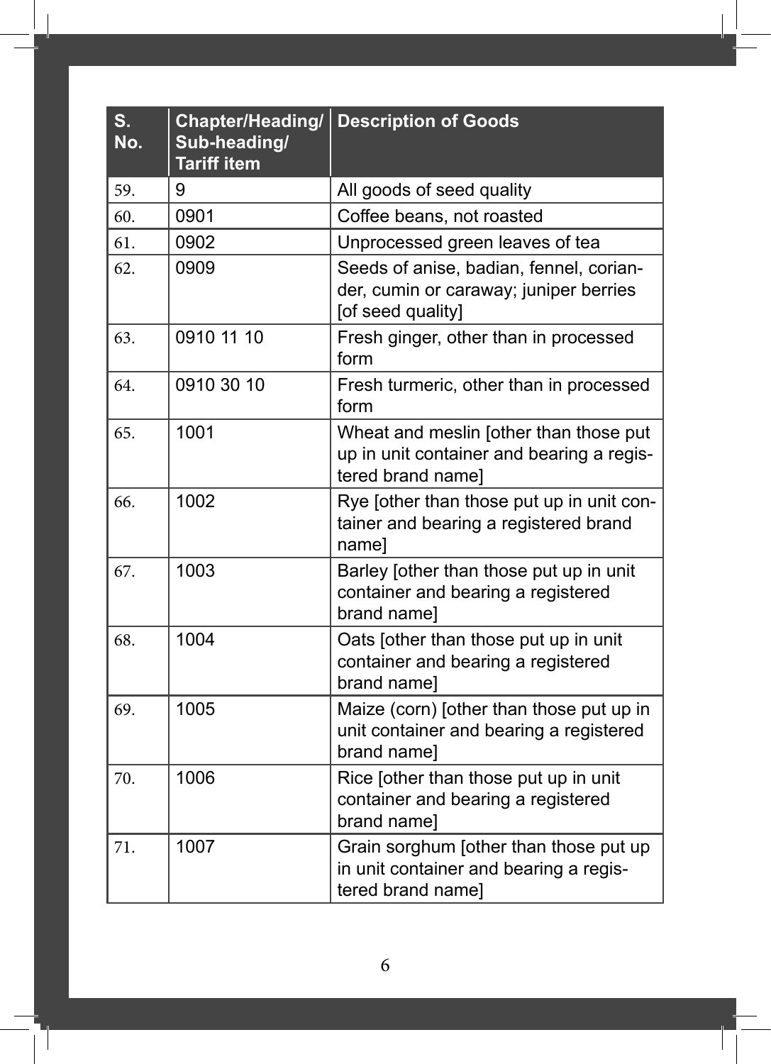| S. No. | Chapter/Heading/ Sub-heading/ Tariff item | Description of Goods |
|---|---|---|
| 59. | 9 | All goods of seed quality |
| 60. | 0901 | Coffee beans, not roasted |
| 61. | 0902 | Unprocessed green leaves of tea |
| 62. | 0909 | Seeds of anise, badian, fennel, coriander, cumin or caraway; juniper berries [of seed quality] |
| 63. | 0910 11 10 | Fresh ginger, other than in processed form |
| 64. | 0910 30 10 | Fresh turmeric, other than in processed form |
| 65. | 1001 | Wheat and meslin [other than those put up in unit container and bearing a registered brand name] |
| 66. | 1002 | Rye [other than those put up in unit container and bearing a registered brand name] |
| 67. | 1003 | Barley [other than those put up in unit container and bearing a registered brand name] |
| 68. | 1004 | Oats [other than those put up in unit container and bearing a registered brand name] |
| 69. | 1005 | Maize (corn) [other than those put up in unit container and bearing a registered brand name] |
| 70. | 1006 | Rice [other than those put up in unit container and bearing a registered brand name] |
| 71. | 1007 | Grain sorghum [other than those put up in unit container and bearing a registered brand name] |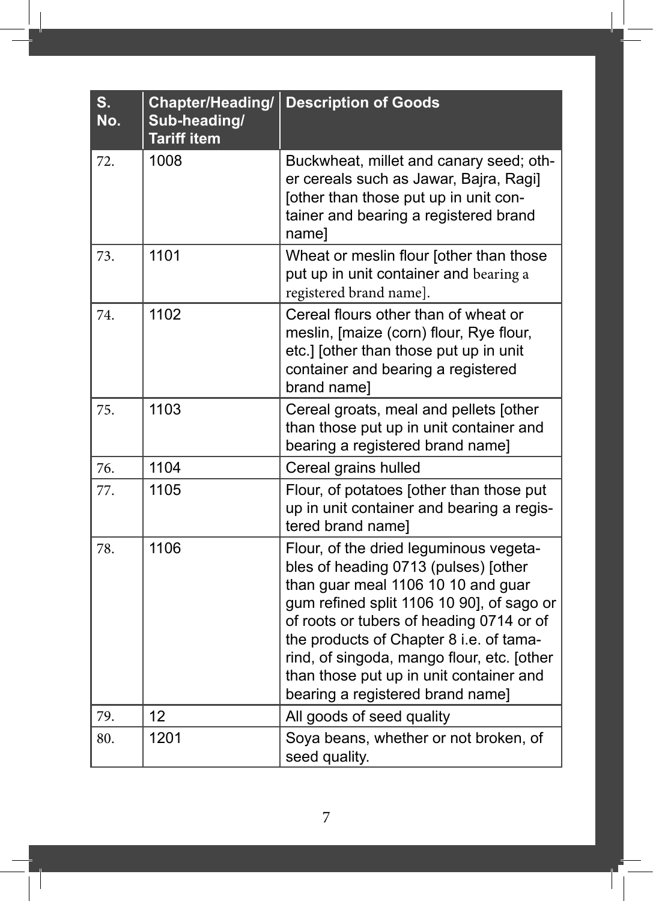| S. No. | Chapter/Heading/ Sub-heading/ Tariff item | Description of Goods |
|---|---|---|
| 72. | 1008 | Buckwheat, millet and canary seed; other cereals such as Jawar, Bajra, Ragi] [other than those put up in unit container and bearing a registered brand name] |
| 73. | 1101 | Wheat or meslin flour [other than those put up in unit container and bearing a registered brand name]. |
| 74. | 1102 | Cereal flours other than of wheat or meslin, [maize (corn) flour, Rye flour, etc.] [other than those put up in unit container and bearing a registered brand name] |
| 75. | 1103 | Cereal groats, meal and pellets [other than those put up in unit container and bearing a registered brand name] |
| 76. | 1104 | Cereal grains hulled |
| 77. | 1105 | Flour, of potatoes [other than those put up in unit container and bearing a registered brand name] |
| 78. | 1106 | Flour, of the dried leguminous vegetables of heading 0713 (pulses) [other than guar meal 1106 10 10 and guar gum refined split 1106 10 90], of sago or of roots or tubers of heading 0714 or of the products of Chapter 8 i.e. of tamarind, of singoda, mango flour, etc. [other than those put up in unit container and bearing a registered brand name] |
| 79. | 12 | All goods of seed quality |
| 80. | 1201 | Soya beans, whether or not broken, of seed quality. |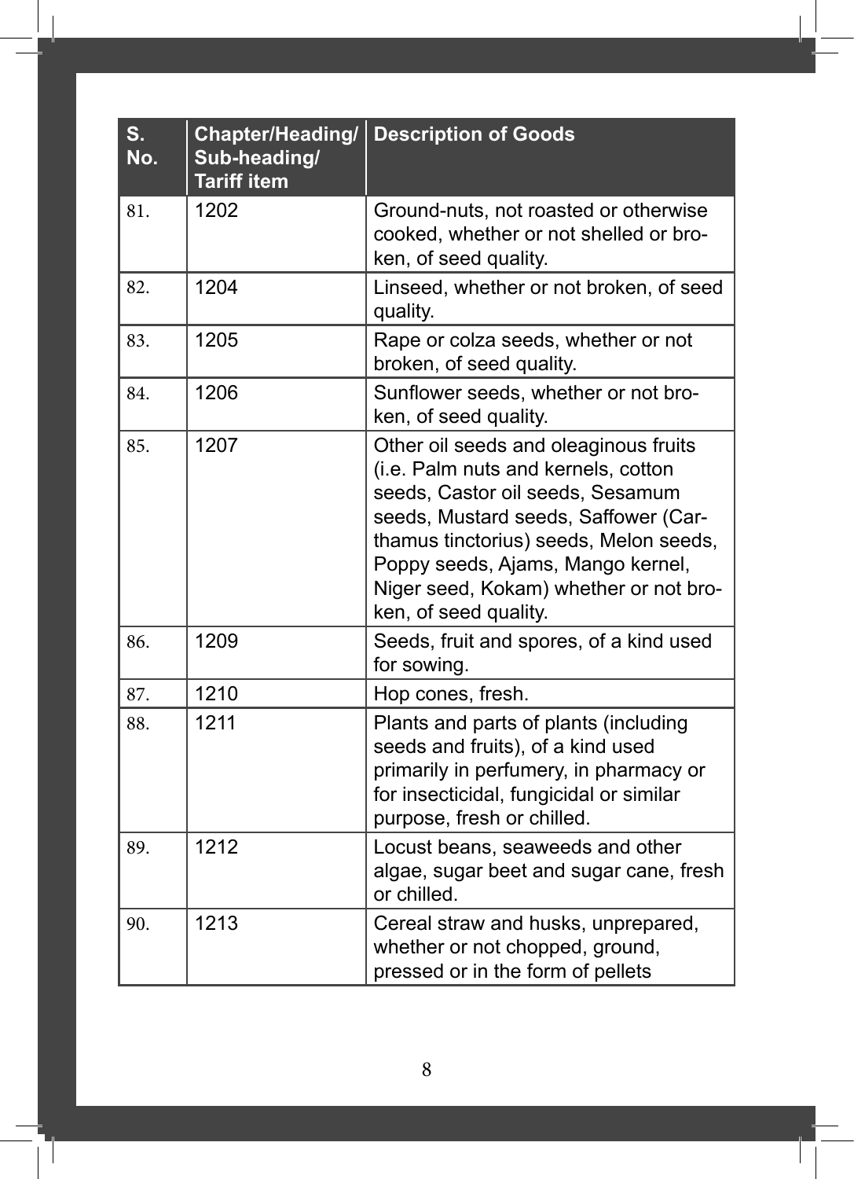| S. No. | Chapter/Heading/ Sub-heading/ Tariff item | Description of Goods |
|---|---|---|
| 81. | 1202 | Ground-nuts, not roasted or otherwise cooked, whether or not shelled or broken, of seed quality. |
| 82. | 1204 | Linseed, whether or not broken, of seed quality. |
| 83. | 1205 | Rape or colza seeds, whether or not broken, of seed quality. |
| 84. | 1206 | Sunflower seeds, whether or not broken, of seed quality. |
| 85. | 1207 | Other oil seeds and oleaginous fruits (i.e. Palm nuts and kernels, cotton seeds, Castor oil seeds, Sesamum seeds, Mustard seeds, Saffower (Carthamus tinctorius) seeds, Melon seeds, Poppy seeds, Ajams, Mango kernel, Niger seed, Kokam) whether or not broken, of seed quality. |
| 86. | 1209 | Seeds, fruit and spores, of a kind used for sowing. |
| 87. | 1210 | Hop cones, fresh. |
| 88. | 1211 | Plants and parts of plants (including seeds and fruits), of a kind used primarily in perfumery, in pharmacy or for insecticidal, fungicidal or similar purpose, fresh or chilled. |
| 89. | 1212 | Locust beans, seaweeds and other algae, sugar beet and sugar cane, fresh or chilled. |
| 90. | 1213 | Cereal straw and husks, unprepared, whether or not chopped, ground, pressed or in the form of pellets |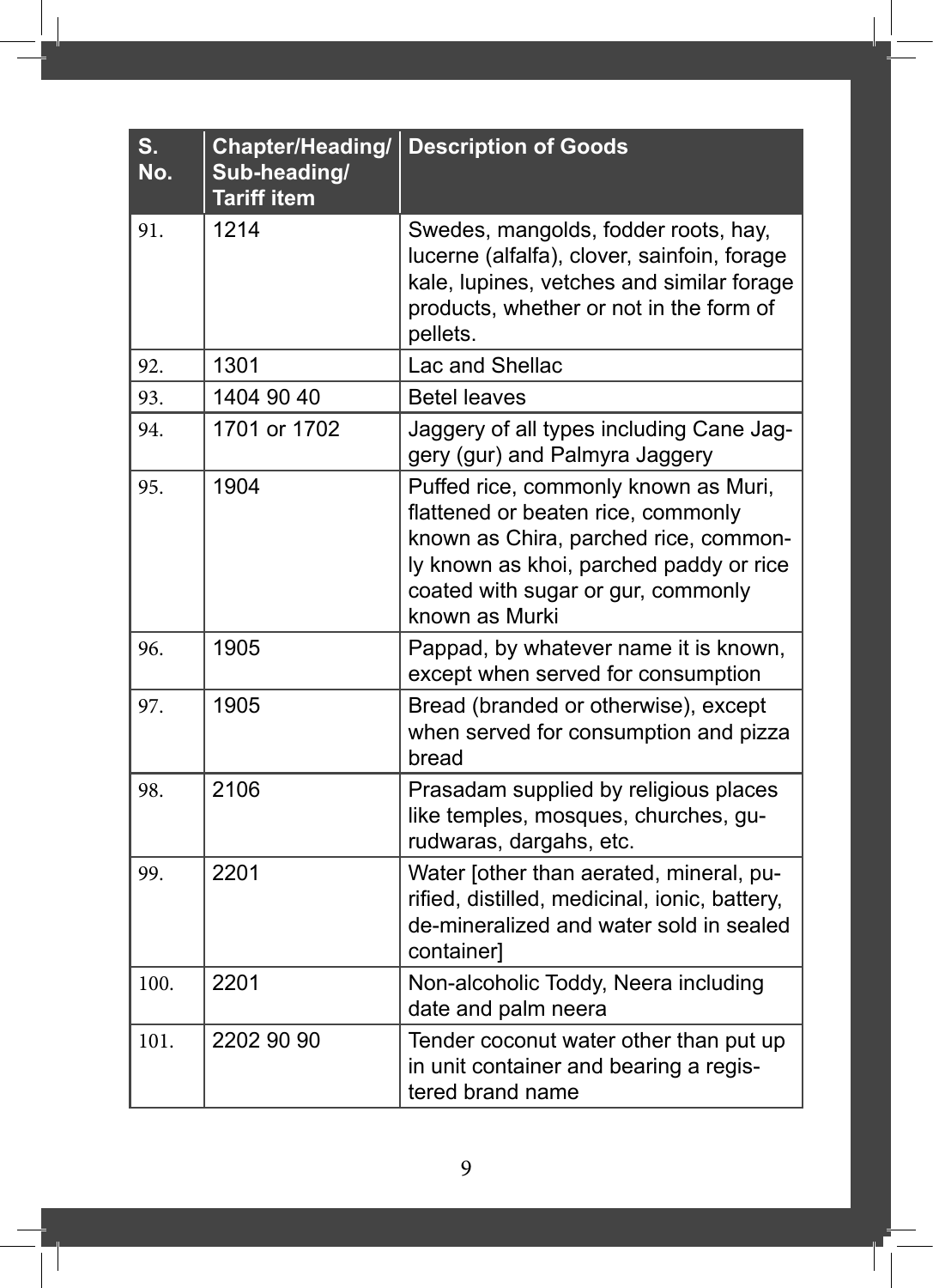| S. No. | Chapter/Heading/ Sub-heading/ Tariff item | Description of Goods |
|---|---|---|
| 91. | 1214 | Swedes, mangolds, fodder roots, hay, lucerne (alfalfa), clover, sainfoin, forage kale, lupines, vetches and similar forage products, whether or not in the form of pellets. |
| 92. | 1301 | Lac and Shellac |
| 93. | 1404 90 40 | Betel leaves |
| 94. | 1701 or 1702 | Jaggery of all types including Cane Jaggery (gur) and Palmyra Jaggery |
| 95. | 1904 | Puffed rice, commonly known as Muri, flattened or beaten rice, commonly known as Chira, parched rice, commonly known as khoi, parched paddy or rice coated with sugar or gur, commonly known as Murki |
| 96. | 1905 | Pappad, by whatever name it is known, except when served for consumption |
| 97. | 1905 | Bread (branded or otherwise), except when served for consumption and pizza bread |
| 98. | 2106 | Prasadam supplied by religious places like temples, mosques, churches, gurudwaras, dargahs, etc. |
| 99. | 2201 | Water [other than aerated, mineral, purified, distilled, medicinal, ionic, battery, de-mineralized and water sold in sealed container] |
| 100. | 2201 | Non-alcoholic Toddy, Neera including date and palm neera |
| 101. | 2202 90 90 | Tender coconut water other than put up in unit container and bearing a registered brand name |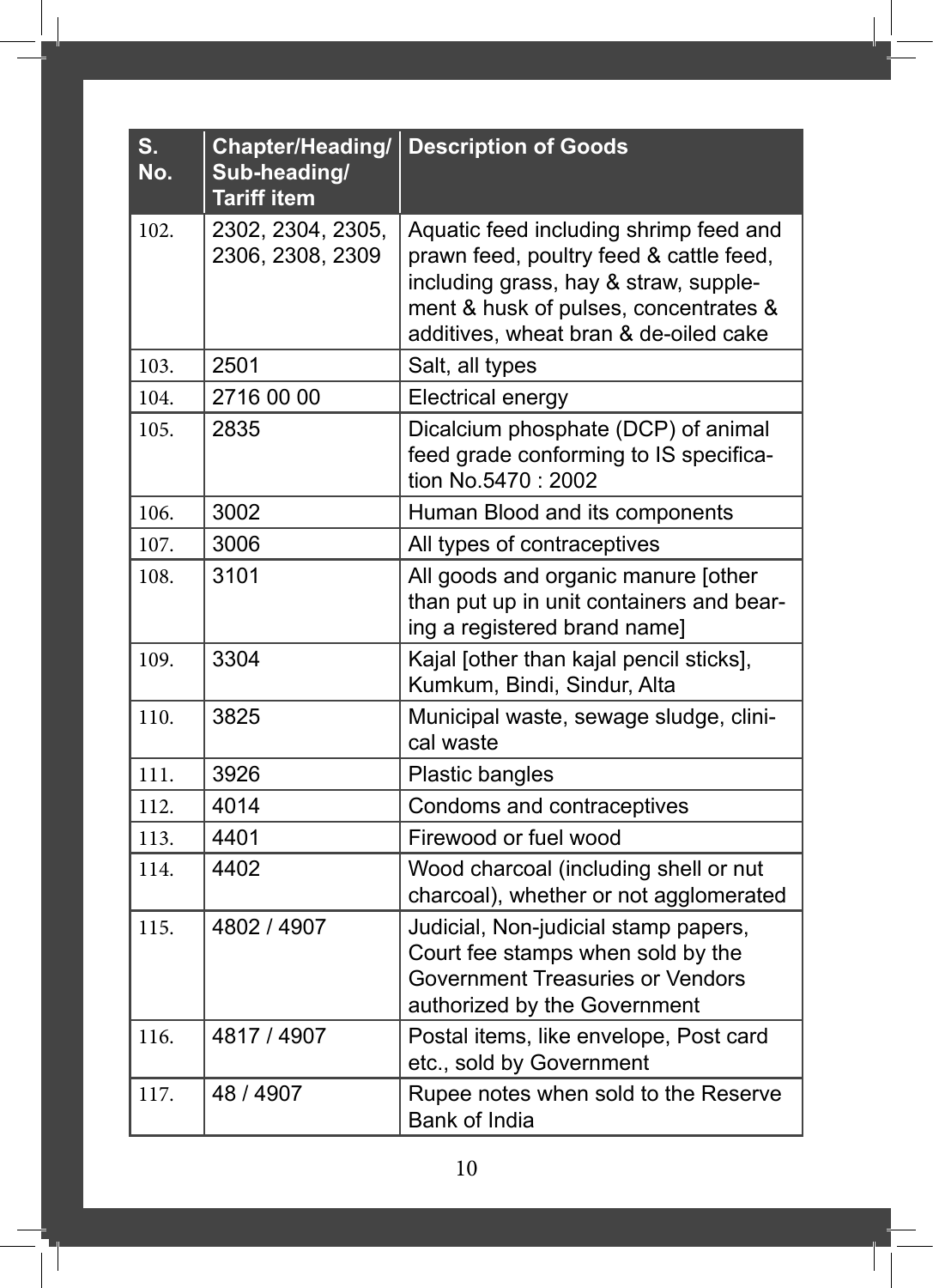| S. No. | Chapter/Heading/ Sub-heading/ Tariff item | Description of Goods |
|---|---|---|
| 102. | 2302, 2304, 2305, 2306, 2308, 2309 | Aquatic feed including shrimp feed and prawn feed, poultry feed & cattle feed, including grass, hay & straw, supplement & husk of pulses, concentrates & additives, wheat bran & de-oiled cake |
| 103. | 2501 | Salt, all types |
| 104. | 2716 00 00 | Electrical energy |
| 105. | 2835 | Dicalcium phosphate (DCP) of animal feed grade conforming to IS specification No.5470 : 2002 |
| 106. | 3002 | Human Blood and its components |
| 107. | 3006 | All types of contraceptives |
| 108. | 3101 | All goods and organic manure [other than put up in unit containers and bearing a registered brand name] |
| 109. | 3304 | Kajal [other than kajal pencil sticks], Kumkum, Bindi, Sindur, Alta |
| 110. | 3825 | Municipal waste, sewage sludge, clinical waste |
| 111. | 3926 | Plastic bangles |
| 112. | 4014 | Condoms and contraceptives |
| 113. | 4401 | Firewood or fuel wood |
| 114. | 4402 | Wood charcoal (including shell or nut charcoal), whether or not agglomerated |
| 115. | 4802 / 4907 | Judicial, Non-judicial stamp papers, Court fee stamps when sold by the Government Treasuries or Vendors authorized by the Government |
| 116. | 4817 / 4907 | Postal items, like envelope, Post card etc., sold by Government |
| 117. | 48 / 4907 | Rupee notes when sold to the Reserve Bank of India |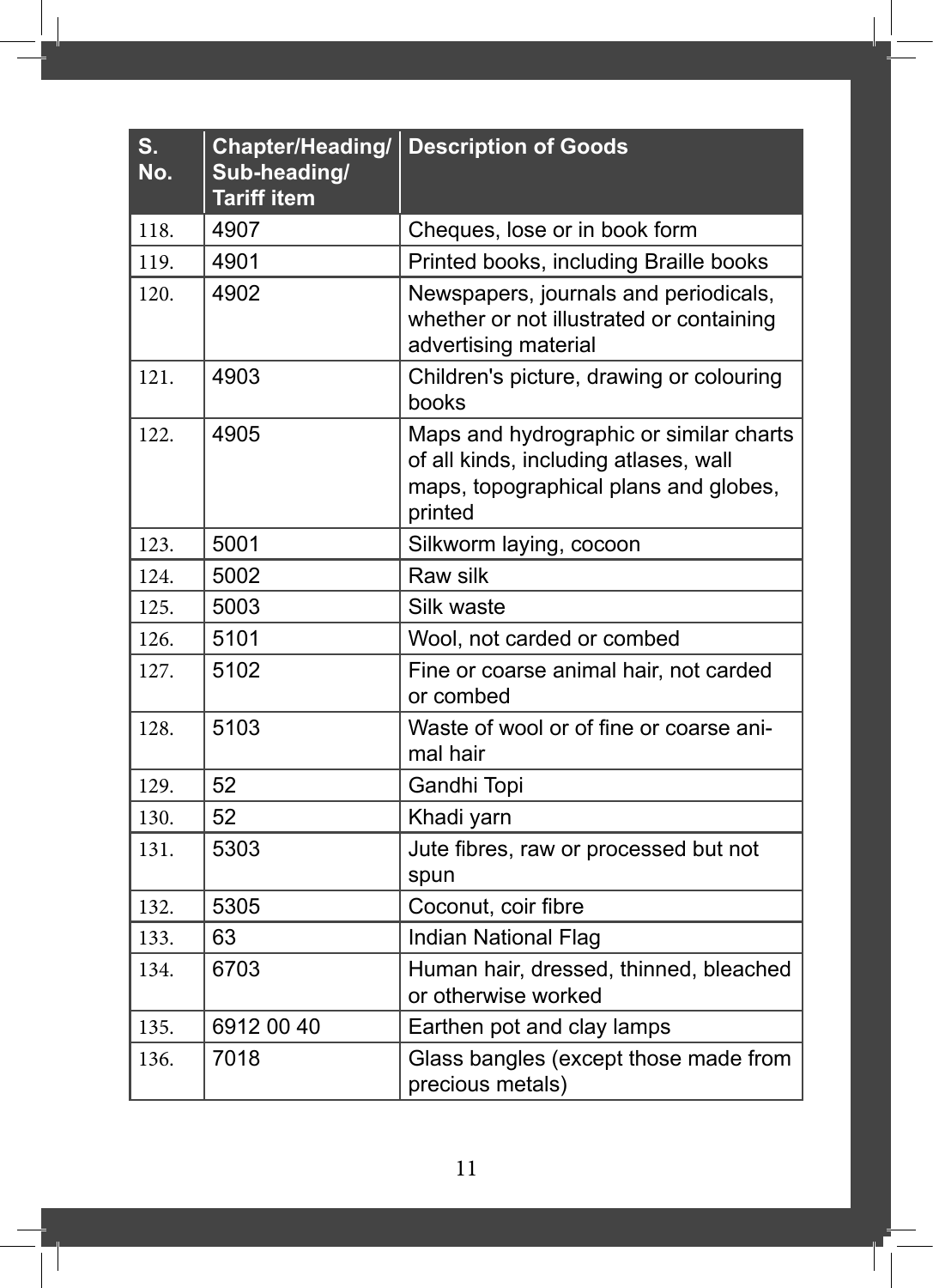| S. No. | Chapter/Heading/ Sub-heading/ Tariff item | Description of Goods |
|---|---|---|
| 118. | 4907 | Cheques, lose or in book form |
| 119. | 4901 | Printed books, including Braille books |
| 120. | 4902 | Newspapers, journals and periodicals, whether or not illustrated or containing advertising material |
| 121. | 4903 | Children's picture, drawing or colouring books |
| 122. | 4905 | Maps and hydrographic or similar charts of all kinds, including atlases, wall maps, topographical plans and globes, printed |
| 123. | 5001 | Silkworm laying, cocoon |
| 124. | 5002 | Raw silk |
| 125. | 5003 | Silk waste |
| 126. | 5101 | Wool, not carded or combed |
| 127. | 5102 | Fine or coarse animal hair, not carded or combed |
| 128. | 5103 | Waste of wool or of fine or coarse animal hair |
| 129. | 52 | Gandhi Topi |
| 130. | 52 | Khadi yarn |
| 131. | 5303 | Jute fibres, raw or processed but not spun |
| 132. | 5305 | Coconut, coir fibre |
| 133. | 63 | Indian National Flag |
| 134. | 6703 | Human hair, dressed, thinned, bleached or otherwise worked |
| 135. | 6912 00 40 | Earthen pot and clay lamps |
| 136. | 7018 | Glass bangles (except those made from precious metals) |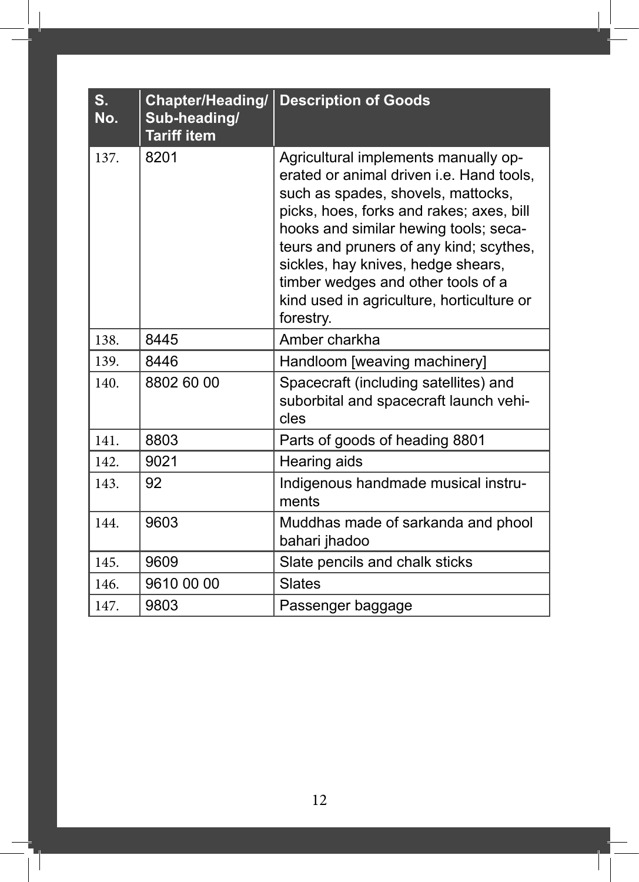| S. No. | Chapter/Heading/ Sub-heading/ Tariff item | Description of Goods |
|---|---|---|
| 137. | 8201 | Agricultural implements manually operated or animal driven i.e. Hand tools, such as spades, shovels, mattocks, picks, hoes, forks and rakes; axes, bill hooks and similar hewing tools; secateurs and pruners of any kind; scythes, sickles, hay knives, hedge shears, timber wedges and other tools of a kind used in agriculture, horticulture or forestry. |
| 138. | 8445 | Amber charkha |
| 139. | 8446 | Handloom [weaving machinery] |
| 140. | 8802 60 00 | Spacecraft (including satellites) and suborbital and spacecraft launch vehicles |
| 141. | 8803 | Parts of goods of heading 8801 |
| 142. | 9021 | Hearing aids |
| 143. | 92 | Indigenous handmade musical instruments |
| 144. | 9603 | Muddhas made of sarkanda and phool bahari jhadoo |
| 145. | 9609 | Slate pencils and chalk sticks |
| 146. | 9610 00 00 | Slates |
| 147. | 9803 | Passenger baggage |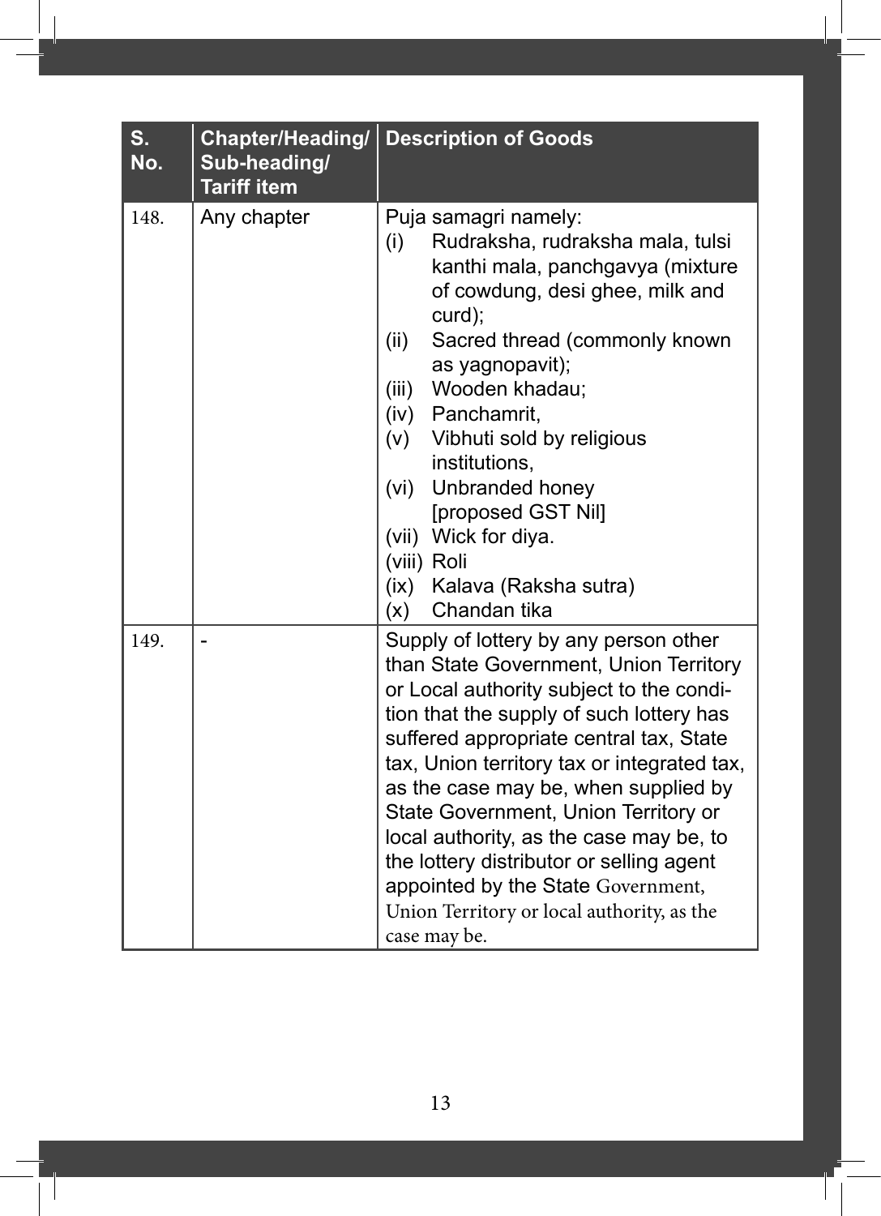| S. No. | Chapter/Heading/ Sub-heading/ Tariff item | Description of Goods |
|---|---|---|
| 148. | Any chapter | Puja samagri namely:<br>(i) Rudraksha, rudraksha mala, tulsi kanthi mala, panchgavya (mixture of cowdung, desi ghee, milk and curd);<br>(ii) Sacred thread (commonly known as yagnopavit);<br>(iii) Wooden khadau;<br>(iv) Panchamrit,<br>(v) Vibhuti sold by religious institutions,<br>(vi) Unbranded honey [proposed GST Nil]<br>(vii) Wick for diya.<br>(viii) Roli<br>(ix) Kalava (Raksha sutra)<br>(x) Chandan tika |
| 149. | - | Supply of lottery by any person other than State Government, Union Territory or Local authority subject to the condition that the supply of such lottery has suffered appropriate central tax, State tax, Union territory tax or integrated tax, as the case may be, when supplied by State Government, Union Territory or local authority, as the case may be, to the lottery distributor or selling agent appointed by the State Government, Union Territory or local authority, as the case may be. |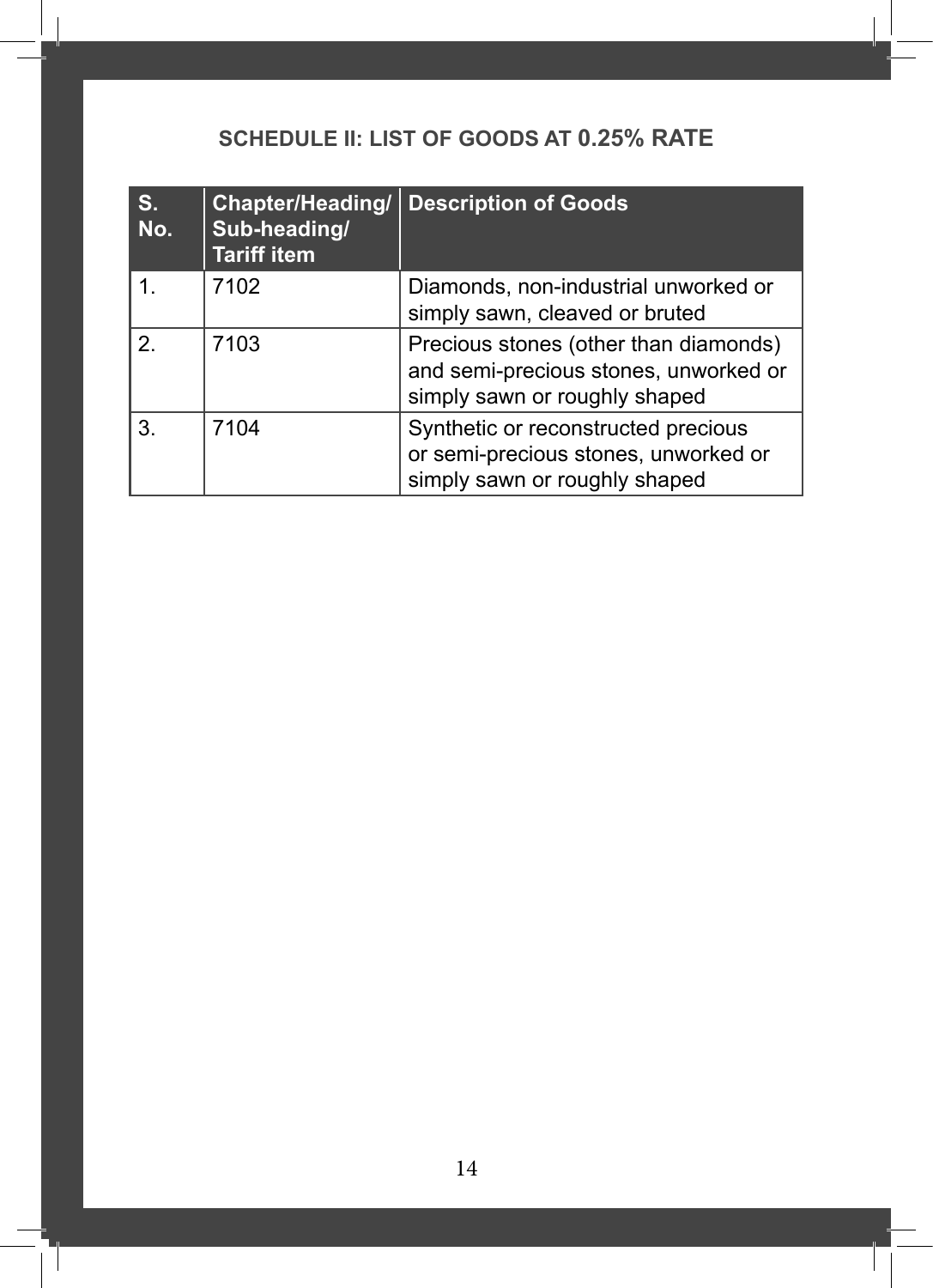## SCHEDULE II: LIST OF GOODS AT 0.25% RATE

| S. No. | Chapter/Heading/ Sub-heading/ Tariff item | Description of Goods |
|---|---|---|
| 1. | 7102 | Diamonds, non-industrial unworked or simply sawn, cleaved or bruted |
| 2. | 7103 | Precious stones (other than diamonds) and semi-precious stones, unworked or simply sawn or roughly shaped |
| 3. | 7104 | Synthetic or reconstructed precious or semi-precious stones, unworked or simply sawn or roughly shaped |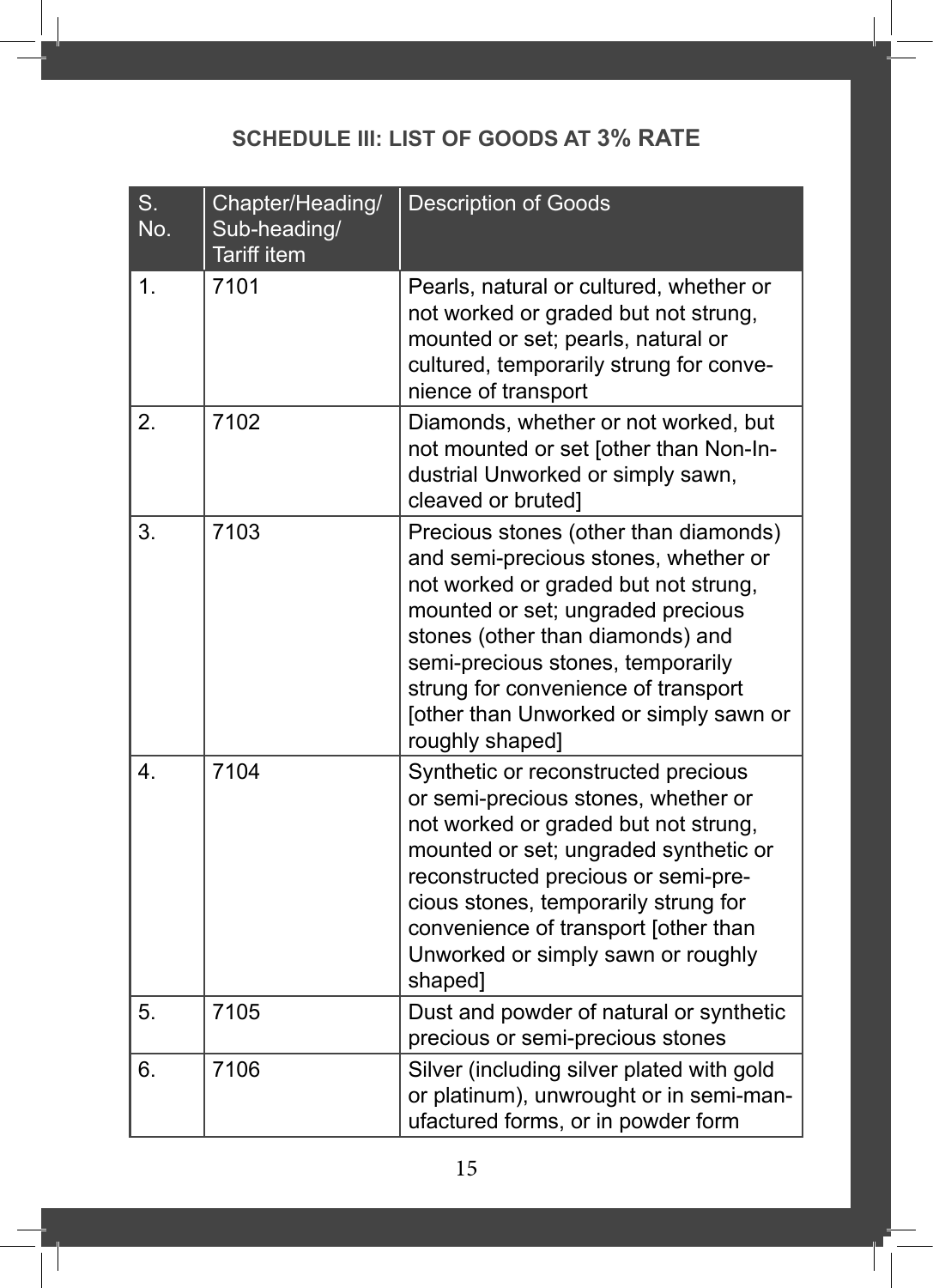## SCHEDULE III: LIST OF GOODS AT 3% RATE

| S. No. | Chapter/Heading/ Sub-heading/ Tariff item | Description of Goods |
|---|---|---|
| 1. | 7101 | Pearls, natural or cultured, whether or not worked or graded but not strung, mounted or set; pearls, natural or cultured, temporarily strung for convenience of transport |
| 2. | 7102 | Diamonds, whether or not worked, but not mounted or set [other than Non-Industrial Unworked or simply sawn, cleaved or bruted] |
| 3. | 7103 | Precious stones (other than diamonds) and semi-precious stones, whether or not worked or graded but not strung, mounted or set; ungraded precious stones (other than diamonds) and semi-precious stones, temporarily strung for convenience of transport [other than Unworked or simply sawn or roughly shaped] |
| 4. | 7104 | Synthetic or reconstructed precious or semi-precious stones, whether or not worked or graded but not strung, mounted or set; ungraded synthetic or reconstructed precious or semi-precious stones, temporarily strung for convenience of transport [other than Unworked or simply sawn or roughly shaped] |
| 5. | 7105 | Dust and powder of natural or synthetic precious or semi-precious stones |
| 6. | 7106 | Silver (including silver plated with gold or platinum), unwrought or in semi-manufactured forms, or in powder form |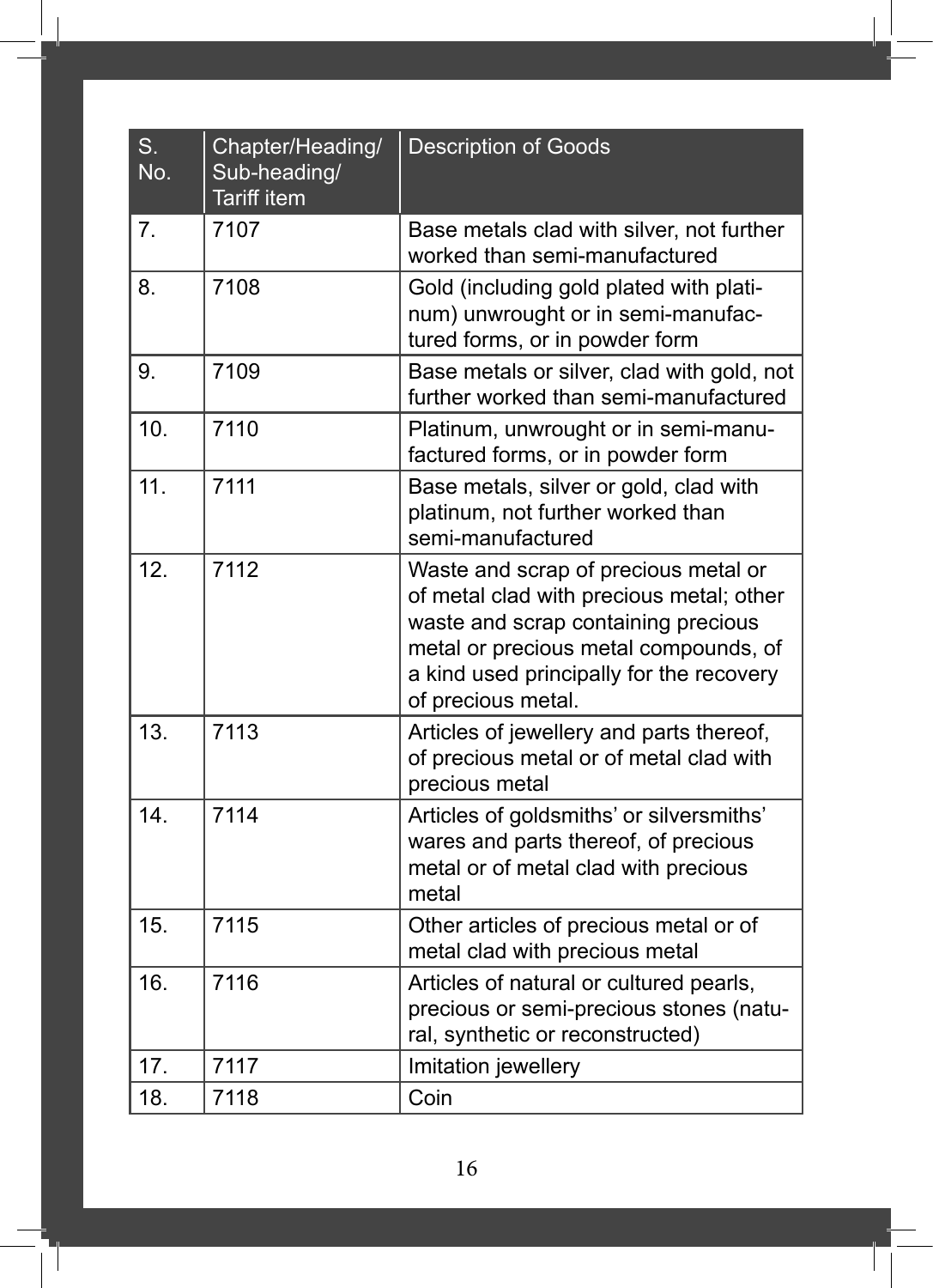| S. No. | Chapter/Heading/ Sub-heading/ Tariff item | Description of Goods |
|---|---|---|
| 7. | 7107 | Base metals clad with silver, not further worked than semi-manufactured |
| 8. | 7108 | Gold (including gold plated with platinum) unwrought or in semi-manufactured forms, or in powder form |
| 9. | 7109 | Base metals or silver, clad with gold, not further worked than semi-manufactured |
| 10. | 7110 | Platinum, unwrought or in semi-manufactured forms, or in powder form |
| 11. | 7111 | Base metals, silver or gold, clad with platinum, not further worked than semi-manufactured |
| 12. | 7112 | Waste and scrap of precious metal or of metal clad with precious metal; other waste and scrap containing precious metal or precious metal compounds, of a kind used principally for the recovery of precious metal. |
| 13. | 7113 | Articles of jewellery and parts thereof, of precious metal or of metal clad with precious metal |
| 14. | 7114 | Articles of goldsmiths' or silversmiths' wares and parts thereof, of precious metal or of metal clad with precious metal |
| 15. | 7115 | Other articles of precious metal or of metal clad with precious metal |
| 16. | 7116 | Articles of natural or cultured pearls, precious or semi-precious stones (natural, synthetic or reconstructed) |
| 17. | 7117 | Imitation jewellery |
| 18. | 7118 | Coin |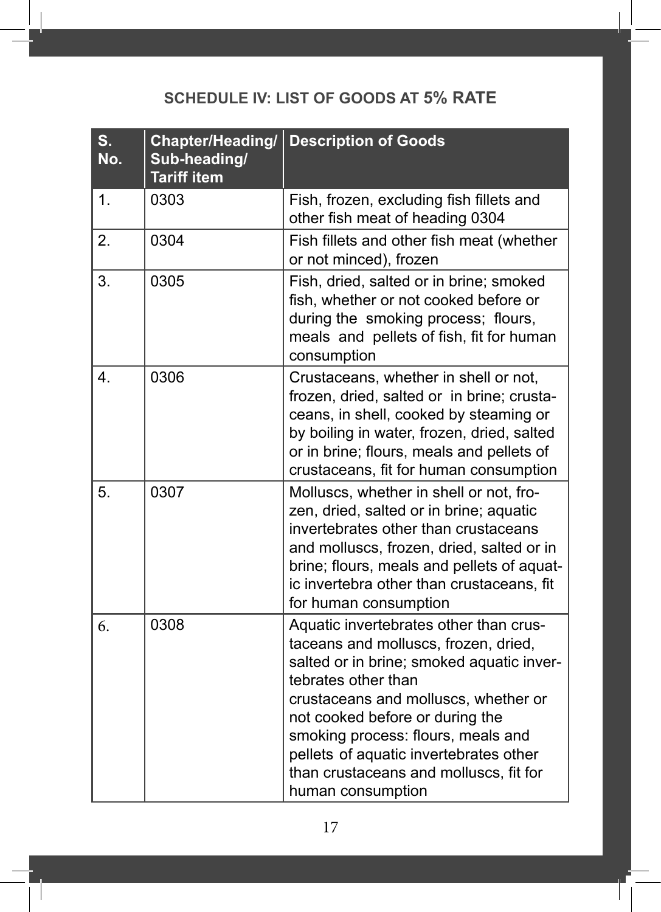## SCHEDULE IV: LIST OF GOODS AT 5% RATE

| S. No. | Chapter/Heading/ Sub-heading/ Tariff item | Description of Goods |
|---|---|---|
| 1. | 0303 | Fish, frozen, excluding fish fillets and other fish meat of heading 0304 |
| 2. | 0304 | Fish fillets and other fish meat (whether or not minced), frozen |
| 3. | 0305 | Fish, dried, salted or in brine; smoked fish, whether or not cooked before or during the smoking process; flours, meals and pellets of fish, fit for human consumption |
| 4. | 0306 | Crustaceans, whether in shell or not, frozen, dried, salted or in brine; crustaceans, in shell, cooked by steaming or by boiling in water, frozen, dried, salted or in brine; flours, meals and pellets of crustaceans, fit for human consumption |
| 5. | 0307 | Molluscs, whether in shell or not, frozen, dried, salted or in brine; aquatic invertebrates other than crustaceans and molluscs, frozen, dried, salted or in brine; flours, meals and pellets of aquatic invertebra other than crustaceans, fit for human consumption |
| 6. | 0308 | Aquatic invertebrates other than crustaceans and molluscs, frozen, dried, salted or in brine; smoked aquatic invertebrates other than crustaceans and molluscs, whether or not cooked before or during the smoking process: flours, meals and pellets of aquatic invertebrates other than crustaceans and molluscs, fit for human consumption |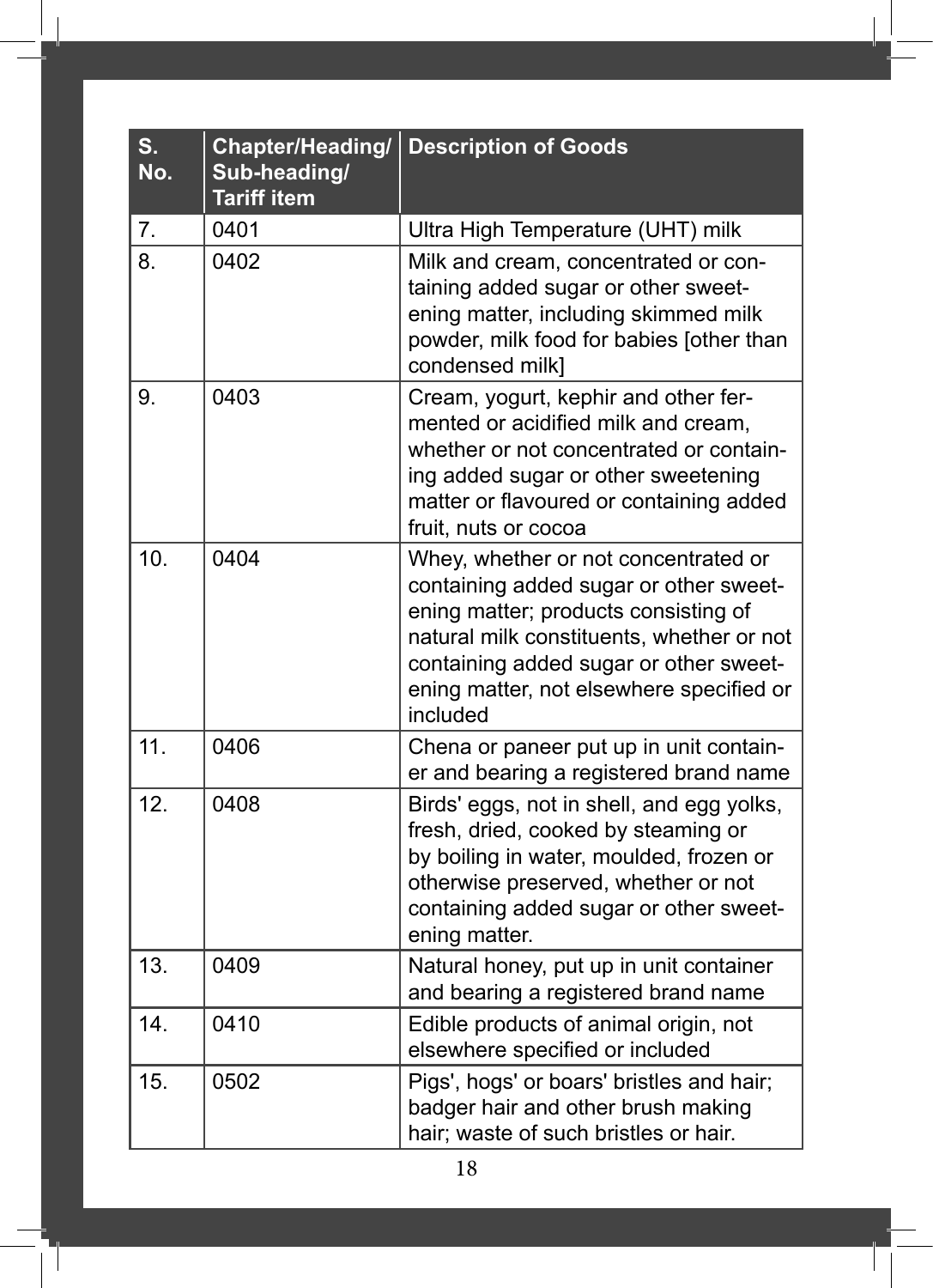| S. No. | Chapter/Heading/ Sub-heading/ Tariff item | Description of Goods |
|---|---|---|
| 7. | 0401 | Ultra High Temperature (UHT) milk |
| 8. | 0402 | Milk and cream, concentrated or containing added sugar or other sweetening matter, including skimmed milk powder, milk food for babies [other than condensed milk] |
| 9. | 0403 | Cream, yogurt, kephir and other fermented or acidified milk and cream, whether or not concentrated or containing added sugar or other sweetening matter or flavoured or containing added fruit, nuts or cocoa |
| 10. | 0404 | Whey, whether or not concentrated or containing added sugar or other sweetening matter; products consisting of natural milk constituents, whether or not containing added sugar or other sweetening matter, not elsewhere specified or included |
| 11. | 0406 | Chena or paneer put up in unit container and bearing a registered brand name |
| 12. | 0408 | Birds' eggs, not in shell, and egg yolks, fresh, dried, cooked by steaming or by boiling in water, moulded, frozen or otherwise preserved, whether or not containing added sugar or other sweetening matter. |
| 13. | 0409 | Natural honey, put up in unit container and bearing a registered brand name |
| 14. | 0410 | Edible products of animal origin, not elsewhere specified or included |
| 15. | 0502 | Pigs', hogs' or boars' bristles and hair; badger hair and other brush making hair; waste of such bristles or hair. |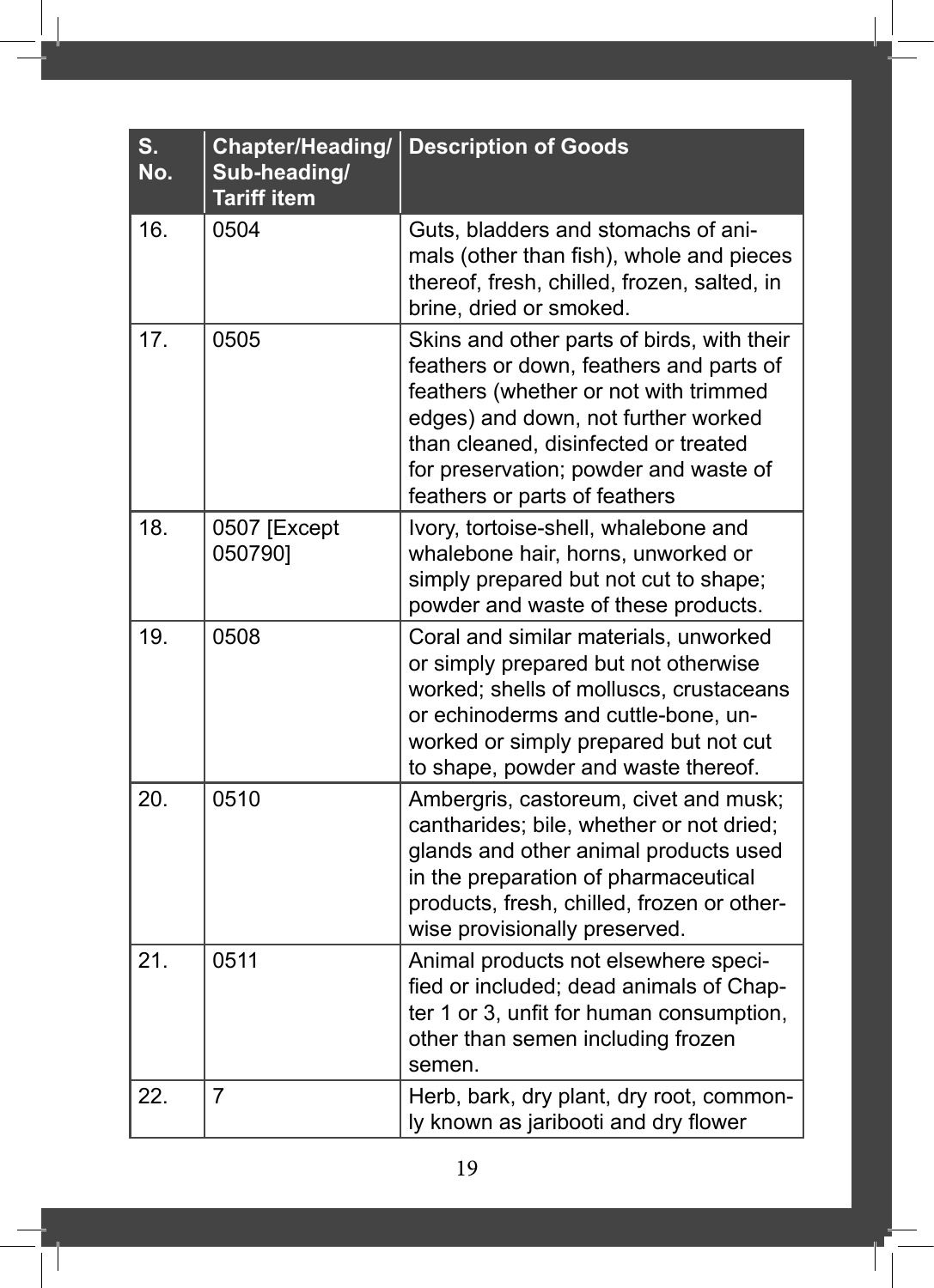| S. No. | Chapter/Heading/ Sub-heading/ Tariff item | Description of Goods |
|---|---|---|
| 16. | 0504 | Guts, bladders and stomachs of animals (other than fish), whole and pieces thereof, fresh, chilled, frozen, salted, in brine, dried or smoked. |
| 17. | 0505 | Skins and other parts of birds, with their feathers or down, feathers and parts of feathers (whether or not with trimmed edges) and down, not further worked than cleaned, disinfected or treated for preservation; powder and waste of feathers or parts of feathers |
| 18. | 0507 [Except 050790] | Ivory, tortoise-shell, whalebone and whalebone hair, horns, unworked or simply prepared but not cut to shape; powder and waste of these products. |
| 19. | 0508 | Coral and similar materials, unworked or simply prepared but not otherwise worked; shells of molluscs, crustaceans or echinoderms and cuttle-bone, unworked or simply prepared but not cut to shape, powder and waste thereof. |
| 20. | 0510 | Ambergris, castoreum, civet and musk; cantharides; bile, whether or not dried; glands and other animal products used in the preparation of pharmaceutical products, fresh, chilled, frozen or otherwise provisionally preserved. |
| 21. | 0511 | Animal products not elsewhere specified or included; dead animals of Chapter 1 or 3, unfit for human consumption, other than semen including frozen semen. |
| 22. | 7 | Herb, bark, dry plant, dry root, commonly known as jaribooti and dry flower |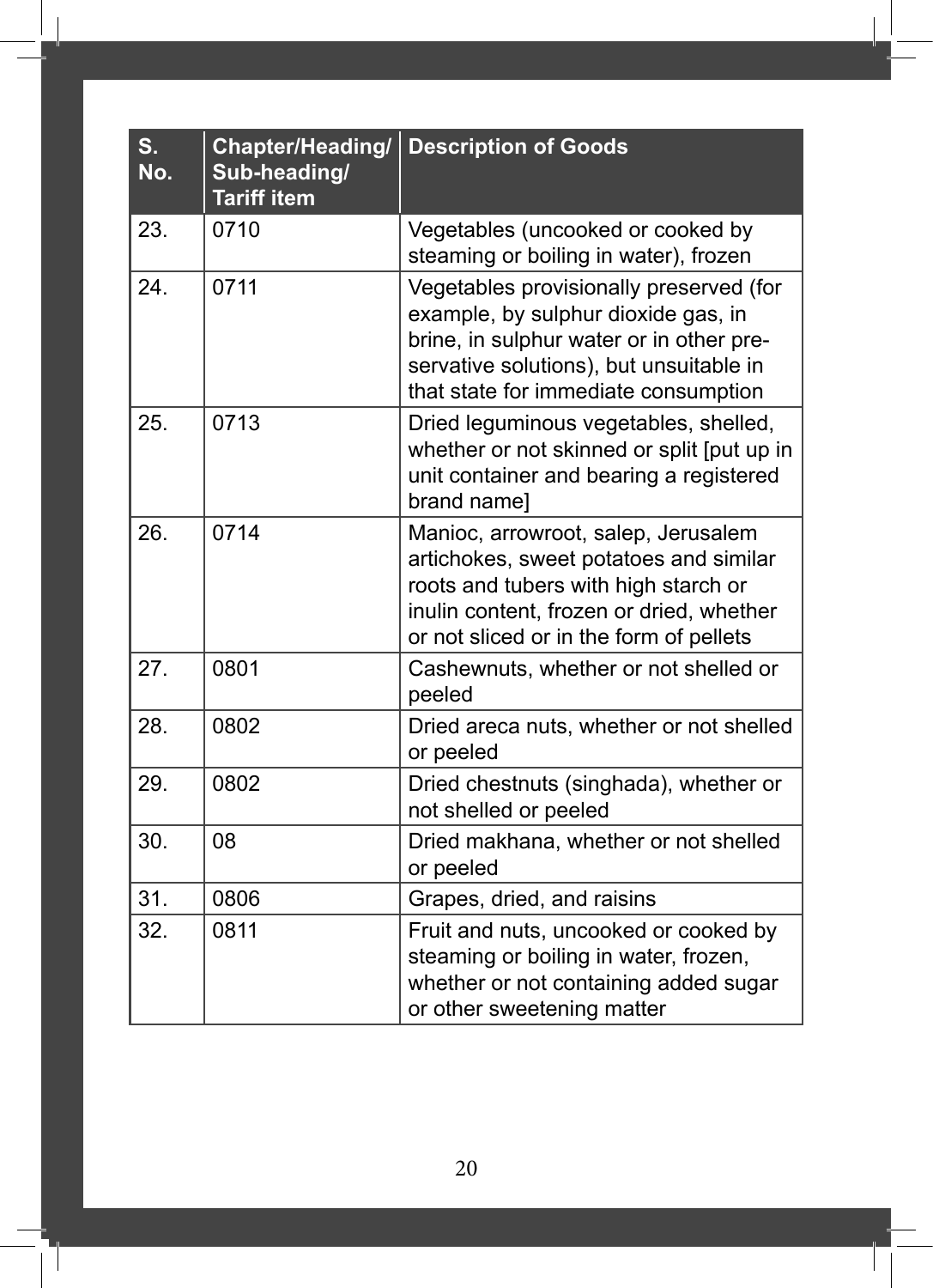| S. No. | Chapter/Heading/ Sub-heading/ Tariff item | Description of Goods |
|---|---|---|
| 23. | 0710 | Vegetables (uncooked or cooked by steaming or boiling in water), frozen |
| 24. | 0711 | Vegetables provisionally preserved (for example, by sulphur dioxide gas, in brine, in sulphur water or in other preservative solutions), but unsuitable in that state for immediate consumption |
| 25. | 0713 | Dried leguminous vegetables, shelled, whether or not skinned or split [put up in unit container and bearing a registered brand name] |
| 26. | 0714 | Manioc, arrowroot, salep, Jerusalem artichokes, sweet potatoes and similar roots and tubers with high starch or inulin content, frozen or dried, whether or not sliced or in the form of pellets |
| 27. | 0801 | Cashewnuts, whether or not shelled or peeled |
| 28. | 0802 | Dried areca nuts, whether or not shelled or peeled |
| 29. | 0802 | Dried chestnuts (singhada), whether or not shelled or peeled |
| 30. | 08 | Dried makhana, whether or not shelled or peeled |
| 31. | 0806 | Grapes, dried, and raisins |
| 32. | 0811 | Fruit and nuts, uncooked or cooked by steaming or boiling in water, frozen, whether or not containing added sugar or other sweetening matter |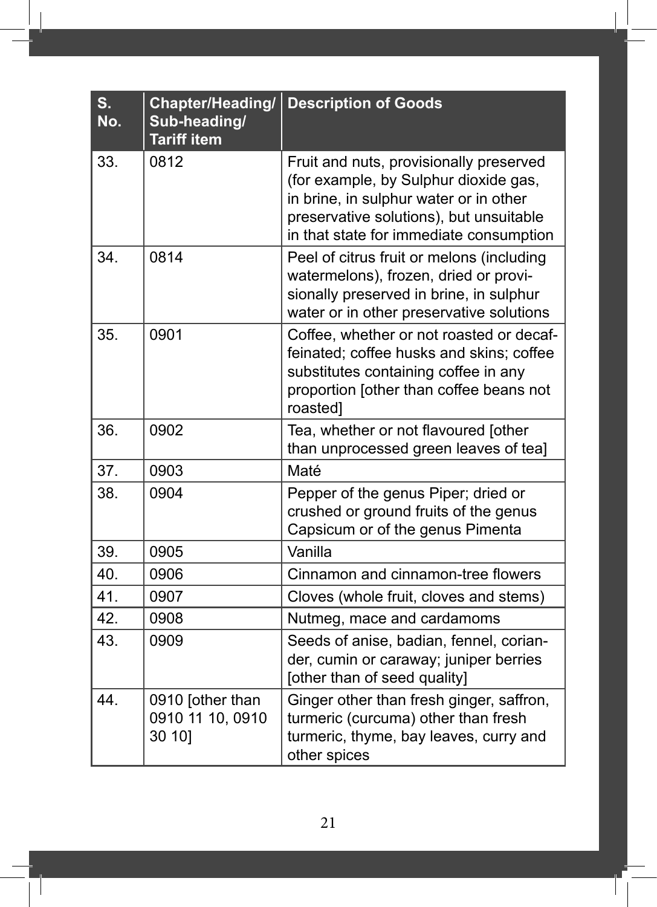| S. No. | Chapter/Heading/ Sub-heading/ Tariff item | Description of Goods |
|---|---|---|
| 33. | 0812 | Fruit and nuts, provisionally preserved (for example, by Sulphur dioxide gas, in brine, in sulphur water or in other preservative solutions), but unsuitable in that state for immediate consumption |
| 34. | 0814 | Peel of citrus fruit or melons (including watermelons), frozen, dried or provisionally preserved in brine, in sulphur water or in other preservative solutions |
| 35. | 0901 | Coffee, whether or not roasted or decaffeinated; coffee husks and skins; coffee substitutes containing coffee in any proportion [other than coffee beans not roasted] |
| 36. | 0902 | Tea, whether or not flavoured [other than unprocessed green leaves of tea] |
| 37. | 0903 | Maté |
| 38. | 0904 | Pepper of the genus Piper; dried or crushed or ground fruits of the genus Capsicum or of the genus Pimenta |
| 39. | 0905 | Vanilla |
| 40. | 0906 | Cinnamon and cinnamon-tree flowers |
| 41. | 0907 | Cloves (whole fruit, cloves and stems) |
| 42. | 0908 | Nutmeg, mace and cardamoms |
| 43. | 0909 | Seeds of anise, badian, fennel, coriander, cumin or caraway; juniper berries [other than of seed quality] |
| 44. | 0910 [other than 0910 11 10, 0910 30 10] | Ginger other than fresh ginger, saffron, turmeric (curcuma) other than fresh turmeric, thyme, bay leaves, curry and other spices |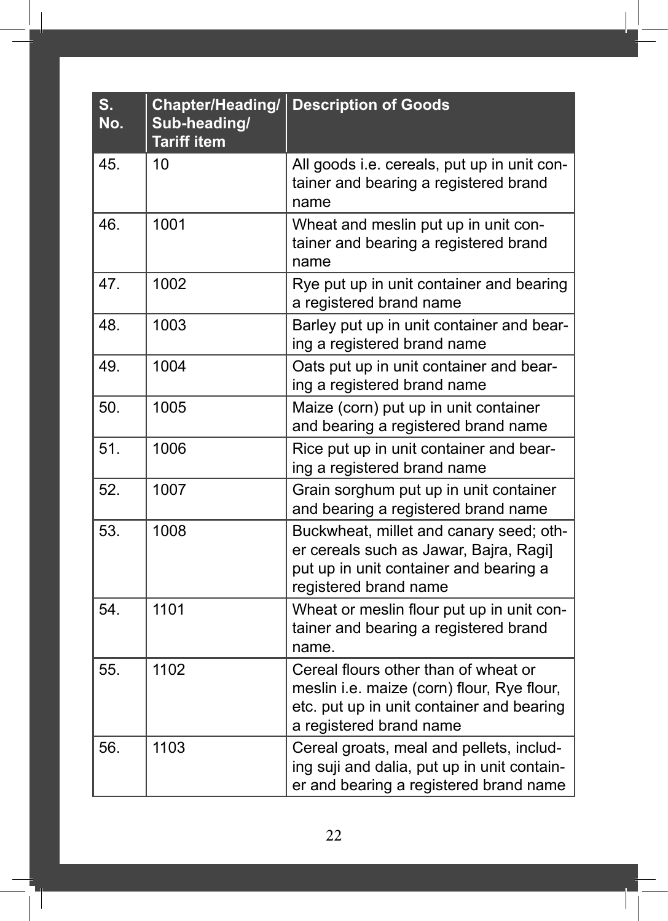| S. No. | Chapter/Heading/ Sub-heading/ Tariff item | Description of Goods |
|---|---|---|
| 45. | 10 | All goods i.e. cereals, put up in unit container and bearing a registered brand name |
| 46. | 1001 | Wheat and meslin put up in unit container and bearing a registered brand name |
| 47. | 1002 | Rye put up in unit container and bearing a registered brand name |
| 48. | 1003 | Barley put up in unit container and bearing a registered brand name |
| 49. | 1004 | Oats put up in unit container and bearing a registered brand name |
| 50. | 1005 | Maize (corn) put up in unit container and bearing a registered brand name |
| 51. | 1006 | Rice put up in unit container and bearing a registered brand name |
| 52. | 1007 | Grain sorghum put up in unit container and bearing a registered brand name |
| 53. | 1008 | Buckwheat, millet and canary seed; other cereals such as Jawar, Bajra, Ragi] put up in unit container and bearing a registered brand name |
| 54. | 1101 | Wheat or meslin flour put up in unit container and bearing a registered brand name. |
| 55. | 1102 | Cereal flours other than of wheat or meslin i.e. maize (corn) flour, Rye flour, etc. put up in unit container and bearing a registered brand name |
| 56. | 1103 | Cereal groats, meal and pellets, including suji and dalia, put up in unit container and bearing a registered brand name |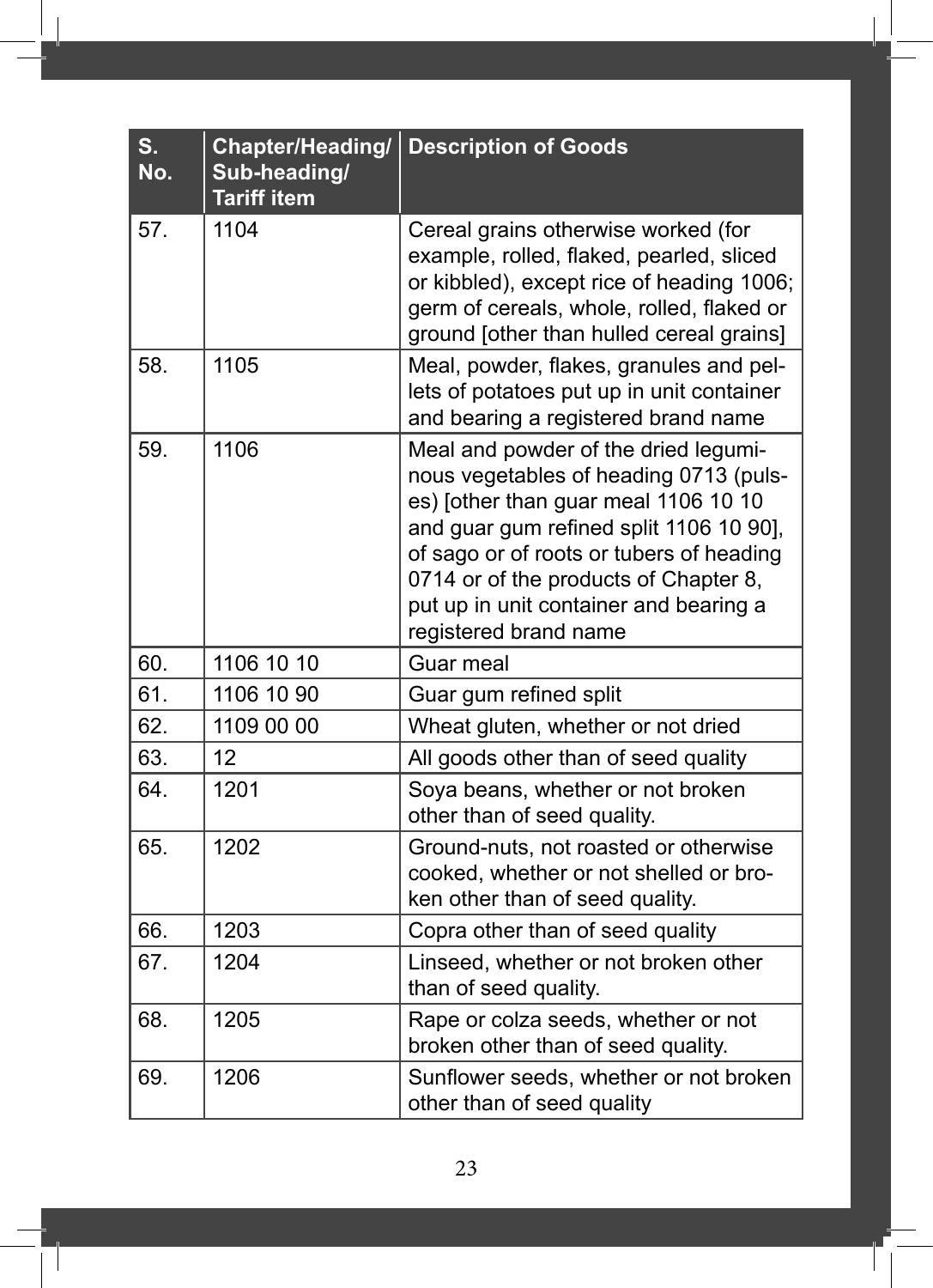| S. No. | Chapter/Heading/ Sub-heading/ Tariff item | Description of Goods |
|---|---|---|
| 57. | 1104 | Cereal grains otherwise worked (for example, rolled, flaked, pearled, sliced or kibbled), except rice of heading 1006; germ of cereals, whole, rolled, flaked or ground [other than hulled cereal grains] |
| 58. | 1105 | Meal, powder, flakes, granules and pellets of potatoes put up in unit container and bearing a registered brand name |
| 59. | 1106 | Meal and powder of the dried leguminous vegetables of heading 0713 (pulses) [other than guar meal 1106 10 10 and guar gum refined split 1106 10 90], of sago or of roots or tubers of heading 0714 or of the products of Chapter 8, put up in unit container and bearing a registered brand name |
| 60. | 1106 10 10 | Guar meal |
| 61. | 1106 10 90 | Guar gum refined split |
| 62. | 1109 00 00 | Wheat gluten, whether or not dried |
| 63. | 12 | All goods other than of seed quality |
| 64. | 1201 | Soya beans, whether or not broken other than of seed quality. |
| 65. | 1202 | Ground-nuts, not roasted or otherwise cooked, whether or not shelled or broken other than of seed quality. |
| 66. | 1203 | Copra other than of seed quality |
| 67. | 1204 | Linseed, whether or not broken other than of seed quality. |
| 68. | 1205 | Rape or colza seeds, whether or not broken other than of seed quality. |
| 69. | 1206 | Sunflower seeds, whether or not broken other than of seed quality |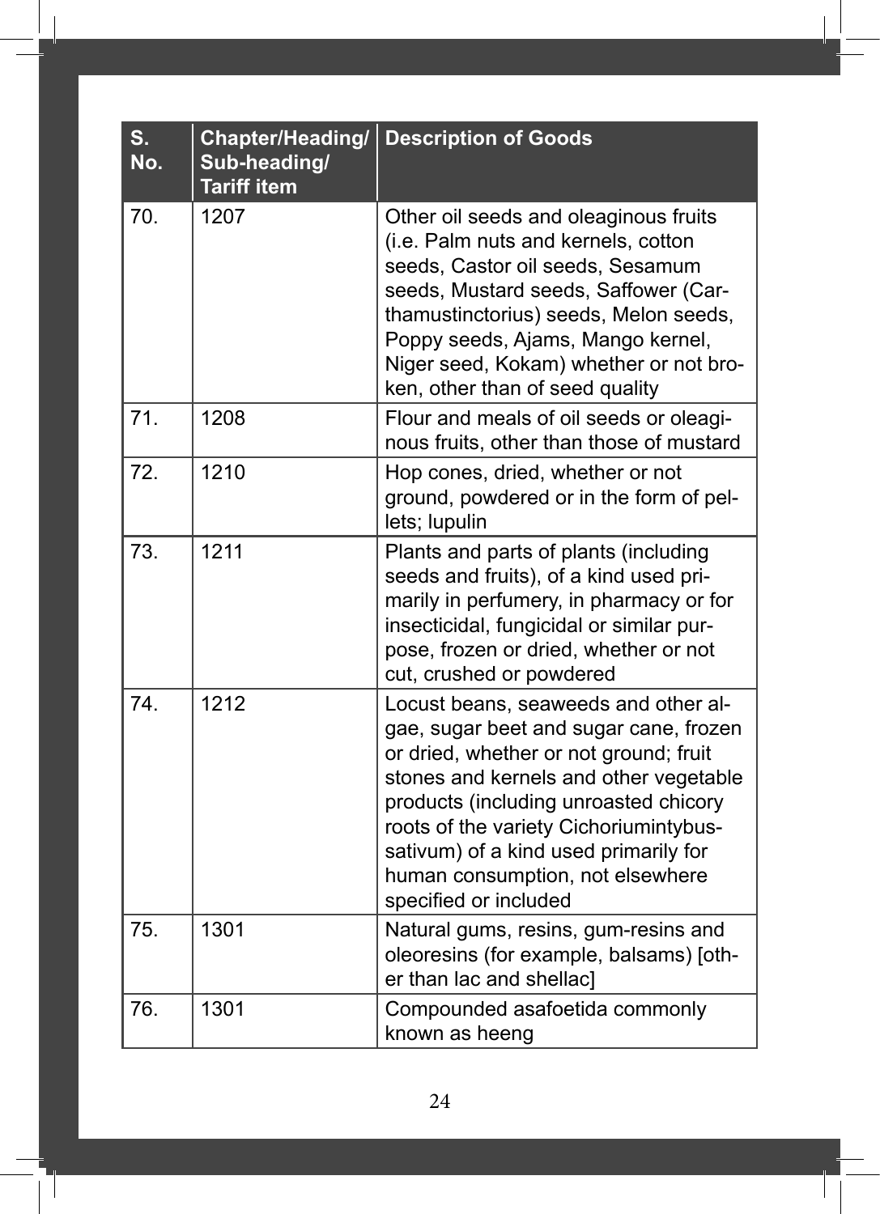| S. No. | Chapter/Heading/ Sub-heading/ Tariff item | Description of Goods |
|---|---|---|
| 70. | 1207 | Other oil seeds and oleaginous fruits (i.e. Palm nuts and kernels, cotton seeds, Castor oil seeds, Sesamum seeds, Mustard seeds, Saffower (Carthamustinctorius) seeds, Melon seeds, Poppy seeds, Ajams, Mango kernel, Niger seed, Kokam) whether or not broken, other than of seed quality |
| 71. | 1208 | Flour and meals of oil seeds or oleaginous fruits, other than those of mustard |
| 72. | 1210 | Hop cones, dried, whether or not ground, powdered or in the form of pellets; lupulin |
| 73. | 1211 | Plants and parts of plants (including seeds and fruits), of a kind used primarily in perfumery, in pharmacy or for insecticidal, fungicidal or similar purpose, frozen or dried, whether or not cut, crushed or powdered |
| 74. | 1212 | Locust beans, seaweeds and other algae, sugar beet and sugar cane, frozen or dried, whether or not ground; fruit stones and kernels and other vegetable products (including unroasted chicory roots of the variety Cichoriumintybussativum) of a kind used primarily for human consumption, not elsewhere specified or included |
| 75. | 1301 | Natural gums, resins, gum-resins and oleoresins (for example, balsams) [other than lac and shellac] |
| 76. | 1301 | Compounded asafoetida commonly known as heeng |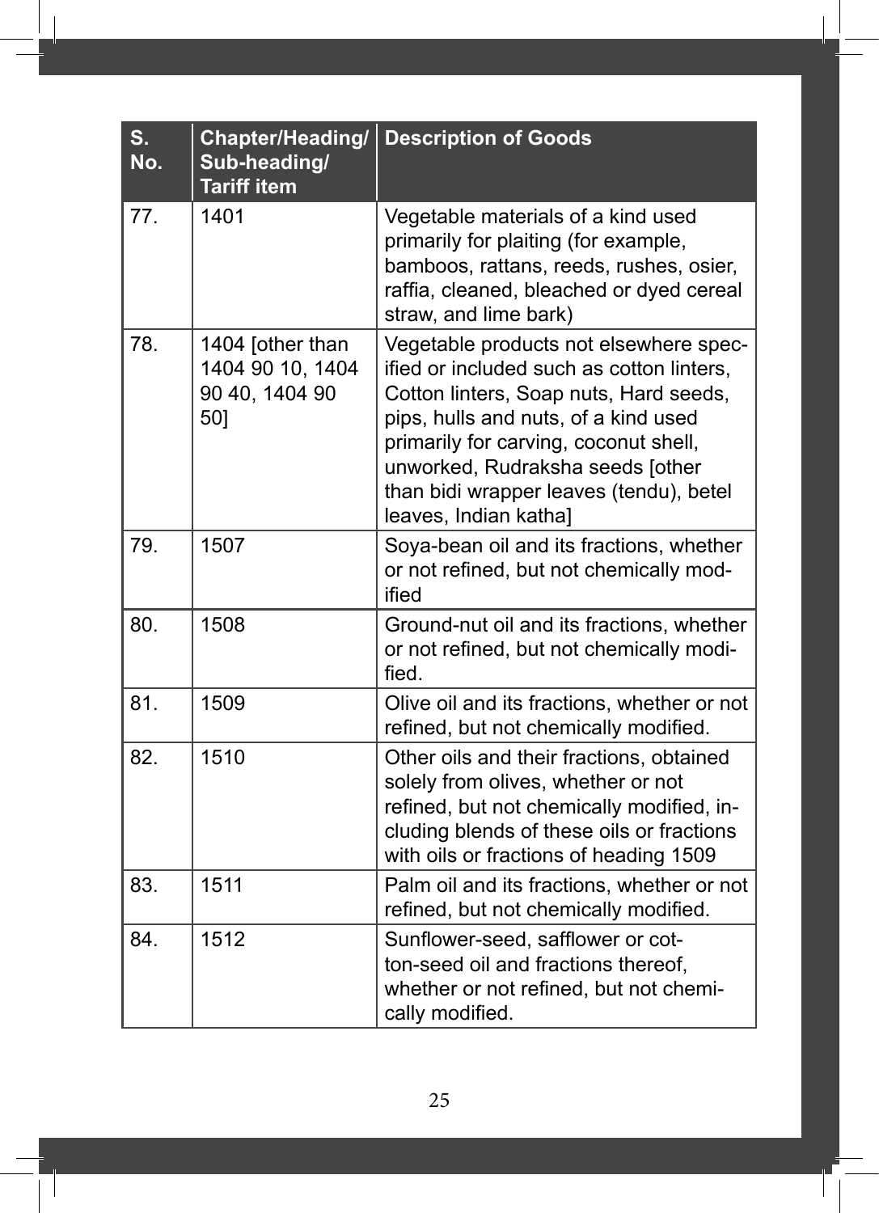| S. No. | Chapter/Heading/ Sub-heading/ Tariff item | Description of Goods |
|---|---|---|
| 77. | 1401 | Vegetable materials of a kind used primarily for plaiting (for example, bamboos, rattans, reeds, rushes, osier, raffia, cleaned, bleached or dyed cereal straw, and lime bark) |
| 78. | 1404 [other than 1404 90 10, 1404 90 40, 1404 90 50] | Vegetable products not elsewhere specified or included such as cotton linters, Cotton linters, Soap nuts, Hard seeds, pips, hulls and nuts, of a kind used primarily for carving, coconut shell, unworked, Rudraksha seeds [other than bidi wrapper leaves (tendu), betel leaves, Indian katha] |
| 79. | 1507 | Soya-bean oil and its fractions, whether or not refined, but not chemically modified |
| 80. | 1508 | Ground-nut oil and its fractions, whether or not refined, but not chemically modified. |
| 81. | 1509 | Olive oil and its fractions, whether or not refined, but not chemically modified. |
| 82. | 1510 | Other oils and their fractions, obtained solely from olives, whether or not refined, but not chemically modified, including blends of these oils or fractions with oils or fractions of heading 1509 |
| 83. | 1511 | Palm oil and its fractions, whether or not refined, but not chemically modified. |
| 84. | 1512 | Sunflower-seed, safflower or cotton-seed oil and fractions thereof, whether or not refined, but not chemically modified. |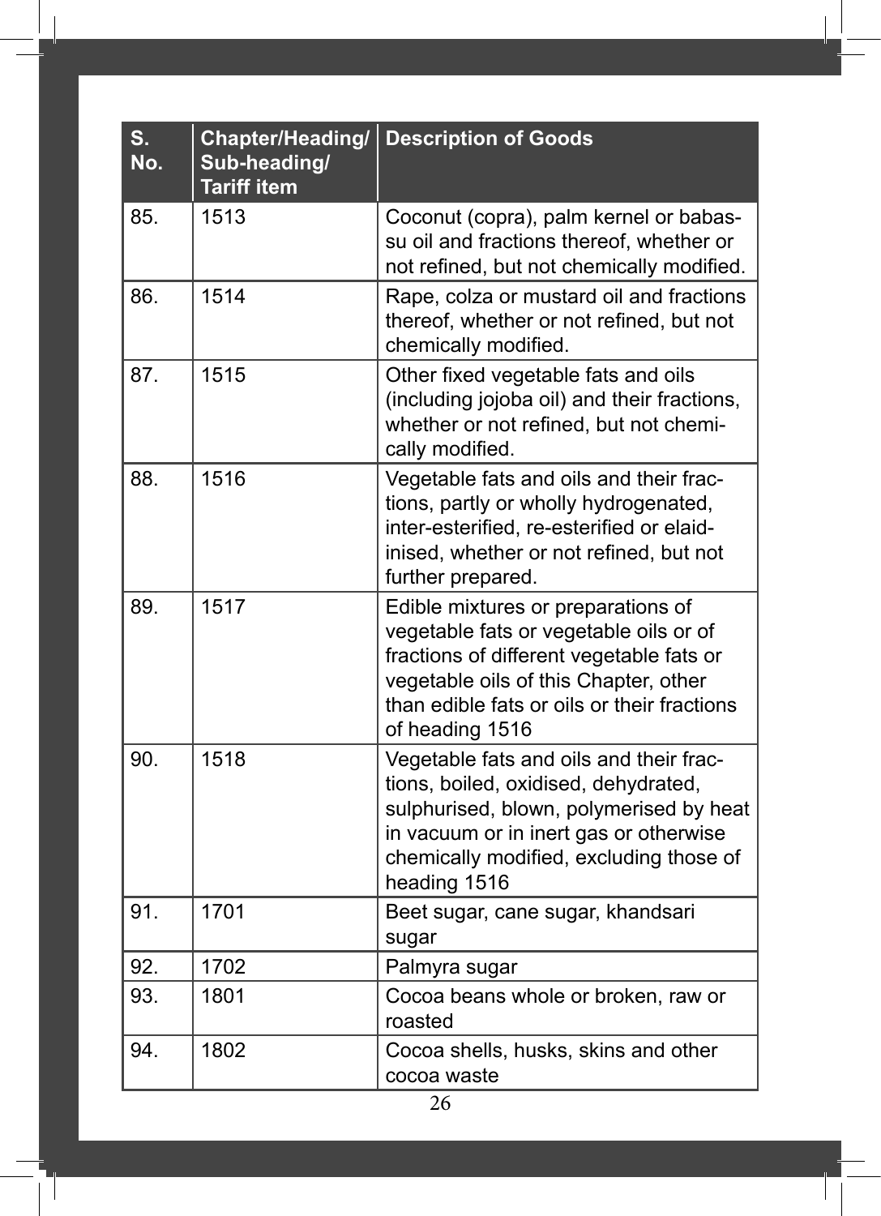| S. No. | Chapter/Heading/ Sub-heading/ Tariff item | Description of Goods |
|---|---|---|
| 85. | 1513 | Coconut (copra), palm kernel or babassu oil and fractions thereof, whether or not refined, but not chemically modified. |
| 86. | 1514 | Rape, colza or mustard oil and fractions thereof, whether or not refined, but not chemically modified. |
| 87. | 1515 | Other fixed vegetable fats and oils (including jojoba oil) and their fractions, whether or not refined, but not chemically modified. |
| 88. | 1516 | Vegetable fats and oils and their fractions, partly or wholly hydrogenated, inter-esterified, re-esterified or elaidinised, whether or not refined, but not further prepared. |
| 89. | 1517 | Edible mixtures or preparations of vegetable fats or vegetable oils or of fractions of different vegetable fats or vegetable oils of this Chapter, other than edible fats or oils or their fractions of heading 1516 |
| 90. | 1518 | Vegetable fats and oils and their fractions, boiled, oxidised, dehydrated, sulphurised, blown, polymerised by heat in vacuum or in inert gas or otherwise chemically modified, excluding those of heading 1516 |
| 91. | 1701 | Beet sugar, cane sugar, khandsari sugar |
| 92. | 1702 | Palmyra sugar |
| 93. | 1801 | Cocoa beans whole or broken, raw or roasted |
| 94. | 1802 | Cocoa shells, husks, skins and other cocoa waste |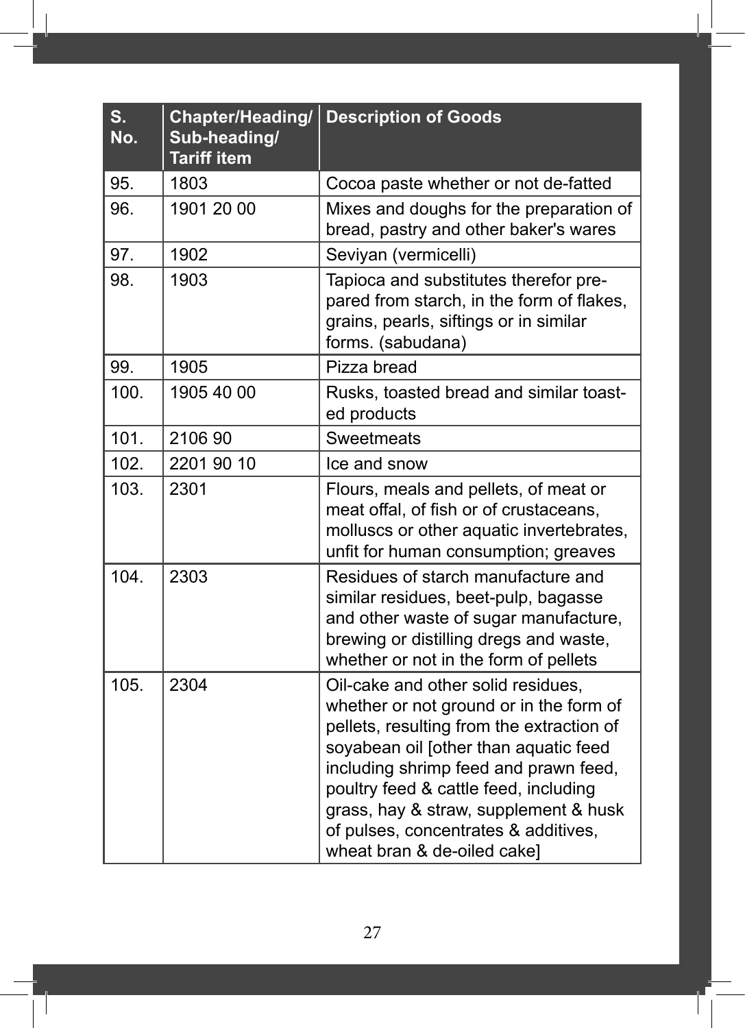| S. No. | Chapter/Heading/ Sub-heading/ Tariff item | Description of Goods |
| --- | --- | --- |
| 95. | 1803 | Cocoa paste whether or not de-fatted |
| 96. | 1901 20 00 | Mixes and doughs for the preparation of bread, pastry and other baker's wares |
| 97. | 1902 | Seviyan (vermicelli) |
| 98. | 1903 | Tapioca and substitutes therefor prepared from starch, in the form of flakes, grains, pearls, siftings or in similar forms. (sabudana) |
| 99. | 1905 | Pizza bread |
| 100. | 1905 40 00 | Rusks, toasted bread and similar toasted products |
| 101. | 2106 90 | Sweetmeats |
| 102. | 2201 90 10 | Ice and snow |
| 103. | 2301 | Flours, meals and pellets, of meat or meat offal, of fish or of crustaceans, molluscs or other aquatic invertebrates, unfit for human consumption; greaves |
| 104. | 2303 | Residues of starch manufacture and similar residues, beet-pulp, bagasse and other waste of sugar manufacture, brewing or distilling dregs and waste, whether or not in the form of pellets |
| 105. | 2304 | Oil-cake and other solid residues, whether or not ground or in the form of pellets, resulting from the extraction of soyabean oil [other than aquatic feed including shrimp feed and prawn feed, poultry feed & cattle feed, including grass, hay & straw, supplement & husk of pulses, concentrates & additives, wheat bran & de-oiled cake] |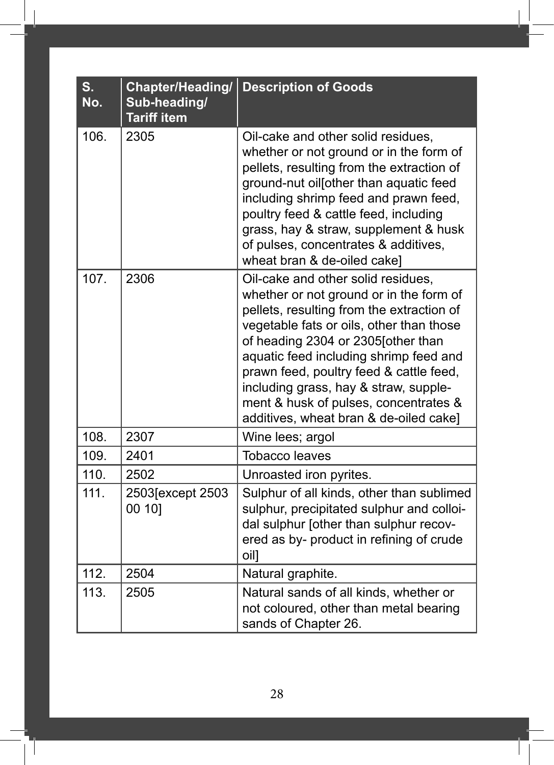| S. No. | Chapter/Heading/ Sub-heading/ Tariff item | Description of Goods |
|---|---|---|
| 106. | 2305 | Oil-cake and other solid residues, whether or not ground or in the form of pellets, resulting from the extraction of ground-nut oil[other than aquatic feed including shrimp feed and prawn feed, poultry feed & cattle feed, including grass, hay & straw, supplement & husk of pulses, concentrates & additives, wheat bran & de-oiled cake] |
| 107. | 2306 | Oil-cake and other solid residues, whether or not ground or in the form of pellets, resulting from the extraction of vegetable fats or oils, other than those of heading 2304 or 2305[other than aquatic feed including shrimp feed and prawn feed, poultry feed & cattle feed, including grass, hay & straw, supplement & husk of pulses, concentrates & additives, wheat bran & de-oiled cake] |
| 108. | 2307 | Wine lees; argol |
| 109. | 2401 | Tobacco leaves |
| 110. | 2502 | Unroasted iron pyrites. |
| 111. | 2503[except 2503 00 10] | Sulphur of all kinds, other than sublimed sulphur, precipitated sulphur and colloidal sulphur [other than sulphur recovered as by- product in refining of crude oil] |
| 112. | 2504 | Natural graphite. |
| 113. | 2505 | Natural sands of all kinds, whether or not coloured, other than metal bearing sands of Chapter 26. |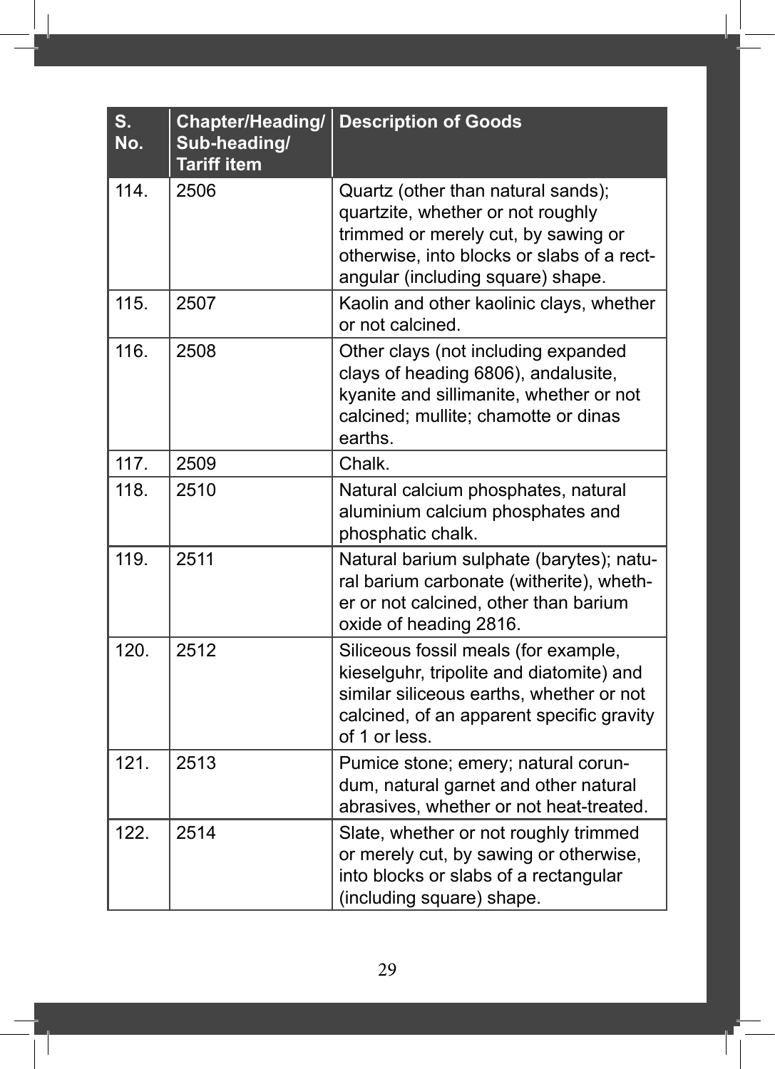| S. No. | Chapter/Heading/ Sub-heading/ Tariff item | Description of Goods |
|---|---|---|
| 114. | 2506 | Quartz (other than natural sands); quartzite, whether or not roughly trimmed or merely cut, by sawing or otherwise, into blocks or slabs of a rectangular (including square) shape. |
| 115. | 2507 | Kaolin and other kaolinic clays, whether or not calcined. |
| 116. | 2508 | Other clays (not including expanded clays of heading 6806), andalusite, kyanite and sillimanite, whether or not calcined; mullite; chamotte or dinas earths. |
| 117. | 2509 | Chalk. |
| 118. | 2510 | Natural calcium phosphates, natural aluminium calcium phosphates and phosphatic chalk. |
| 119. | 2511 | Natural barium sulphate (barytes); natural barium carbonate (witherite), whether or not calcined, other than barium oxide of heading 2816. |
| 120. | 2512 | Siliceous fossil meals (for example, kieselguhr, tripolite and diatomite) and similar siliceous earths, whether or not calcined, of an apparent specific gravity of 1 or less. |
| 121. | 2513 | Pumice stone; emery; natural corundum, natural garnet and other natural abrasives, whether or not heat-treated. |
| 122. | 2514 | Slate, whether or not roughly trimmed or merely cut, by sawing or otherwise, into blocks or slabs of a rectangular (including square) shape. |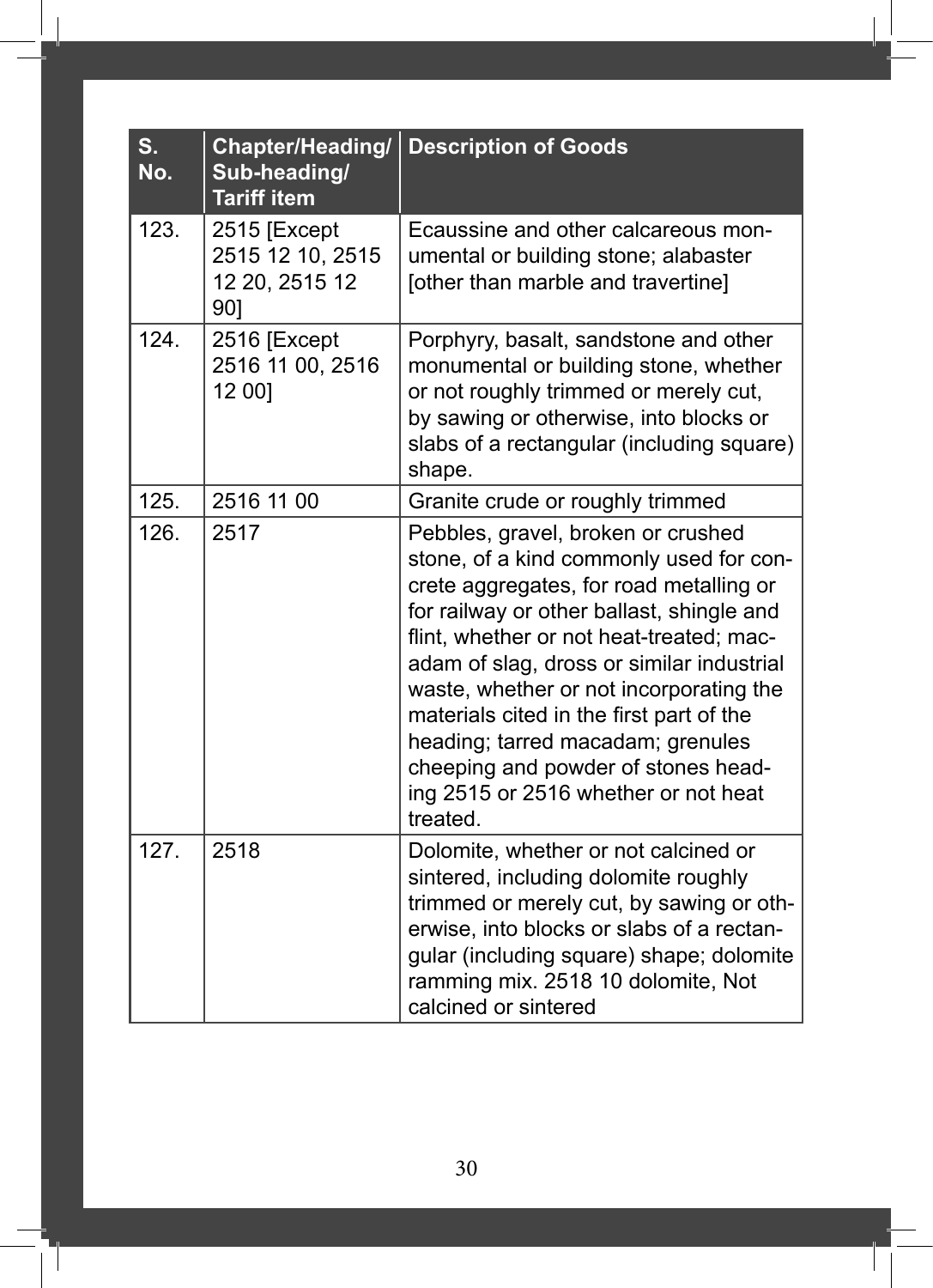| S. No. | Chapter/Heading/ Sub-heading/ Tariff item | Description of Goods |
|---|---|---|
| 123. | 2515 [Except 2515 12 10, 2515 12 20, 2515 12 90] | Ecaussine and other calcareous monumental or building stone; alabaster [other than marble and travertine] |
| 124. | 2516 [Except 2516 11 00, 2516 12 00] | Porphyry, basalt, sandstone and other monumental or building stone, whether or not roughly trimmed or merely cut, by sawing or otherwise, into blocks or slabs of a rectangular (including square) shape. |
| 125. | 2516 11 00 | Granite crude or roughly trimmed |
| 126. | 2517 | Pebbles, gravel, broken or crushed stone, of a kind commonly used for concrete aggregates, for road metalling or for railway or other ballast, shingle and flint, whether or not heat-treated; macadam of slag, dross or similar industrial waste, whether or not incorporating the materials cited in the first part of the heading; tarred macadam; grenules cheeping and powder of stones heading 2515 or 2516 whether or not heat treated. |
| 127. | 2518 | Dolomite, whether or not calcined or sintered, including dolomite roughly trimmed or merely cut, by sawing or otherwise, into blocks or slabs of a rectangular (including square) shape; dolomite ramming mix. 2518 10 dolomite, Not calcined or sintered |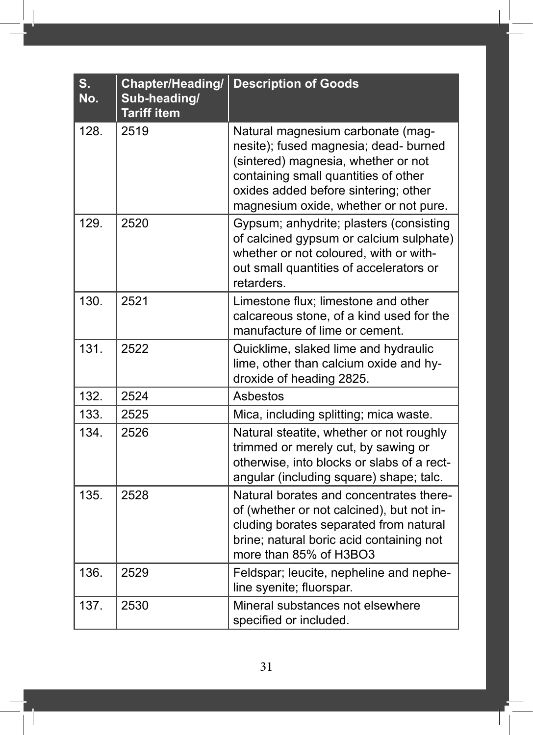| S. No. | Chapter/Heading/ Sub-heading/ Tariff item | Description of Goods |
|---|---|---|
| 128. | 2519 | Natural magnesium carbonate (magnesite); fused magnesia; dead- burned (sintered) magnesia, whether or not containing small quantities of other oxides added before sintering; other magnesium oxide, whether or not pure. |
| 129. | 2520 | Gypsum; anhydrite; plasters (consisting of calcined gypsum or calcium sulphate) whether or not coloured, with or without small quantities of accelerators or retarders. |
| 130. | 2521 | Limestone flux; limestone and other calcareous stone, of a kind used for the manufacture of lime or cement. |
| 131. | 2522 | Quicklime, slaked lime and hydraulic lime, other than calcium oxide and hydroxide of heading 2825. |
| 132. | 2524 | Asbestos |
| 133. | 2525 | Mica, including splitting; mica waste. |
| 134. | 2526 | Natural steatite, whether or not roughly trimmed or merely cut, by sawing or otherwise, into blocks or slabs of a rectangular (including square) shape; talc. |
| 135. | 2528 | Natural borates and concentrates thereof (whether or not calcined), but not including borates separated from natural brine; natural boric acid containing not more than 85% of $H_3BO_3$ |
| 136. | 2529 | Feldspar; leucite, nepheline and nepheline syenite; fluorspar. |
| 137. | 2530 | Mineral substances not elsewhere specified or included. |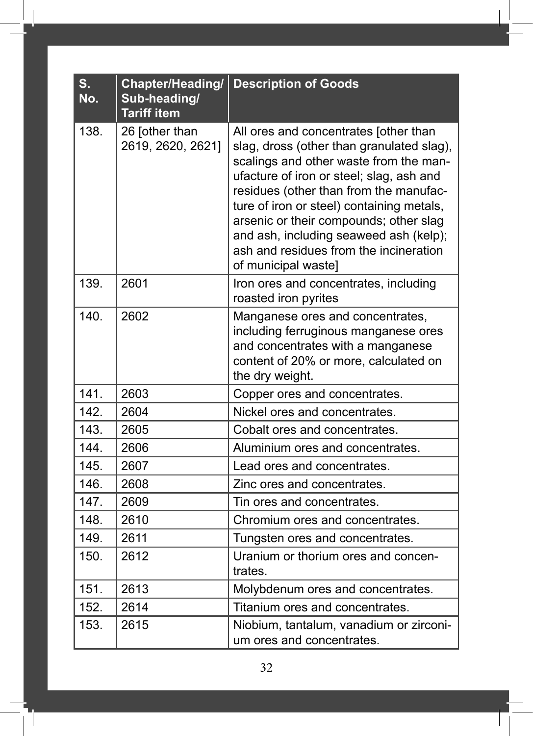| S. No. | Chapter/Heading/ Sub-heading/ Tariff item | Description of Goods |
|---|---|---|
| 138. | 26 [other than 2619, 2620, 2621] | All ores and concentrates [other than slag, dross (other than granulated slag), scalings and other waste from the manufacture of iron or steel; slag, ash and residues (other than from the manufacture of iron or steel) containing metals, arsenic or their compounds; other slag and ash, including seaweed ash (kelp); ash and residues from the incineration of municipal waste] |
| 139. | 2601 | Iron ores and concentrates, including roasted iron pyrites |
| 140. | 2602 | Manganese ores and concentrates, including ferruginous manganese ores and concentrates with a manganese content of 20% or more, calculated on the dry weight. |
| 141. | 2603 | Copper ores and concentrates. |
| 142. | 2604 | Nickel ores and concentrates. |
| 143. | 2605 | Cobalt ores and concentrates. |
| 144. | 2606 | Aluminium ores and concentrates. |
| 145. | 2607 | Lead ores and concentrates. |
| 146. | 2608 | Zinc ores and concentrates. |
| 147. | 2609 | Tin ores and concentrates. |
| 148. | 2610 | Chromium ores and concentrates. |
| 149. | 2611 | Tungsten ores and concentrates. |
| 150. | 2612 | Uranium or thorium ores and concentrates. |
| 151. | 2613 | Molybdenum ores and concentrates. |
| 152. | 2614 | Titanium ores and concentrates. |
| 153. | 2615 | Niobium, tantalum, vanadium or zirconium ores and concentrates. |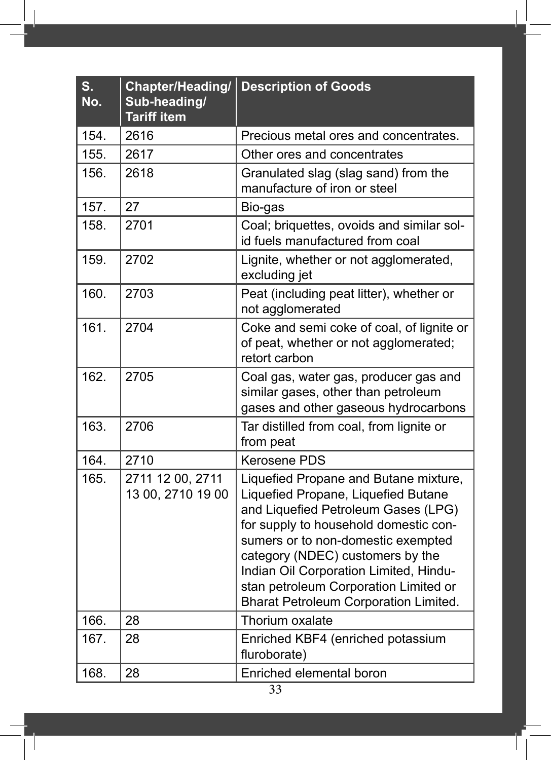| S. No. | Chapter/Heading/ Sub-heading/ Tariff item | Description of Goods |
|---|---|---|
| 154. | 2616 | Precious metal ores and concentrates. |
| 155. | 2617 | Other ores and concentrates |
| 156. | 2618 | Granulated slag (slag sand) from the manufacture of iron or steel |
| 157. | 27 | Bio-gas |
| 158. | 2701 | Coal; briquettes, ovoids and similar solid fuels manufactured from coal |
| 159. | 2702 | Lignite, whether or not agglomerated, excluding jet |
| 160. | 2703 | Peat (including peat litter), whether or not agglomerated |
| 161. | 2704 | Coke and semi coke of coal, of lignite or of peat, whether or not agglomerated; retort carbon |
| 162. | 2705 | Coal gas, water gas, producer gas and similar gases, other than petroleum gases and other gaseous hydrocarbons |
| 163. | 2706 | Tar distilled from coal, from lignite or from peat |
| 164. | 2710 | Kerosene PDS |
| 165. | 2711 12 00, 2711 13 00, 2710 19 00 | Liquefied Propane and Butane mixture, Liquefied Propane, Liquefied Butane and Liquefied Petroleum Gases (LPG) for supply to household domestic consumers or to non-domestic exempted category (NDEC) customers by the Indian Oil Corporation Limited, Hindustan petroleum Corporation Limited or Bharat Petroleum Corporation Limited. |
| 166. | 28 | Thorium oxalate |
| 167. | 28 | Enriched KBF4 (enriched potassium fluroborate) |
| 168. | 28 | Enriched elemental boron |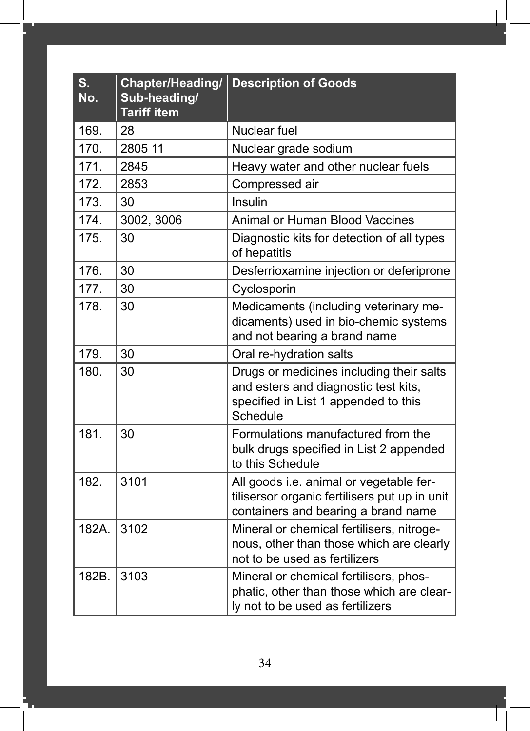| S. No. | Chapter/Heading/ Sub-heading/ Tariff item | Description of Goods |
|---|---|---|
| 169. | 28 | Nuclear fuel |
| 170. | 2805 11 | Nuclear grade sodium |
| 171. | 2845 | Heavy water and other nuclear fuels |
| 172. | 2853 | Compressed air |
| 173. | 30 | Insulin |
| 174. | 3002, 3006 | Animal or Human Blood Vaccines |
| 175. | 30 | Diagnostic kits for detection of all types of hepatitis |
| 176. | 30 | Desferrioxamine injection or deferiprone |
| 177. | 30 | Cyclosporin |
| 178. | 30 | Medicaments (including veterinary medicaments) used in bio-chemic systems and not bearing a brand name |
| 179. | 30 | Oral re-hydration salts |
| 180. | 30 | Drugs or medicines including their salts and esters and diagnostic test kits, specified in List 1 appended to this Schedule |
| 181. | 30 | Formulations manufactured from the bulk drugs specified in List 2 appended to this Schedule |
| 182. | 3101 | All goods i.e. animal or vegetable fertilisersor organic fertilisers put up in unit containers and bearing a brand name |
| 182A. | 3102 | Mineral or chemical fertilisers, nitrogenous, other than those which are clearly not to be used as fertilizers |
| 182B. | 3103 | Mineral or chemical fertilisers, phosphatic, other than those which are clearly not to be used as fertilizers |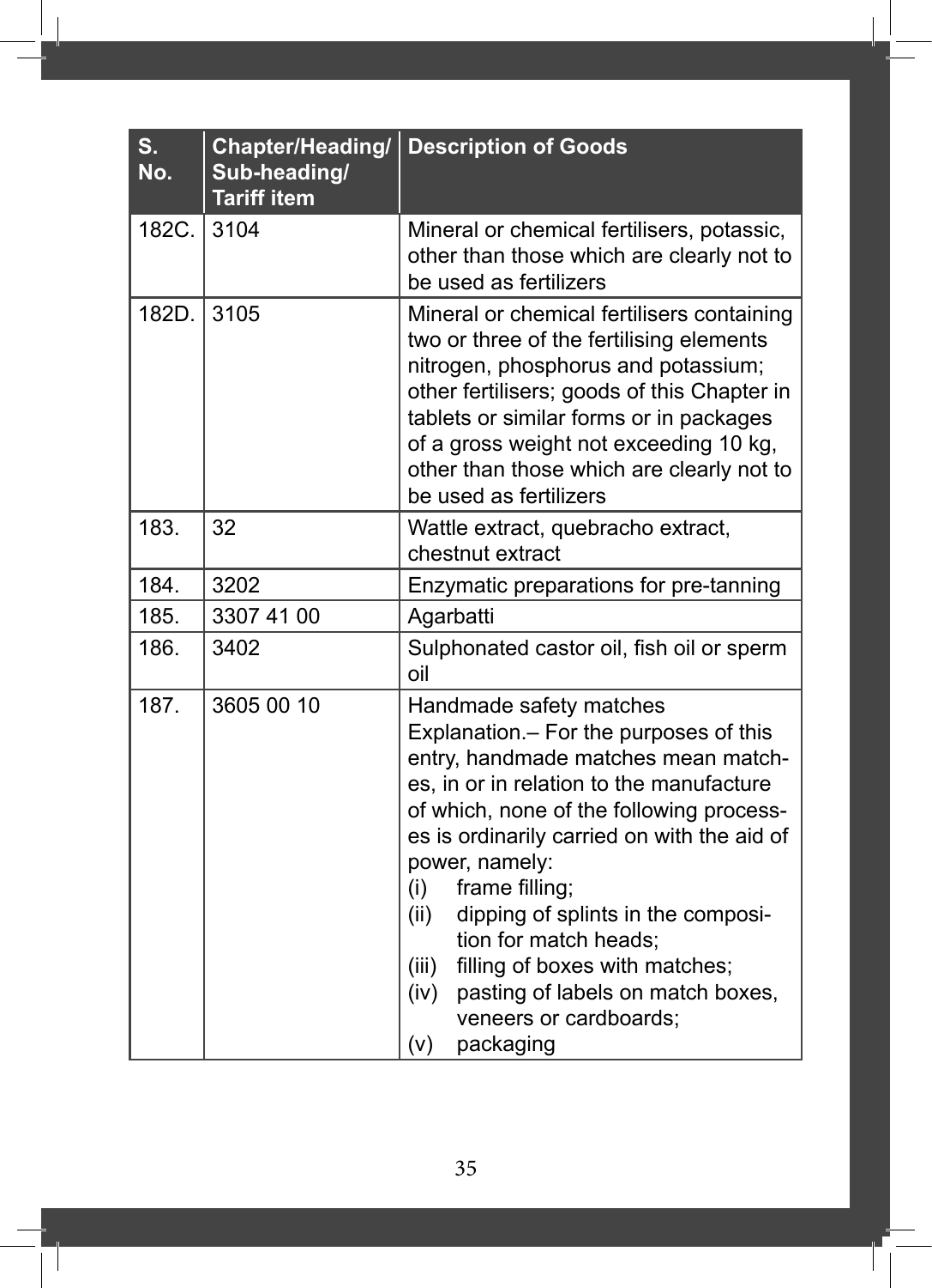| S. No. | Chapter/Heading/ Sub-heading/ Tariff item | Description of Goods |
|---|---|---|
| 182C. | 3104 | Mineral or chemical fertilisers, potassic, other than those which are clearly not to be used as fertilizers |
| 182D. | 3105 | Mineral or chemical fertilisers containing two or three of the fertilising elements nitrogen, phosphorus and potassium; other fertilisers; goods of this Chapter in tablets or similar forms or in packages of a gross weight not exceeding 10 kg, other than those which are clearly not to be used as fertilizers |
| 183. | 32 | Wattle extract, quebracho extract, chestnut extract |
| 184. | 3202 | Enzymatic preparations for pre-tanning |
| 185. | 3307 41 00 | Agarbatti |
| 186. | 3402 | Sulphonated castor oil, fish oil or sperm oil |
| 187. | 3605 00 10 | Handmade safety matches<br>Explanation.– For the purposes of this entry, handmade matches mean matches, in or in relation to the manufacture of which, none of the following processes is ordinarily carried on with the aid of power, namely:<br>(i) frame filling;<br>(ii) dipping of splints in the composition for match heads;<br>(iii) filling of boxes with matches;<br>(iv) pasting of labels on match boxes, veneers or cardboards;<br>(v) packaging |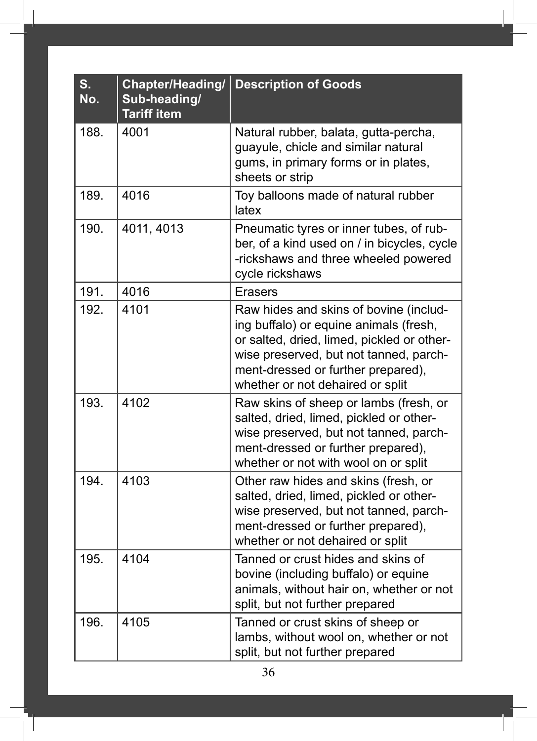| S. No. | Chapter/Heading/ Sub-heading/ Tariff item | Description of Goods |
|---|---|---|
| 188. | 4001 | Natural rubber, balata, gutta-percha, guayule, chicle and similar natural gums, in primary forms or in plates, sheets or strip |
| 189. | 4016 | Toy balloons made of natural rubber latex |
| 190. | 4011, 4013 | Pneumatic tyres or inner tubes, of rubber, of a kind used on / in bicycles, cycle -rickshaws and three wheeled powered cycle rickshaws |
| 191. | 4016 | Erasers |
| 192. | 4101 | Raw hides and skins of bovine (including buffalo) or equine animals (fresh, or salted, dried, limed, pickled or otherwise preserved, but not tanned, parchment-dressed or further prepared), whether or not dehaired or split |
| 193. | 4102 | Raw skins of sheep or lambs (fresh, or salted, dried, limed, pickled or otherwise preserved, but not tanned, parchment-dressed or further prepared), whether or not with wool on or split |
| 194. | 4103 | Other raw hides and skins (fresh, or salted, dried, limed, pickled or otherwise preserved, but not tanned, parchment-dressed or further prepared), whether or not dehaired or split |
| 195. | 4104 | Tanned or crust hides and skins of bovine (including buffalo) or equine animals, without hair on, whether or not split, but not further prepared |
| 196. | 4105 | Tanned or crust skins of sheep or lambs, without wool on, whether or not split, but not further prepared |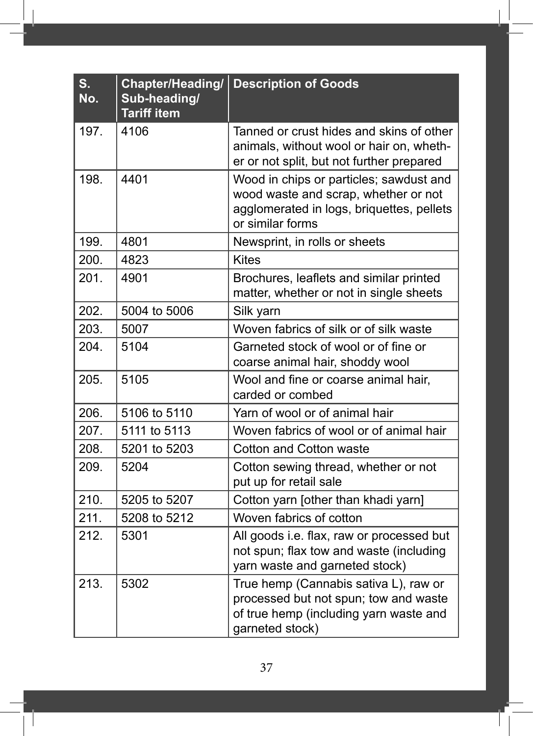| S. No. | Chapter/Heading/ Sub-heading/ Tariff item | Description of Goods |
|---|---|---|
| 197. | 4106 | Tanned or crust hides and skins of other animals, without wool or hair on, whether or not split, but not further prepared |
| 198. | 4401 | Wood in chips or particles; sawdust and wood waste and scrap, whether or not agglomerated in logs, briquettes, pellets or similar forms |
| 199. | 4801 | Newsprint, in rolls or sheets |
| 200. | 4823 | Kites |
| 201. | 4901 | Brochures, leaflets and similar printed matter, whether or not in single sheets |
| 202. | 5004 to 5006 | Silk yarn |
| 203. | 5007 | Woven fabrics of silk or of silk waste |
| 204. | 5104 | Garneted stock of wool or of fine or coarse animal hair, shoddy wool |
| 205. | 5105 | Wool and fine or coarse animal hair, carded or combed |
| 206. | 5106 to 5110 | Yarn of wool or of animal hair |
| 207. | 5111 to 5113 | Woven fabrics of wool or of animal hair |
| 208. | 5201 to 5203 | Cotton and Cotton waste |
| 209. | 5204 | Cotton sewing thread, whether or not put up for retail sale |
| 210. | 5205 to 5207 | Cotton yarn [other than khadi yarn] |
| 211. | 5208 to 5212 | Woven fabrics of cotton |
| 212. | 5301 | All goods i.e. flax, raw or processed but not spun; flax tow and waste (including yarn waste and garneted stock) |
| 213. | 5302 | True hemp (Cannabis sativa L), raw or processed but not spun; tow and waste of true hemp (including yarn waste and garneted stock) |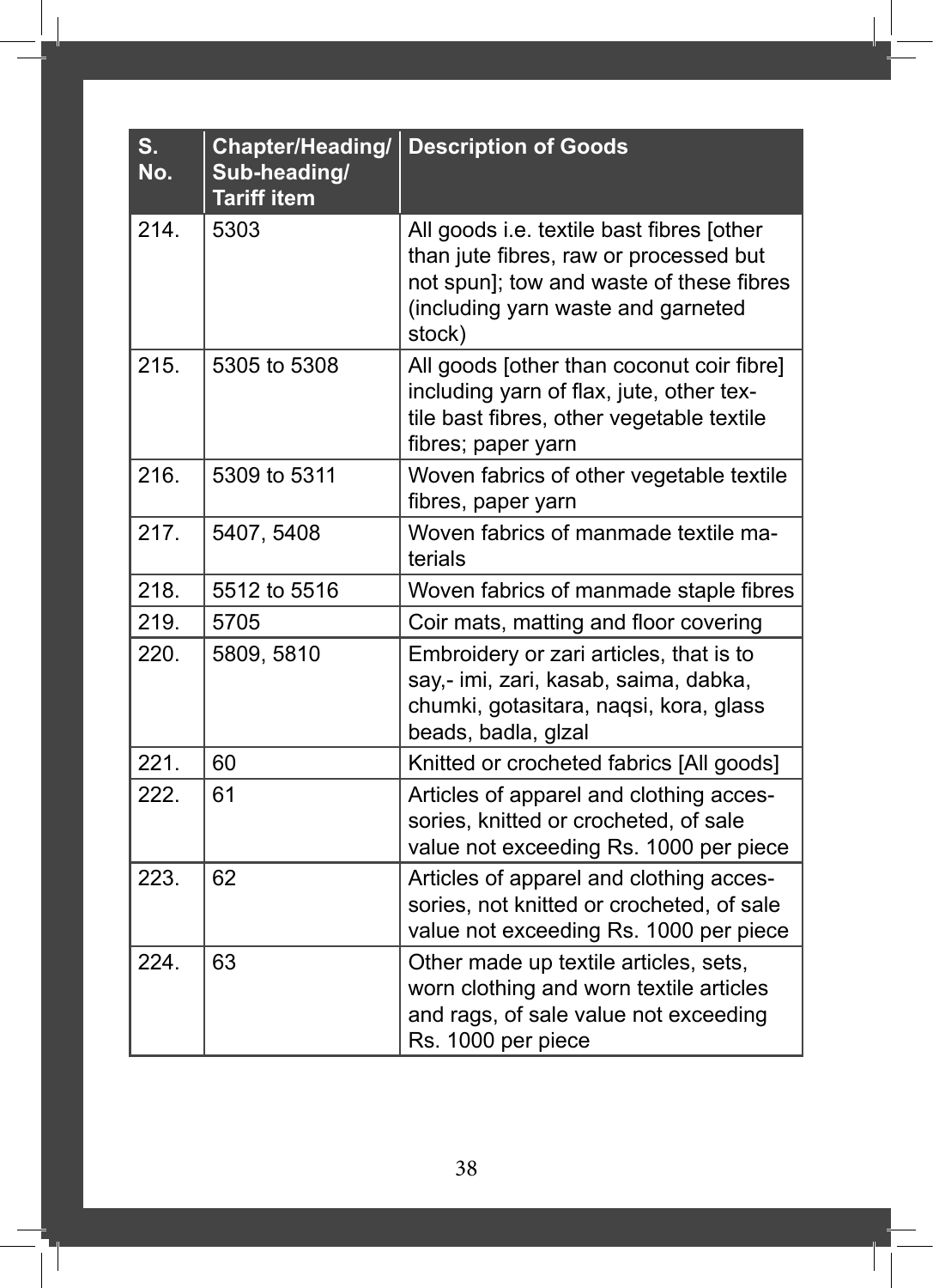| S. No. | Chapter/Heading/ Sub-heading/ Tariff item | Description of Goods |
|---|---|---|
| 214. | 5303 | All goods i.e. textile bast fibres [other than jute fibres, raw or processed but not spun]; tow and waste of these fibres (including yarn waste and garneted stock) |
| 215. | 5305 to 5308 | All goods [other than coconut coir fibre] including yarn of flax, jute, other textile bast fibres, other vegetable textile fibres; paper yarn |
| 216. | 5309 to 5311 | Woven fabrics of other vegetable textile fibres, paper yarn |
| 217. | 5407, 5408 | Woven fabrics of manmade textile materials |
| 218. | 5512 to 5516 | Woven fabrics of manmade staple fibres |
| 219. | 5705 | Coir mats, matting and floor covering |
| 220. | 5809, 5810 | Embroidery or zari articles, that is to say,- imi, zari, kasab, saima, dabka, chumki, gotasitara, naqsi, kora, glass beads, badla, glzal |
| 221. | 60 | Knitted or crocheted fabrics [All goods] |
| 222. | 61 | Articles of apparel and clothing accessories, knitted or crocheted, of sale value not exceeding Rs. 1000 per piece |
| 223. | 62 | Articles of apparel and clothing accessories, not knitted or crocheted, of sale value not exceeding Rs. 1000 per piece |
| 224. | 63 | Other made up textile articles, sets, worn clothing and worn textile articles and rags, of sale value not exceeding Rs. 1000 per piece |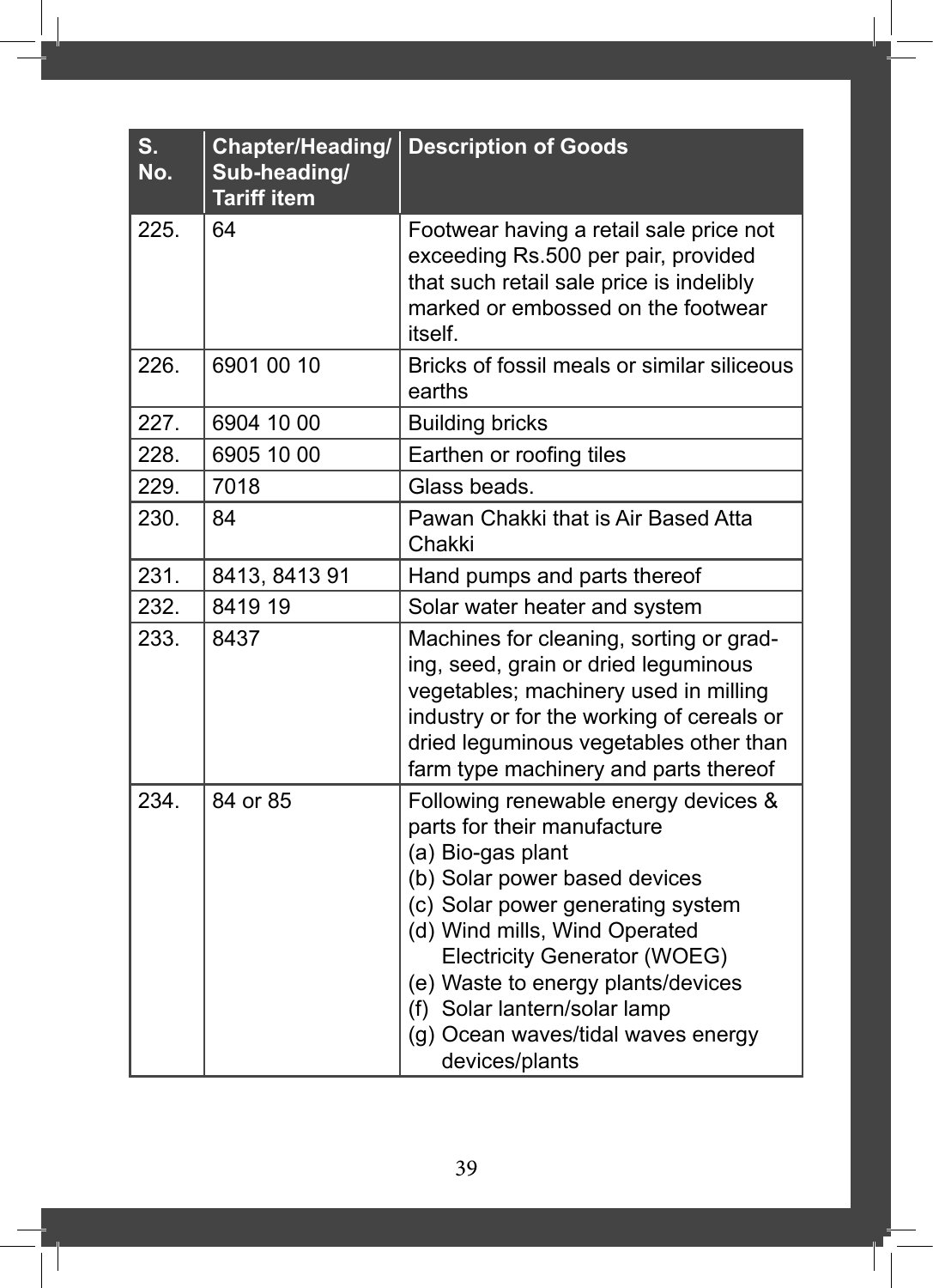| S. No. | Chapter/Heading/ Sub-heading/ Tariff item | Description of Goods |
|---|---|---|
| 225. | 64 | Footwear having a retail sale price not exceeding Rs.500 per pair, provided that such retail sale price is indelibly marked or embossed on the footwear itself. |
| 226. | 6901 00 10 | Bricks of fossil meals or similar siliceous earths |
| 227. | 6904 10 00 | Building bricks |
| 228. | 6905 10 00 | Earthen or roofing tiles |
| 229. | 7018 | Glass beads. |
| 230. | 84 | Pawan Chakki that is Air Based Atta Chakki |
| 231. | 8413, 8413 91 | Hand pumps and parts thereof |
| 232. | 8419 19 | Solar water heater and system |
| 233. | 8437 | Machines for cleaning, sorting or grading, seed, grain or dried leguminous vegetables; machinery used in milling industry or for the working of cereals or dried leguminous vegetables other than farm type machinery and parts thereof |
| 234. | 84 or 85 | Following renewable energy devices & parts for their manufacture<br>(a) Bio-gas plant<br>(b) Solar power based devices<br>(c) Solar power generating system<br>(d) Wind mills, Wind Operated Electricity Generator (WOEG)<br>(e) Waste to energy plants/devices<br>(f) Solar lantern/solar lamp<br>(g) Ocean waves/tidal waves energy devices/plants |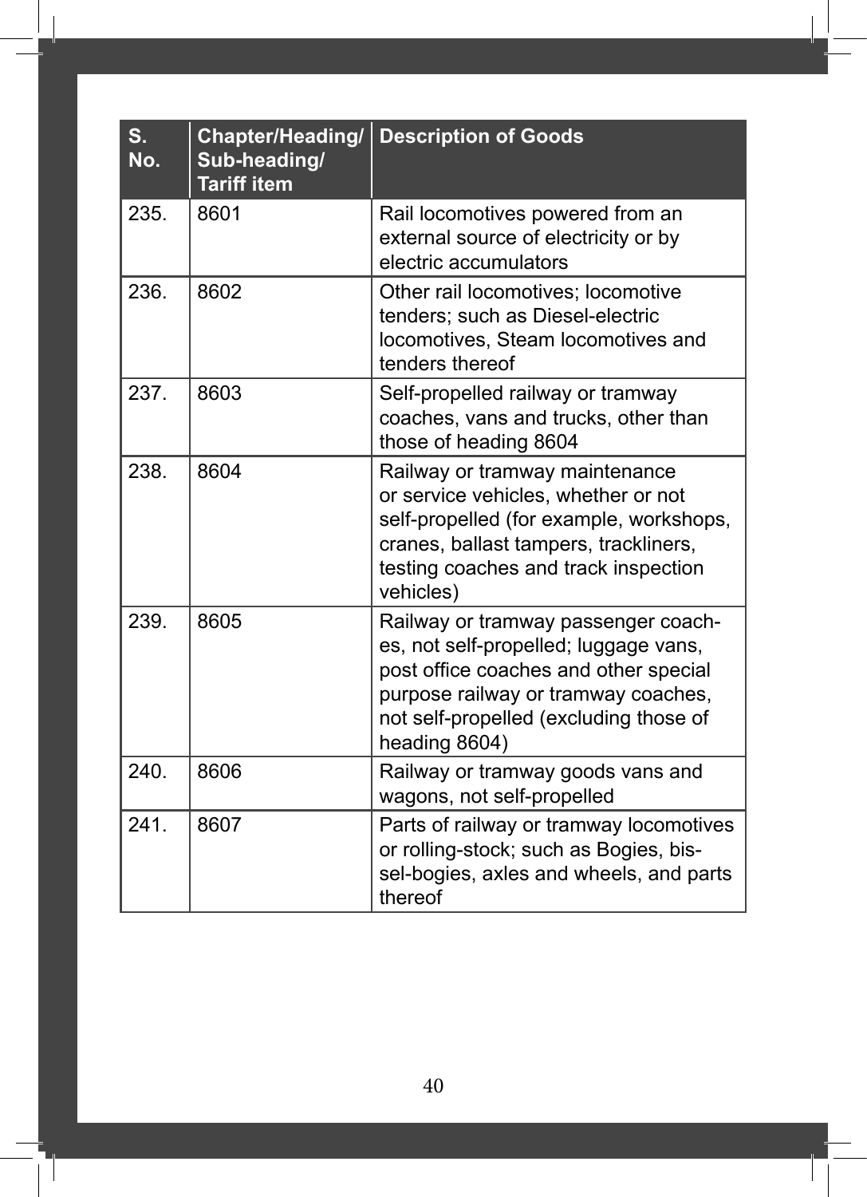| S. No. | Chapter/Heading/ Sub-heading/ Tariff item | Description of Goods |
|---|---|---|
| 235. | 8601 | Rail locomotives powered from an external source of electricity or by electric accumulators |
| 236. | 8602 | Other rail locomotives; locomotive tenders; such as Diesel-electric locomotives, Steam locomotives and tenders thereof |
| 237. | 8603 | Self-propelled railway or tramway coaches, vans and trucks, other than those of heading 8604 |
| 238. | 8604 | Railway or tramway maintenance or service vehicles, whether or not self-propelled (for example, workshops, cranes, ballast tampers, trackliners, testing coaches and track inspection vehicles) |
| 239. | 8605 | Railway or tramway passenger coaches, not self-propelled; luggage vans, post office coaches and other special purpose railway or tramway coaches, not self-propelled (excluding those of heading 8604) |
| 240. | 8606 | Railway or tramway goods vans and wagons, not self-propelled |
| 241. | 8607 | Parts of railway or tramway locomotives or rolling-stock; such as Bogies, bissel-bogies, axles and wheels, and parts thereof |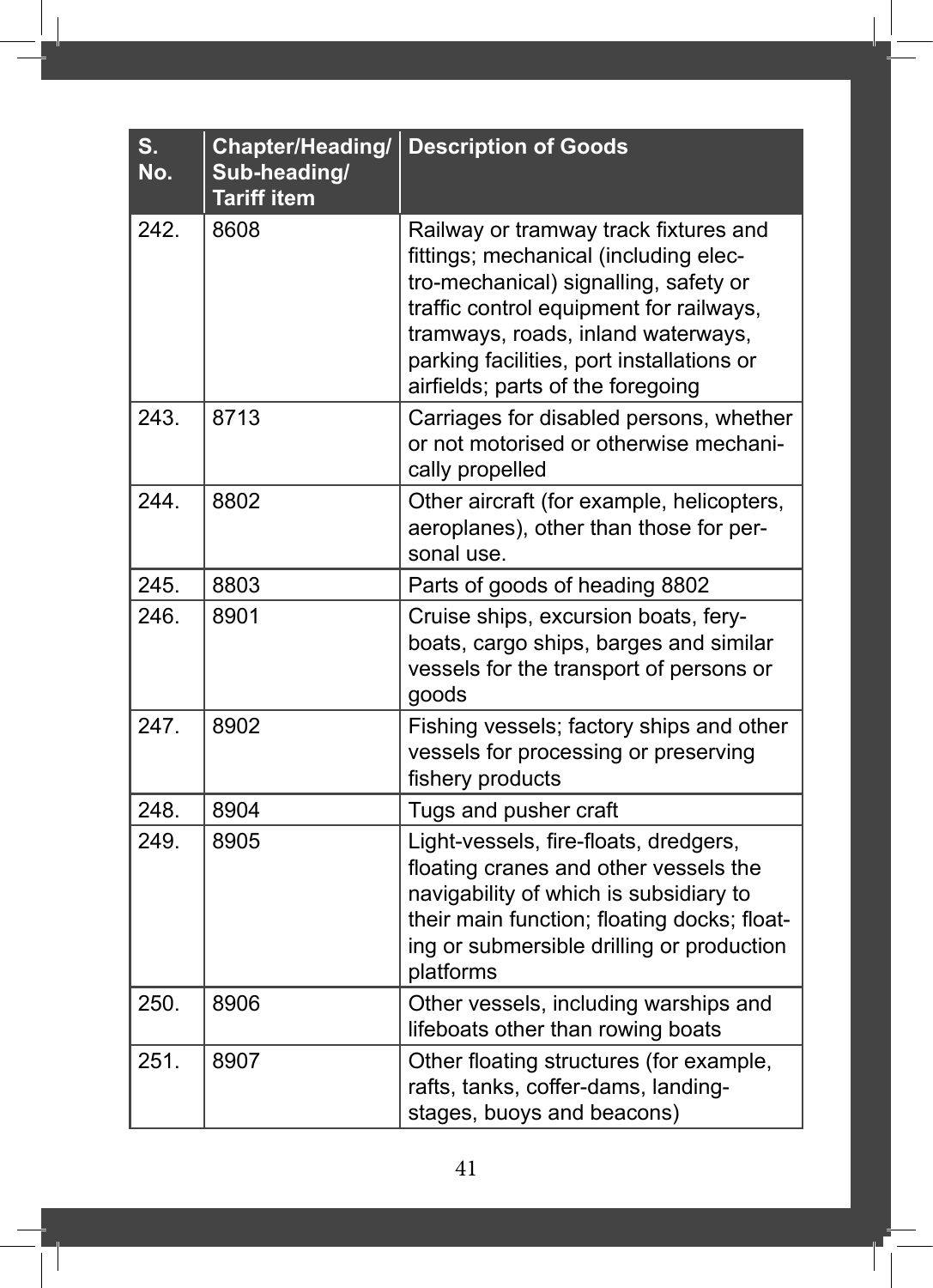| S. No. | Chapter/Heading/ Sub-heading/ Tariff item | Description of Goods |
|---|---|---|
| 242. | 8608 | Railway or tramway track fixtures and fittings; mechanical (including electro-mechanical) signalling, safety or traffic control equipment for railways, tramways, roads, inland waterways, parking facilities, port installations or airfields; parts of the foregoing |
| 243. | 8713 | Carriages for disabled persons, whether or not motorised or otherwise mechanically propelled |
| 244. | 8802 | Other aircraft (for example, helicopters, aeroplanes), other than those for personal use. |
| 245. | 8803 | Parts of goods of heading 8802 |
| 246. | 8901 | Cruise ships, excursion boats, ferryboats, cargo ships, barges and similar vessels for the transport of persons or goods |
| 247. | 8902 | Fishing vessels; factory ships and other vessels for processing or preserving fishery products |
| 248. | 8904 | Tugs and pusher craft |
| 249. | 8905 | Light-vessels, fire-floats, dredgers, floating cranes and other vessels the navigability of which is subsidiary to their main function; floating docks; floating or submersible drilling or production platforms |
| 250. | 8906 | Other vessels, including warships and lifeboats other than rowing boats |
| 251. | 8907 | Other floating structures (for example, rafts, tanks, coffer-dams, landing-stages, buoys and beacons) |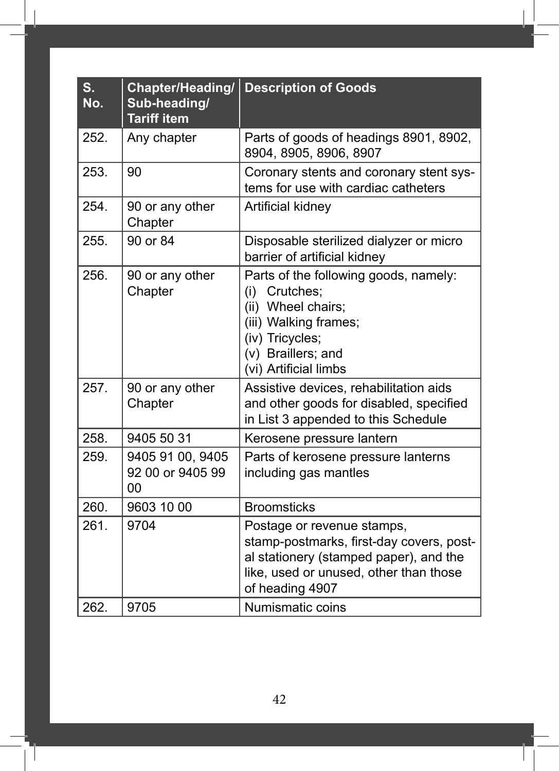| S. No. | Chapter/Heading/ Sub-heading/ Tariff item | Description of Goods |
|---|---|---|
| 252. | Any chapter | Parts of goods of headings 8901, 8902, 8904, 8905, 8906, 8907 |
| 253. | 90 | Coronary stents and coronary stent systems for use with cardiac catheters |
| 254. | 90 or any other Chapter | Artificial kidney |
| 255. | 90 or 84 | Disposable sterilized dialyzer or micro barrier of artificial kidney |
| 256. | 90 or any other Chapter | Parts of the following goods, namely: (i) Crutches; (ii) Wheel chairs; (iii) Walking frames; (iv) Tricycles; (v) Braillers; and (vi) Artificial limbs |
| 257. | 90 or any other Chapter | Assistive devices, rehabilitation aids and other goods for disabled, specified in List 3 appended to this Schedule |
| 258. | 9405 50 31 | Kerosene pressure lantern |
| 259. | 9405 91 00, 9405 92 00 or 9405 99 00 | Parts of kerosene pressure lanterns including gas mantles |
| 260. | 9603 10 00 | Broomsticks |
| 261. | 9704 | Postage or revenue stamps, stamp-postmarks, first-day covers, postal stationery (stamped paper), and the like, used or unused, other than those of heading 4907 |
| 262. | 9705 | Numismatic coins |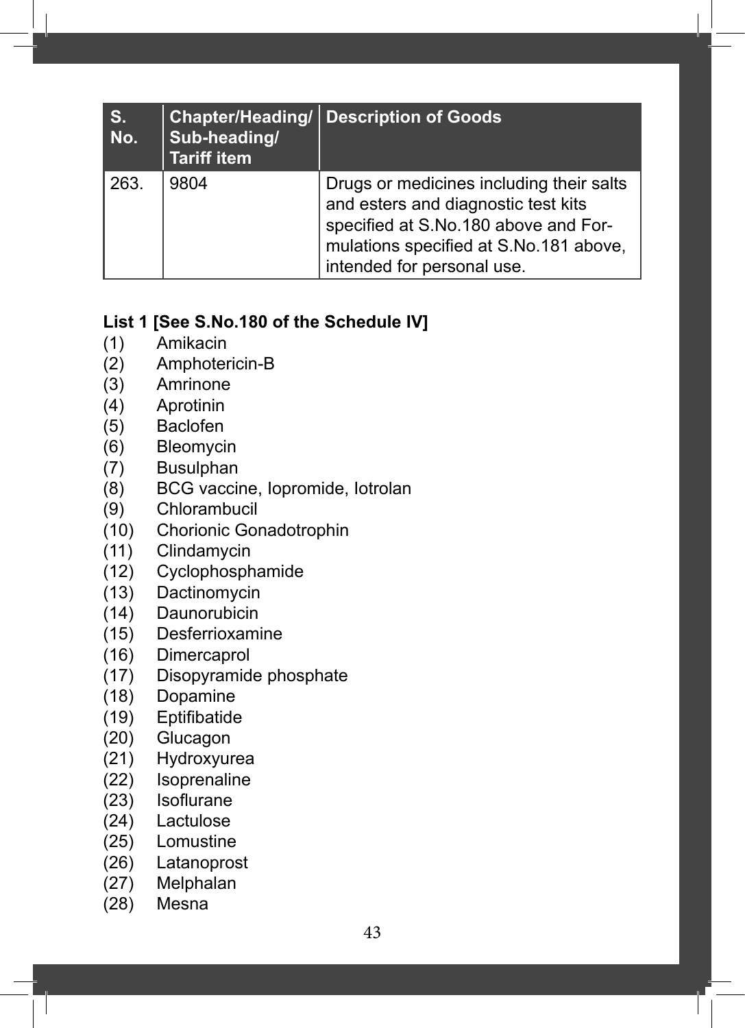| S. No. | Chapter/Heading/ Sub-heading/ Tariff item | Description of Goods |
|---|---|---|
| 263. | 9804 | Drugs or medicines including their salts and esters and diagnostic test kits specified at S.No.180 above and Formulations specified at S.No.181 above, intended for personal use. |

**List 1 [See S.No.180 of the Schedule IV]**

(1) Amikacin
(2) Amphotericin-B
(3) Amrinone
(4) Aprotinin
(5) Baclofen
(6) Bleomycin
(7) Busulphan
(8) BCG vaccine, Iopromide, Iotrolan
(9) Chlorambucil
(10) Chorionic Gonadotrophin
(11) Clindamycin
(12) Cyclophosphamide
(13) Dactinomycin
(14) Daunorubicin
(15) Desferrioxamine
(16) Dimercaprol
(17) Disopyramide phosphate
(18) Dopamine
(19) Eptifibatide
(20) Glucagon
(21) Hydroxyurea
(22) Isoprenaline
(23) Isoflurane
(24) Lactulose
(25) Lomustine
(26) Latanoprost
(27) Melphalan
(28) Mesna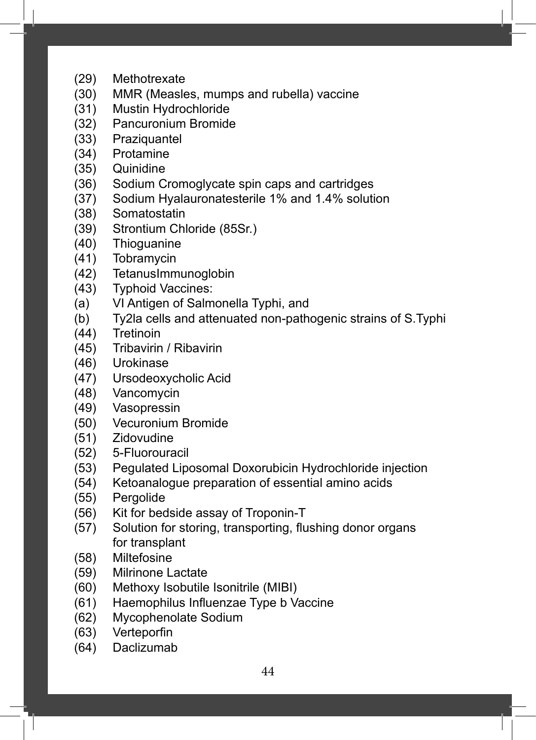(29) Methotrexate
(30) MMR (Measles, mumps and rubella) vaccine
(31) Mustin Hydrochloride
(32) Pancuronium Bromide
(33) Praziquantel
(34) Protamine
(35) Quinidine
(36) Sodium Cromoglycate spin caps and cartridges
(37) Sodium Hyalauronatesterile 1% and 1.4% solution
(38) Somatostatin
(39) Strontium Chloride (85Sr.)
(40) Thioguanine
(41) Tobramycin
(42) TetanusImmunoglobin
(43) Typhoid Vaccines:
(a) VI Antigen of Salmonella Typhi, and
(b) Ty2la cells and attenuated non-pathogenic strains of S.Typhi
(44) Tretinoin
(45) Tribavirin / Ribavirin
(46) Urokinase
(47) Ursodeoxycholic Acid
(48) Vancomycin
(49) Vasopressin
(50) Vecuronium Bromide
(51) Zidovudine
(52) 5-Fluorouracil
(53) Pegulated Liposomal Doxorubicin Hydrochloride injection
(54) Ketoanalogue preparation of essential amino acids
(55) Pergolide
(56) Kit for bedside assay of Troponin-T
(57) Solution for storing, transporting, flushing donor organs for transplant
(58) Miltefosine
(59) Milrinone Lactate
(60) Methoxy Isobutile Isonitrile (MIBI)
(61) Haemophilus Influenzae Type b Vaccine
(62) Mycophenolate Sodium
(63) Verteporfin
(64) Daclizumab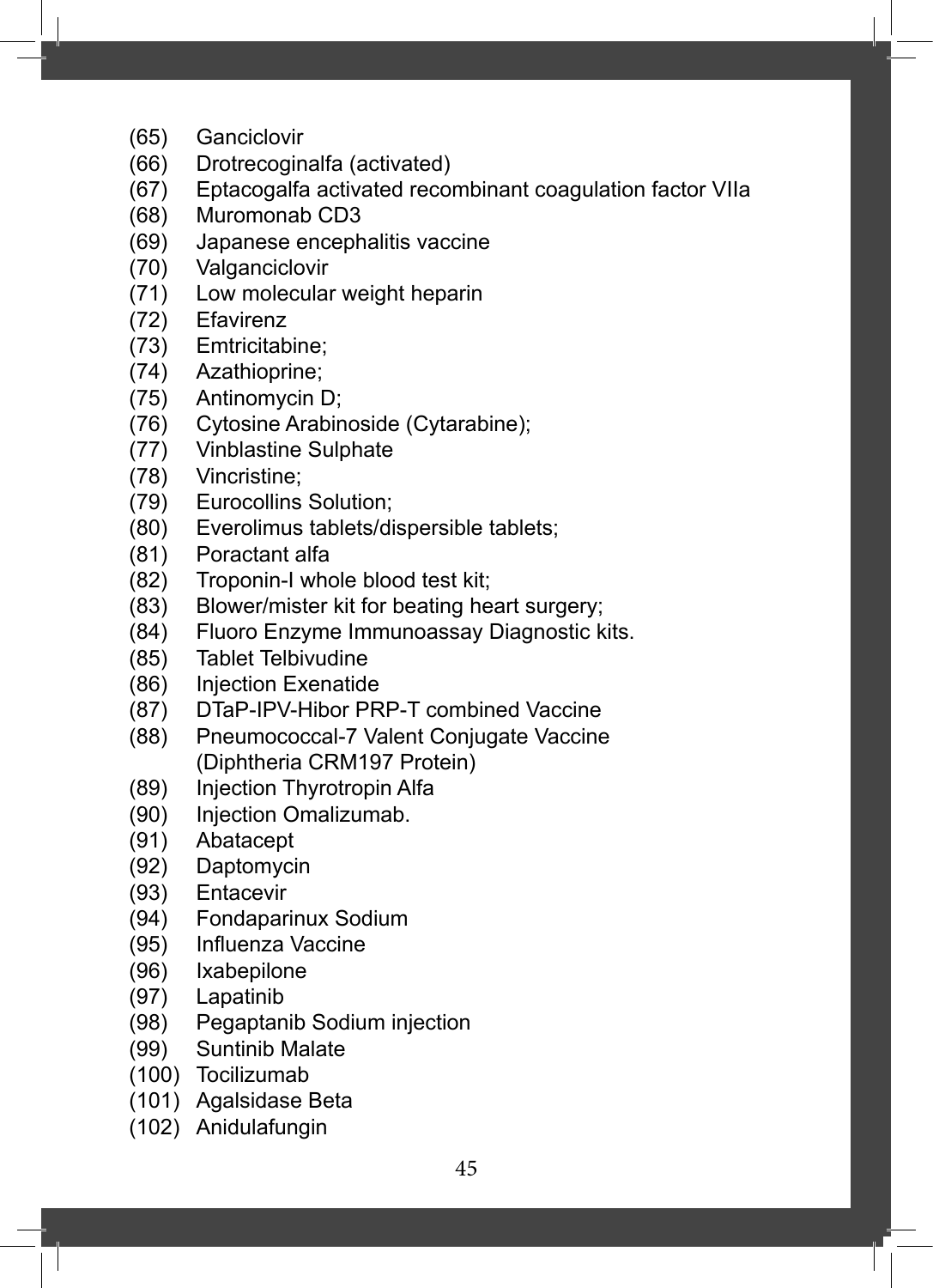(65) Ganciclovir
(66) Drotrecoginalfa (activated)
(67) Eptacogalfa activated recombinant coagulation factor VIIa
(68) Muromonab CD3
(69) Japanese encephalitis vaccine
(70) Valganciclovir
(71) Low molecular weight heparin
(72) Efavirenz
(73) Emtricitabine;
(74) Azathioprine;
(75) Antinomycin D;
(76) Cytosine Arabinoside (Cytarabine);
(77) Vinblastine Sulphate
(78) Vincristine;
(79) Eurocollins Solution;
(80) Everolimus tablets/dispersible tablets;
(81) Poractant alfa
(82) Troponin-I whole blood test kit;
(83) Blower/mister kit for beating heart surgery;
(84) Fluoro Enzyme Immunoassay Diagnostic kits.
(85) Tablet Telbivudine
(86) Injection Exenatide
(87) DTaP-IPV-Hibor PRP-T combined Vaccine
(88) Pneumococcal-7 Valent Conjugate Vaccine (Diphtheria CRM197 Protein)
(89) Injection Thyrotropin Alfa
(90) Injection Omalizumab.
(91) Abatacept
(92) Daptomycin
(93) Entacevir
(94) Fondaparinux Sodium
(95) Influenza Vaccine
(96) Ixabepilone
(97) Lapatinib
(98) Pegaptanib Sodium injection
(99) Suntinib Malate
(100) Tocilizumab
(101) Agalsidase Beta
(102) Anidulafungin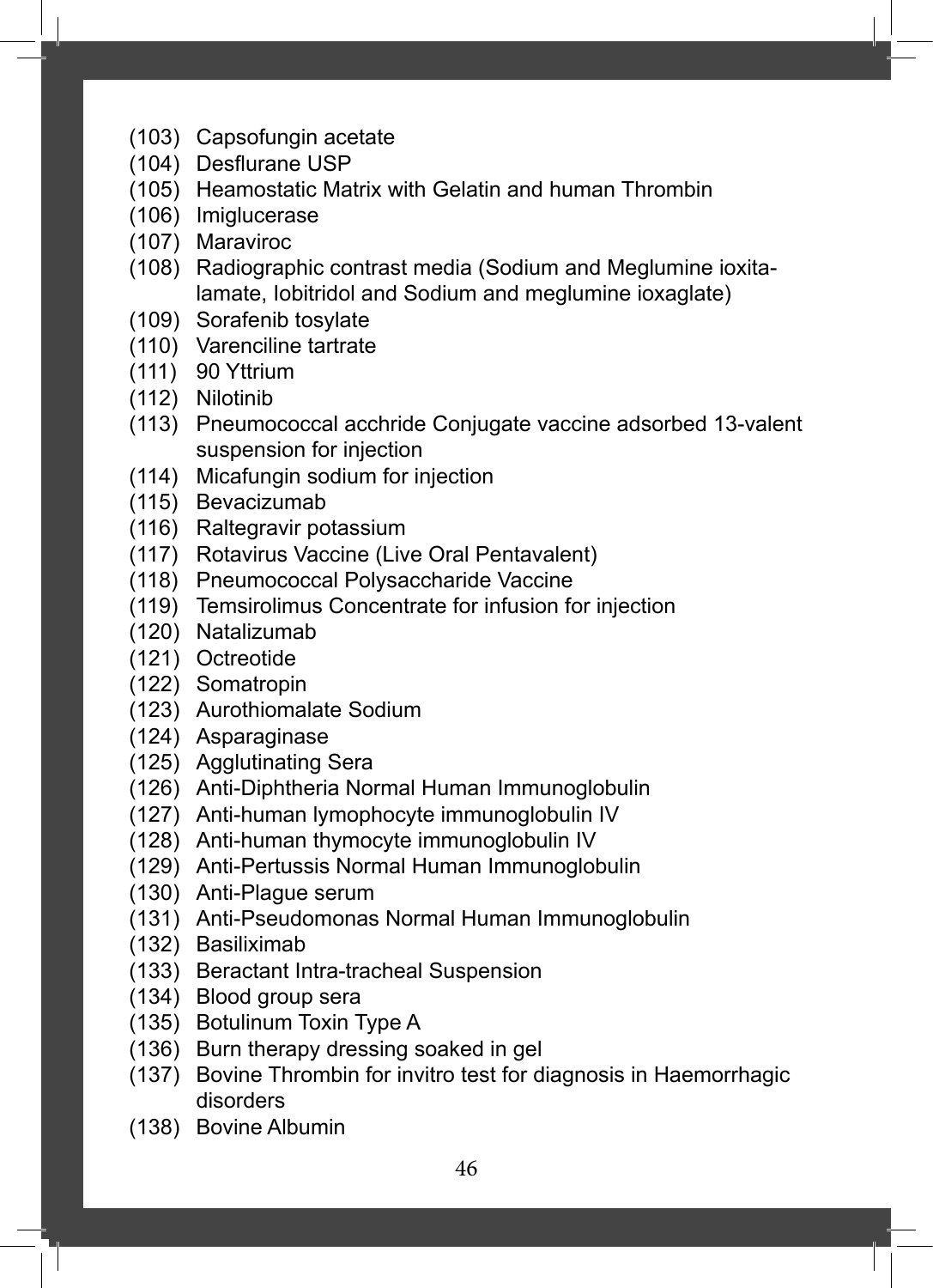(103) Capsofungin acetate
(104) Desflurane USP
(105) Heamostatic Matrix with Gelatin and human Thrombin
(106) Imiglucerase
(107) Maraviroc
(108) Radiographic contrast media (Sodium and Meglumine ioxita-lamate, Iobitridol and Sodium and meglumine ioxaglate)
(109) Sorafenib tosylate
(110) Varenciline tartrate
(111) 90 Yttrium
(112) Nilotinib
(113) Pneumococcal acchride Conjugate vaccine adsorbed 13-valent suspension for injection
(114) Micafungin sodium for injection
(115) Bevacizumab
(116) Raltegravir potassium
(117) Rotavirus Vaccine (Live Oral Pentavalent)
(118) Pneumococcal Polysaccharide Vaccine
(119) Temsirolimus Concentrate for infusion for injection
(120) Natalizumab
(121) Octreotide
(122) Somatropin
(123) Aurothiomalate Sodium
(124) Asparaginase
(125) Agglutinating Sera
(126) Anti-Diphtheria Normal Human Immunoglobulin
(127) Anti-human lymophocyte immunoglobulin IV
(128) Anti-human thymocyte immunoglobulin IV
(129) Anti-Pertussis Normal Human Immunoglobulin
(130) Anti-Plague serum
(131) Anti-Pseudomonas Normal Human Immunoglobulin
(132) Basiliximab
(133) Beractant Intra-tracheal Suspension
(134) Blood group sera
(135) Botulinum Toxin Type A
(136) Burn therapy dressing soaked in gel
(137) Bovine Thrombin for invitro test for diagnosis in Haemorrhagic disorders
(138) Bovine Albumin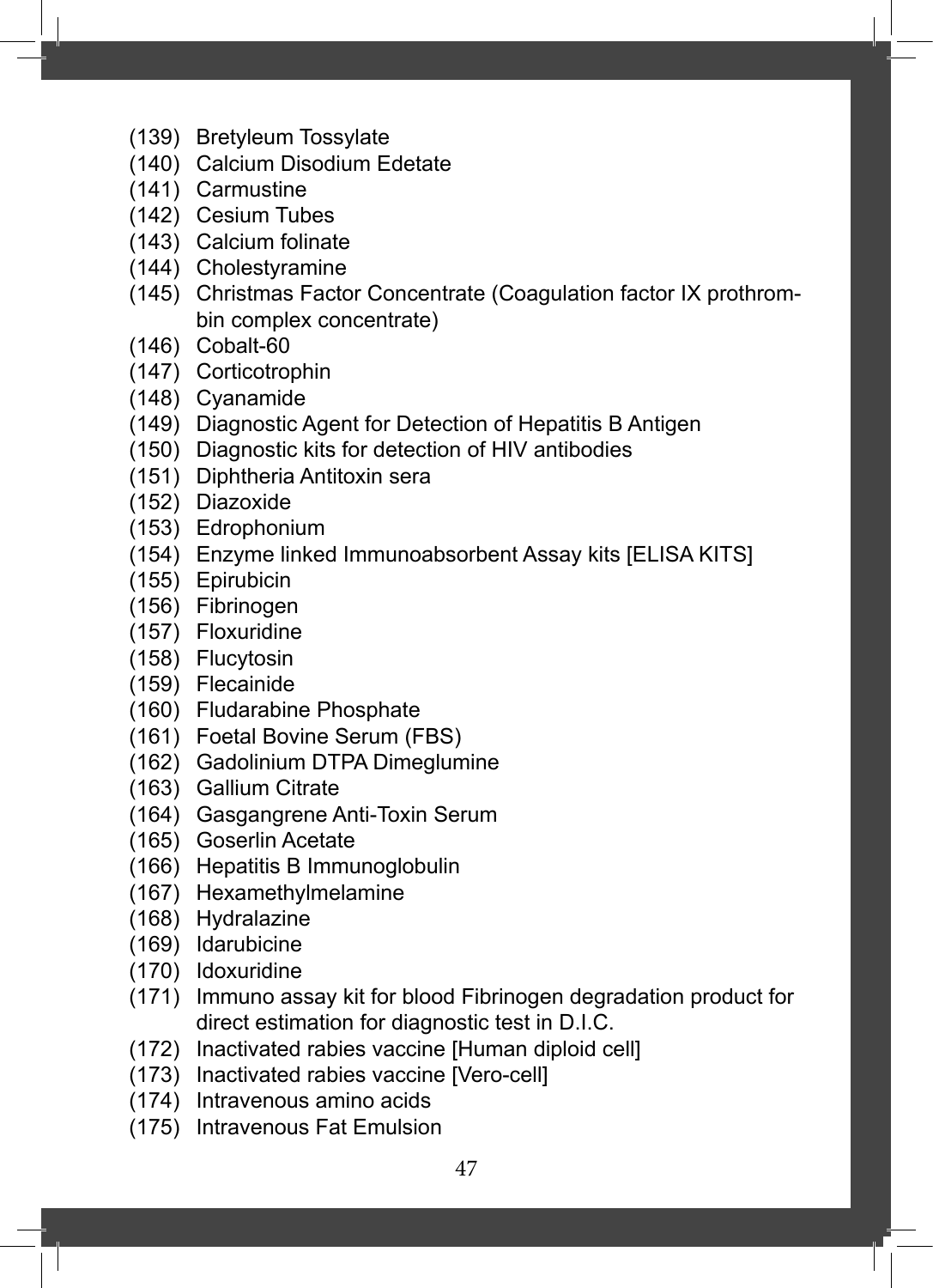(139) Bretyleum Tossylate
(140) Calcium Disodium Edetate
(141) Carmustine
(142) Cesium Tubes
(143) Calcium folinate
(144) Cholestyramine
(145) Christmas Factor Concentrate (Coagulation factor IX prothrombin complex concentrate)
(146) Cobalt-60
(147) Corticotrophin
(148) Cyanamide
(149) Diagnostic Agent for Detection of Hepatitis B Antigen
(150) Diagnostic kits for detection of HIV antibodies
(151) Diphtheria Antitoxin sera
(152) Diazoxide
(153) Edrophonium
(154) Enzyme linked Immunoabsorbent Assay kits [ELISA KITS]
(155) Epirubicin
(156) Fibrinogen
(157) Floxuridine
(158) Flucytosin
(159) Flecainide
(160) Fludarabine Phosphate
(161) Foetal Bovine Serum (FBS)
(162) Gadolinium DTPA Dimeglumine
(163) Gallium Citrate
(164) Gasgangrene Anti-Toxin Serum
(165) Goserlin Acetate
(166) Hepatitis B Immunoglobulin
(167) Hexamethylmelamine
(168) Hydralazine
(169) Idarubicine
(170) Idoxuridine
(171) Immuno assay kit for blood Fibrinogen degradation product for direct estimation for diagnostic test in D.I.C.
(172) Inactivated rabies vaccine [Human diploid cell]
(173) Inactivated rabies vaccine [Vero-cell]
(174) Intravenous amino acids
(175) Intravenous Fat Emulsion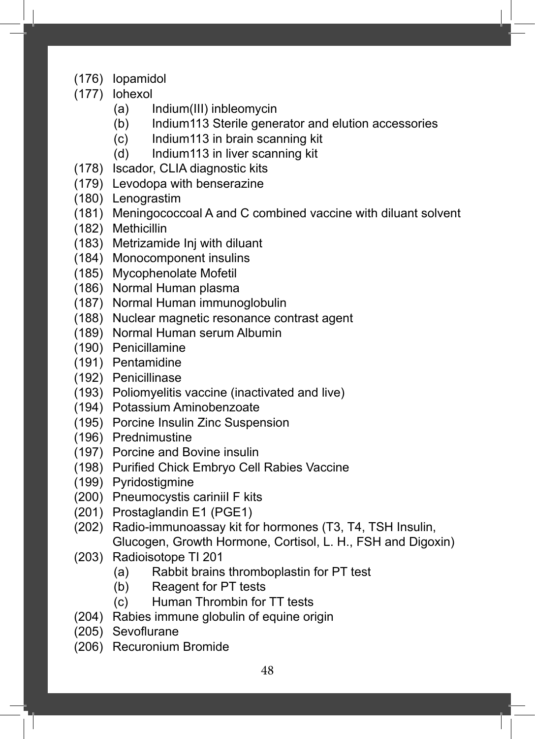(176) Iopamidol

(177) Iohexol
   - (a) Indium(III) inbleomycin
   - (b) Indium113 Sterile generator and elution accessories
   - (c) Indium113 in brain scanning kit
   - (d) Indium113 in liver scanning kit

(178) Iscador, CLIA diagnostic kits

(179) Levodopa with benserazine

(180) Lenograstim

(181) Meningococcoal A and C combined vaccine with diluant solvent

(182) Methicillin

(183) Metrizamide Inj with diluant

(184) Monocomponent insulins

(185) Mycophenolate Mofetil

(186) Normal Human plasma

(187) Normal Human immunoglobulin

(188) Nuclear magnetic resonance contrast agent

(189) Normal Human serum Albumin

(190) Penicillamine

(191) Pentamidine

(192) Penicillinase

(193) Poliomyelitis vaccine (inactivated and live)

(194) Potassium Aminobenzoate

(195) Porcine Insulin Zinc Suspension

(196) Prednimustine

(197) Porcine and Bovine insulin

(198) Purified Chick Embryo Cell Rabies Vaccine

(199) Pyridostigmine

(200) Pneumocystis cariniiI F kits

(201) Prostaglandin E1 (PGE1)

(202) Radio-immunoassay kit for hormones (T3, T4, TSH Insulin, Glucogen, Growth Hormone, Cortisol, L. H., FSH and Digoxin)

(203) Radioisotope TI 201
   - (a) Rabbit brains thromboplastin for PT test
   - (b) Reagent for PT tests
   - (c) Human Thrombin for TT tests

(204) Rabies immune globulin of equine origin

(205) Sevoflurane

(206) Recuronium Bromide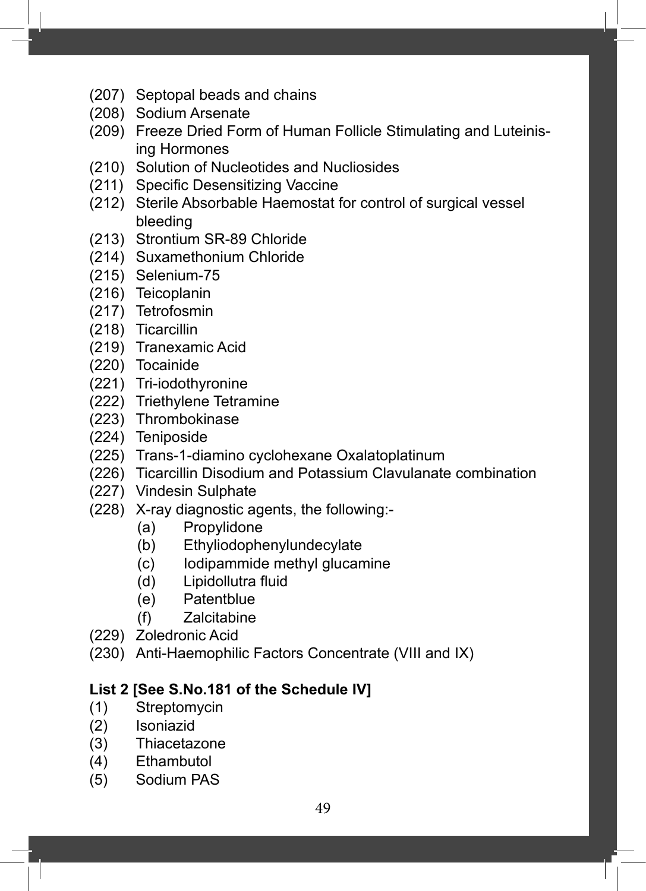(207) Septopal beads and chains
(208) Sodium Arsenate
(209) Freeze Dried Form of Human Follicle Stimulating and Luteinising Hormones
(210) Solution of Nucleotides and Nucliosides
(211) Specific Desensitizing Vaccine
(212) Sterile Absorbable Haemostat for control of surgical vessel bleeding
(213) Strontium SR-89 Chloride
(214) Suxamethonium Chloride
(215) Selenium-75
(216) Teicoplanin
(217) Tetrofosmin
(218) Ticarcillin
(219) Tranexamic Acid
(220) Tocainide
(221) Tri-iodothyronine
(222) Triethylene Tetramine
(223) Thrombokinase
(224) Teniposide
(225) Trans-1-diamino cyclohexane Oxalatoplatinum
(226) Ticarcillin Disodium and Potassium Clavulanate combination
(227) Vindesin Sulphate
(228) X-ray diagnostic agents, the following:-
    (a) Propylidone
    (b) Ethyliodophenylundecylate
    (c) Iodipammide methyl glucamine
    (d) Lipidollutra fluid
    (e) Patentblue
    (f) Zalcitabine
(229) Zoledronic Acid
(230) Anti-Haemophilic Factors Concentrate (VIII and IX)

**List 2 [See S.No.181 of the Schedule IV]**

(1) Streptomycin
(2) Isoniazid
(3) Thiacetazone
(4) Ethambutol
(5) Sodium PAS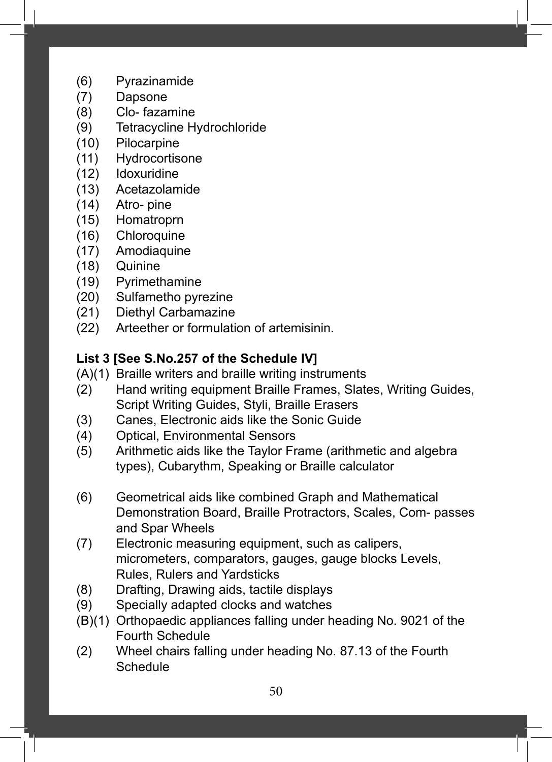(6) Pyrazinamide
(7) Dapsone
(8) Clo- fazamine
(9) Tetracycline Hydrochloride
(10) Pilocarpine
(11) Hydrocortisone
(12) Idoxuridine
(13) Acetazolamide
(14) Atro- pine
(15) Homatroprn
(16) Chloroquine
(17) Amodiaquine
(18) Quinine
(19) Pyrimethamine
(20) Sulfametho pyrezine
(21) Diethyl Carbamazine
(22) Arteether or formulation of artemisinin.

**List 3 [See S.No.257 of the Schedule IV]**

(A)(1) Braille writers and braille writing instruments
(2) Hand writing equipment Braille Frames, Slates, Writing Guides, Script Writing Guides, Styli, Braille Erasers
(3) Canes, Electronic aids like the Sonic Guide
(4) Optical, Environmental Sensors
(5) Arithmetic aids like the Taylor Frame (arithmetic and algebra types), Cubarythm, Speaking or Braille calculator

(6) Geometrical aids like combined Graph and Mathematical Demonstration Board, Braille Protractors, Scales, Com- passes and Spar Wheels
(7) Electronic measuring equipment, such as calipers, micrometers, comparators, gauges, gauge blocks Levels, Rules, Rulers and Yardsticks
(8) Drafting, Drawing aids, tactile displays
(9) Specially adapted clocks and watches

(B)(1) Orthopaedic appliances falling under heading No. 9021 of the Fourth Schedule
(2) Wheel chairs falling under heading No. 87.13 of the Fourth Schedule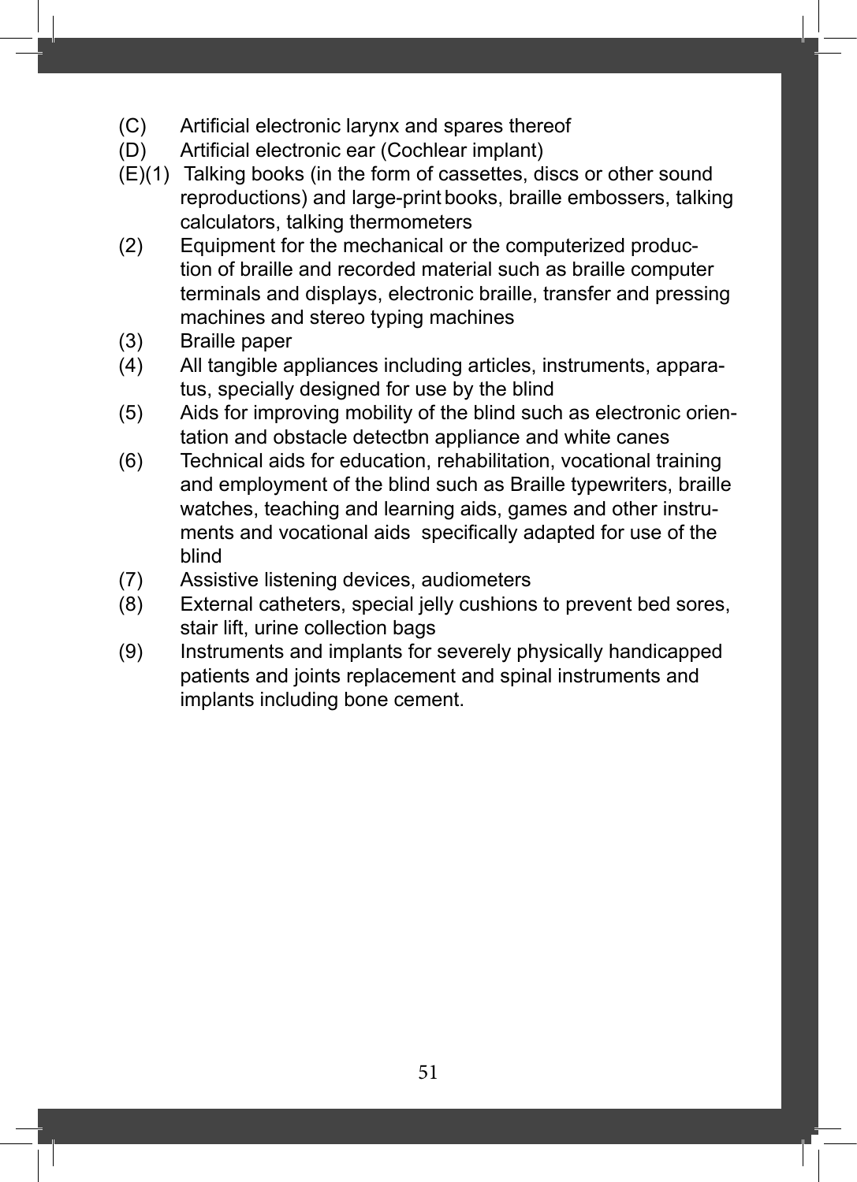(C) Artificial electronic larynx and spares thereof

(D) Artificial electronic ear (Cochlear implant)

(E)(1) Talking books (in the form of cassettes, discs or other sound reproductions) and large-print books, braille embossers, talking calculators, talking thermometers

(2) Equipment for the mechanical or the computerized production of braille and recorded material such as braille computer terminals and displays, electronic braille, transfer and pressing machines and stereo typing machines

(3) Braille paper

(4) All tangible appliances including articles, instruments, apparatus, specially designed for use by the blind

(5) Aids for improving mobility of the blind such as electronic orientation and obstacle detectbn appliance and white canes

(6) Technical aids for education, rehabilitation, vocational training and employment of the blind such as Braille typewriters, braille watches, teaching and learning aids, games and other instruments and vocational aids specifically adapted for use of the blind

(7) Assistive listening devices, audiometers

(8) External catheters, special jelly cushions to prevent bed sores, stair lift, urine collection bags

(9) Instruments and implants for severely physically handicapped patients and joints replacement and spinal instruments and implants including bone cement.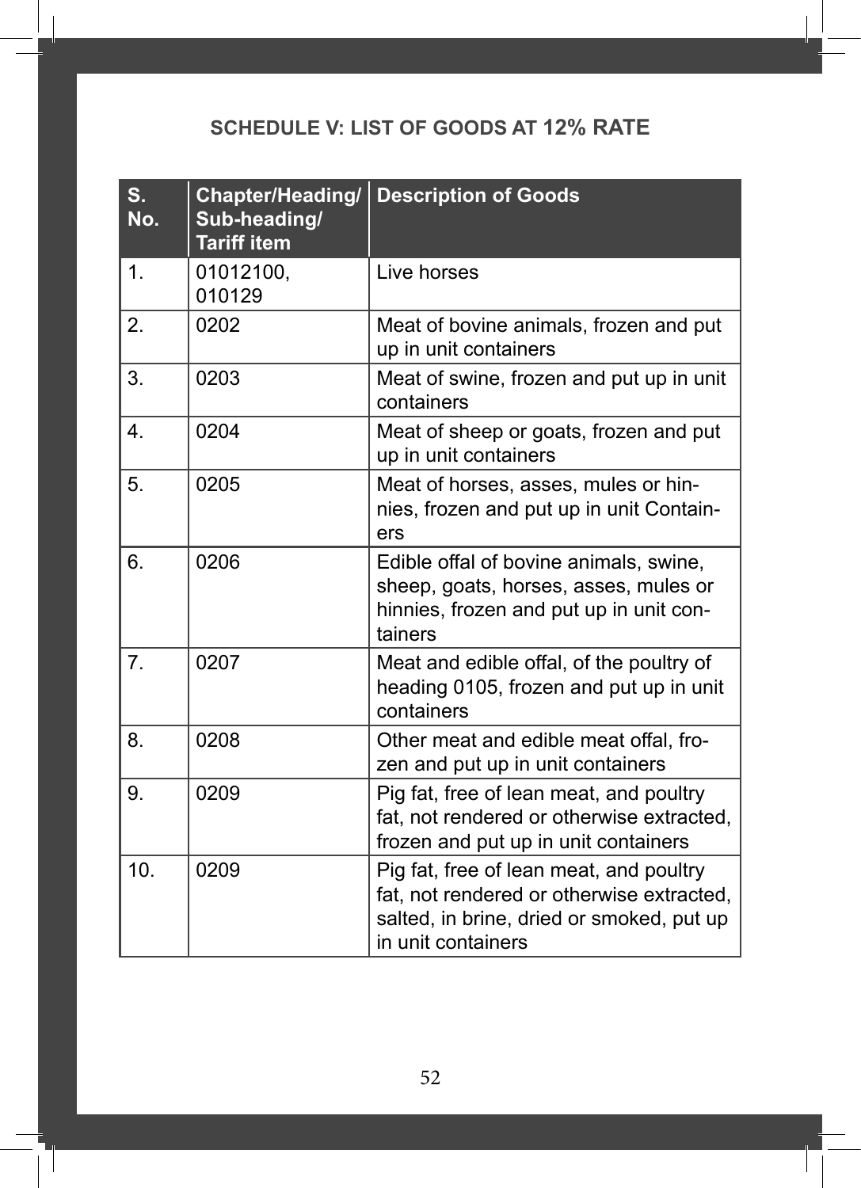## SCHEDULE V: LIST OF GOODS AT 12% RATE

| S. No. | Chapter/Heading/ Sub-heading/ Tariff item | Description of Goods |
|---|---|---|
| 1. | 01012100, 010129 | Live horses |
| 2. | 0202 | Meat of bovine animals, frozen and put up in unit containers |
| 3. | 0203 | Meat of swine, frozen and put up in unit containers |
| 4. | 0204 | Meat of sheep or goats, frozen and put up in unit containers |
| 5. | 0205 | Meat of horses, asses, mules or hinnies, frozen and put up in unit Containers |
| 6. | 0206 | Edible offal of bovine animals, swine, sheep, goats, horses, asses, mules or hinnies, frozen and put up in unit containers |
| 7. | 0207 | Meat and edible offal, of the poultry of heading 0105, frozen and put up in unit containers |
| 8. | 0208 | Other meat and edible meat offal, frozen and put up in unit containers |
| 9. | 0209 | Pig fat, free of lean meat, and poultry fat, not rendered or otherwise extracted, frozen and put up in unit containers |
| 10. | 0209 | Pig fat, free of lean meat, and poultry fat, not rendered or otherwise extracted, salted, in brine, dried or smoked, put up in unit containers |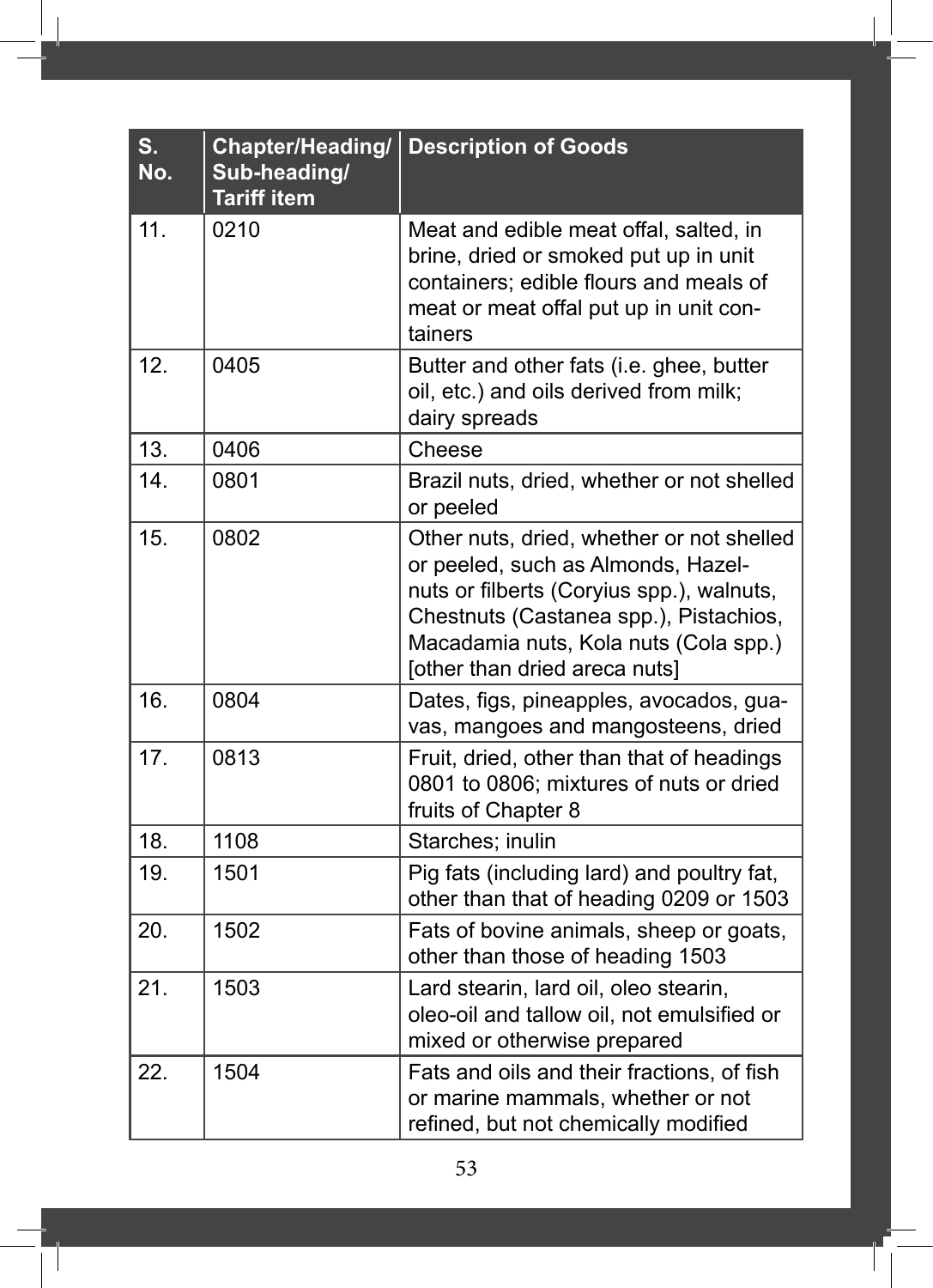| S. No. | Chapter/Heading/ Sub-heading/ Tariff item | Description of Goods |
|---|---|---|
| 11. | 0210 | Meat and edible meat offal, salted, in brine, dried or smoked put up in unit containers; edible flours and meals of meat or meat offal put up in unit containers |
| 12. | 0405 | Butter and other fats (i.e. ghee, butter oil, etc.) and oils derived from milk; dairy spreads |
| 13. | 0406 | Cheese |
| 14. | 0801 | Brazil nuts, dried, whether or not shelled or peeled |
| 15. | 0802 | Other nuts, dried, whether or not shelled or peeled, such as Almonds, Hazelnuts or filberts (Coryius spp.), walnuts, Chestnuts (Castanea spp.), Pistachios, Macadamia nuts, Kola nuts (Cola spp.) [other than dried areca nuts] |
| 16. | 0804 | Dates, figs, pineapples, avocados, guavas, mangoes and mangosteens, dried |
| 17. | 0813 | Fruit, dried, other than that of headings 0801 to 0806; mixtures of nuts or dried fruits of Chapter 8 |
| 18. | 1108 | Starches; inulin |
| 19. | 1501 | Pig fats (including lard) and poultry fat, other than that of heading 0209 or 1503 |
| 20. | 1502 | Fats of bovine animals, sheep or goats, other than those of heading 1503 |
| 21. | 1503 | Lard stearin, lard oil, oleo stearin, oleo-oil and tallow oil, not emulsified or mixed or otherwise prepared |
| 22. | 1504 | Fats and oils and their fractions, of fish or marine mammals, whether or not refined, but not chemically modified |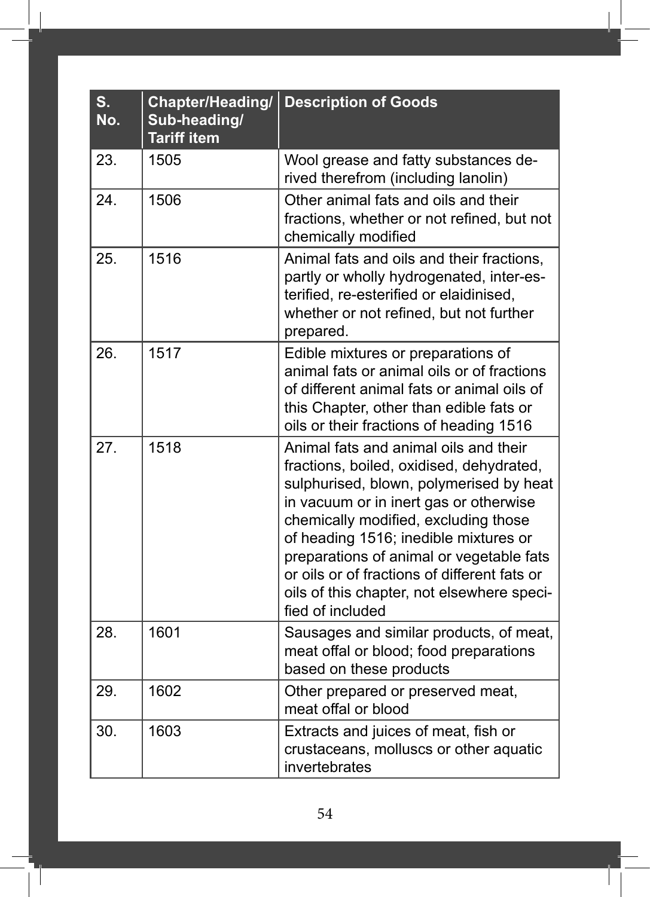| S. No. | Chapter/Heading/ Sub-heading/ Tariff item | Description of Goods |
|---|---|---|
| 23. | 1505 | Wool grease and fatty substances derived therefrom (including lanolin) |
| 24. | 1506 | Other animal fats and oils and their fractions, whether or not refined, but not chemically modified |
| 25. | 1516 | Animal fats and oils and their fractions, partly or wholly hydrogenated, inter-esterified, re-esterified or elaidinised, whether or not refined, but not further prepared. |
| 26. | 1517 | Edible mixtures or preparations of animal fats or animal oils or of fractions of different animal fats or animal oils of this Chapter, other than edible fats or oils or their fractions of heading 1516 |
| 27. | 1518 | Animal fats and animal oils and their fractions, boiled, oxidised, dehydrated, sulphurised, blown, polymerised by heat in vacuum or in inert gas or otherwise chemically modified, excluding those of heading 1516; inedible mixtures or preparations of animal or vegetable fats or oils or of fractions of different fats or oils of this chapter, not elsewhere specified of included |
| 28. | 1601 | Sausages and similar products, of meat, meat offal or blood; food preparations based on these products |
| 29. | 1602 | Other prepared or preserved meat, meat offal or blood |
| 30. | 1603 | Extracts and juices of meat, fish or crustaceans, molluscs or other aquatic invertebrates |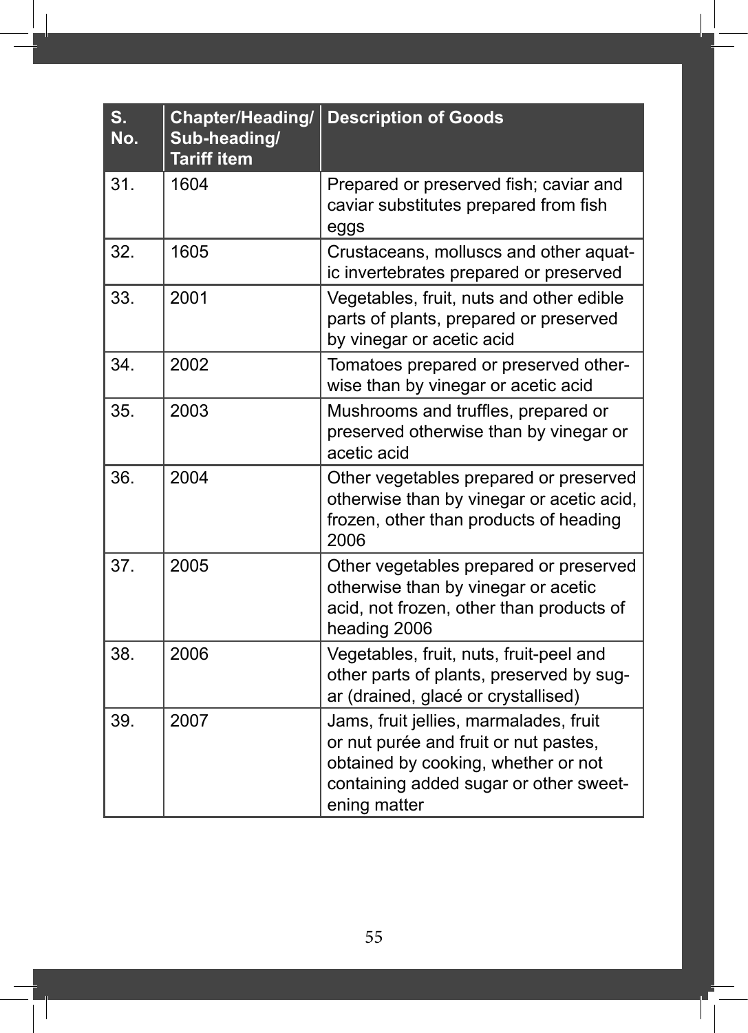| S. No. | Chapter/Heading/ Sub-heading/ Tariff item | Description of Goods |
|---|---|---|
| 31. | 1604 | Prepared or preserved fish; caviar and caviar substitutes prepared from fish eggs |
| 32. | 1605 | Crustaceans, molluscs and other aquatic invertebrates prepared or preserved |
| 33. | 2001 | Vegetables, fruit, nuts and other edible parts of plants, prepared or preserved by vinegar or acetic acid |
| 34. | 2002 | Tomatoes prepared or preserved otherwise than by vinegar or acetic acid |
| 35. | 2003 | Mushrooms and truffles, prepared or preserved otherwise than by vinegar or acetic acid |
| 36. | 2004 | Other vegetables prepared or preserved otherwise than by vinegar or acetic acid, frozen, other than products of heading 2006 |
| 37. | 2005 | Other vegetables prepared or preserved otherwise than by vinegar or acetic acid, not frozen, other than products of heading 2006 |
| 38. | 2006 | Vegetables, fruit, nuts, fruit-peel and other parts of plants, preserved by sugar (drained, glacé or crystallised) |
| 39. | 2007 | Jams, fruit jellies, marmalades, fruit or nut purée and fruit or nut pastes, obtained by cooking, whether or not containing added sugar or other sweetening matter |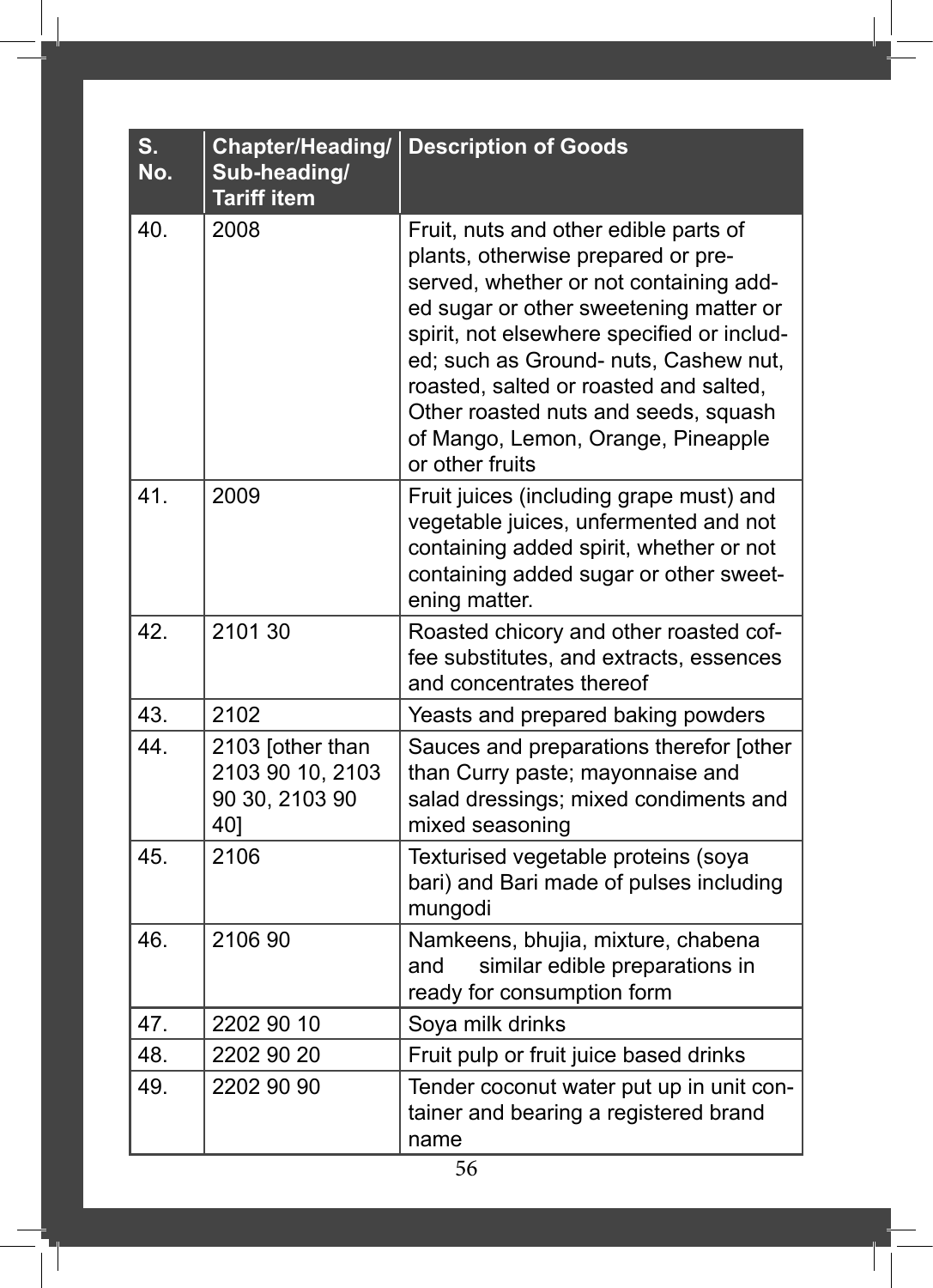| S. No. | Chapter/Heading/ Sub-heading/ Tariff item | Description of Goods |
|---|---|---|
| 40. | 2008 | Fruit, nuts and other edible parts of plants, otherwise prepared or preserved, whether or not containing added sugar or other sweetening matter or spirit, not elsewhere specified or included; such as Ground- nuts, Cashew nut, roasted, salted or roasted and salted, Other roasted nuts and seeds, squash of Mango, Lemon, Orange, Pineapple or other fruits |
| 41. | 2009 | Fruit juices (including grape must) and vegetable juices, unfermented and not containing added spirit, whether or not containing added sugar or other sweetening matter. |
| 42. | 2101 30 | Roasted chicory and other roasted coffee substitutes, and extracts, essences and concentrates thereof |
| 43. | 2102 | Yeasts and prepared baking powders |
| 44. | 2103 [other than 2103 90 10, 2103 90 30, 2103 90 40] | Sauces and preparations therefor [other than Curry paste; mayonnaise and salad dressings; mixed condiments and mixed seasoning |
| 45. | 2106 | Texturised vegetable proteins (soya bari) and Bari made of pulses including mungodi |
| 46. | 2106 90 | Namkeens, bhujia, mixture, chabena and similar edible preparations in ready for consumption form |
| 47. | 2202 90 10 | Soya milk drinks |
| 48. | 2202 90 20 | Fruit pulp or fruit juice based drinks |
| 49. | 2202 90 90 | Tender coconut water put up in unit container and bearing a registered brand name |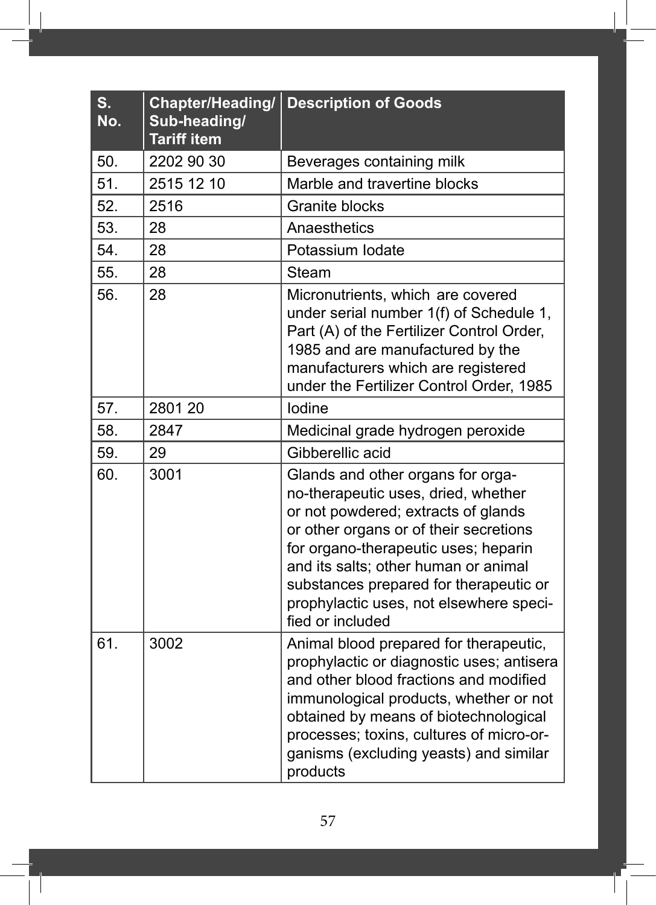| S. No. | Chapter/Heading/ Sub-heading/ Tariff item | Description of Goods |
|---|---|---|
| 50. | 2202 90 30 | Beverages containing milk |
| 51. | 2515 12 10 | Marble and travertine blocks |
| 52. | 2516 | Granite blocks |
| 53. | 28 | Anaesthetics |
| 54. | 28 | Potassium Iodate |
| 55. | 28 | Steam |
| 56. | 28 | Micronutrients, which are covered under serial number 1(f) of Schedule 1, Part (A) of the Fertilizer Control Order, 1985 and are manufactured by the manufacturers which are registered under the Fertilizer Control Order, 1985 |
| 57. | 2801 20 | Iodine |
| 58. | 2847 | Medicinal grade hydrogen peroxide |
| 59. | 29 | Gibberellic acid |
| 60. | 3001 | Glands and other organs for organo-therapeutic uses, dried, whether or not powdered; extracts of glands or other organs or of their secretions for organo-therapeutic uses; heparin and its salts; other human or animal substances prepared for therapeutic or prophylactic uses, not elsewhere specified or included |
| 61. | 3002 | Animal blood prepared for therapeutic, prophylactic or diagnostic uses; antisera and other blood fractions and modified immunological products, whether or not obtained by means of biotechnological processes; toxins, cultures of micro-organisms (excluding yeasts) and similar products |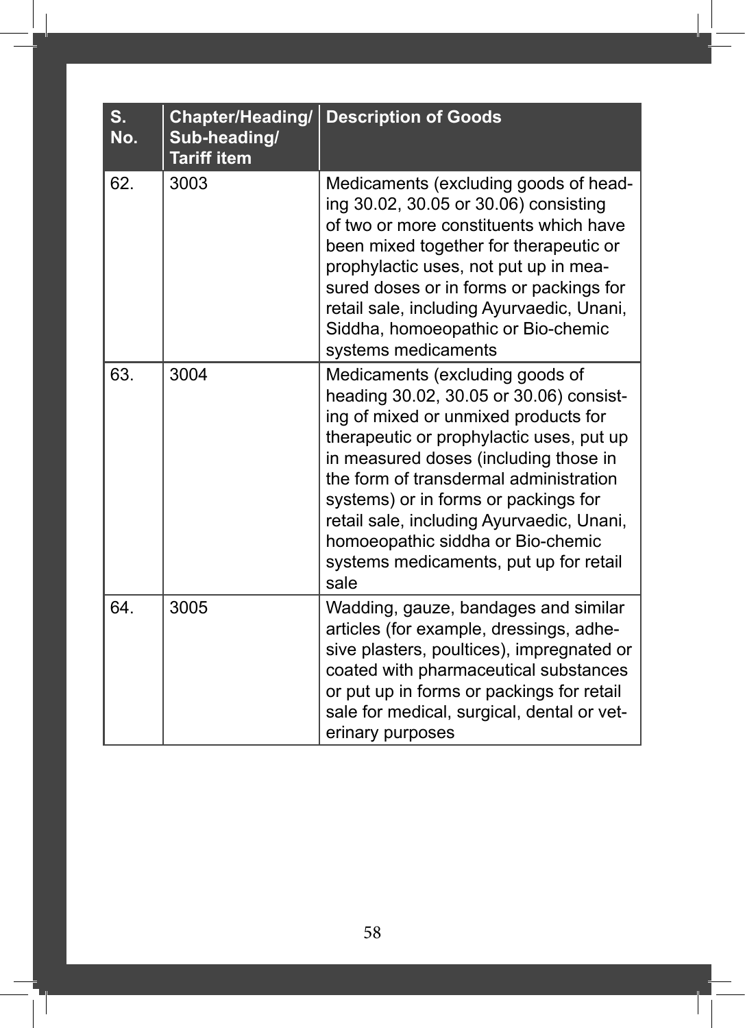| S. No. | Chapter/Heading/ Sub-heading/ Tariff item | Description of Goods |
|---|---|---|
| 62. | 3003 | Medicaments (excluding goods of heading 30.02, 30.05 or 30.06) consisting of two or more constituents which have been mixed together for therapeutic or prophylactic uses, not put up in measured doses or in forms or packings for retail sale, including Ayurvaedic, Unani, Siddha, homoeopathic or Bio-chemic systems medicaments |
| 63. | 3004 | Medicaments (excluding goods of heading 30.02, 30.05 or 30.06) consisting of mixed or unmixed products for therapeutic or prophylactic uses, put up in measured doses (including those in the form of transdermal administration systems) or in forms or packings for retail sale, including Ayurvaedic, Unani, homoeopathic siddha or Bio-chemic systems medicaments, put up for retail sale |
| 64. | 3005 | Wadding, gauze, bandages and similar articles (for example, dressings, adhesive plasters, poultices), impregnated or coated with pharmaceutical substances or put up in forms or packings for retail sale for medical, surgical, dental or veterinary purposes |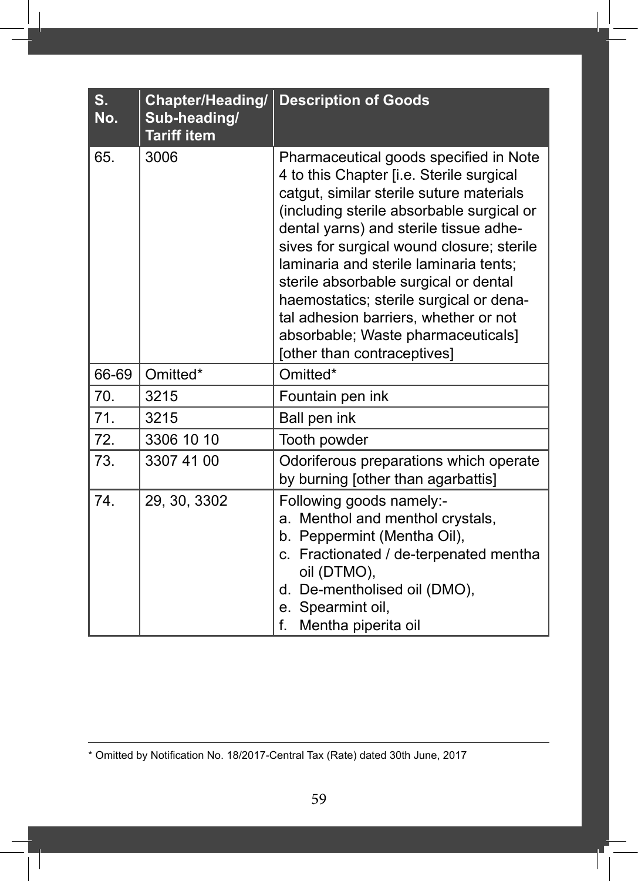| S. No. | Chapter/Heading/ Sub-heading/ Tariff item | Description of Goods |
|---|---|---|
| 65. | 3006 | Pharmaceutical goods specified in Note 4 to this Chapter [i.e. Sterile surgical catgut, similar sterile suture materials (including sterile absorbable surgical or dental yarns) and sterile tissue adhesives for surgical wound closure; sterile laminaria and sterile laminaria tents; sterile absorbable surgical or dental haemostatics; sterile surgical or denatal adhesion barriers, whether or not absorbable; Waste pharmaceuticals] [other than contraceptives] |
| 66-69 | Omitted* | Omitted* |
| 70. | 3215 | Fountain pen ink |
| 71. | 3215 | Ball pen ink |
| 72. | 3306 10 10 | Tooth powder |
| 73. | 3307 41 00 | Odoriferous preparations which operate by burning [other than agarbattis] |
| 74. | 29, 30, 3302 | Following goods namely:-<br>a. Menthol and menthol crystals,<br>b. Peppermint (Mentha Oil),<br>c. Fractionated / de-terpenated mentha oil (DTMO),<br>d. De-mentholised oil (DMO),<br>e. Spearmint oil,<br>f. Mentha piperita oil |

* Omitted by Notification No. 18/2017-Central Tax (Rate) dated 30th June, 2017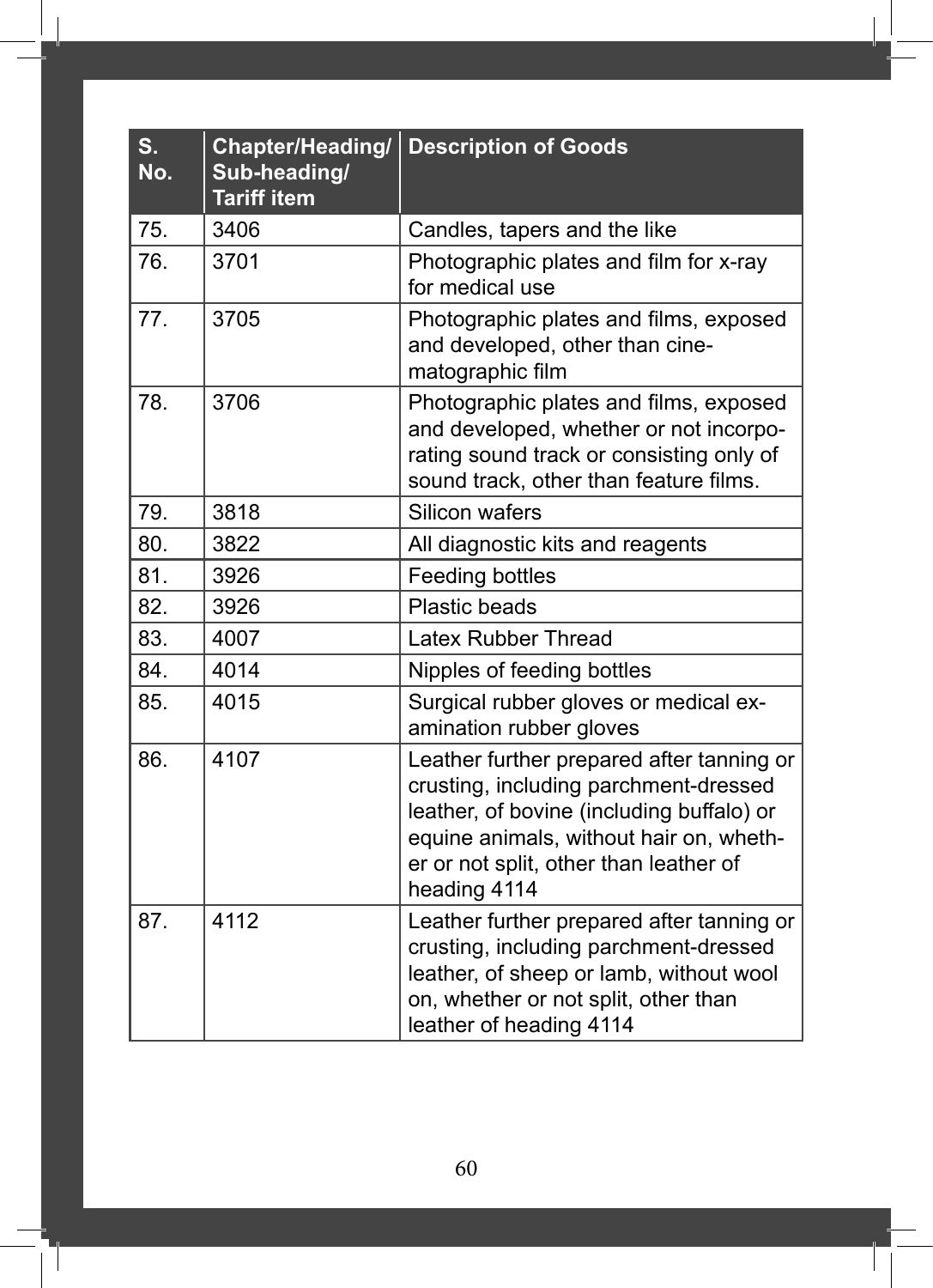| S. No. | Chapter/Heading/ Sub-heading/ Tariff item | Description of Goods |
|---|---|---|
| 75. | 3406 | Candles, tapers and the like |
| 76. | 3701 | Photographic plates and film for x-ray for medical use |
| 77. | 3705 | Photographic plates and films, exposed and developed, other than cinematographic film |
| 78. | 3706 | Photographic plates and films, exposed and developed, whether or not incorporating sound track or consisting only of sound track, other than feature films. |
| 79. | 3818 | Silicon wafers |
| 80. | 3822 | All diagnostic kits and reagents |
| 81. | 3926 | Feeding bottles |
| 82. | 3926 | Plastic beads |
| 83. | 4007 | Latex Rubber Thread |
| 84. | 4014 | Nipples of feeding bottles |
| 85. | 4015 | Surgical rubber gloves or medical examination rubber gloves |
| 86. | 4107 | Leather further prepared after tanning or crusting, including parchment-dressed leather, of bovine (including buffalo) or equine animals, without hair on, whether or not split, other than leather of heading 4114 |
| 87. | 4112 | Leather further prepared after tanning or crusting, including parchment-dressed leather, of sheep or lamb, without wool on, whether or not split, other than leather of heading 4114 |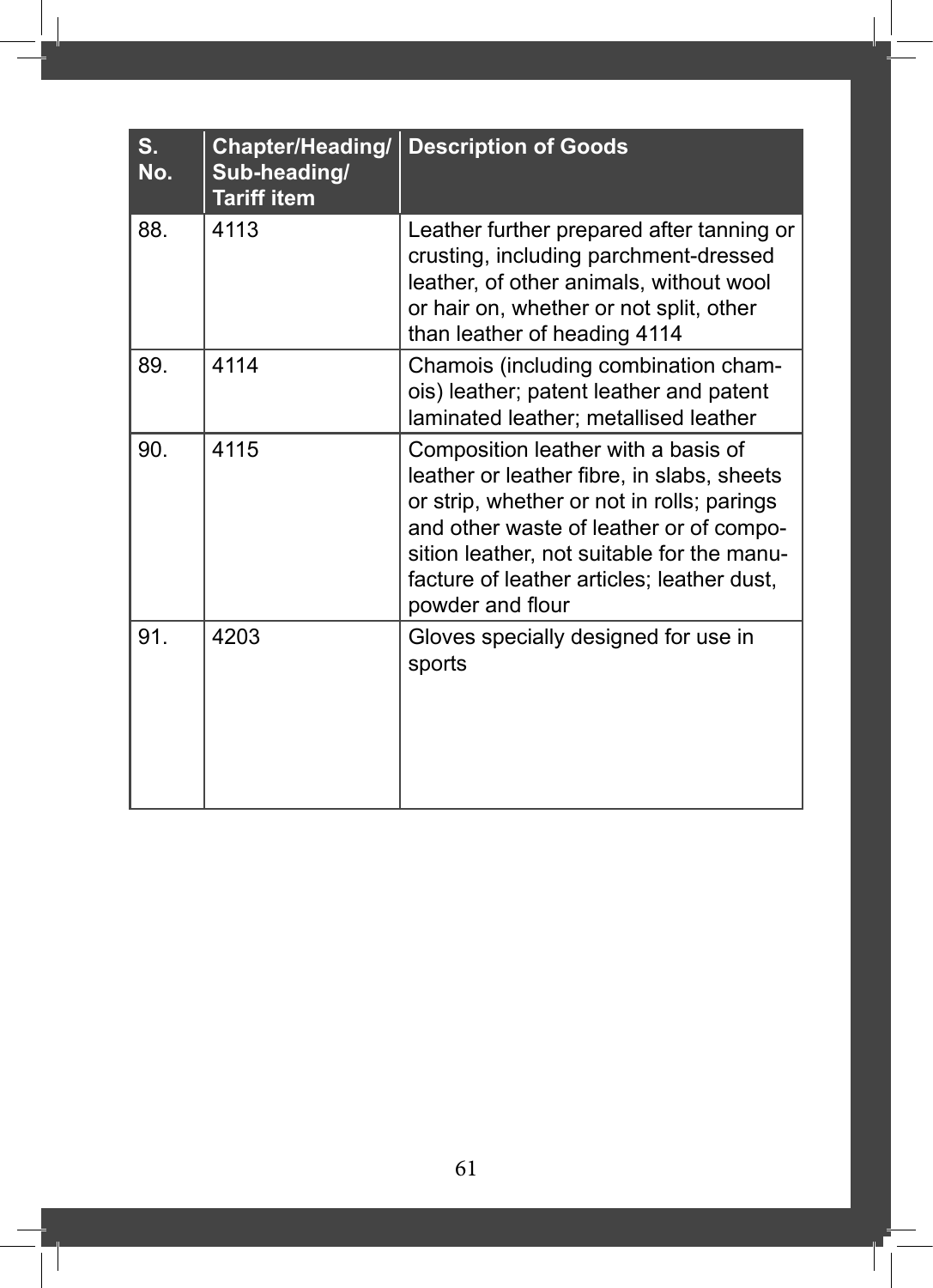| S. No. | Chapter/Heading/ Sub-heading/ Tariff item | Description of Goods |
|---|---|---|
| 88. | 4113 | Leather further prepared after tanning or crusting, including parchment-dressed leather, of other animals, without wool or hair on, whether or not split, other than leather of heading 4114 |
| 89. | 4114 | Chamois (including combination chamois) leather; patent leather and patent laminated leather; metallised leather |
| 90. | 4115 | Composition leather with a basis of leather or leather fibre, in slabs, sheets or strip, whether or not in rolls; parings and other waste of leather or of composition leather, not suitable for the manufacture of leather articles; leather dust, powder and flour |
| 91. | 4203 | Gloves specially designed for use in sports |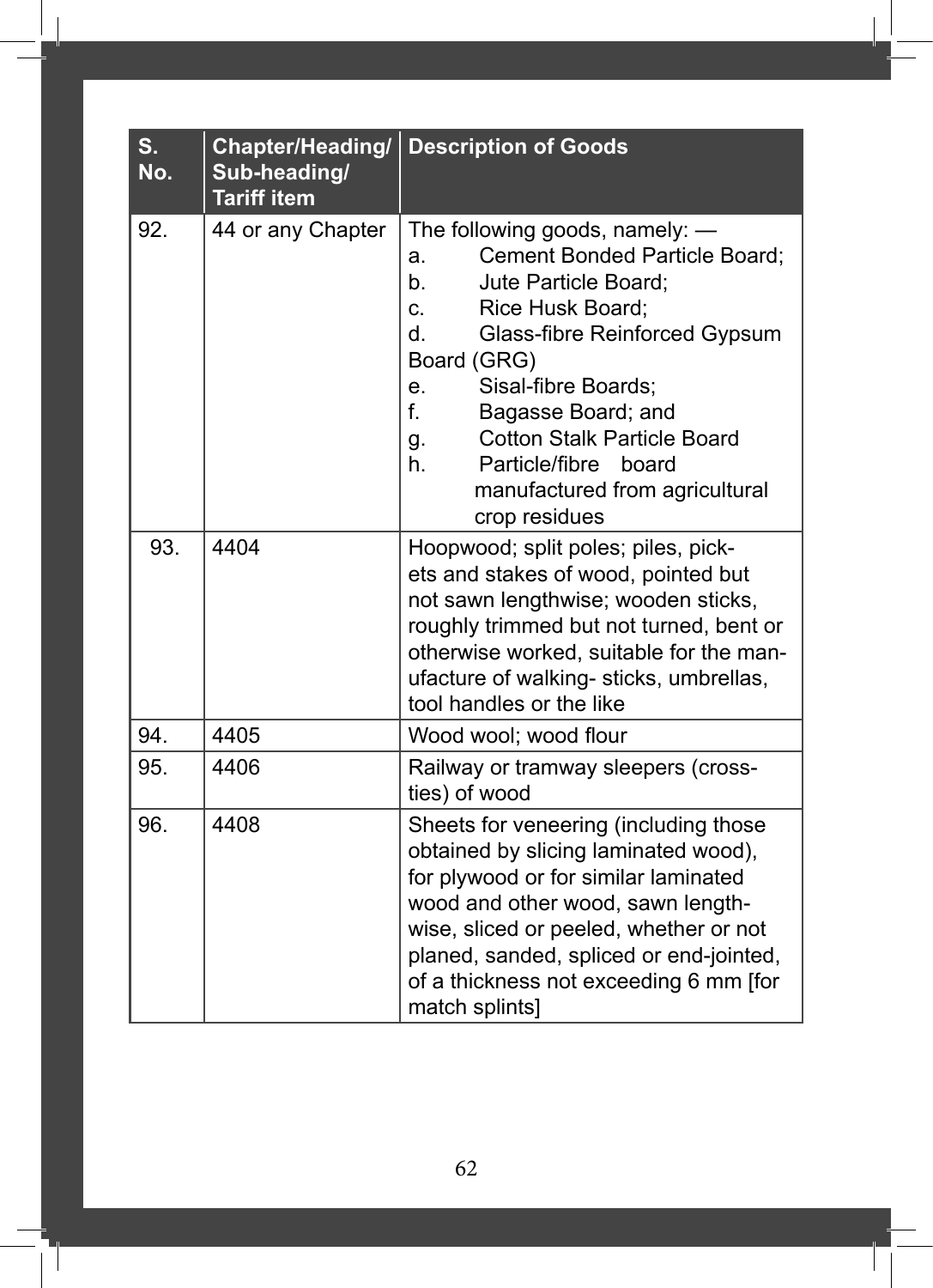| S. No. | Chapter/Heading/ Sub-heading/ Tariff item | Description of Goods |
|---|---|---|
| 92. | 44 or any Chapter | The following goods, namely: — a. Cement Bonded Particle Board; b. Jute Particle Board; c. Rice Husk Board; d. Glass-fibre Reinforced Gypsum Board (GRG) e. Sisal-fibre Boards; f. Bagasse Board; and g. Cotton Stalk Particle Board h. Particle/fibre board manufactured from agricultural crop residues |
| 93. | 4404 | Hoopwood; split poles; piles, pickets and stakes of wood, pointed but not sawn lengthwise; wooden sticks, roughly trimmed but not turned, bent or otherwise worked, suitable for the manufacture of walking- sticks, umbrellas, tool handles or the like |
| 94. | 4405 | Wood wool; wood flour |
| 95. | 4406 | Railway or tramway sleepers (cross-ties) of wood |
| 96. | 4408 | Sheets for veneering (including those obtained by slicing laminated wood), for plywood or for similar laminated wood and other wood, sawn lengthwise, sliced or peeled, whether or not planed, sanded, spliced or end-jointed, of a thickness not exceeding 6 mm [for match splints] |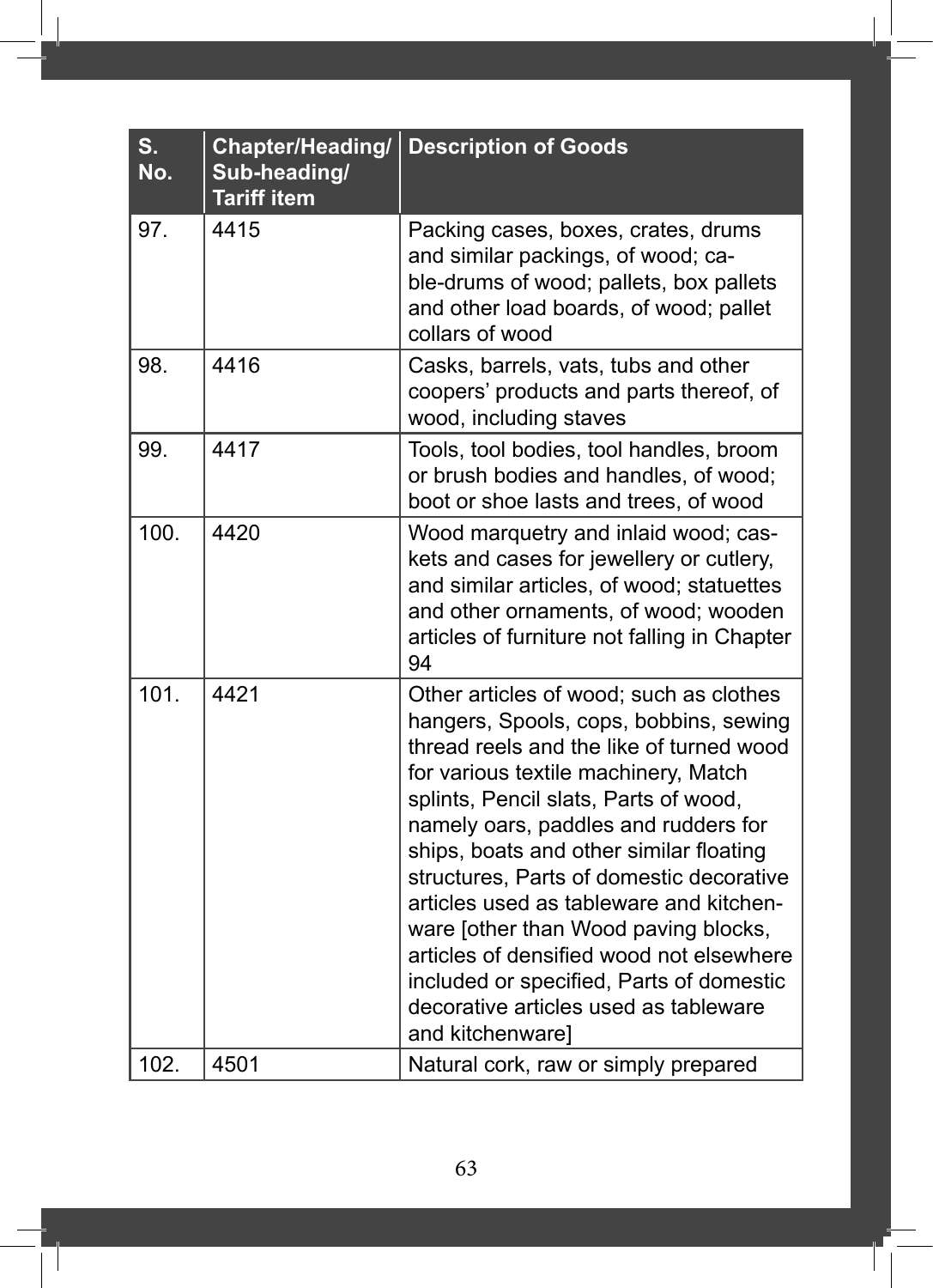| S. No. | Chapter/Heading/ Sub-heading/ Tariff item | Description of Goods |
|---|---|---|
| 97. | 4415 | Packing cases, boxes, crates, drums and similar packings, of wood; cable-drums of wood; pallets, box pallets and other load boards, of wood; pallet collars of wood |
| 98. | 4416 | Casks, barrels, vats, tubs and other coopers' products and parts thereof, of wood, including staves |
| 99. | 4417 | Tools, tool bodies, tool handles, broom or brush bodies and handles, of wood; boot or shoe lasts and trees, of wood |
| 100. | 4420 | Wood marquetry and inlaid wood; caskets and cases for jewellery or cutlery, and similar articles, of wood; statuettes and other ornaments, of wood; wooden articles of furniture not falling in Chapter 94 |
| 101. | 4421 | Other articles of wood; such as clothes hangers, Spools, cops, bobbins, sewing thread reels and the like of turned wood for various textile machinery, Match splints, Pencil slats, Parts of wood, namely oars, paddles and rudders for ships, boats and other similar floating structures, Parts of domestic decorative articles used as tableware and kitchenware [other than Wood paving blocks, articles of densified wood not elsewhere included or specified, Parts of domestic decorative articles used as tableware and kitchenware] |
| 102. | 4501 | Natural cork, raw or simply prepared |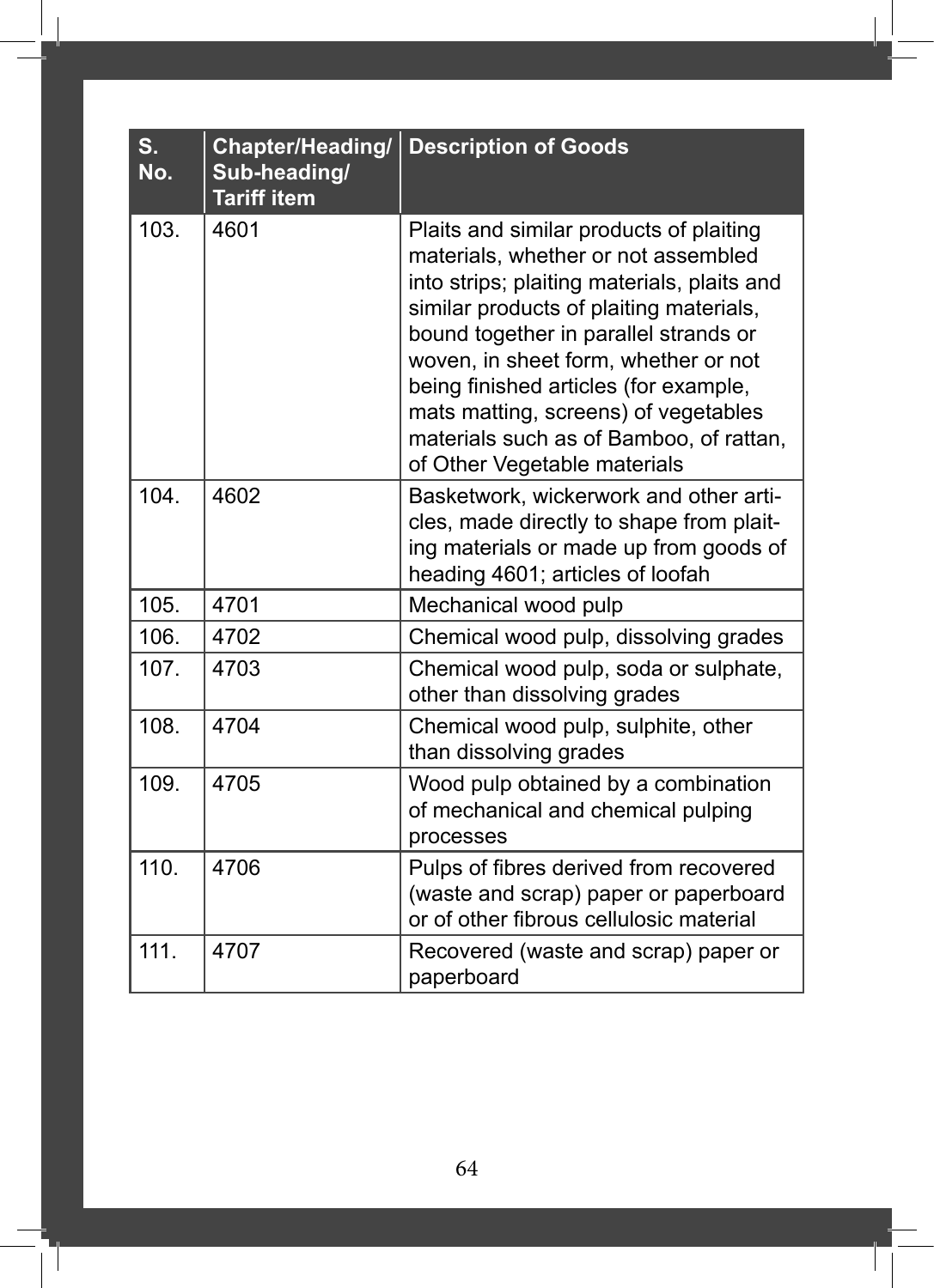| S. No. | Chapter/Heading/ Sub-heading/ Tariff item | Description of Goods |
|---|---|---|
| 103. | 4601 | Plaits and similar products of plaiting materials, whether or not assembled into strips; plaiting materials, plaits and similar products of plaiting materials, bound together in parallel strands or woven, in sheet form, whether or not being finished articles (for example, mats matting, screens) of vegetables materials such as of Bamboo, of rattan, of Other Vegetable materials |
| 104. | 4602 | Basketwork, wickerwork and other articles, made directly to shape from plaiting materials or made up from goods of heading 4601; articles of loofah |
| 105. | 4701 | Mechanical wood pulp |
| 106. | 4702 | Chemical wood pulp, dissolving grades |
| 107. | 4703 | Chemical wood pulp, soda or sulphate, other than dissolving grades |
| 108. | 4704 | Chemical wood pulp, sulphite, other than dissolving grades |
| 109. | 4705 | Wood pulp obtained by a combination of mechanical and chemical pulping processes |
| 110. | 4706 | Pulps of fibres derived from recovered (waste and scrap) paper or paperboard or of other fibrous cellulosic material |
| 111. | 4707 | Recovered (waste and scrap) paper or paperboard |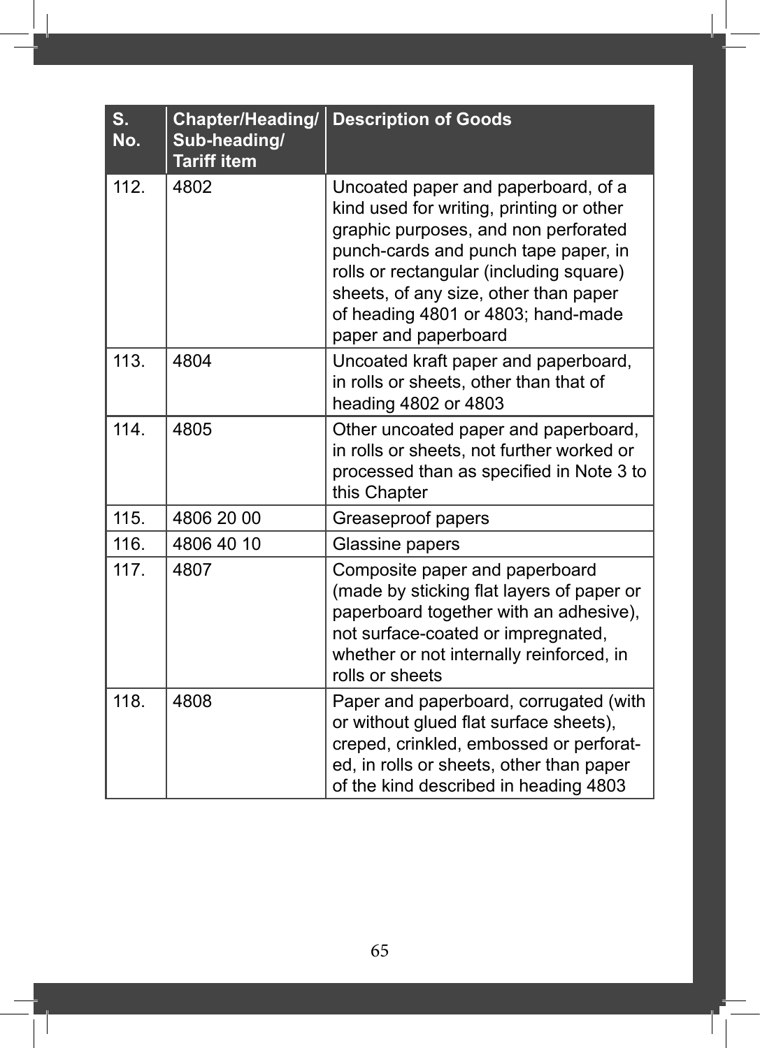| S. No. | Chapter/Heading/ Sub-heading/ Tariff item | Description of Goods |
|---|---|---|
| 112. | 4802 | Uncoated paper and paperboard, of a kind used for writing, printing or other graphic purposes, and non perforated punch-cards and punch tape paper, in rolls or rectangular (including square) sheets, of any size, other than paper of heading 4801 or 4803; hand-made paper and paperboard |
| 113. | 4804 | Uncoated kraft paper and paperboard, in rolls or sheets, other than that of heading 4802 or 4803 |
| 114. | 4805 | Other uncoated paper and paperboard, in rolls or sheets, not further worked or processed than as specified in Note 3 to this Chapter |
| 115. | 4806 20 00 | Greaseproof papers |
| 116. | 4806 40 10 | Glassine papers |
| 117. | 4807 | Composite paper and paperboard (made by sticking flat layers of paper or paperboard together with an adhesive), not surface-coated or impregnated, whether or not internally reinforced, in rolls or sheets |
| 118. | 4808 | Paper and paperboard, corrugated (with or without glued flat surface sheets), creped, crinkled, embossed or perforated, in rolls or sheets, other than paper of the kind described in heading 4803 |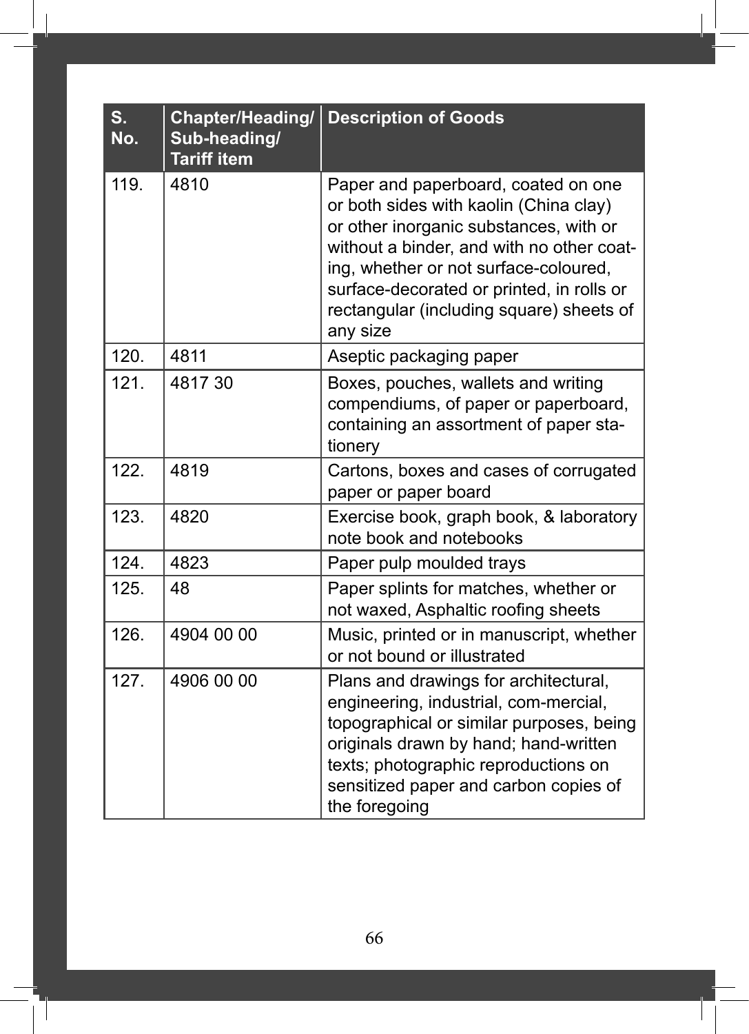| S. No. | Chapter/Heading/ Sub-heading/ Tariff item | Description of Goods |
|---|---|---|
| 119. | 4810 | Paper and paperboard, coated on one or both sides with kaolin (China clay) or other inorganic substances, with or without a binder, and with no other coating, whether or not surface-coloured, surface-decorated or printed, in rolls or rectangular (including square) sheets of any size |
| 120. | 4811 | Aseptic packaging paper |
| 121. | 4817 30 | Boxes, pouches, wallets and writing compendiums, of paper or paperboard, containing an assortment of paper stationery |
| 122. | 4819 | Cartons, boxes and cases of corrugated paper or paper board |
| 123. | 4820 | Exercise book, graph book, & laboratory note book and notebooks |
| 124. | 4823 | Paper pulp moulded trays |
| 125. | 48 | Paper splints for matches, whether or not waxed, Asphaltic roofing sheets |
| 126. | 4904 00 00 | Music, printed or in manuscript, whether or not bound or illustrated |
| 127. | 4906 00 00 | Plans and drawings for architectural, engineering, industrial, com-mercial, topographical or similar purposes, being originals drawn by hand; hand-written texts; photographic reproductions on sensitized paper and carbon copies of the foregoing |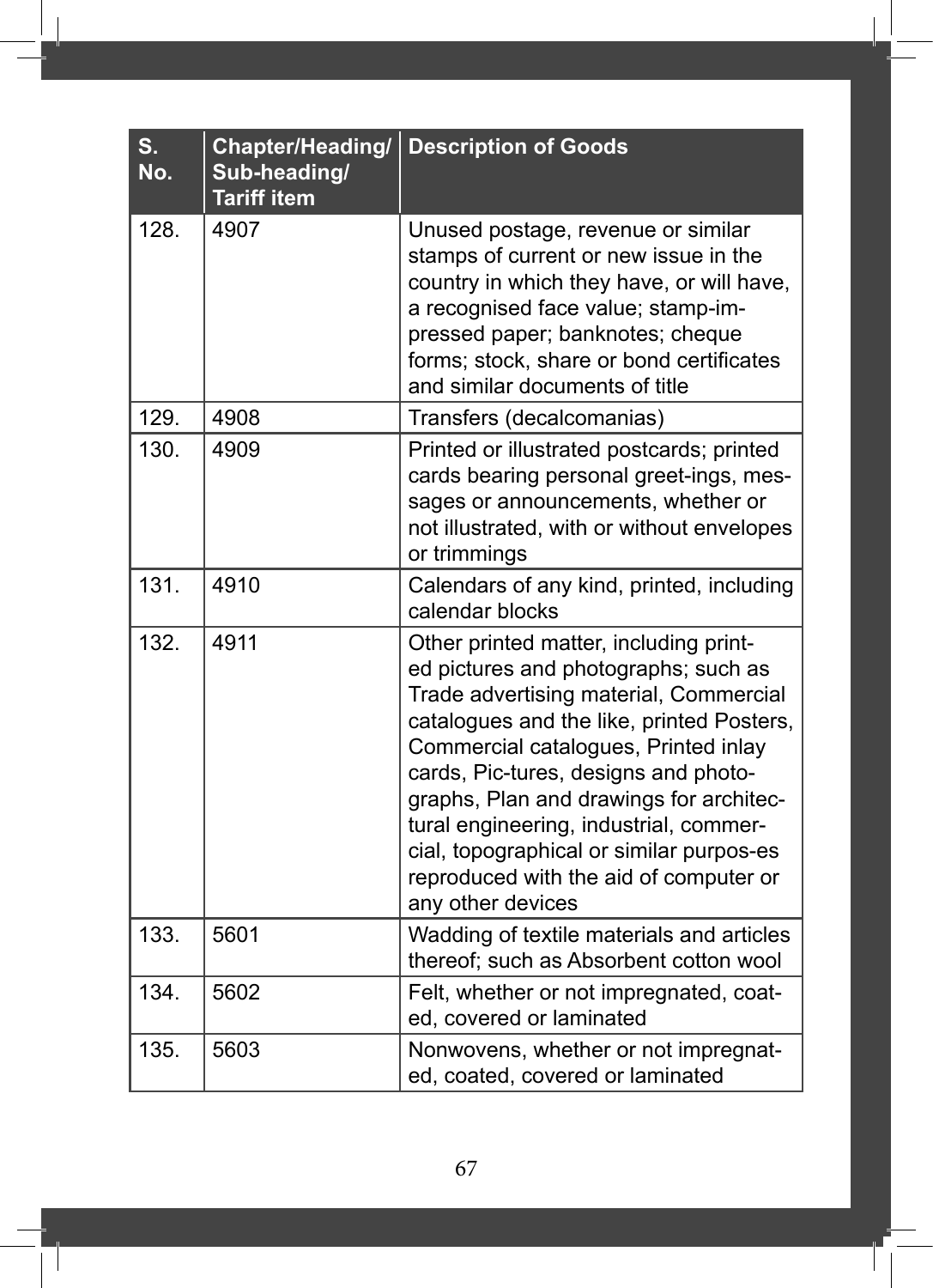| S. No. | Chapter/Heading/ Sub-heading/ Tariff item | Description of Goods |
|---|---|---|
| 128. | 4907 | Unused postage, revenue or similar stamps of current or new issue in the country in which they have, or will have, a recognised face value; stamp-impressed paper; banknotes; cheque forms; stock, share or bond certificates and similar documents of title |
| 129. | 4908 | Transfers (decalcomanias) |
| 130. | 4909 | Printed or illustrated postcards; printed cards bearing personal greet-ings, messages or announcements, whether or not illustrated, with or without envelopes or trimmings |
| 131. | 4910 | Calendars of any kind, printed, including calendar blocks |
| 132. | 4911 | Other printed matter, including printed pictures and photographs; such as Trade advertising material, Commercial catalogues and the like, printed Posters, Commercial catalogues, Printed inlay cards, Pic-tures, designs and photographs, Plan and drawings for architectural engineering, industrial, commercial, topographical or similar purpos-es reproduced with the aid of computer or any other devices |
| 133. | 5601 | Wadding of textile materials and articles thereof; such as Absorbent cotton wool |
| 134. | 5602 | Felt, whether or not impregnated, coated, covered or laminated |
| 135. | 5603 | Nonwovens, whether or not impregnated, coated, covered or laminated |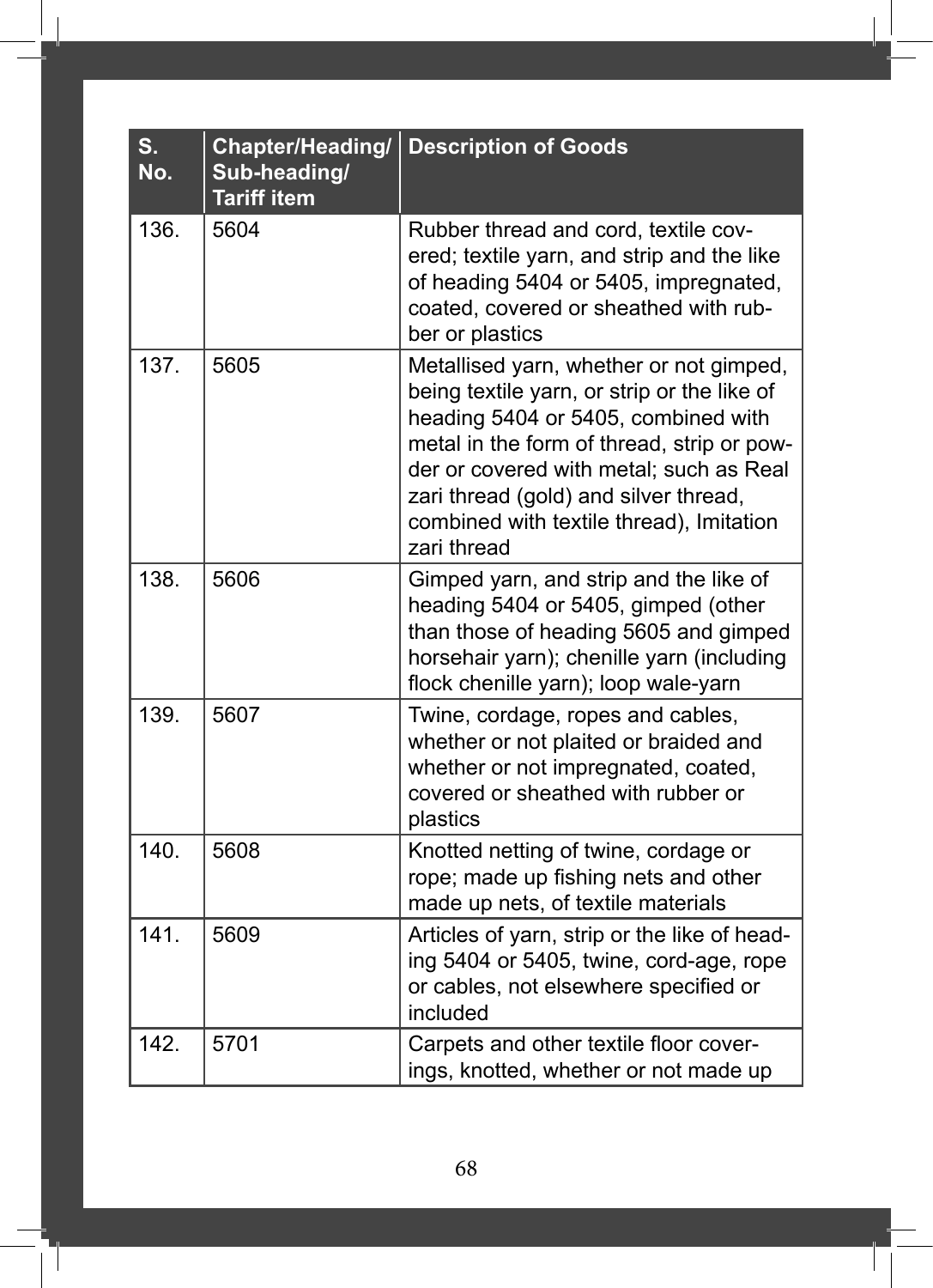| S. No. | Chapter/Heading/ Sub-heading/ Tariff item | Description of Goods |
|---|---|---|
| 136. | 5604 | Rubber thread and cord, textile covered; textile yarn, and strip and the like of heading 5404 or 5405, impregnated, coated, covered or sheathed with rubber or plastics |
| 137. | 5605 | Metallised yarn, whether or not gimped, being textile yarn, or strip or the like of heading 5404 or 5405, combined with metal in the form of thread, strip or powder or covered with metal; such as Real zari thread (gold) and silver thread, combined with textile thread), Imitation zari thread |
| 138. | 5606 | Gimped yarn, and strip and the like of heading 5404 or 5405, gimped (other than those of heading 5605 and gimped horsehair yarn); chenille yarn (including flock chenille yarn); loop wale-yarn |
| 139. | 5607 | Twine, cordage, ropes and cables, whether or not plaited or braided and whether or not impregnated, coated, covered or sheathed with rubber or plastics |
| 140. | 5608 | Knotted netting of twine, cordage or rope; made up fishing nets and other made up nets, of textile materials |
| 141. | 5609 | Articles of yarn, strip or the like of heading 5404 or 5405, twine, cord-age, rope or cables, not elsewhere specified or included |
| 142. | 5701 | Carpets and other textile floor coverings, knotted, whether or not made up |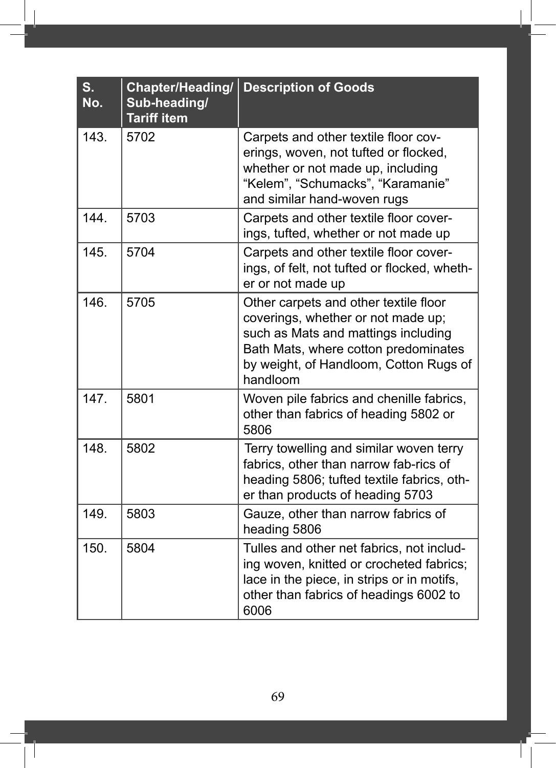| S. No. | Chapter/Heading/ Sub-heading/ Tariff item | Description of Goods |
|---|---|---|
| 143. | 5702 | Carpets and other textile floor coverings, woven, not tufted or flocked, whether or not made up, including "Kelem", "Schumacks", "Karamanie" and similar hand-woven rugs |
| 144. | 5703 | Carpets and other textile floor coverings, tufted, whether or not made up |
| 145. | 5704 | Carpets and other textile floor coverings, of felt, not tufted or flocked, whether or not made up |
| 146. | 5705 | Other carpets and other textile floor coverings, whether or not made up; such as Mats and mattings including Bath Mats, where cotton predominates by weight, of Handloom, Cotton Rugs of handloom |
| 147. | 5801 | Woven pile fabrics and chenille fabrics, other than fabrics of heading 5802 or 5806 |
| 148. | 5802 | Terry towelling and similar woven terry fabrics, other than narrow fab-rics of heading 5806; tufted textile fabrics, other than products of heading 5703 |
| 149. | 5803 | Gauze, other than narrow fabrics of heading 5806 |
| 150. | 5804 | Tulles and other net fabrics, not including woven, knitted or crocheted fabrics; lace in the piece, in strips or in motifs, other than fabrics of headings 6002 to 6006 |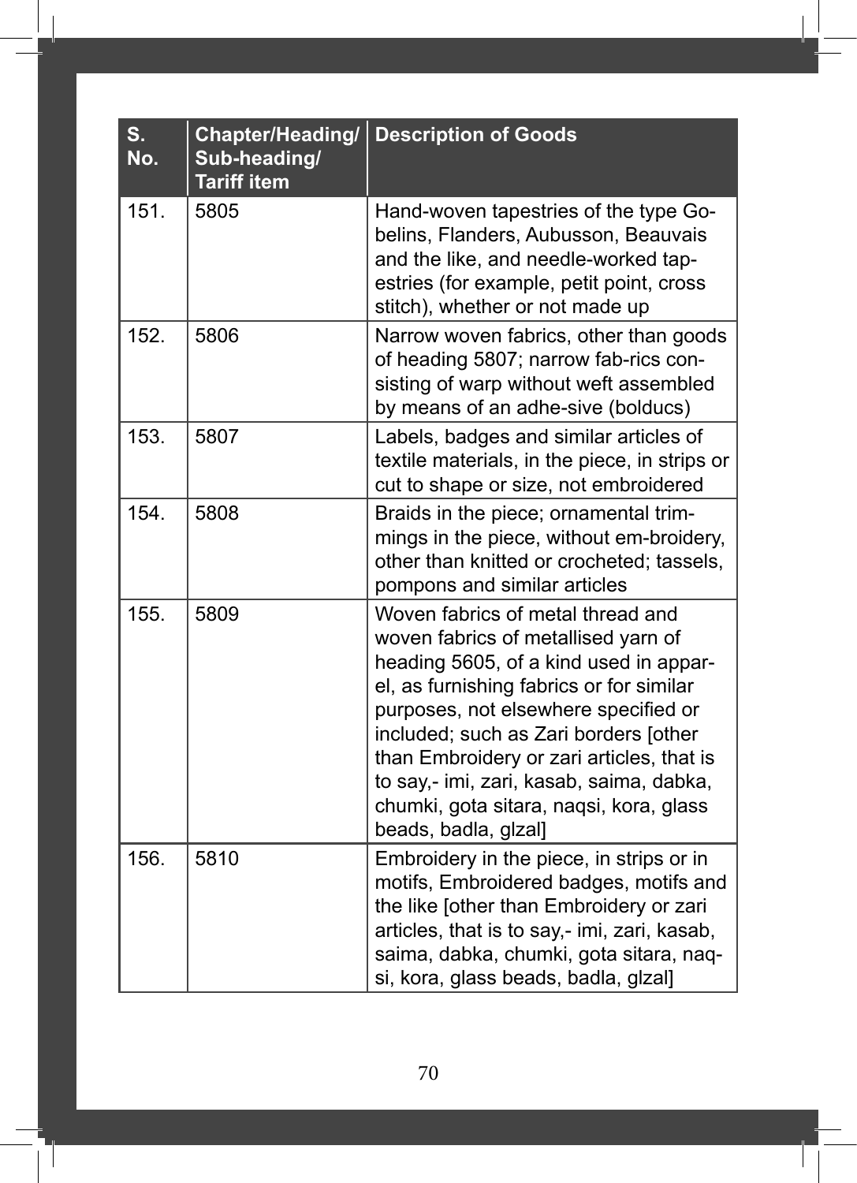| S. No. | Chapter/Heading/ Sub-heading/ Tariff item | Description of Goods |
|---|---|---|
| 151. | 5805 | Hand-woven tapestries of the type Gobelins, Flanders, Aubusson, Beauvais and the like, and needle-worked tapestries (for example, petit point, cross stitch), whether or not made up |
| 152. | 5806 | Narrow woven fabrics, other than goods of heading 5807; narrow fab-rics consisting of warp without weft assembled by means of an adhe-sive (bolducs) |
| 153. | 5807 | Labels, badges and similar articles of textile materials, in the piece, in strips or cut to shape or size, not embroidered |
| 154. | 5808 | Braids in the piece; ornamental trimmings in the piece, without em-broidery, other than knitted or crocheted; tassels, pompons and similar articles |
| 155. | 5809 | Woven fabrics of metal thread and woven fabrics of metallised yarn of heading 5605, of a kind used in apparel, as furnishing fabrics or for similar purposes, not elsewhere specified or included; such as Zari borders [other than Embroidery or zari articles, that is to say,- imi, zari, kasab, saima, dabka, chumki, gota sitara, naqsi, kora, glass beads, badla, glzal] |
| 156. | 5810 | Embroidery in the piece, in strips or in motifs, Embroidered badges, motifs and the like [other than Embroidery or zari articles, that is to say,- imi, zari, kasab, saima, dabka, chumki, gota sitara, naqsi, kora, glass beads, badla, glzal] |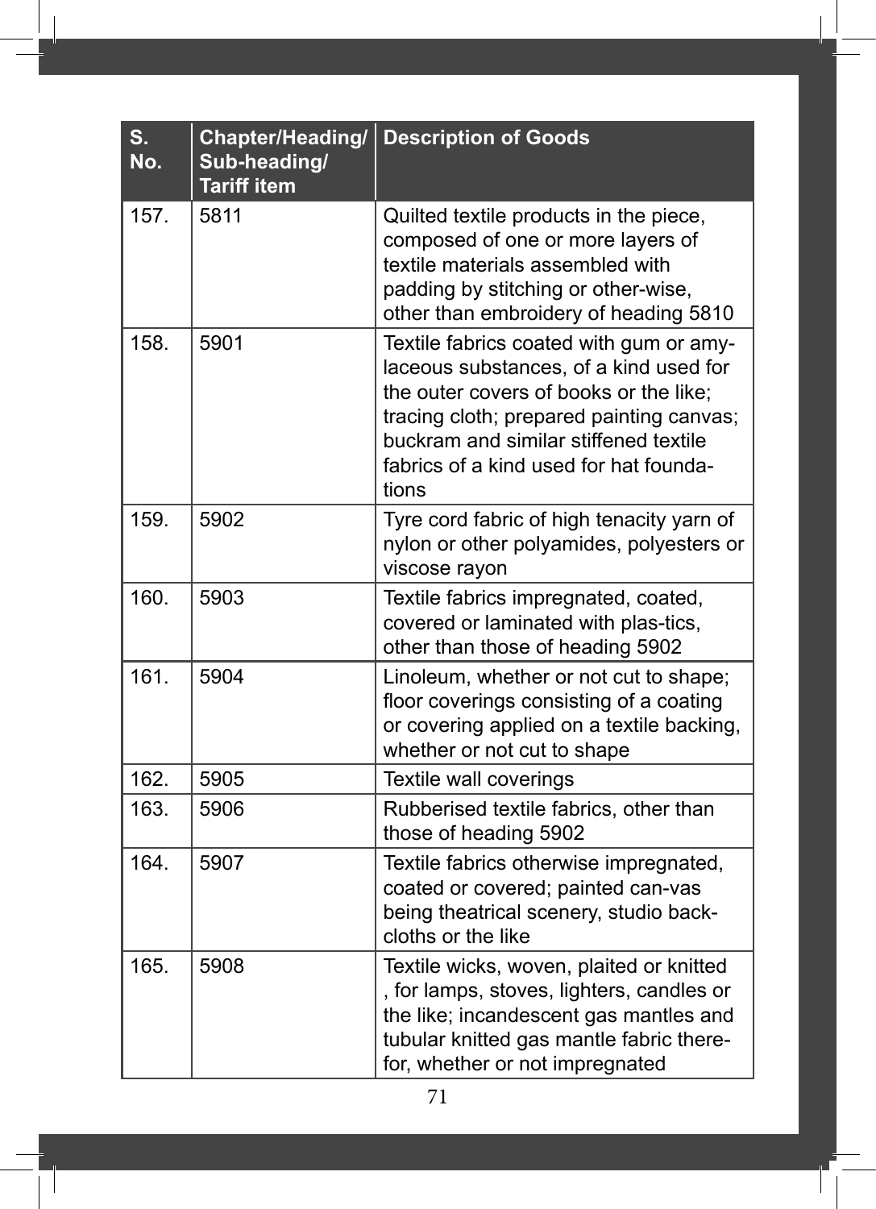| S. No. | Chapter/Heading/ Sub-heading/ Tariff item | Description of Goods |
|---|---|---|
| 157. | 5811 | Quilted textile products in the piece, composed of one or more layers of textile materials assembled with padding by stitching or other-wise, other than embroidery of heading 5810 |
| 158. | 5901 | Textile fabrics coated with gum or amylaceous substances, of a kind used for the outer covers of books or the like; tracing cloth; prepared painting canvas; buckram and similar stiffened textile fabrics of a kind used for hat foundations |
| 159. | 5902 | Tyre cord fabric of high tenacity yarn of nylon or other polyamides, polyesters or viscose rayon |
| 160. | 5903 | Textile fabrics impregnated, coated, covered or laminated with plas-tics, other than those of heading 5902 |
| 161. | 5904 | Linoleum, whether or not cut to shape; floor coverings consisting of a coating or covering applied on a textile backing, whether or not cut to shape |
| 162. | 5905 | Textile wall coverings |
| 163. | 5906 | Rubberised textile fabrics, other than those of heading 5902 |
| 164. | 5907 | Textile fabrics otherwise impregnated, coated or covered; painted can-vas being theatrical scenery, studio back-cloths or the like |
| 165. | 5908 | Textile wicks, woven, plaited or knitted , for lamps, stoves, lighters, candles or the like; incandescent gas mantles and tubular knitted gas mantle fabric therefor, whether or not impregnated |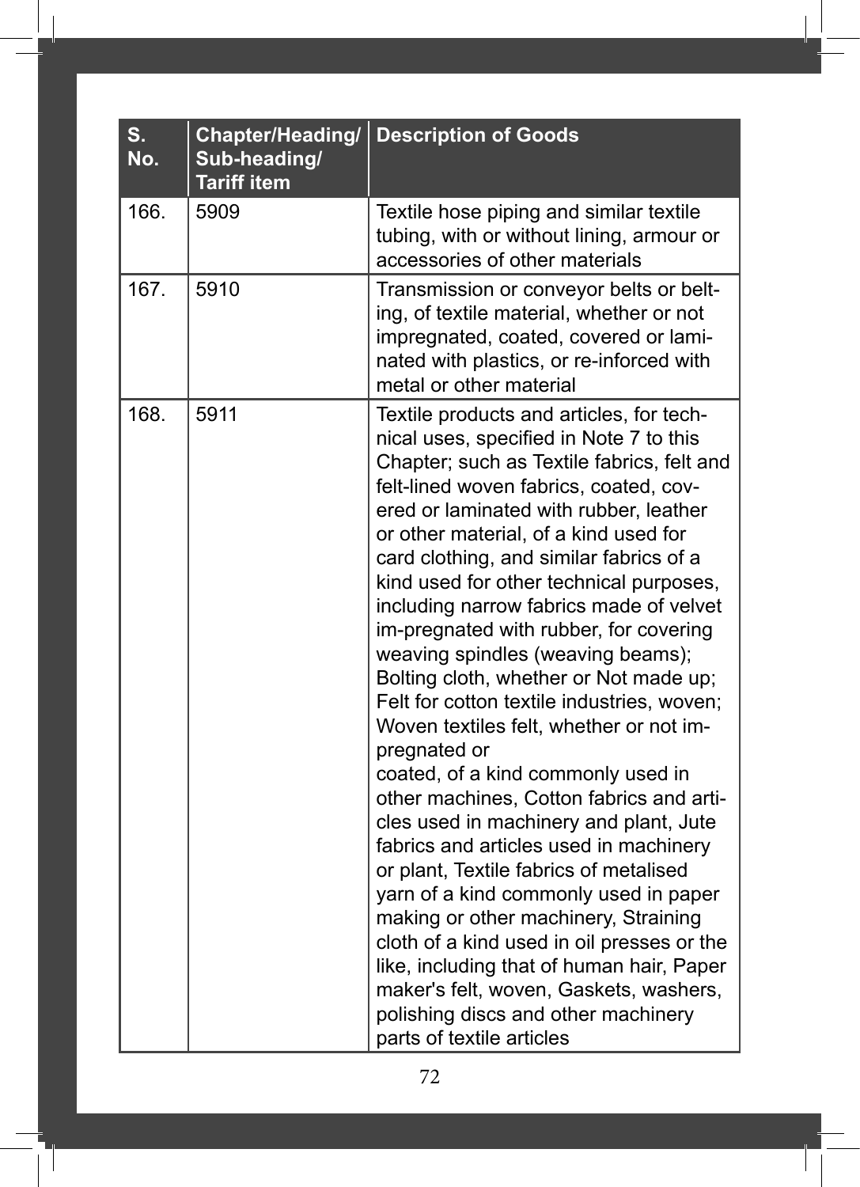| S. No. | Chapter/Heading/ Sub-heading/ Tariff item | Description of Goods |
|---|---|---|
| 166. | 5909 | Textile hose piping and similar textile tubing, with or without lining, armour or accessories of other materials |
| 167. | 5910 | Transmission or conveyor belts or belting, of textile material, whether or not impregnated, coated, covered or laminated with plastics, or re-inforced with metal or other material |
| 168. | 5911 | Textile products and articles, for technical uses, specified in Note 7 to this Chapter; such as Textile fabrics, felt and felt-lined woven fabrics, coated, covered or laminated with rubber, leather or other material, of a kind used for card clothing, and similar fabrics of a kind used for other technical purposes, including narrow fabrics made of velvet im-pregnated with rubber, for covering weaving spindles (weaving beams); Bolting cloth, whether or Not made up; Felt for cotton textile industries, woven; Woven textiles felt, whether or not impregnated or coated, of a kind commonly used in other machines, Cotton fabrics and articles used in machinery and plant, Jute fabrics and articles used in machinery or plant, Textile fabrics of metalised yarn of a kind commonly used in paper making or other machinery, Straining cloth of a kind used in oil presses or the like, including that of human hair, Paper maker's felt, woven, Gaskets, washers, polishing discs and other machinery parts of textile articles |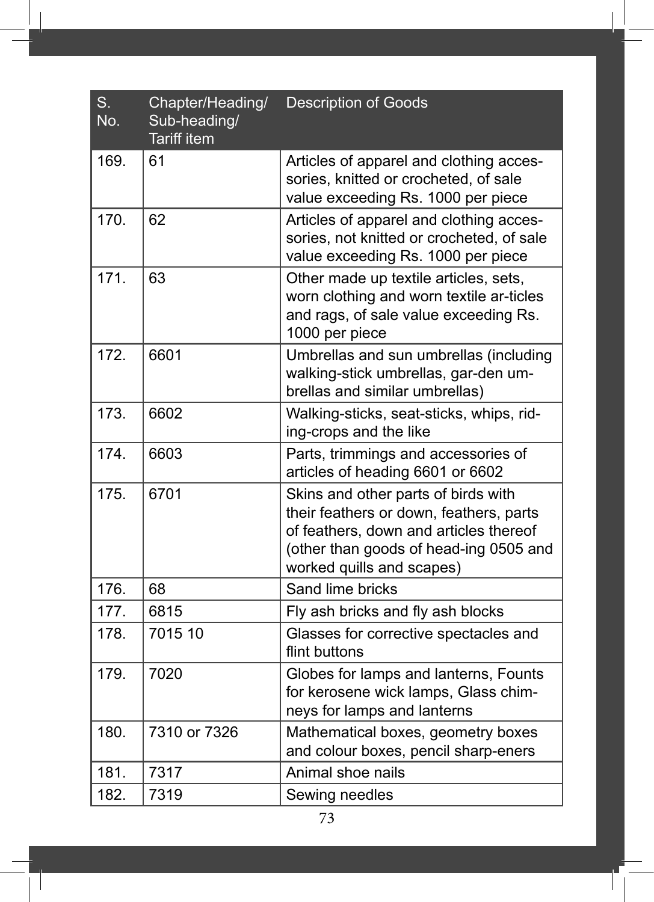| S. No. | Chapter/Heading/ Sub-heading/ Tariff item | Description of Goods |
|---|---|---|
| 169. | 61 | Articles of apparel and clothing accessories, knitted or crocheted, of sale value exceeding Rs. 1000 per piece |
| 170. | 62 | Articles of apparel and clothing accessories, not knitted or crocheted, of sale value exceeding Rs. 1000 per piece |
| 171. | 63 | Other made up textile articles, sets, worn clothing and worn textile ar-ticles and rags, of sale value exceeding Rs. 1000 per piece |
| 172. | 6601 | Umbrellas and sun umbrellas (including walking-stick umbrellas, gar-den umbrellas and similar umbrellas) |
| 173. | 6602 | Walking-sticks, seat-sticks, whips, riding-crops and the like |
| 174. | 6603 | Parts, trimmings and accessories of articles of heading 6601 or 6602 |
| 175. | 6701 | Skins and other parts of birds with their feathers or down, feathers, parts of feathers, down and articles thereof (other than goods of head-ing 0505 and worked quills and scapes) |
| 176. | 68 | Sand lime bricks |
| 177. | 6815 | Fly ash bricks and fly ash blocks |
| 178. | 7015 10 | Glasses for corrective spectacles and flint buttons |
| 179. | 7020 | Globes for lamps and lanterns, Founts for kerosene wick lamps, Glass chimneys for lamps and lanterns |
| 180. | 7310 or 7326 | Mathematical boxes, geometry boxes and colour boxes, pencil sharp-eners |
| 181. | 7317 | Animal shoe nails |
| 182. | 7319 | Sewing needles |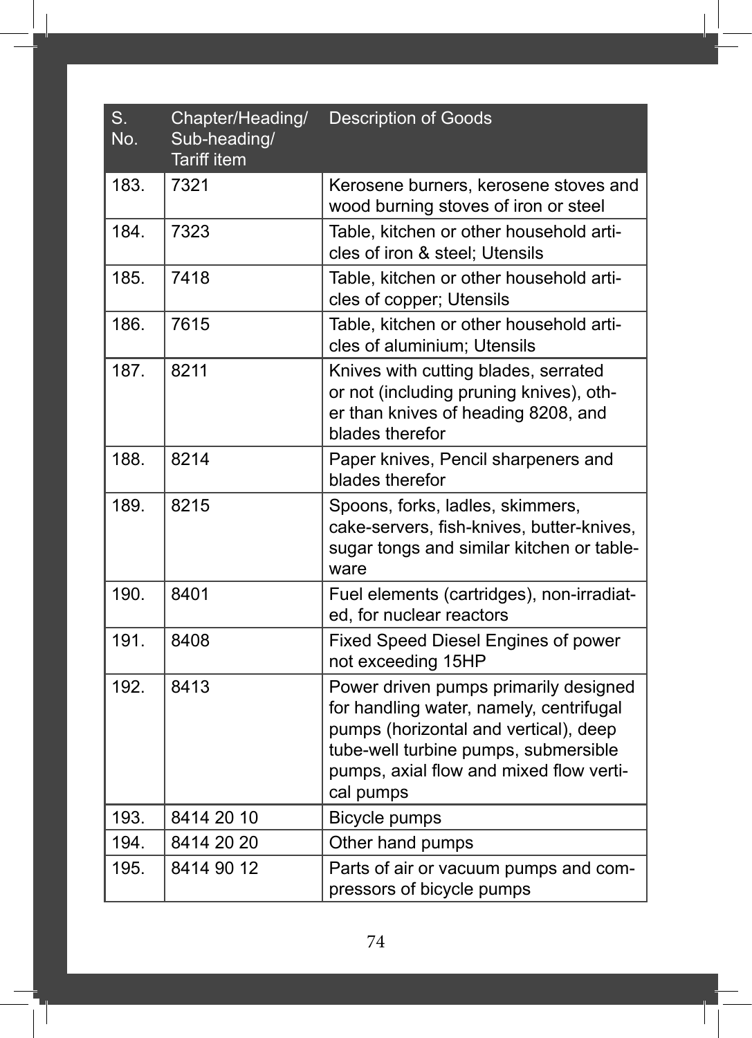| S. No. | Chapter/Heading/ Sub-heading/ Tariff item | Description of Goods |
|---|---|---|
| 183. | 7321 | Kerosene burners, kerosene stoves and wood burning stoves of iron or steel |
| 184. | 7323 | Table, kitchen or other household articles of iron & steel; Utensils |
| 185. | 7418 | Table, kitchen or other household articles of copper; Utensils |
| 186. | 7615 | Table, kitchen or other household articles of aluminium; Utensils |
| 187. | 8211 | Knives with cutting blades, serrated or not (including pruning knives), other than knives of heading 8208, and blades therefor |
| 188. | 8214 | Paper knives, Pencil sharpeners and blades therefor |
| 189. | 8215 | Spoons, forks, ladles, skimmers, cake-servers, fish-knives, butter-knives, sugar tongs and similar kitchen or tableware |
| 190. | 8401 | Fuel elements (cartridges), non-irradiated, for nuclear reactors |
| 191. | 8408 | Fixed Speed Diesel Engines of power not exceeding 15HP |
| 192. | 8413 | Power driven pumps primarily designed for handling water, namely, centrifugal pumps (horizontal and vertical), deep tube-well turbine pumps, submersible pumps, axial flow and mixed flow vertical pumps |
| 193. | 8414 20 10 | Bicycle pumps |
| 194. | 8414 20 20 | Other hand pumps |
| 195. | 8414 90 12 | Parts of air or vacuum pumps and compressors of bicycle pumps |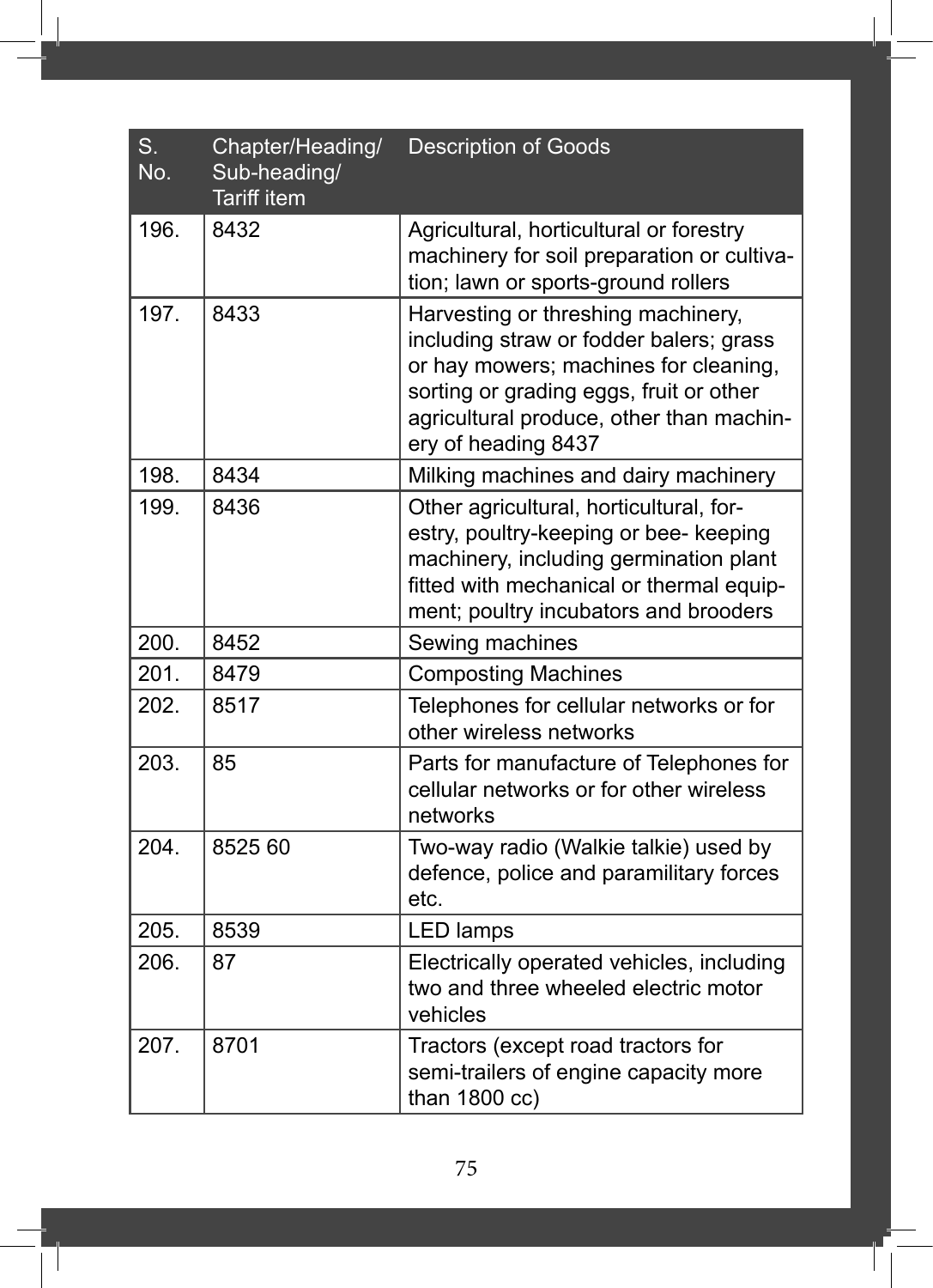| S. No. | Chapter/Heading/ Sub-heading/ Tariff item | Description of Goods |
|---|---|---|
| 196. | 8432 | Agricultural, horticultural or forestry machinery for soil preparation or cultivation; lawn or sports-ground rollers |
| 197. | 8433 | Harvesting or threshing machinery, including straw or fodder balers; grass or hay mowers; machines for cleaning, sorting or grading eggs, fruit or other agricultural produce, other than machinery of heading 8437 |
| 198. | 8434 | Milking machines and dairy machinery |
| 199. | 8436 | Other agricultural, horticultural, forestry, poultry-keeping or bee- keeping machinery, including germination plant fitted with mechanical or thermal equipment; poultry incubators and brooders |
| 200. | 8452 | Sewing machines |
| 201. | 8479 | Composting Machines |
| 202. | 8517 | Telephones for cellular networks or for other wireless networks |
| 203. | 85 | Parts for manufacture of Telephones for cellular networks or for other wireless networks |
| 204. | 8525 60 | Two-way radio (Walkie talkie) used by defence, police and paramilitary forces etc. |
| 205. | 8539 | LED lamps |
| 206. | 87 | Electrically operated vehicles, including two and three wheeled electric motor vehicles |
| 207. | 8701 | Tractors (except road tractors for semi-trailers of engine capacity more than 1800 cc) |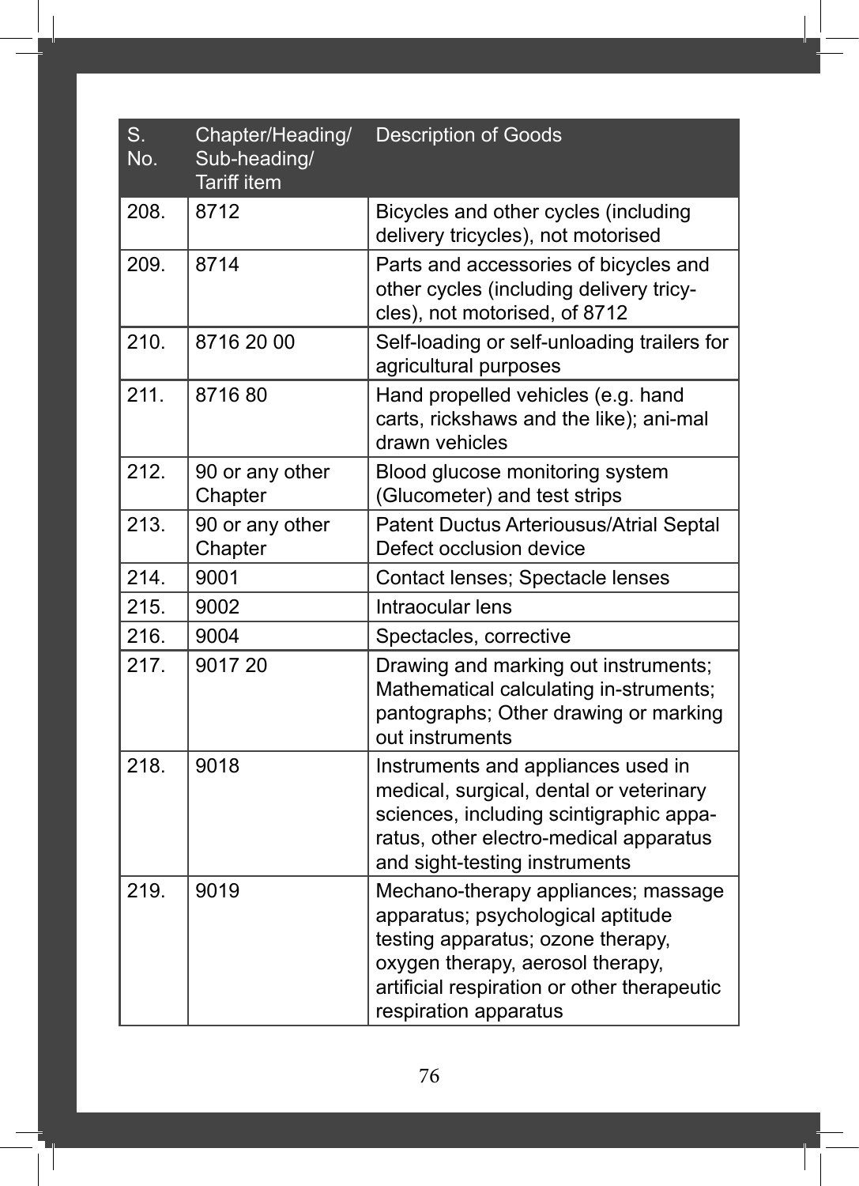| S. No. | Chapter/Heading/ Sub-heading/ Tariff item | Description of Goods |
|---|---|---|
| 208. | 8712 | Bicycles and other cycles (including delivery tricycles), not motorised |
| 209. | 8714 | Parts and accessories of bicycles and other cycles (including delivery tricycles), not motorised, of 8712 |
| 210. | 8716 20 00 | Self-loading or self-unloading trailers for agricultural purposes |
| 211. | 8716 80 | Hand propelled vehicles (e.g. hand carts, rickshaws and the like); ani-mal drawn vehicles |
| 212. | 90 or any other Chapter | Blood glucose monitoring system (Glucometer) and test strips |
| 213. | 90 or any other Chapter | Patent Ductus Arteriousus/Atrial Septal Defect occlusion device |
| 214. | 9001 | Contact lenses; Spectacle lenses |
| 215. | 9002 | Intraocular lens |
| 216. | 9004 | Spectacles, corrective |
| 217. | 9017 20 | Drawing and marking out instruments; Mathematical calculating in-struments; pantographs; Other drawing or marking out instruments |
| 218. | 9018 | Instruments and appliances used in medical, surgical, dental or veterinary sciences, including scintigraphic apparatus, other electro-medical apparatus and sight-testing instruments |
| 219. | 9019 | Mechano-therapy appliances; massage apparatus; psychological aptitude testing apparatus; ozone therapy, oxygen therapy, aerosol therapy, artificial respiration or other therapeutic respiration apparatus |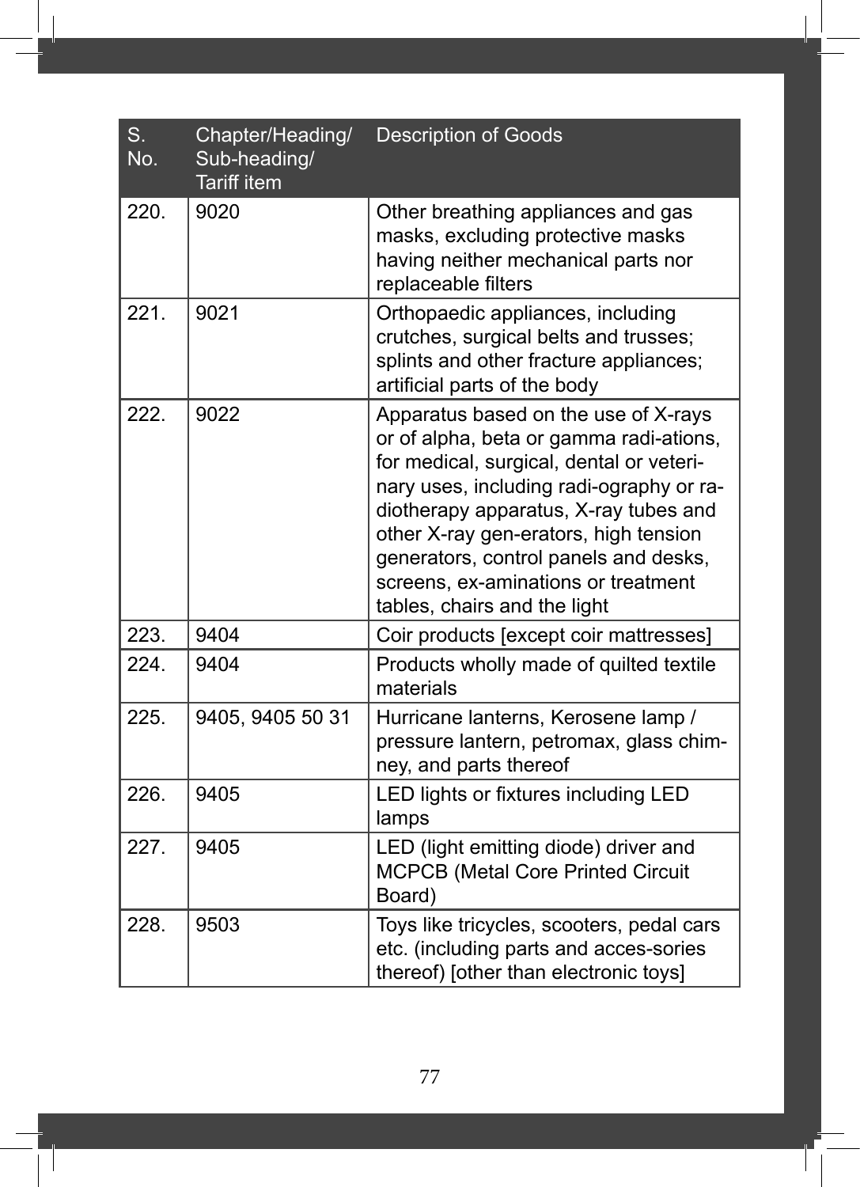| S. No. | Chapter/Heading/ Sub-heading/ Tariff item | Description of Goods |
|---|---|---|
| 220. | 9020 | Other breathing appliances and gas masks, excluding protective masks having neither mechanical parts nor replaceable filters |
| 221. | 9021 | Orthopaedic appliances, including crutches, surgical belts and trusses; splints and other fracture appliances; artificial parts of the body |
| 222. | 9022 | Apparatus based on the use of X-rays or of alpha, beta or gamma radi-ations, for medical, surgical, dental or veteri-nary uses, including radi-ography or ra-diotherapy apparatus, X-ray tubes and other X-ray gen-erators, high tension generators, control panels and desks, screens, ex-aminations or treatment tables, chairs and the light |
| 223. | 9404 | Coir products [except coir mattresses] |
| 224. | 9404 | Products wholly made of quilted textile materials |
| 225. | 9405, 9405 50 31 | Hurricane lanterns, Kerosene lamp / pressure lantern, petromax, glass chim-ney, and parts thereof |
| 226. | 9405 | LED lights or fixtures including LED lamps |
| 227. | 9405 | LED (light emitting diode) driver and MCPCB (Metal Core Printed Circuit Board) |
| 228. | 9503 | Toys like tricycles, scooters, pedal cars etc. (including parts and acces-sories thereof) [other than electronic toys] |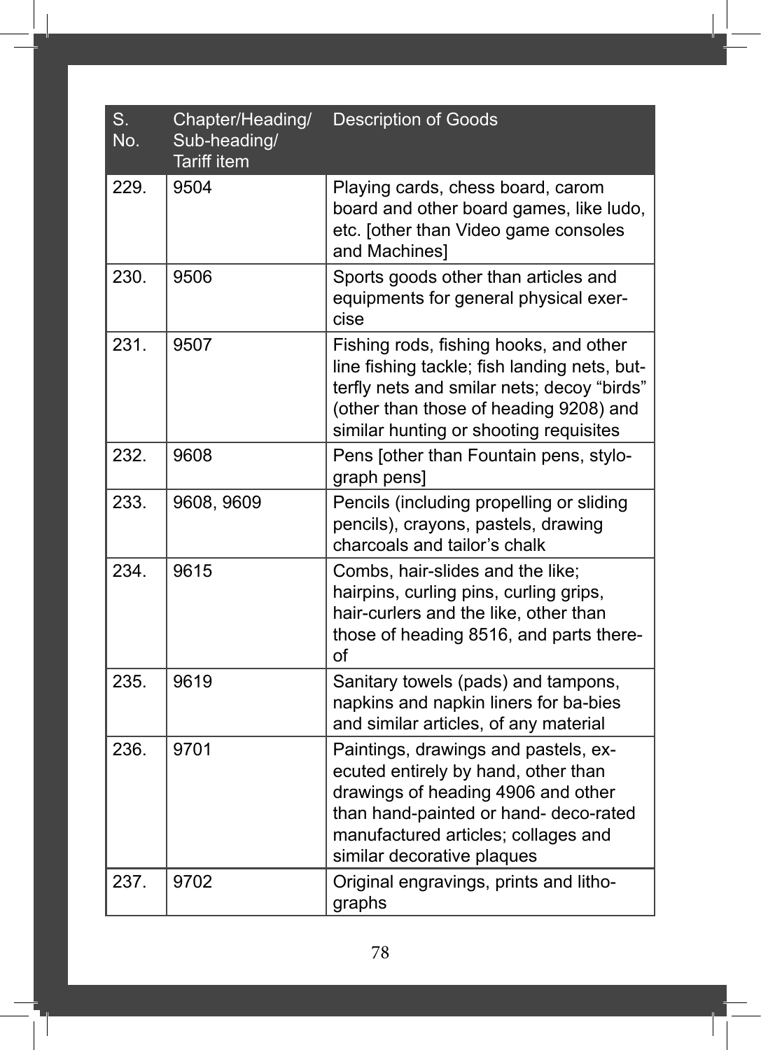| S. No. | Chapter/Heading/ Sub-heading/ Tariff item | Description of Goods |
|---|---|---|
| 229. | 9504 | Playing cards, chess board, carom board and other board games, like ludo, etc. [other than Video game consoles and Machines] |
| 230. | 9506 | Sports goods other than articles and equipments for general physical exercise |
| 231. | 9507 | Fishing rods, fishing hooks, and other line fishing tackle; fish landing nets, butterfly nets and smilar nets; decoy "birds" (other than those of heading 9208) and similar hunting or shooting requisites |
| 232. | 9608 | Pens [other than Fountain pens, stylograph pens] |
| 233. | 9608, 9609 | Pencils (including propelling or sliding pencils), crayons, pastels, drawing charcoals and tailor's chalk |
| 234. | 9615 | Combs, hair-slides and the like; hairpins, curling pins, curling grips, hair-curlers and the like, other than those of heading 8516, and parts thereof |
| 235. | 9619 | Sanitary towels (pads) and tampons, napkins and napkin liners for ba-bies and similar articles, of any material |
| 236. | 9701 | Paintings, drawings and pastels, executed entirely by hand, other than drawings of heading 4906 and other than hand-painted or hand- deco-rated manufactured articles; collages and similar decorative plaques |
| 237. | 9702 | Original engravings, prints and lithographs |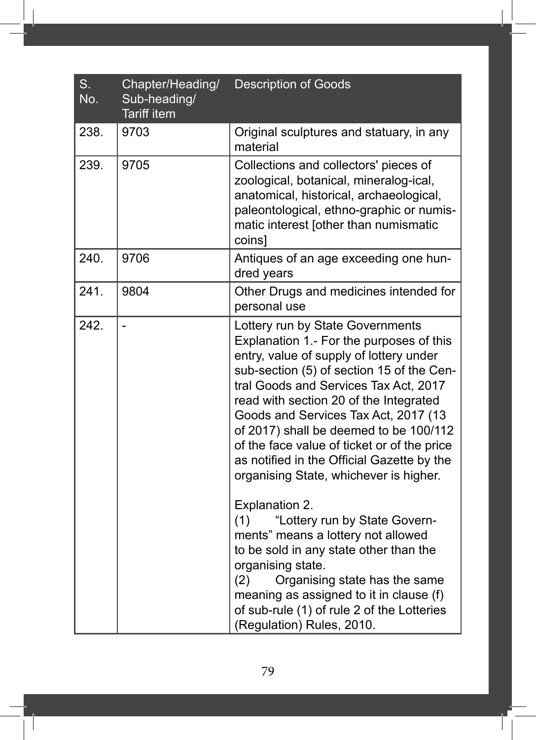| S. No. | Chapter/Heading/ Sub-heading/ Tariff item | Description of Goods |
|---|---|---|
| 238. | 9703 | Original sculptures and statuary, in any material |
| 239. | 9705 | Collections and collectors' pieces of zoological, botanical, mineralog-ical, anatomical, historical, archaeological, paleontological, ethno-graphic or numis-matic interest [other than numismatic coins] |
| 240. | 9706 | Antiques of an age exceeding one hun-dred years |
| 241. | 9804 | Other Drugs and medicines intended for personal use |
| 242. | - | Lottery run by State Governments<br>Explanation 1.- For the purposes of this entry, value of supply of lottery under sub-section (5) of section 15 of the Cen-tral Goods and Services Tax Act, 2017 read with section 20 of the Integrated Goods and Services Tax Act, 2017 (13 of 2017) shall be deemed to be 100/112 of the face value of ticket or of the price as notified in the Official Gazette by the organising State, whichever is higher.<br><br>Explanation 2.<br>(1) "Lottery run by State Govern-ments" means a lottery not allowed to be sold in any state other than the organising state.<br>(2) Organising state has the same meaning as assigned to it in clause (f) of sub-rule (1) of rule 2 of the Lotteries (Regulation) Rules, 2010. |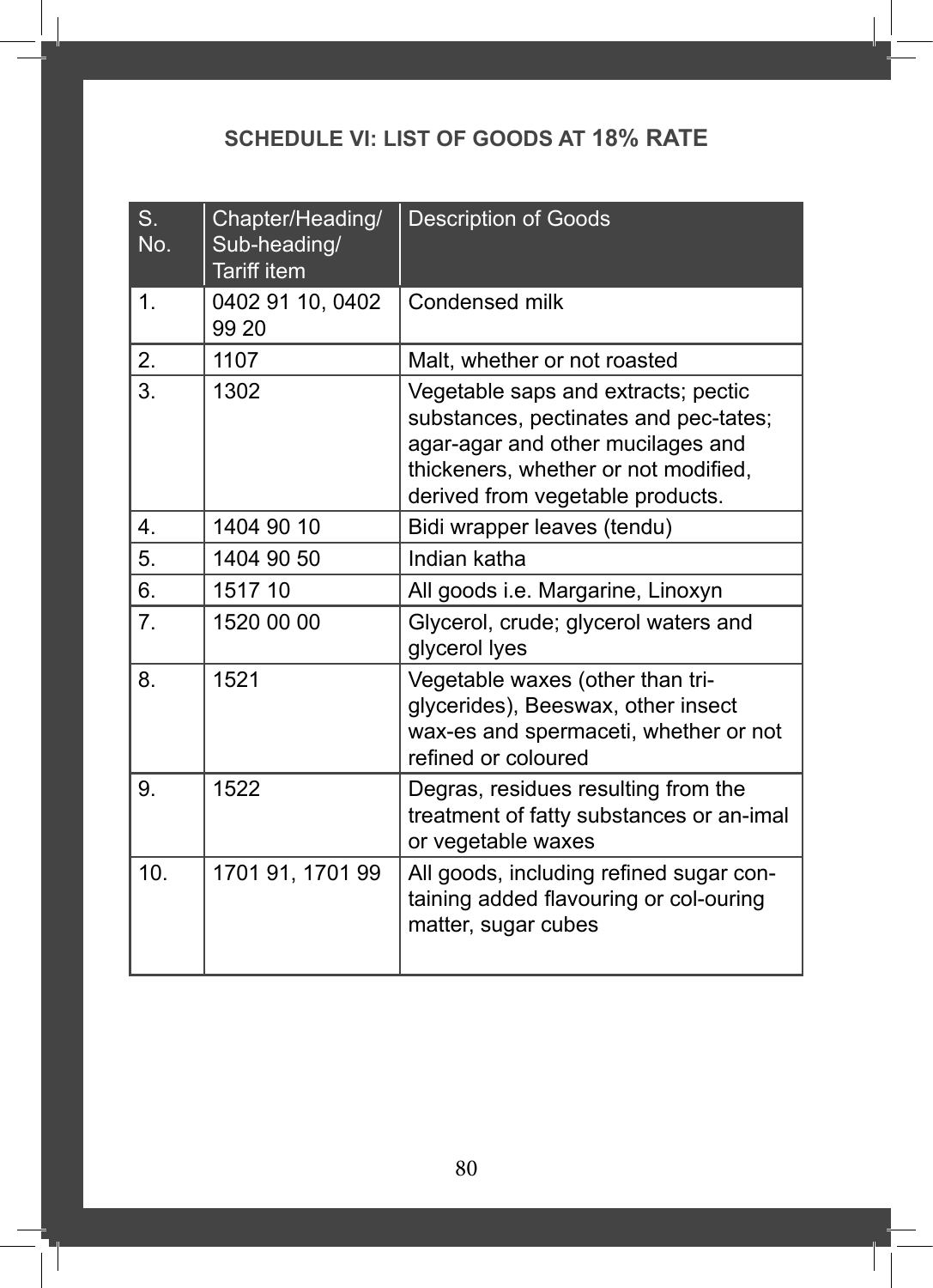## SCHEDULE VI: LIST OF GOODS AT 18% RATE

| S. No. | Chapter/Heading/ Sub-heading/ Tariff item | Description of Goods |
|---|---|---|
| 1. | 0402 91 10, 0402 99 20 | Condensed milk |
| 2. | 1107 | Malt, whether or not roasted |
| 3. | 1302 | Vegetable saps and extracts; pectic substances, pectinates and pec-tates; agar-agar and other mucilages and thickeners, whether or not modified, derived from vegetable products. |
| 4. | 1404 90 10 | Bidi wrapper leaves (tendu) |
| 5. | 1404 90 50 | Indian katha |
| 6. | 1517 10 | All goods i.e. Margarine, Linoxyn |
| 7. | 1520 00 00 | Glycerol, crude; glycerol waters and glycerol lyes |
| 8. | 1521 | Vegetable waxes (other than tri-glycerides), Beeswax, other insect wax-es and spermaceti, whether or not refined or coloured |
| 9. | 1522 | Degras, residues resulting from the treatment of fatty substances or an-imal or vegetable waxes |
| 10. | 1701 91, 1701 99 | All goods, including refined sugar con-taining added flavouring or col-ouring matter, sugar cubes |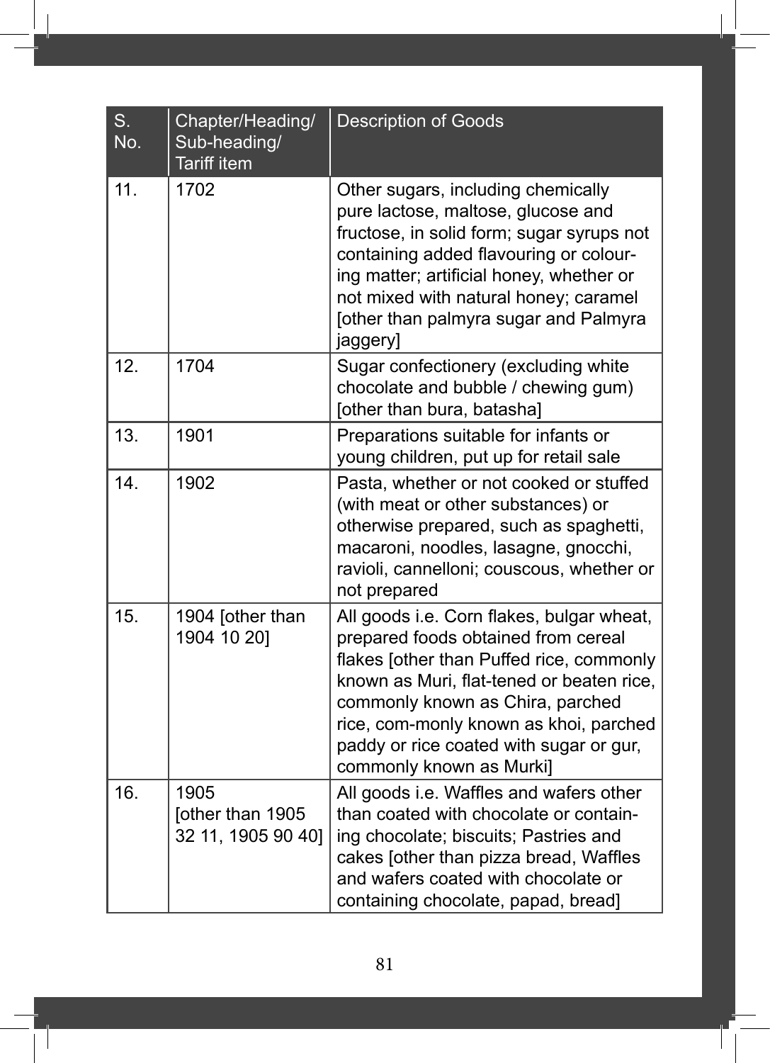| S. No. | Chapter/Heading/ Sub-heading/ Tariff item | Description of Goods |
|---|---|---|
| 11. | 1702 | Other sugars, including chemically pure lactose, maltose, glucose and fructose, in solid form; sugar syrups not containing added flavouring or colouring matter; artificial honey, whether or not mixed with natural honey; caramel [other than palmyra sugar and Palmyra jaggery] |
| 12. | 1704 | Sugar confectionery (excluding white chocolate and bubble / chewing gum) [other than bura, batasha] |
| 13. | 1901 | Preparations suitable for infants or young children, put up for retail sale |
| 14. | 1902 | Pasta, whether or not cooked or stuffed (with meat or other substances) or otherwise prepared, such as spaghetti, macaroni, noodles, lasagne, gnocchi, ravioli, cannelloni; couscous, whether or not prepared |
| 15. | 1904 [other than 1904 10 20] | All goods i.e. Corn flakes, bulgar wheat, prepared foods obtained from cereal flakes [other than Puffed rice, commonly known as Muri, flat-tened or beaten rice, commonly known as Chira, parched rice, com-monly known as khoi, parched paddy or rice coated with sugar or gur, commonly known as Murki] |
| 16. | 1905 [other than 1905 32 11, 1905 90 40] | All goods i.e. Waffles and wafers other than coated with chocolate or containing chocolate; biscuits; Pastries and cakes [other than pizza bread, Waffles and wafers coated with chocolate or containing chocolate, papad, bread] |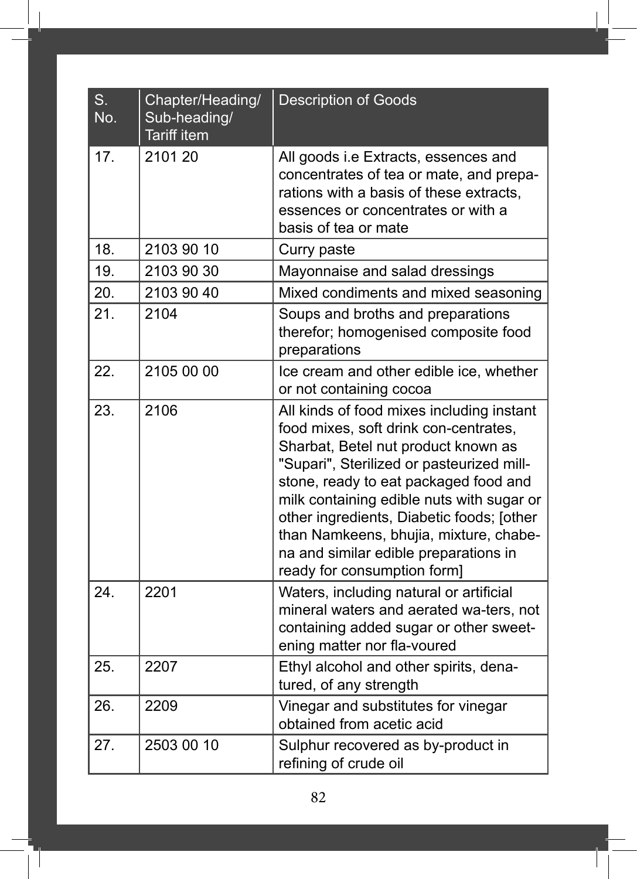| S. No. | Chapter/Heading/ Sub-heading/ Tariff item | Description of Goods |
|---|---|---|
| 17. | 2101 20 | All goods i.e Extracts, essences and concentrates of tea or mate, and preparations with a basis of these extracts, essences or concentrates or with a basis of tea or mate |
| 18. | 2103 90 10 | Curry paste |
| 19. | 2103 90 30 | Mayonnaise and salad dressings |
| 20. | 2103 90 40 | Mixed condiments and mixed seasoning |
| 21. | 2104 | Soups and broths and preparations therefor; homogenised composite food preparations |
| 22. | 2105 00 00 | Ice cream and other edible ice, whether or not containing cocoa |
| 23. | 2106 | All kinds of food mixes including instant food mixes, soft drink con-centrates, Sharbat, Betel nut product known as "Supari", Sterilized or pasteurized mill-stone, ready to eat packaged food and milk containing edible nuts with sugar or other ingredients, Diabetic foods; [other than Namkeens, bhujia, mixture, chabena and similar edible preparations in ready for consumption form] |
| 24. | 2201 | Waters, including natural or artificial mineral waters and aerated wa-ters, not containing added sugar or other sweetening matter nor fla-voured |
| 25. | 2207 | Ethyl alcohol and other spirits, denatured, of any strength |
| 26. | 2209 | Vinegar and substitutes for vinegar obtained from acetic acid |
| 27. | 2503 00 10 | Sulphur recovered as by-product in refining of crude oil |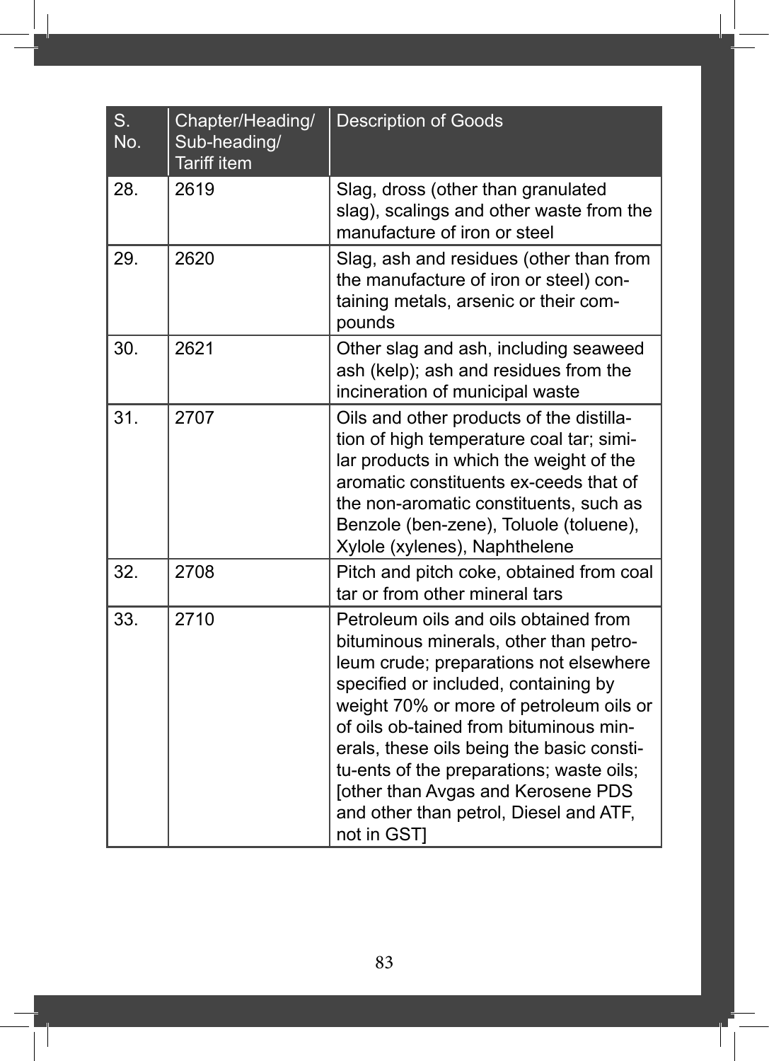| S. No. | Chapter/Heading/ Sub-heading/ Tariff item | Description of Goods |
|---|---|---|
| 28. | 2619 | Slag, dross (other than granulated slag), scalings and other waste from the manufacture of iron or steel |
| 29. | 2620 | Slag, ash and residues (other than from the manufacture of iron or steel) containing metals, arsenic or their compounds |
| 30. | 2621 | Other slag and ash, including seaweed ash (kelp); ash and residues from the incineration of municipal waste |
| 31. | 2707 | Oils and other products of the distillation of high temperature coal tar; similar products in which the weight of the aromatic constituents ex-ceeds that of the non-aromatic constituents, such as Benzole (ben-zene), Toluole (toluene), Xylole (xylenes), Naphthelene |
| 32. | 2708 | Pitch and pitch coke, obtained from coal tar or from other mineral tars |
| 33. | 2710 | Petroleum oils and oils obtained from bituminous minerals, other than petroleum crude; preparations not elsewhere specified or included, containing by weight 70% or more of petroleum oils or of oils ob-tained from bituminous minerals, these oils being the basic constitu-ents of the preparations; waste oils; [other than Avgas and Kerosene PDS and other than petrol, Diesel and ATF, not in GST] |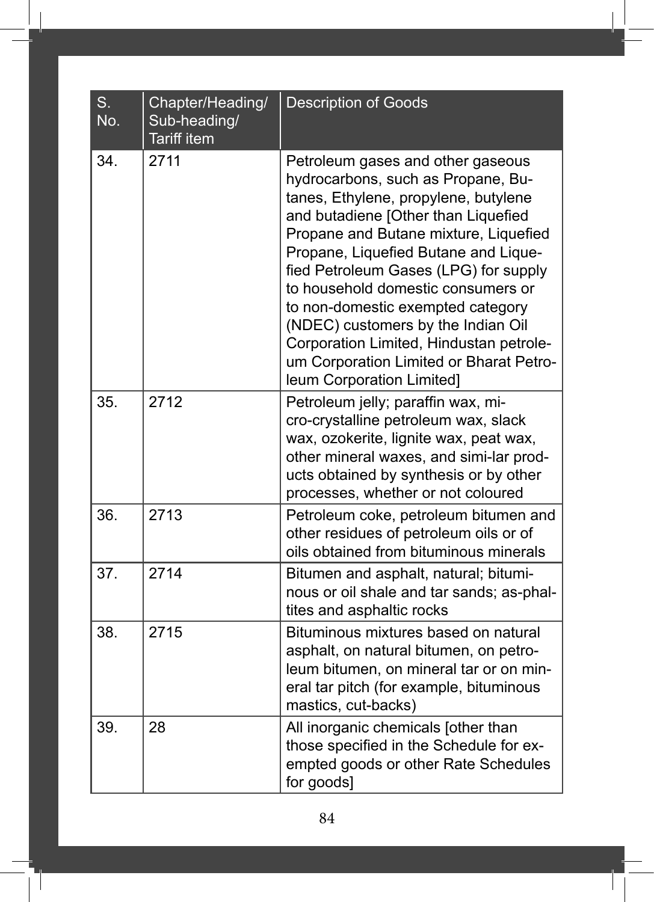| S. No. | Chapter/Heading/ Sub-heading/ Tariff item | Description of Goods |
|---|---|---|
| 34. | 2711 | Petroleum gases and other gaseous hydrocarbons, such as Propane, Butanes, Ethylene, propylene, butylene and butadiene [Other than Liquefied Propane and Butane mixture, Liquefied Propane, Liquefied Butane and Liquefied Petroleum Gases (LPG) for supply to household domestic consumers or to non-domestic exempted category (NDEC) customers by the Indian Oil Corporation Limited, Hindustan petroleum Corporation Limited or Bharat Petroleum Corporation Limited] |
| 35. | 2712 | Petroleum jelly; paraffin wax, micro-crystalline petroleum wax, slack wax, ozokerite, lignite wax, peat wax, other mineral waxes, and simi-lar products obtained by synthesis or by other processes, whether or not coloured |
| 36. | 2713 | Petroleum coke, petroleum bitumen and other residues of petroleum oils or of oils obtained from bituminous minerals |
| 37. | 2714 | Bitumen and asphalt, natural; bituminous or oil shale and tar sands; as-phaltites and asphaltic rocks |
| 38. | 2715 | Bituminous mixtures based on natural asphalt, on natural bitumen, on petroleum bitumen, on mineral tar or on mineral tar pitch (for example, bituminous mastics, cut-backs) |
| 39. | 28 | All inorganic chemicals [other than those specified in the Schedule for exempted goods or other Rate Schedules for goods] |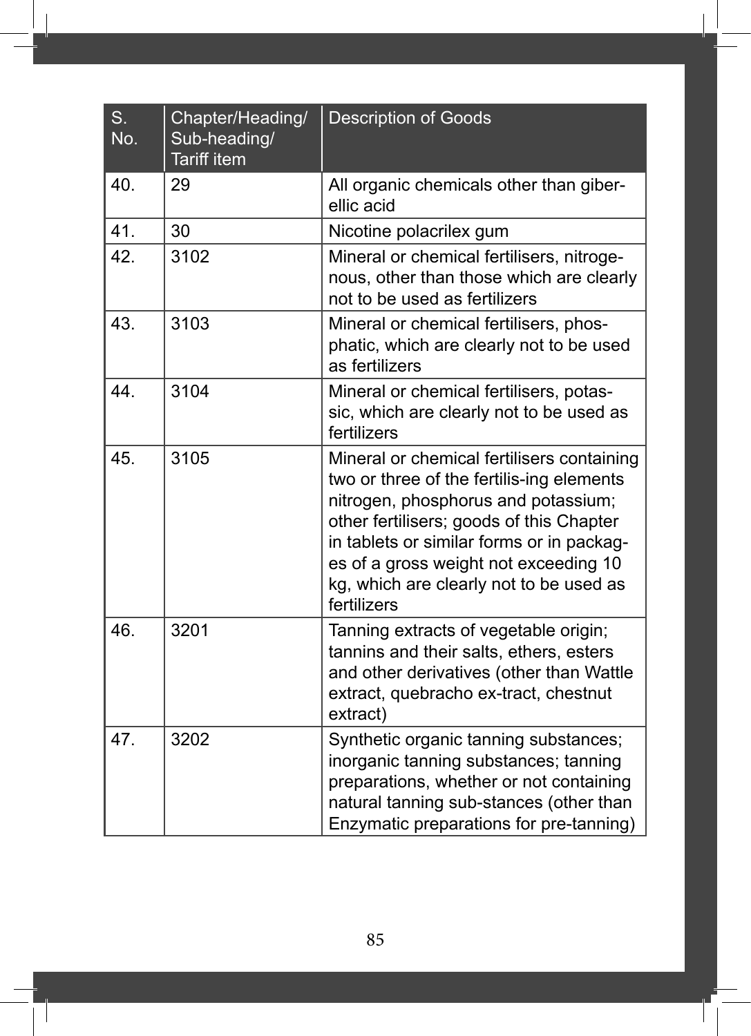| S. No. | Chapter/Heading/ Sub-heading/ Tariff item | Description of Goods |
|---|---|---|
| 40. | 29 | All organic chemicals other than giberellic acid |
| 41. | 30 | Nicotine polacrilex gum |
| 42. | 3102 | Mineral or chemical fertilisers, nitrogenous, other than those which are clearly not to be used as fertilizers |
| 43. | 3103 | Mineral or chemical fertilisers, phosphatic, which are clearly not to be used as fertilizers |
| 44. | 3104 | Mineral or chemical fertilisers, potassic, which are clearly not to be used as fertilizers |
| 45. | 3105 | Mineral or chemical fertilisers containing two or three of the fertilis-ing elements nitrogen, phosphorus and potassium; other fertilisers; goods of this Chapter in tablets or similar forms or in packages of a gross weight not exceeding 10 kg, which are clearly not to be used as fertilizers |
| 46. | 3201 | Tanning extracts of vegetable origin; tannins and their salts, ethers, esters and other derivatives (other than Wattle extract, quebracho ex-tract, chestnut extract) |
| 47. | 3202 | Synthetic organic tanning substances; inorganic tanning substances; tanning preparations, whether or not containing natural tanning sub-stances (other than Enzymatic preparations for pre-tanning) |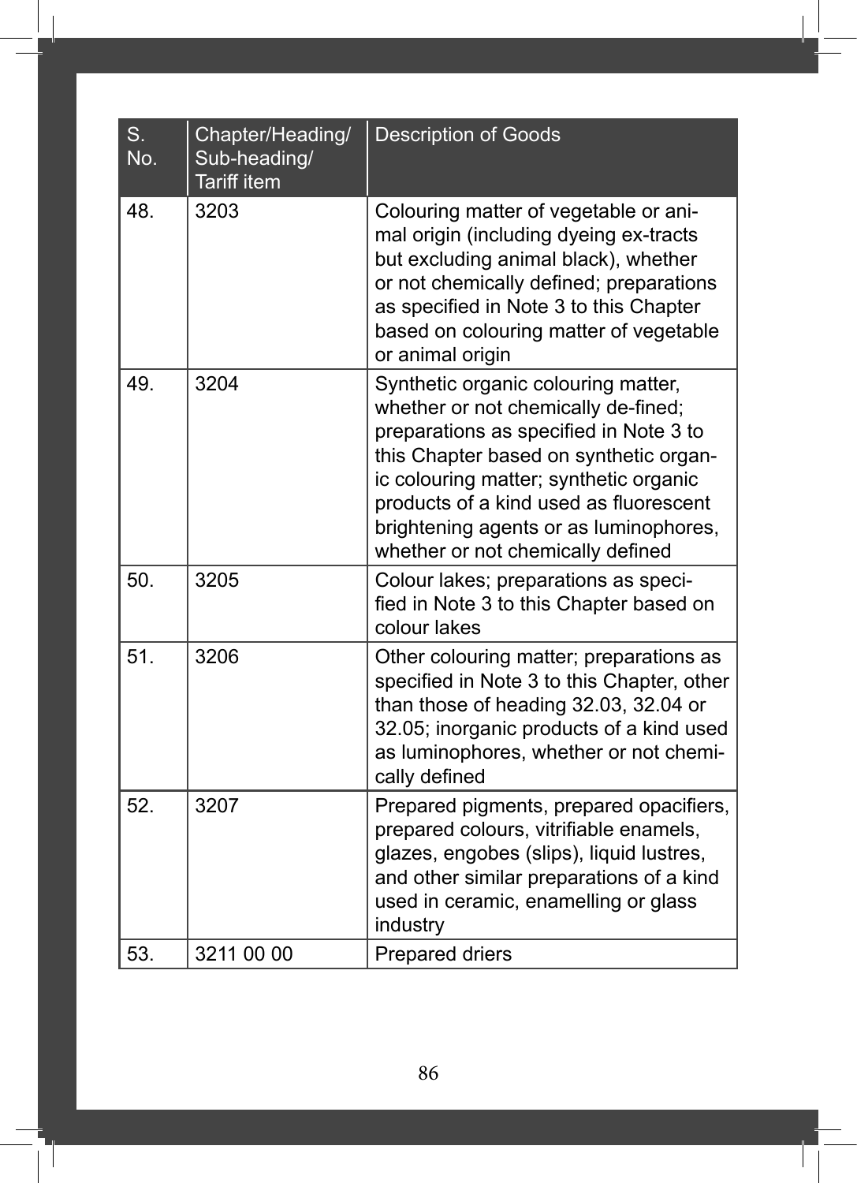| S. No. | Chapter/Heading/ Sub-heading/ Tariff item | Description of Goods |
|---|---|---|
| 48. | 3203 | Colouring matter of vegetable or animal origin (including dyeing ex-tracts but excluding animal black), whether or not chemically defined; preparations as specified in Note 3 to this Chapter based on colouring matter of vegetable or animal origin |
| 49. | 3204 | Synthetic organic colouring matter, whether or not chemically de-fined; preparations as specified in Note 3 to this Chapter based on synthetic organic colouring matter; synthetic organic products of a kind used as fluorescent brightening agents or as luminophores, whether or not chemically defined |
| 50. | 3205 | Colour lakes; preparations as specified in Note 3 to this Chapter based on colour lakes |
| 51. | 3206 | Other colouring matter; preparations as specified in Note 3 to this Chapter, other than those of heading 32.03, 32.04 or 32.05; inorganic products of a kind used as luminophores, whether or not chemically defined |
| 52. | 3207 | Prepared pigments, prepared opacifiers, prepared colours, vitrifiable enamels, glazes, engobes (slips), liquid lustres, and other similar preparations of a kind used in ceramic, enamelling or glass industry |
| 53. | 3211 00 00 | Prepared driers |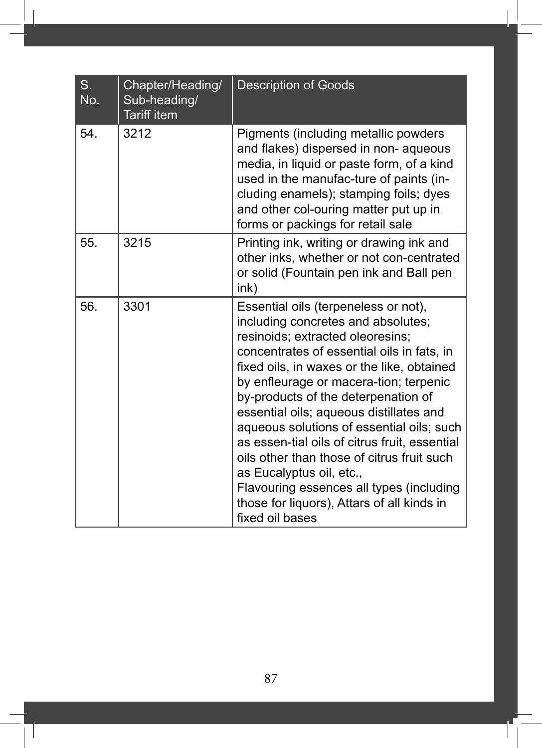| S. No. | Chapter/Heading/ Sub-heading/ Tariff item | Description of Goods |
| --- | --- | --- |
| 54. | 3212 | Pigments (including metallic powders and flakes) dispersed in non- aqueous media, in liquid or paste form, of a kind used in the manufac-ture of paints (in-cluding enamels); stamping foils; dyes and other col-ouring matter put up in forms or packings for retail sale |
| 55. | 3215 | Printing ink, writing or drawing ink and other inks, whether or not con-centrated or solid (Fountain pen ink and Ball pen ink) |
| 56. | 3301 | Essential oils (terpeneless or not), including concretes and absolutes; resinoids; extracted oleoresins; concentrates of essential oils in fats, in fixed oils, in waxes or the like, obtained by enfleurage or macera-tion; terpenic by-products of the deterpenation of essential oils; aqueous distillates and aqueous solutions of essential oils; such as essen-tial oils of citrus fruit, essential oils other than those of citrus fruit such as Eucalyptus oil, etc.,<br>Flavouring essences all types (including those for liquors), Attars of all kinds in fixed oil bases |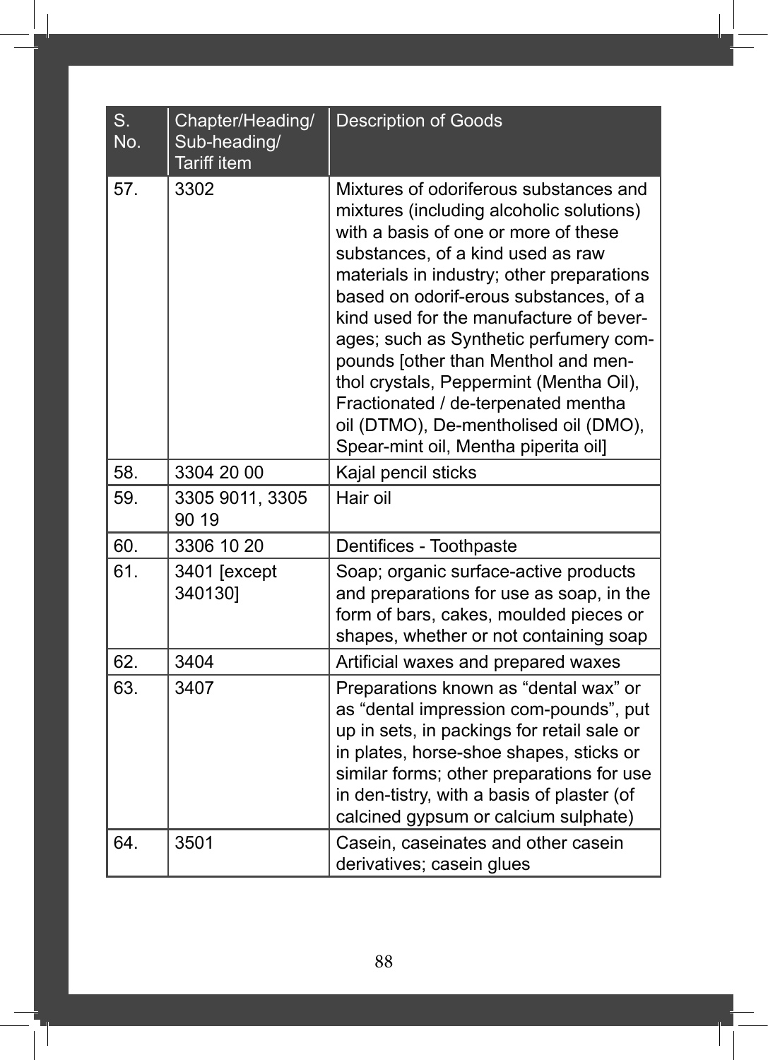| S. No. | Chapter/Heading/ Sub-heading/ Tariff item | Description of Goods |
|---|---|---|
| 57. | 3302 | Mixtures of odoriferous substances and mixtures (including alcoholic solutions) with a basis of one or more of these substances, of a kind used as raw materials in industry; other preparations based on odorif-erous substances, of a kind used for the manufacture of bever-ages; such as Synthetic perfumery com-pounds [other than Menthol and men-thol crystals, Peppermint (Mentha Oil), Fractionated / de-terpenated mentha oil (DTMO), De-mentholised oil (DMO), Spear-mint oil, Mentha piperita oil] |
| 58. | 3304 20 00 | Kajal pencil sticks |
| 59. | 3305 9011, 3305 90 19 | Hair oil |
| 60. | 3306 10 20 | Dentifices - Toothpaste |
| 61. | 3401 [except 340130] | Soap; organic surface-active products and preparations for use as soap, in the form of bars, cakes, moulded pieces or shapes, whether or not containing soap |
| 62. | 3404 | Artificial waxes and prepared waxes |
| 63. | 3407 | Preparations known as “dental wax” or as “dental impression com-pounds”, put up in sets, in packings for retail sale or in plates, horse-shoe shapes, sticks or similar forms; other preparations for use in den-tistry, with a basis of plaster (of calcined gypsum or calcium sulphate) |
| 64. | 3501 | Casein, caseinates and other casein derivatives; casein glues |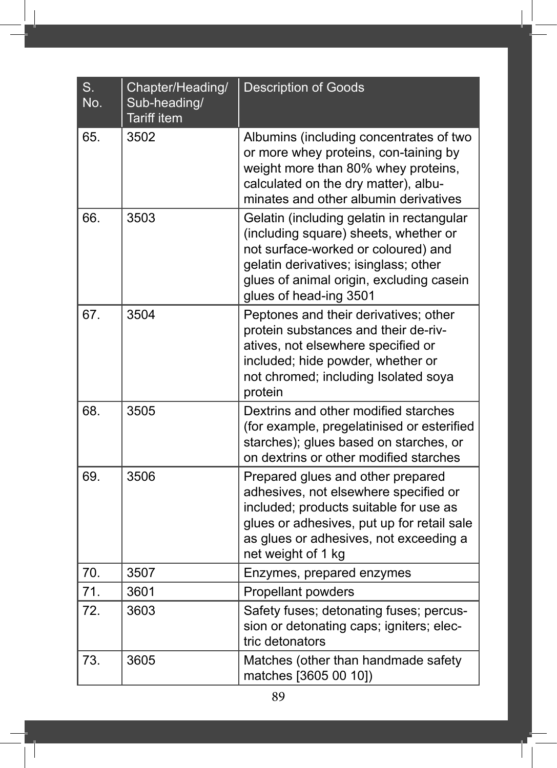| S. No. | Chapter/Heading/ Sub-heading/ Tariff item | Description of Goods |
| --- | --- | --- |
| 65. | 3502 | Albumins (including concentrates of two or more whey proteins, con-taining by weight more than 80% whey proteins, calculated on the dry matter), albu-minates and other albumin derivatives |
| 66. | 3503 | Gelatin (including gelatin in rectangular (including square) sheets, whether or not surface-worked or coloured) and gelatin derivatives; isinglass; other glues of animal origin, excluding casein glues of head-ing 3501 |
| 67. | 3504 | Peptones and their derivatives; other protein substances and their de-riv-atives, not elsewhere specified or included; hide powder, whether or not chromed; including Isolated soya protein |
| 68. | 3505 | Dextrins and other modified starches (for example, pregelatinised or esterified starches); glues based on starches, or on dextrins or other modified starches |
| 69. | 3506 | Prepared glues and other prepared adhesives, not elsewhere specified or included; products suitable for use as glues or adhesives, put up for retail sale as glues or adhesives, not exceeding a net weight of 1 kg |
| 70. | 3507 | Enzymes, prepared enzymes |
| 71. | 3601 | Propellant powders |
| 72. | 3603 | Safety fuses; detonating fuses; percus-sion or detonating caps; igniters; elec-tric detonators |
| 73. | 3605 | Matches (other than handmade safety matches [3605 00 10]) |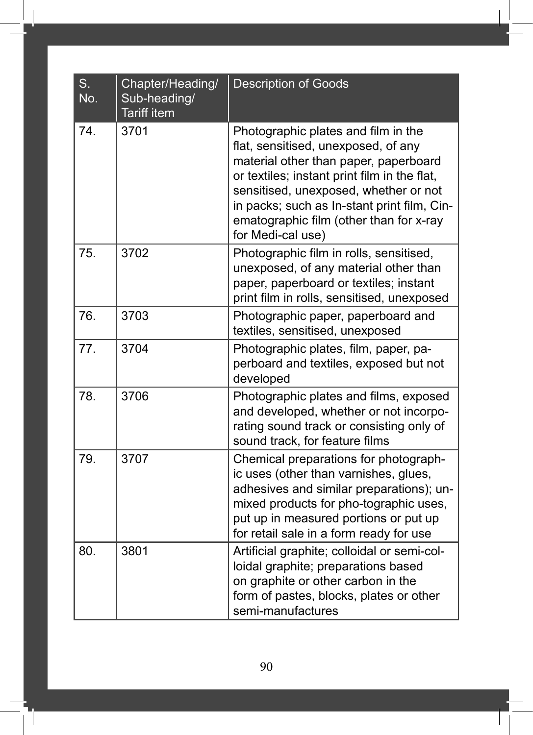| S. No. | Chapter/Heading/ Sub-heading/ Tariff item | Description of Goods |
|---|---|---|
| 74. | 3701 | Photographic plates and film in the flat, sensitised, unexposed, of any material other than paper, paperboard or textiles; instant print film in the flat, sensitised, unexposed, whether or not in packs; such as In-stant print film, Cinematographic film (other than for x-ray for Medi-cal use) |
| 75. | 3702 | Photographic film in rolls, sensitised, unexposed, of any material other than paper, paperboard or textiles; instant print film in rolls, sensitised, unexposed |
| 76. | 3703 | Photographic paper, paperboard and textiles, sensitised, unexposed |
| 77. | 3704 | Photographic plates, film, paper, paperboard and textiles, exposed but not developed |
| 78. | 3706 | Photographic plates and films, exposed and developed, whether or not incorporating sound track or consisting only of sound track, for feature films |
| 79. | 3707 | Chemical preparations for photographic uses (other than varnishes, glues, adhesives and similar preparations); unmixed products for pho-tographic uses, put up in measured portions or put up for retail sale in a form ready for use |
| 80. | 3801 | Artificial graphite; colloidal or semi-colloidal graphite; preparations based on graphite or other carbon in the form of pastes, blocks, plates or other semi-manufactures |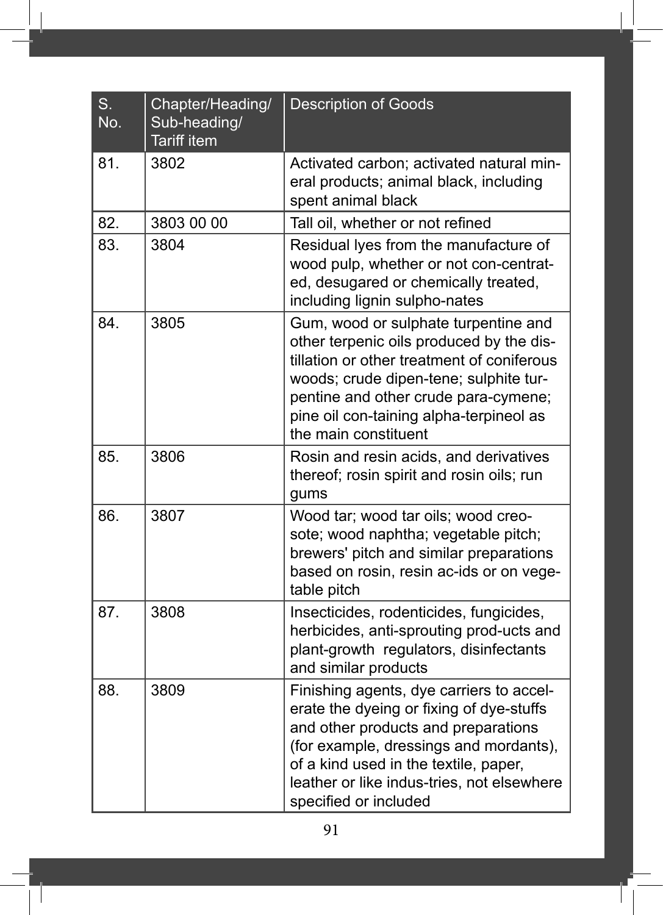| S. No. | Chapter/Heading/ Sub-heading/ Tariff item | Description of Goods |
|---|---|---|
| 81. | 3802 | Activated carbon; activated natural mineral products; animal black, including spent animal black |
| 82. | 3803 00 00 | Tall oil, whether or not refined |
| 83. | 3804 | Residual lyes from the manufacture of wood pulp, whether or not con-centrated, desugared or chemically treated, including lignin sulpho-nates |
| 84. | 3805 | Gum, wood or sulphate turpentine and other terpenic oils produced by the distillation or other treatment of coniferous woods; crude dipen-tene; sulphite turpentine and other crude para-cymene; pine oil con-taining alpha-terpineol as the main constituent |
| 85. | 3806 | Rosin and resin acids, and derivatives thereof; rosin spirit and rosin oils; run gums |
| 86. | 3807 | Wood tar; wood tar oils; wood creosote; wood naphtha; vegetable pitch; brewers' pitch and similar preparations based on rosin, resin ac-ids or on vegetable pitch |
| 87. | 3808 | Insecticides, rodenticides, fungicides, herbicides, anti-sprouting prod-ucts and plant-growth regulators, disinfectants and similar products |
| 88. | 3809 | Finishing agents, dye carriers to accelerate the dyeing or fixing of dye-stuffs and other products and preparations (for example, dressings and mordants), of a kind used in the textile, paper, leather or like indus-tries, not elsewhere specified or included |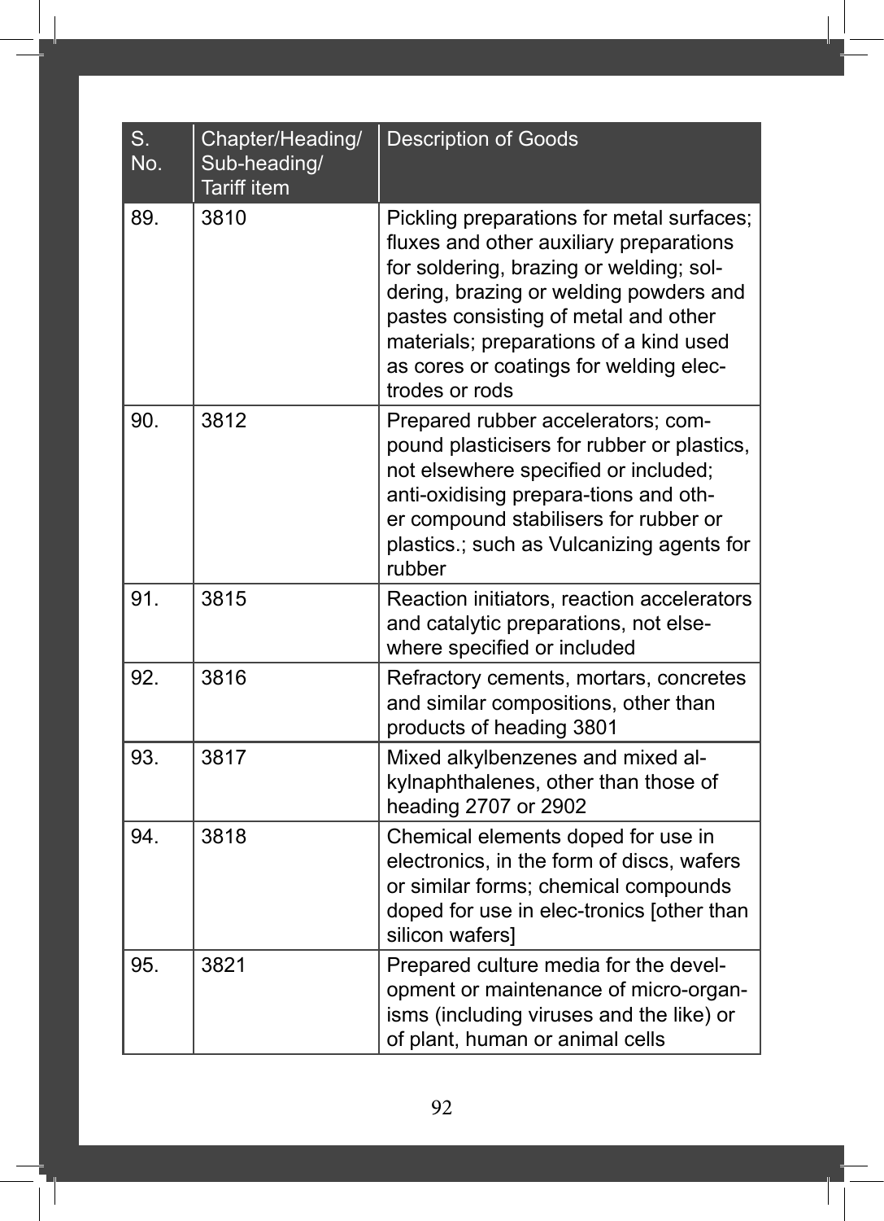| S. No. | Chapter/Heading/ Sub-heading/ Tariff item | Description of Goods |
|---|---|---|
| 89. | 3810 | Pickling preparations for metal surfaces; fluxes and other auxiliary preparations for soldering, brazing or welding; soldering, brazing or welding powders and pastes consisting of metal and other materials; preparations of a kind used as cores or coatings for welding electrodes or rods |
| 90. | 3812 | Prepared rubber accelerators; compound plasticisers for rubber or plastics, not elsewhere specified or included; anti-oxidising prepara-tions and other compound stabilisers for rubber or plastics.; such as Vulcanizing agents for rubber |
| 91. | 3815 | Reaction initiators, reaction accelerators and catalytic preparations, not elsewhere specified or included |
| 92. | 3816 | Refractory cements, mortars, concretes and similar compositions, other than products of heading 3801 |
| 93. | 3817 | Mixed alkylbenzenes and mixed alkylnaphthalenes, other than those of heading 2707 or 2902 |
| 94. | 3818 | Chemical elements doped for use in electronics, in the form of discs, wafers or similar forms; chemical compounds doped for use in elec-tronics [other than silicon wafers] |
| 95. | 3821 | Prepared culture media for the development or maintenance of micro-organisms (including viruses and the like) or of plant, human or animal cells |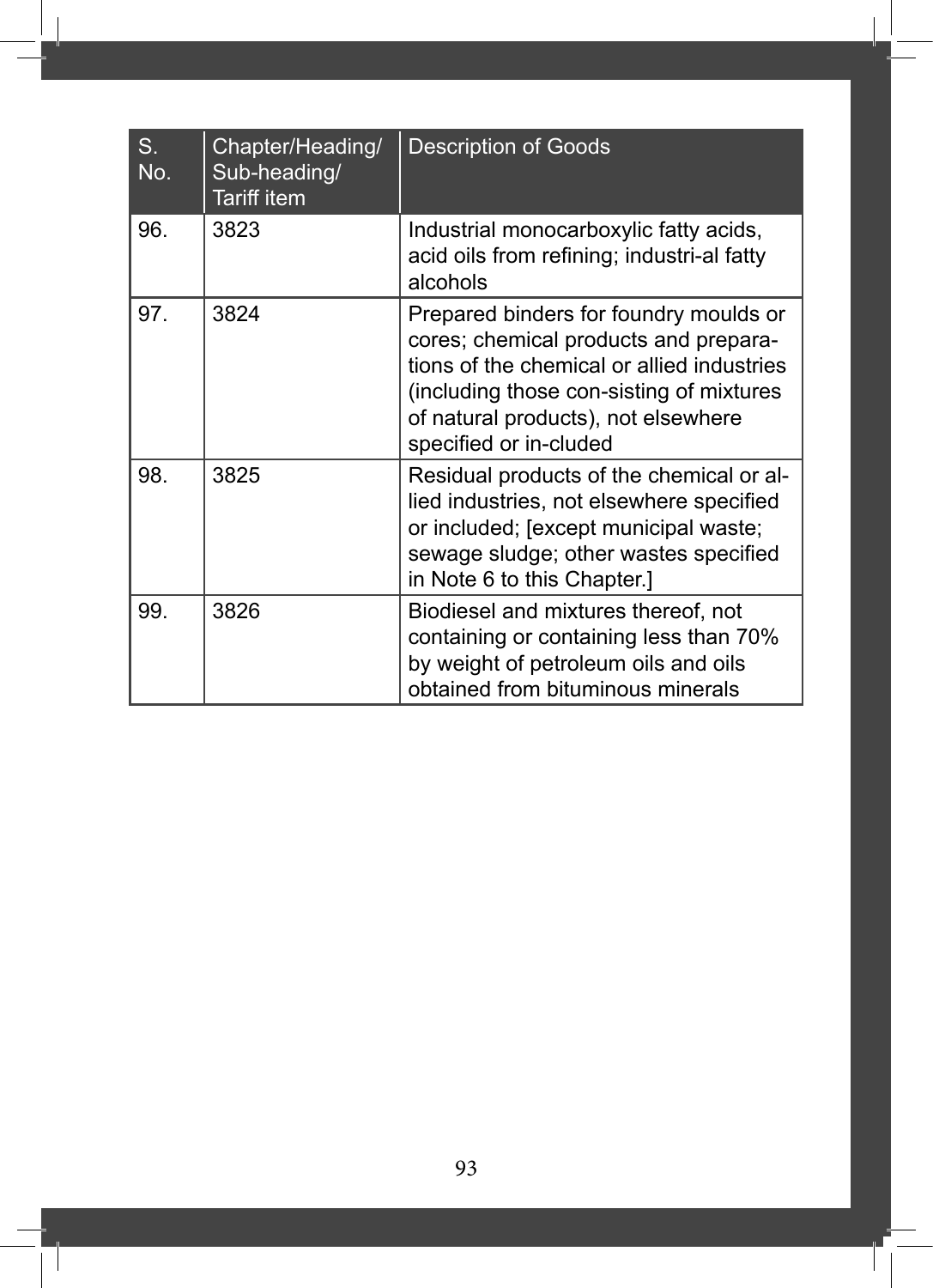| S. No. | Chapter/Heading/ Sub-heading/ Tariff item | Description of Goods |
|---|---|---|
| 96. | 3823 | Industrial monocarboxylic fatty acids, acid oils from refining; industri-al fatty alcohols |
| 97. | 3824 | Prepared binders for foundry moulds or cores; chemical products and prepara-tions of the chemical or allied industries (including those con-sisting of mixtures of natural products), not elsewhere specified or in-cluded |
| 98. | 3825 | Residual products of the chemical or al-lied industries, not elsewhere specified or included; [except municipal waste; sewage sludge; other wastes specified in Note 6 to this Chapter.] |
| 99. | 3826 | Biodiesel and mixtures thereof, not containing or containing less than 70% by weight of petroleum oils and oils obtained from bituminous minerals |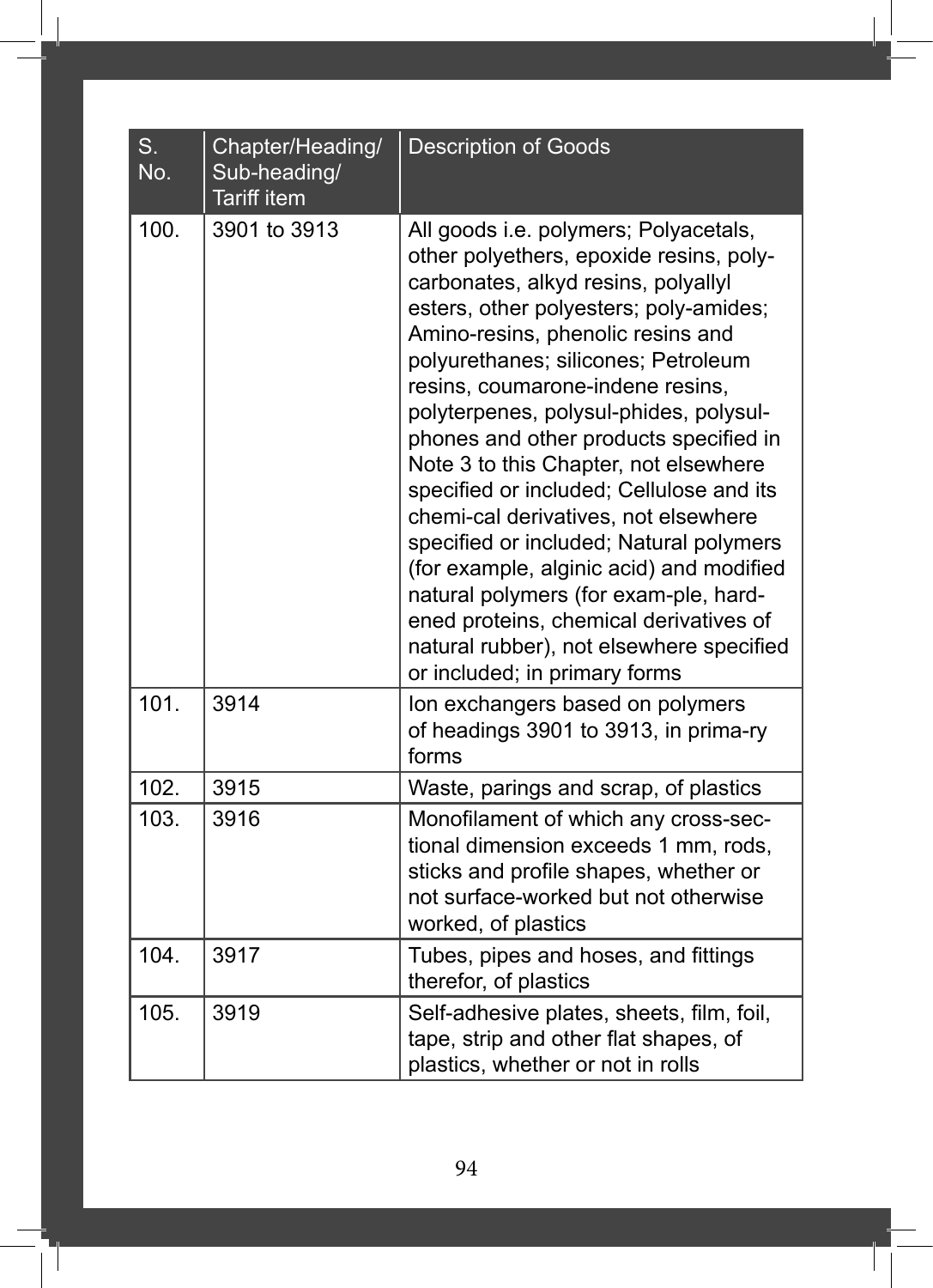| S. No. | Chapter/Heading/ Sub-heading/ Tariff item | Description of Goods |
| --- | --- | --- |
| 100. | 3901 to 3913 | All goods i.e. polymers; Polyacetals, other polyethers, epoxide resins, poly-carbonates, alkyd resins, polyallyl esters, other polyesters; poly-amides; Amino-resins, phenolic resins and polyurethanes; silicones; Petroleum resins, coumarone-indene resins, polyterpenes, polysul-phides, polysul-phones and other products specified in Note 3 to this Chapter, not elsewhere specified or included; Cellulose and its chemi-cal derivatives, not elsewhere specified or included; Natural polymers (for example, alginic acid) and modified natural polymers (for exam-ple, hard-ened proteins, chemical derivatives of natural rubber), not elsewhere specified or included; in primary forms |
| 101. | 3914 | Ion exchangers based on polymers of headings 3901 to 3913, in prima-ry forms |
| 102. | 3915 | Waste, parings and scrap, of plastics |
| 103. | 3916 | Monofilament of which any cross-sec-tional dimension exceeds 1 mm, rods, sticks and profile shapes, whether or not surface-worked but not otherwise worked, of plastics |
| 104. | 3917 | Tubes, pipes and hoses, and fittings therefor, of plastics |
| 105. | 3919 | Self-adhesive plates, sheets, film, foil, tape, strip and other flat shapes, of plastics, whether or not in rolls |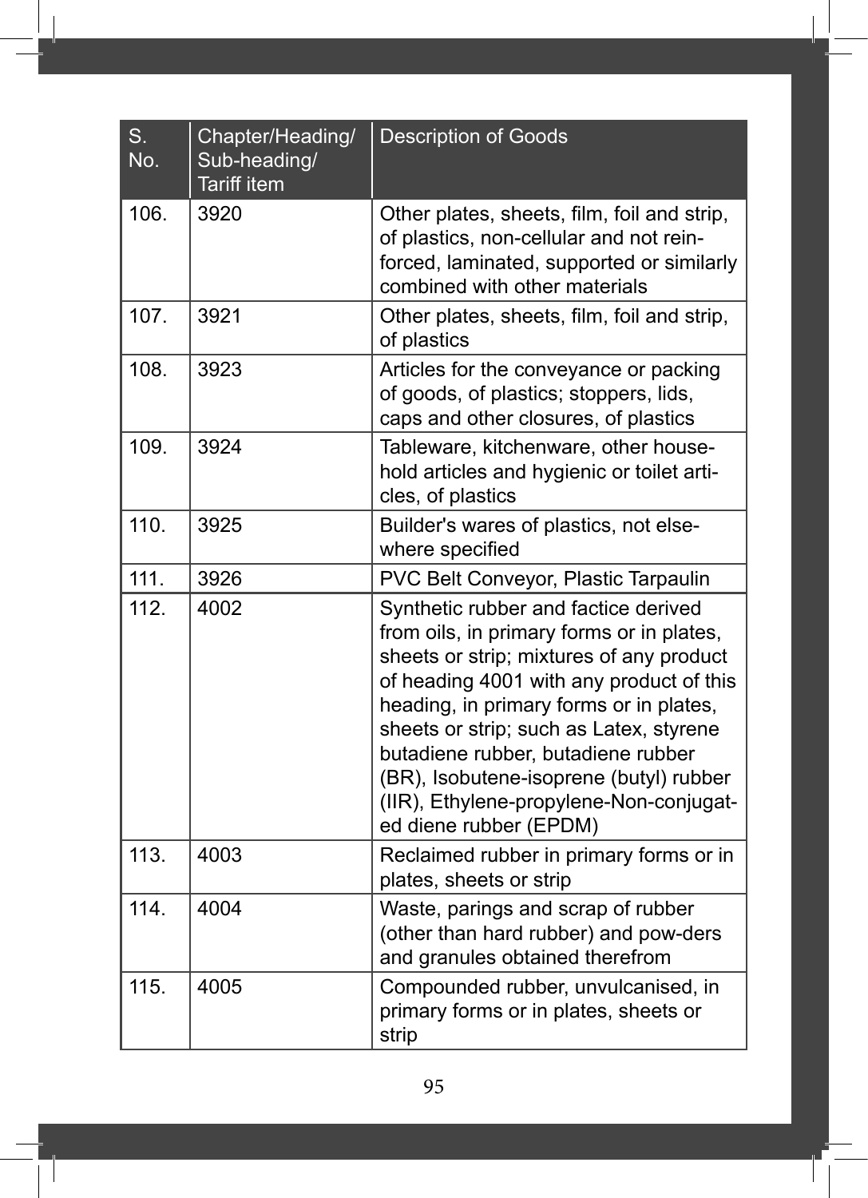| S. No. | Chapter/Heading/ Sub-heading/ Tariff item | Description of Goods |
|---|---|---|
| 106. | 3920 | Other plates, sheets, film, foil and strip, of plastics, non-cellular and not reinforced, laminated, supported or similarly combined with other materials |
| 107. | 3921 | Other plates, sheets, film, foil and strip, of plastics |
| 108. | 3923 | Articles for the conveyance or packing of goods, of plastics; stoppers, lids, caps and other closures, of plastics |
| 109. | 3924 | Tableware, kitchenware, other household articles and hygienic or toilet articles, of plastics |
| 110. | 3925 | Builder's wares of plastics, not elsewhere specified |
| 111. | 3926 | PVC Belt Conveyor, Plastic Tarpaulin |
| 112. | 4002 | Synthetic rubber and factice derived from oils, in primary forms or in plates, sheets or strip; mixtures of any product of heading 4001 with any product of this heading, in primary forms or in plates, sheets or strip; such as Latex, styrene butadiene rubber, butadiene rubber (BR), Isobutene-isoprene (butyl) rubber (IIR), Ethylene-propylene-Non-conjugated diene rubber (EPDM) |
| 113. | 4003 | Reclaimed rubber in primary forms or in plates, sheets or strip |
| 114. | 4004 | Waste, parings and scrap of rubber (other than hard rubber) and pow-ders and granules obtained therefrom |
| 115. | 4005 | Compounded rubber, unvulcanised, in primary forms or in plates, sheets or strip |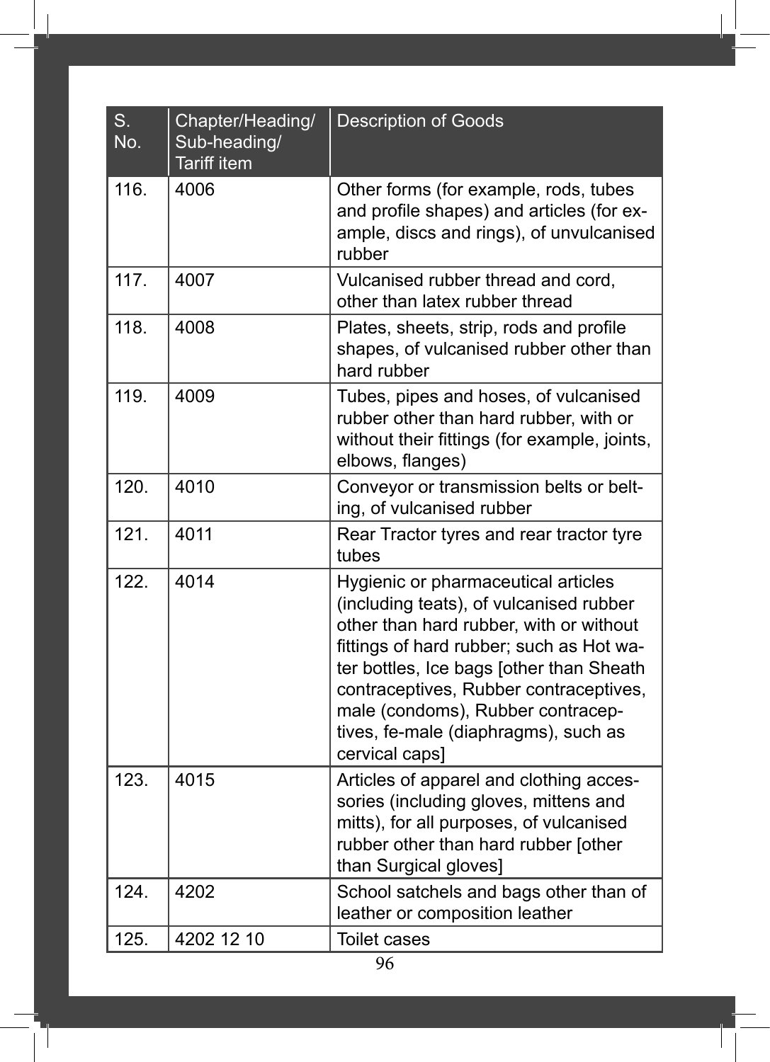| S. No. | Chapter/Heading/ Sub-heading/ Tariff item | Description of Goods |
|---|---|---|
| 116. | 4006 | Other forms (for example, rods, tubes and profile shapes) and articles (for example, discs and rings), of unvulcanised rubber |
| 117. | 4007 | Vulcanised rubber thread and cord, other than latex rubber thread |
| 118. | 4008 | Plates, sheets, strip, rods and profile shapes, of vulcanised rubber other than hard rubber |
| 119. | 4009 | Tubes, pipes and hoses, of vulcanised rubber other than hard rubber, with or without their fittings (for example, joints, elbows, flanges) |
| 120. | 4010 | Conveyor or transmission belts or belting, of vulcanised rubber |
| 121. | 4011 | Rear Tractor tyres and rear tractor tyre tubes |
| 122. | 4014 | Hygienic or pharmaceutical articles (including teats), of vulcanised rubber other than hard rubber, with or without fittings of hard rubber; such as Hot water bottles, Ice bags [other than Sheath contraceptives, Rubber contraceptives, male (condoms), Rubber contraceptives, fe-male (diaphragms), such as cervical caps] |
| 123. | 4015 | Articles of apparel and clothing accessories (including gloves, mittens and mitts), for all purposes, of vulcanised rubber other than hard rubber [other than Surgical gloves] |
| 124. | 4202 | School satchels and bags other than of leather or composition leather |
| 125. | 4202 12 10 | Toilet cases |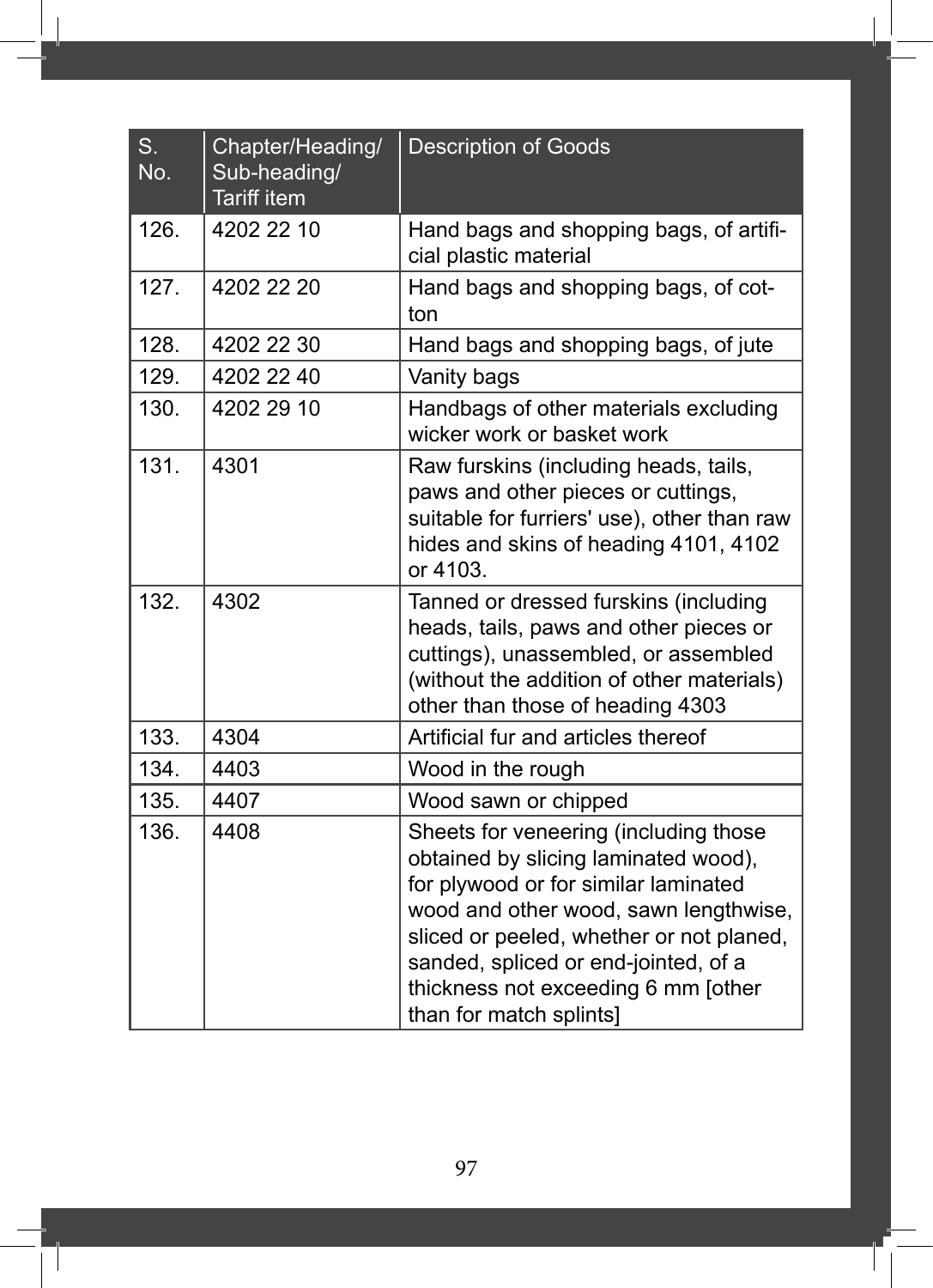| S. No. | Chapter/Heading/ Sub-heading/ Tariff item | Description of Goods |
|---|---|---|
| 126. | 4202 22 10 | Hand bags and shopping bags, of artificial plastic material |
| 127. | 4202 22 20 | Hand bags and shopping bags, of cotton |
| 128. | 4202 22 30 | Hand bags and shopping bags, of jute |
| 129. | 4202 22 40 | Vanity bags |
| 130. | 4202 29 10 | Handbags of other materials excluding wicker work or basket work |
| 131. | 4301 | Raw furskins (including heads, tails, paws and other pieces or cuttings, suitable for furriers' use), other than raw hides and skins of heading 4101, 4102 or 4103. |
| 132. | 4302 | Tanned or dressed furskins (including heads, tails, paws and other pieces or cuttings), unassembled, or assembled (without the addition of other materials) other than those of heading 4303 |
| 133. | 4304 | Artificial fur and articles thereof |
| 134. | 4403 | Wood in the rough |
| 135. | 4407 | Wood sawn or chipped |
| 136. | 4408 | Sheets for veneering (including those obtained by slicing laminated wood), for plywood or for similar laminated wood and other wood, sawn lengthwise, sliced or peeled, whether or not planed, sanded, spliced or end-jointed, of a thickness not exceeding 6 mm [other than for match splints] |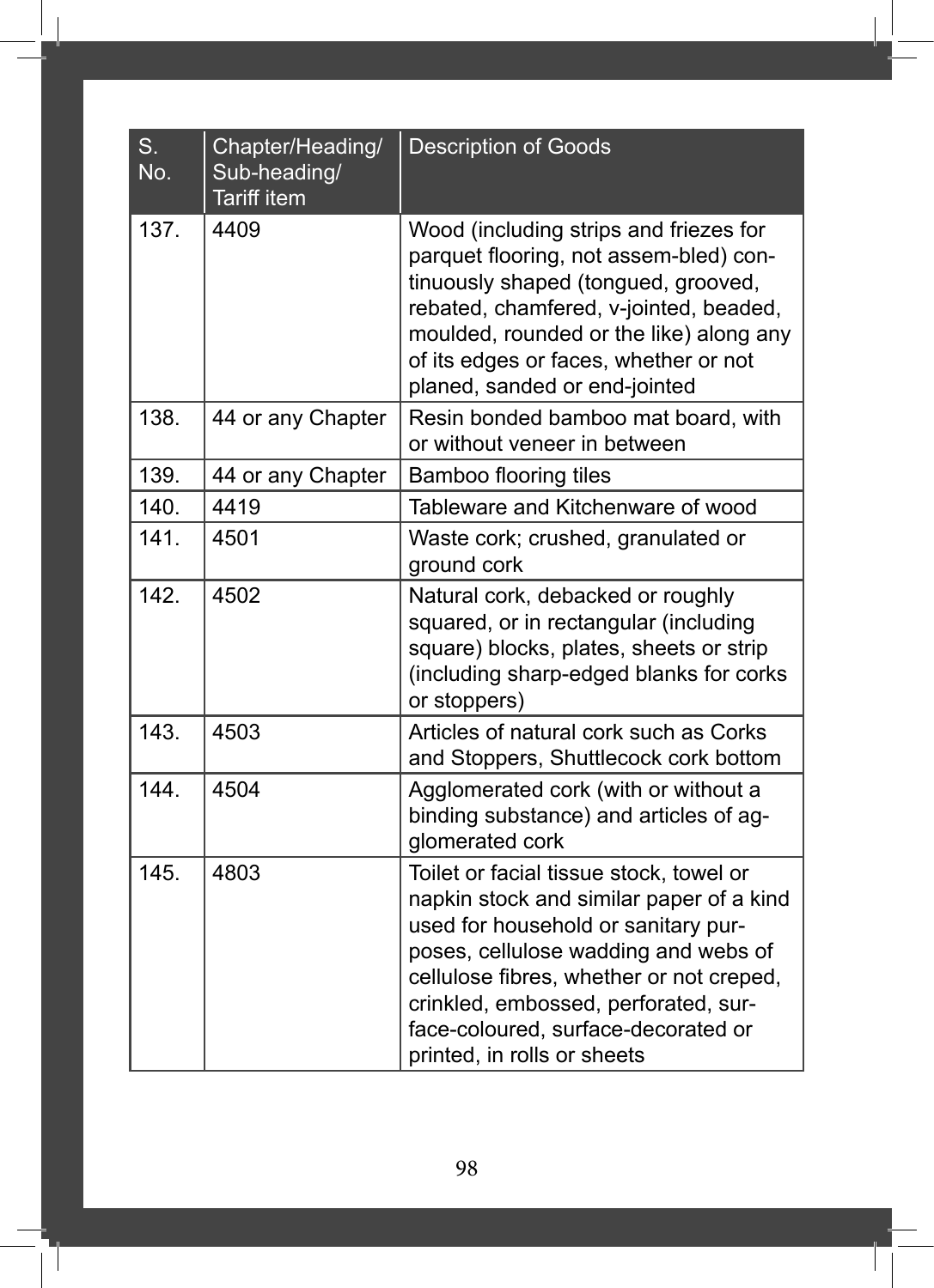| S. No. | Chapter/Heading/ Sub-heading/ Tariff item | Description of Goods |
|---|---|---|
| 137. | 4409 | Wood (including strips and friezes for parquet flooring, not assem-bled) continuously shaped (tongued, grooved, rebated, chamfered, v-jointed, beaded, moulded, rounded or the like) along any of its edges or faces, whether or not planed, sanded or end-jointed |
| 138. | 44 or any Chapter | Resin bonded bamboo mat board, with or without veneer in between |
| 139. | 44 or any Chapter | Bamboo flooring tiles |
| 140. | 4419 | Tableware and Kitchenware of wood |
| 141. | 4501 | Waste cork; crushed, granulated or ground cork |
| 142. | 4502 | Natural cork, debacked or roughly squared, or in rectangular (including square) blocks, plates, sheets or strip (including sharp-edged blanks for corks or stoppers) |
| 143. | 4503 | Articles of natural cork such as Corks and Stoppers, Shuttlecock cork bottom |
| 144. | 4504 | Agglomerated cork (with or without a binding substance) and articles of agglomerated cork |
| 145. | 4803 | Toilet or facial tissue stock, towel or napkin stock and similar paper of a kind used for household or sanitary purposes, cellulose wadding and webs of cellulose fibres, whether or not creped, crinkled, embossed, perforated, surface-coloured, surface-decorated or printed, in rolls or sheets |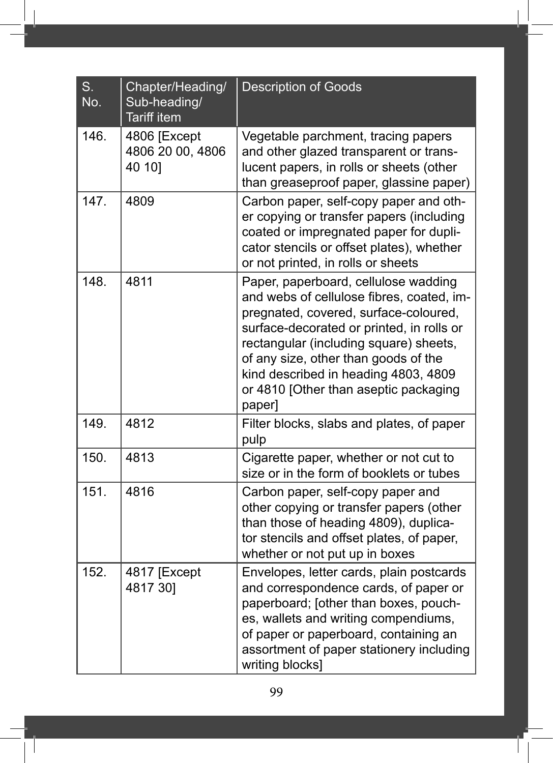| S. No. | Chapter/Heading/ Sub-heading/ Tariff item | Description of Goods |
| --- | --- | --- |
| 146. | 4806 [Except 4806 20 00, 4806 40 10] | Vegetable parchment, tracing papers and other glazed transparent or translucent papers, in rolls or sheets (other than greaseproof paper, glassine paper) |
| 147. | 4809 | Carbon paper, self-copy paper and other copying or transfer papers (including coated or impregnated paper for duplicator stencils or offset plates), whether or not printed, in rolls or sheets |
| 148. | 4811 | Paper, paperboard, cellulose wadding and webs of cellulose fibres, coated, impregnated, covered, surface-coloured, surface-decorated or printed, in rolls or rectangular (including square) sheets, of any size, other than goods of the kind described in heading 4803, 4809 or 4810 [Other than aseptic packaging paper] |
| 149. | 4812 | Filter blocks, slabs and plates, of paper pulp |
| 150. | 4813 | Cigarette paper, whether or not cut to size or in the form of booklets or tubes |
| 151. | 4816 | Carbon paper, self-copy paper and other copying or transfer papers (other than those of heading 4809), duplicator stencils and offset plates, of paper, whether or not put up in boxes |
| 152. | 4817 [Except 4817 30] | Envelopes, letter cards, plain postcards and correspondence cards, of paper or paperboard; [other than boxes, pouches, wallets and writing compendiums, of paper or paperboard, containing an assortment of paper stationery including writing blocks] |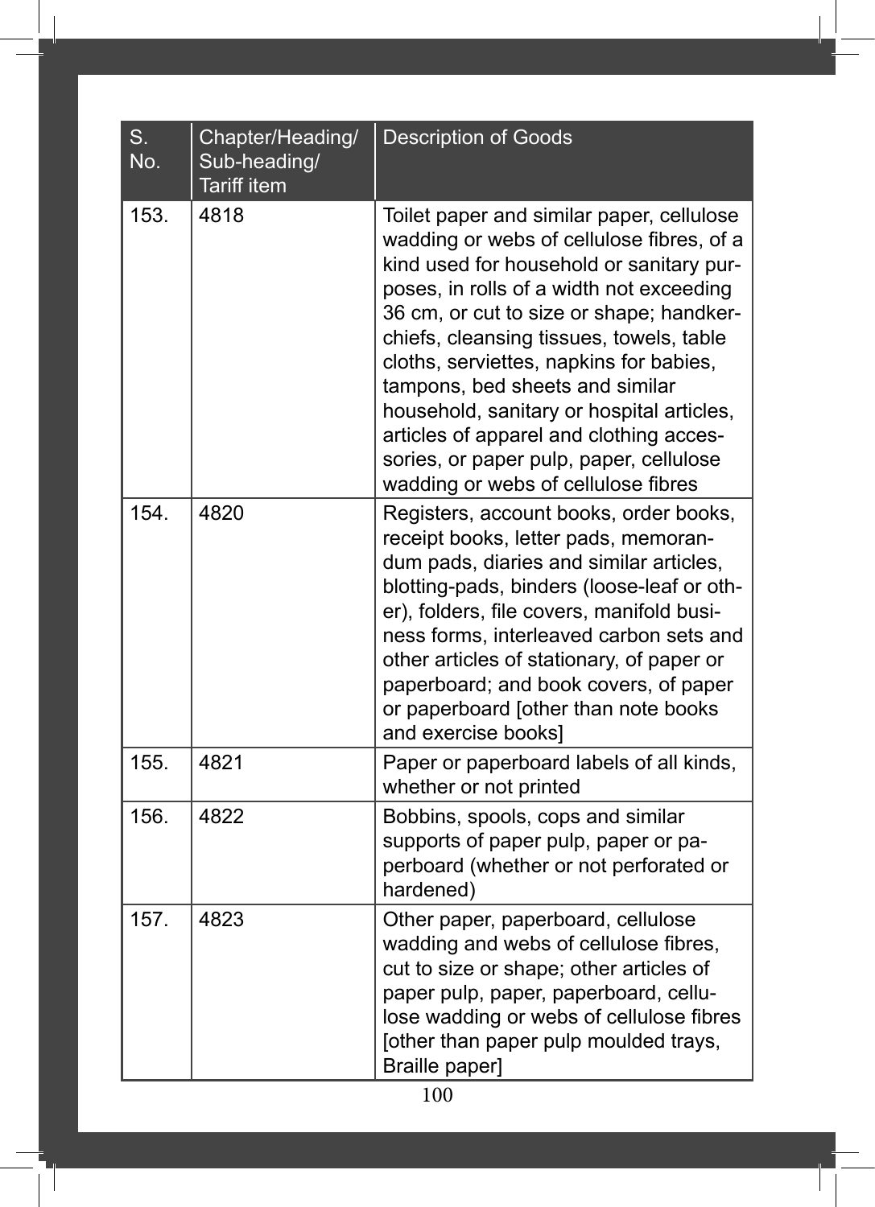| S. No. | Chapter/Heading/ Sub-heading/ Tariff item | Description of Goods |
|---|---|---|
| 153. | 4818 | Toilet paper and similar paper, cellulose wadding or webs of cellulose fibres, of a kind used for household or sanitary purposes, in rolls of a width not exceeding 36 cm, or cut to size or shape; handkerchiefs, cleansing tissues, towels, table cloths, serviettes, napkins for babies, tampons, bed sheets and similar household, sanitary or hospital articles, articles of apparel and clothing accessories, or paper pulp, paper, cellulose wadding or webs of cellulose fibres |
| 154. | 4820 | Registers, account books, order books, receipt books, letter pads, memorandum pads, diaries and similar articles, blotting-pads, binders (loose-leaf or other), folders, file covers, manifold business forms, interleaved carbon sets and other articles of stationary, of paper or paperboard; and book covers, of paper or paperboard [other than note books and exercise books] |
| 155. | 4821 | Paper or paperboard labels of all kinds, whether or not printed |
| 156. | 4822 | Bobbins, spools, cops and similar supports of paper pulp, paper or paperboard (whether or not perforated or hardened) |
| 157. | 4823 | Other paper, paperboard, cellulose wadding and webs of cellulose fibres, cut to size or shape; other articles of paper pulp, paper, paperboard, cellulose wadding or webs of cellulose fibres [other than paper pulp moulded trays, Braille paper] |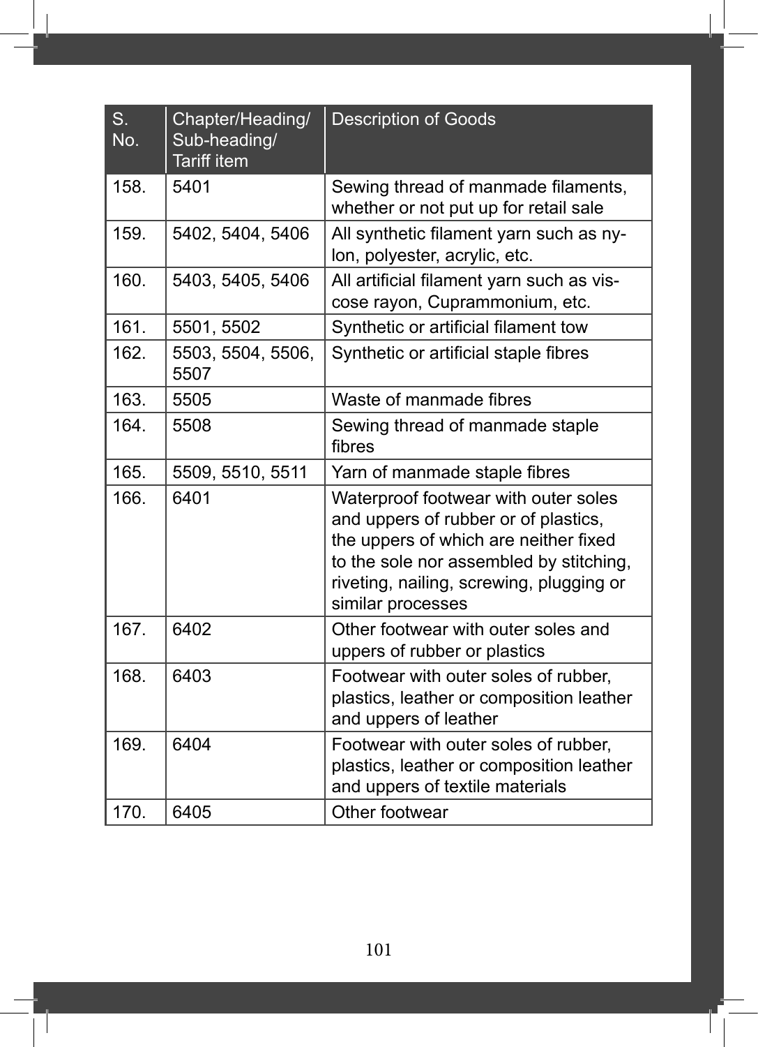| S. No. | Chapter/Heading/ Sub-heading/ Tariff item | Description of Goods |
|---|---|---|
| 158. | 5401 | Sewing thread of manmade filaments, whether or not put up for retail sale |
| 159. | 5402, 5404, 5406 | All synthetic filament yarn such as nylon, polyester, acrylic, etc. |
| 160. | 5403, 5405, 5406 | All artificial filament yarn such as viscose rayon, Cuprammonium, etc. |
| 161. | 5501, 5502 | Synthetic or artificial filament tow |
| 162. | 5503, 5504, 5506, 5507 | Synthetic or artificial staple fibres |
| 163. | 5505 | Waste of manmade fibres |
| 164. | 5508 | Sewing thread of manmade staple fibres |
| 165. | 5509, 5510, 5511 | Yarn of manmade staple fibres |
| 166. | 6401 | Waterproof footwear with outer soles and uppers of rubber or of plastics, the uppers of which are neither fixed to the sole nor assembled by stitching, riveting, nailing, screwing, plugging or similar processes |
| 167. | 6402 | Other footwear with outer soles and uppers of rubber or plastics |
| 168. | 6403 | Footwear with outer soles of rubber, plastics, leather or composition leather and uppers of leather |
| 169. | 6404 | Footwear with outer soles of rubber, plastics, leather or composition leather and uppers of textile materials |
| 170. | 6405 | Other footwear |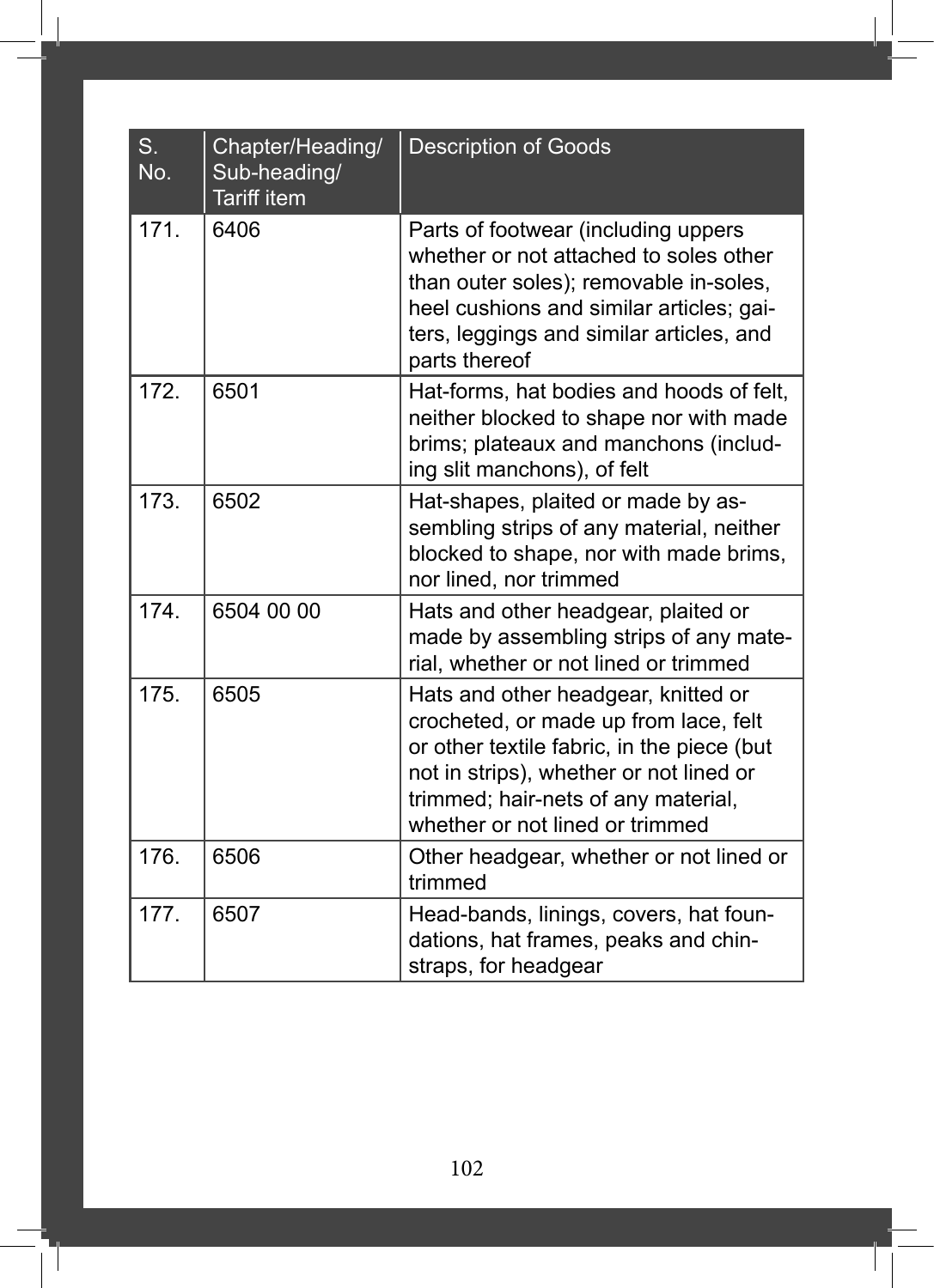| S. No. | Chapter/Heading/ Sub-heading/ Tariff item | Description of Goods |
|---|---|---|
| 171. | 6406 | Parts of footwear (including uppers whether or not attached to soles other than outer soles); removable in-soles, heel cushions and similar articles; gaiters, leggings and similar articles, and parts thereof |
| 172. | 6501 | Hat-forms, hat bodies and hoods of felt, neither blocked to shape nor with made brims; plateaux and manchons (including slit manchons), of felt |
| 173. | 6502 | Hat-shapes, plaited or made by assembling strips of any material, neither blocked to shape, nor with made brims, nor lined, nor trimmed |
| 174. | 6504 00 00 | Hats and other headgear, plaited or made by assembling strips of any material, whether or not lined or trimmed |
| 175. | 6505 | Hats and other headgear, knitted or crocheted, or made up from lace, felt or other textile fabric, in the piece (but not in strips), whether or not lined or trimmed; hair-nets of any material, whether or not lined or trimmed |
| 176. | 6506 | Other headgear, whether or not lined or trimmed |
| 177. | 6507 | Head-bands, linings, covers, hat foundations, hat frames, peaks and chinstraps, for headgear |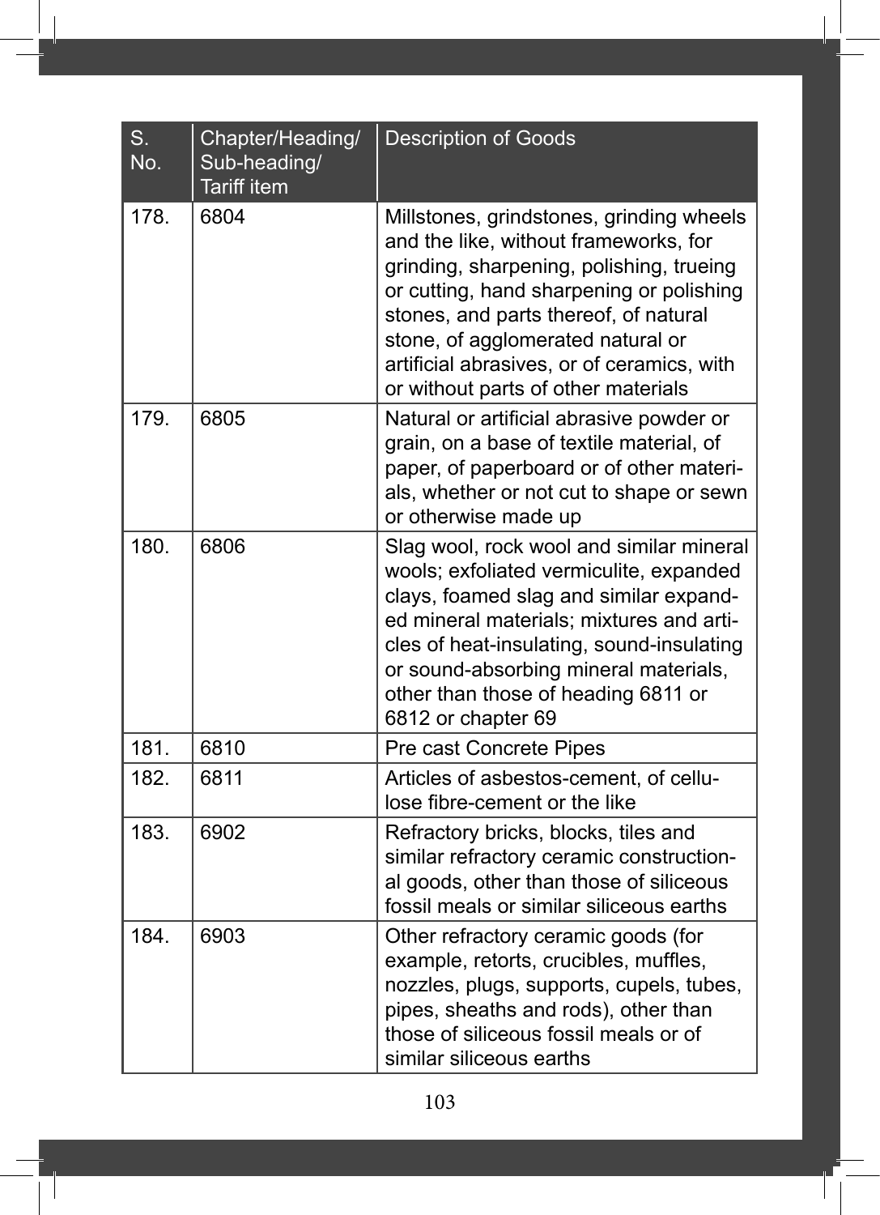| S. No. | Chapter/Heading/ Sub-heading/ Tariff item | Description of Goods |
|---|---|---|
| 178. | 6804 | Millstones, grindstones, grinding wheels and the like, without frameworks, for grinding, sharpening, polishing, trueing or cutting, hand sharpening or polishing stones, and parts thereof, of natural stone, of agglomerated natural or artificial abrasives, or of ceramics, with or without parts of other materials |
| 179. | 6805 | Natural or artificial abrasive powder or grain, on a base of textile material, of paper, of paperboard or of other materials, whether or not cut to shape or sewn or otherwise made up |
| 180. | 6806 | Slag wool, rock wool and similar mineral wools; exfoliated vermiculite, expanded clays, foamed slag and similar expanded mineral materials; mixtures and articles of heat-insulating, sound-insulating or sound-absorbing mineral materials, other than those of heading 6811 or 6812 or chapter 69 |
| 181. | 6810 | Pre cast Concrete Pipes |
| 182. | 6811 | Articles of asbestos-cement, of cellulose fibre-cement or the like |
| 183. | 6902 | Refractory bricks, blocks, tiles and similar refractory ceramic constructional goods, other than those of siliceous fossil meals or similar siliceous earths |
| 184. | 6903 | Other refractory ceramic goods (for example, retorts, crucibles, muffles, nozzles, plugs, supports, cupels, tubes, pipes, sheaths and rods), other than those of siliceous fossil meals or of similar siliceous earths |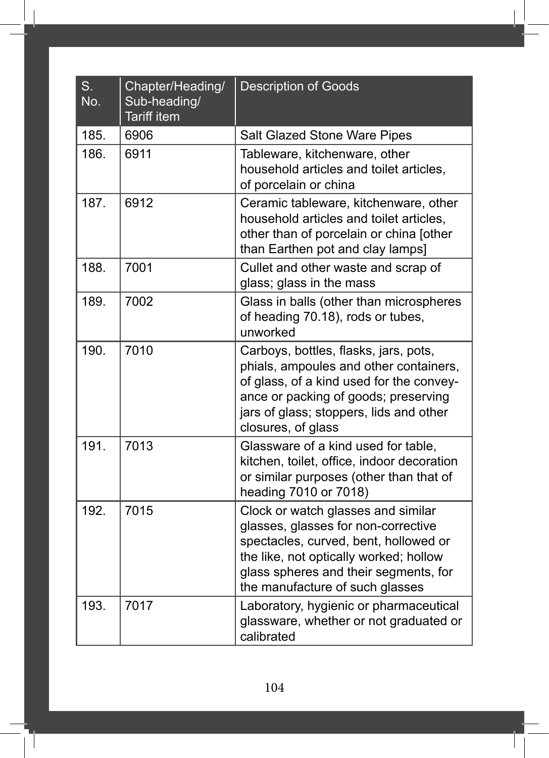| S. No. | Chapter/Heading/ Sub-heading/ Tariff item | Description of Goods |
|---|---|---|
| 185. | 6906 | Salt Glazed Stone Ware Pipes |
| 186. | 6911 | Tableware, kitchenware, other household articles and toilet articles, of porcelain or china |
| 187. | 6912 | Ceramic tableware, kitchenware, other household articles and toilet articles, other than of porcelain or china [other than Earthen pot and clay lamps] |
| 188. | 7001 | Cullet and other waste and scrap of glass; glass in the mass |
| 189. | 7002 | Glass in balls (other than microspheres of heading 70.18), rods or tubes, unworked |
| 190. | 7010 | Carboys, bottles, flasks, jars, pots, phials, ampoules and other containers, of glass, of a kind used for the conveyance or packing of goods; preserving jars of glass; stoppers, lids and other closures, of glass |
| 191. | 7013 | Glassware of a kind used for table, kitchen, toilet, office, indoor decoration or similar purposes (other than that of heading 7010 or 7018) |
| 192. | 7015 | Clock or watch glasses and similar glasses, glasses for non-corrective spectacles, curved, bent, hollowed or the like, not optically worked; hollow glass spheres and their segments, for the manufacture of such glasses |
| 193. | 7017 | Laboratory, hygienic or pharmaceutical glassware, whether or not graduated or calibrated |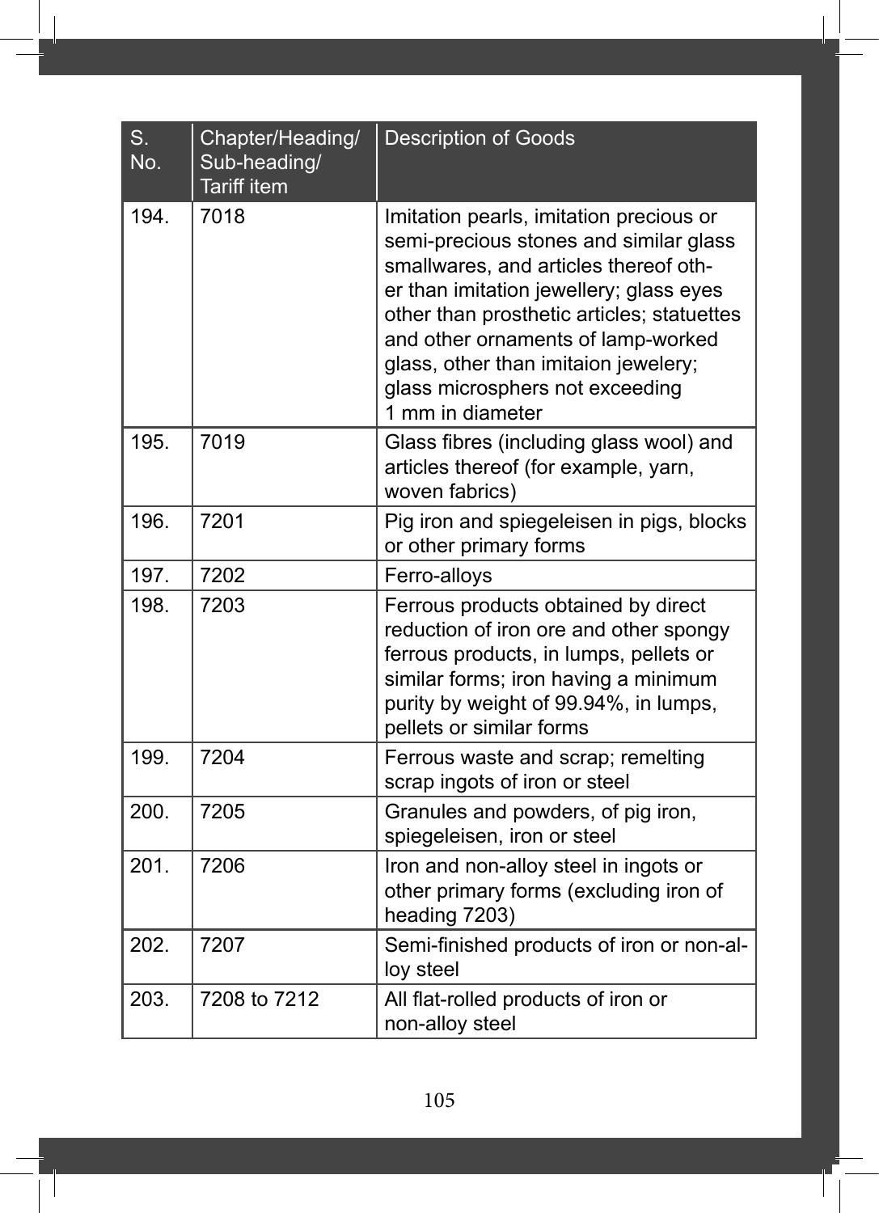| S. No. | Chapter/Heading/ Sub-heading/ Tariff item | Description of Goods |
|---|---|---|
| 194. | 7018 | Imitation pearls, imitation precious or semi-precious stones and similar glass smallwares, and articles thereof other than imitation jewellery; glass eyes other than prosthetic articles; statuettes and other ornaments of lamp-worked glass, other than imitaion jewelery; glass microsphers not exceeding 1 mm in diameter |
| 195. | 7019 | Glass fibres (including glass wool) and articles thereof (for example, yarn, woven fabrics) |
| 196. | 7201 | Pig iron and spiegeleisen in pigs, blocks or other primary forms |
| 197. | 7202 | Ferro-alloys |
| 198. | 7203 | Ferrous products obtained by direct reduction of iron ore and other spongy ferrous products, in lumps, pellets or similar forms; iron having a minimum purity by weight of 99.94%, in lumps, pellets or similar forms |
| 199. | 7204 | Ferrous waste and scrap; remelting scrap ingots of iron or steel |
| 200. | 7205 | Granules and powders, of pig iron, spiegeleisen, iron or steel |
| 201. | 7206 | Iron and non-alloy steel in ingots or other primary forms (excluding iron of heading 7203) |
| 202. | 7207 | Semi-finished products of iron or non-alloy steel |
| 203. | 7208 to 7212 | All flat-rolled products of iron or non-alloy steel |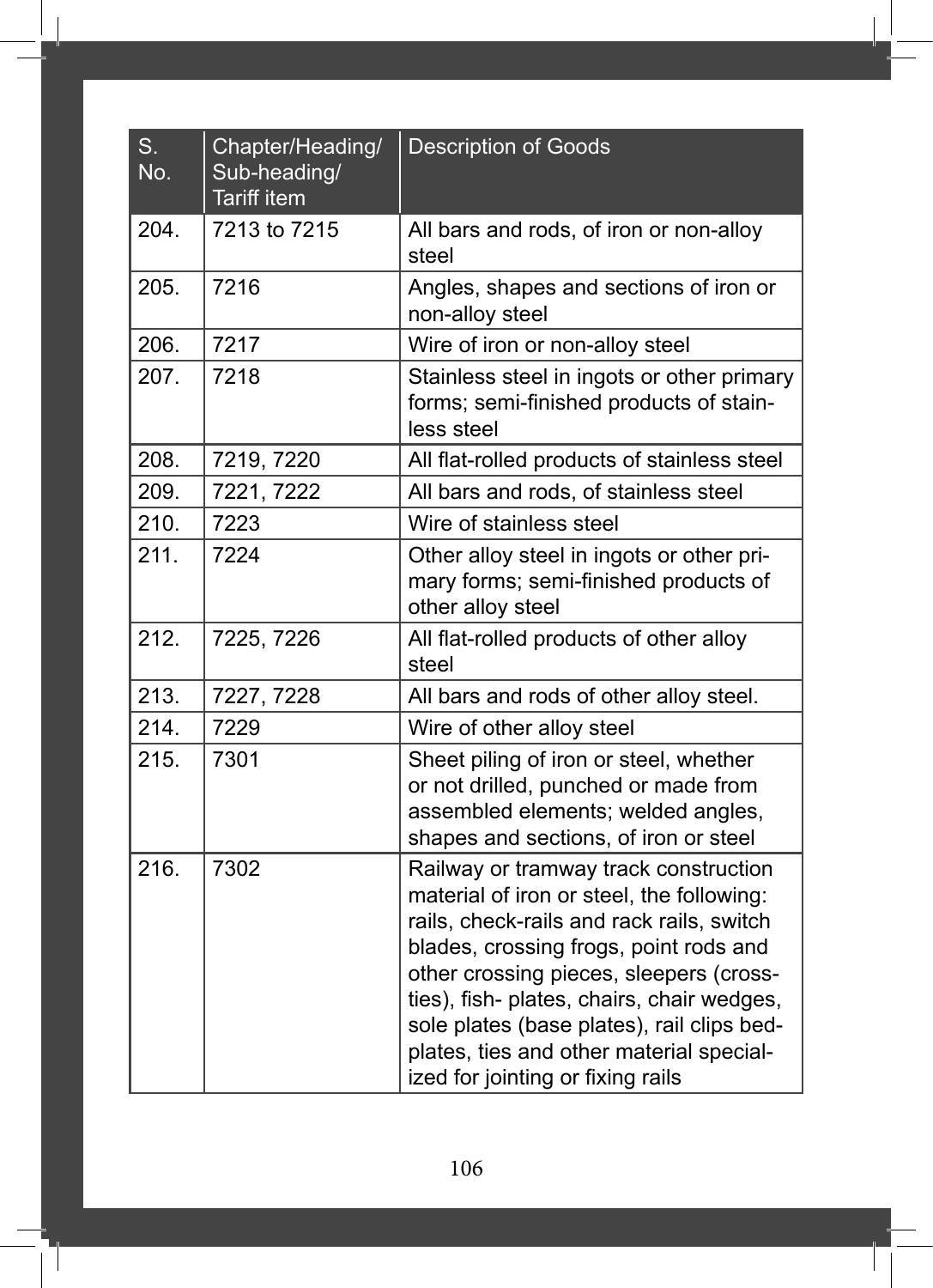| S. No. | Chapter/Heading/ Sub-heading/ Tariff item | Description of Goods |
|---|---|---|
| 204. | 7213 to 7215 | All bars and rods, of iron or non-alloy steel |
| 205. | 7216 | Angles, shapes and sections of iron or non-alloy steel |
| 206. | 7217 | Wire of iron or non-alloy steel |
| 207. | 7218 | Stainless steel in ingots or other primary forms; semi-finished products of stainless steel |
| 208. | 7219, 7220 | All flat-rolled products of stainless steel |
| 209. | 7221, 7222 | All bars and rods, of stainless steel |
| 210. | 7223 | Wire of stainless steel |
| 211. | 7224 | Other alloy steel in ingots or other primary forms; semi-finished products of other alloy steel |
| 212. | 7225, 7226 | All flat-rolled products of other alloy steel |
| 213. | 7227, 7228 | All bars and rods of other alloy steel. |
| 214. | 7229 | Wire of other alloy steel |
| 215. | 7301 | Sheet piling of iron or steel, whether or not drilled, punched or made from assembled elements; welded angles, shapes and sections, of iron or steel |
| 216. | 7302 | Railway or tramway track construction material of iron or steel, the following: rails, check-rails and rack rails, switch blades, crossing frogs, point rods and other crossing pieces, sleepers (cross-ties), fish- plates, chairs, chair wedges, sole plates (base plates), rail clips bed-plates, ties and other material specialized for jointing or fixing rails |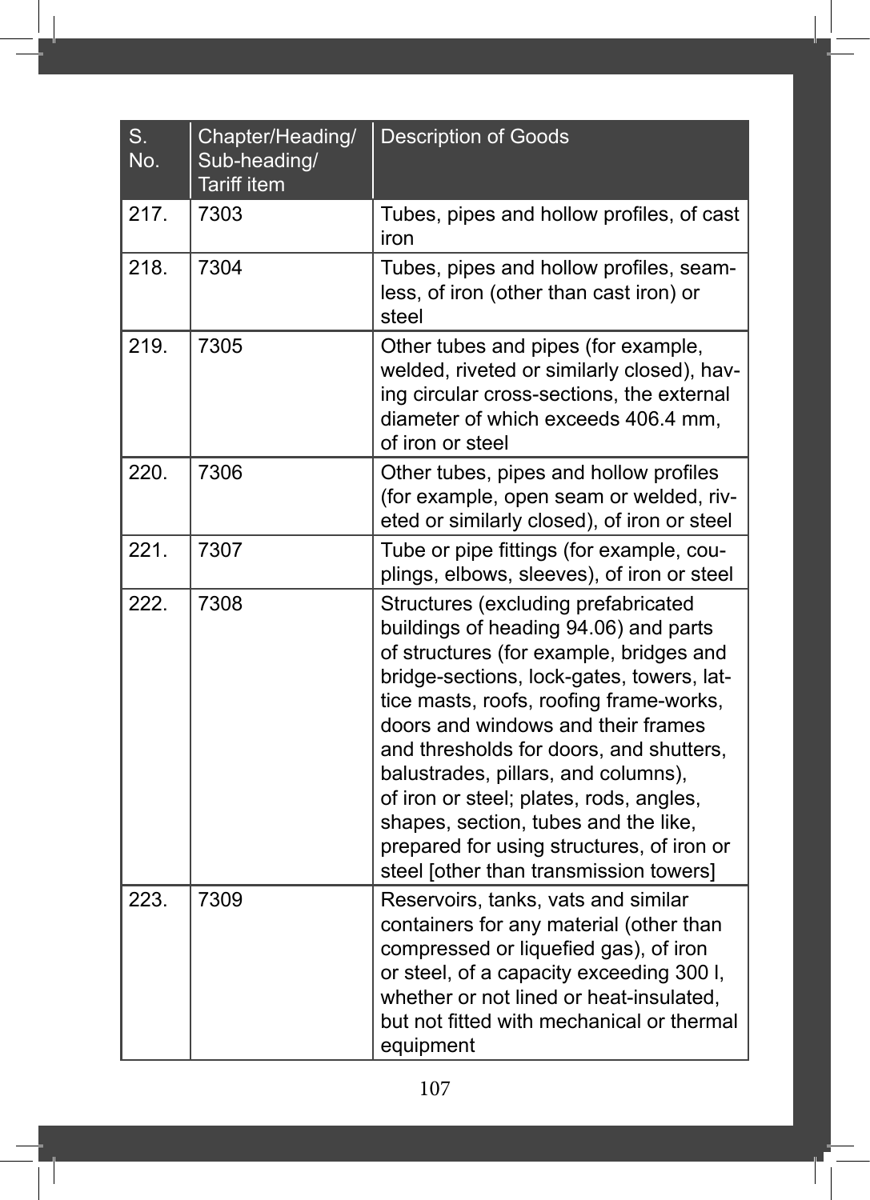| S. No. | Chapter/Heading/ Sub-heading/ Tariff item | Description of Goods |
|---|---|---|
| 217. | 7303 | Tubes, pipes and hollow profiles, of cast iron |
| 218. | 7304 | Tubes, pipes and hollow profiles, seamless, of iron (other than cast iron) or steel |
| 219. | 7305 | Other tubes and pipes (for example, welded, riveted or similarly closed), having circular cross-sections, the external diameter of which exceeds 406.4 mm, of iron or steel |
| 220. | 7306 | Other tubes, pipes and hollow profiles (for example, open seam or welded, riveted or similarly closed), of iron or steel |
| 221. | 7307 | Tube or pipe fittings (for example, couplings, elbows, sleeves), of iron or steel |
| 222. | 7308 | Structures (excluding prefabricated buildings of heading 94.06) and parts of structures (for example, bridges and bridge-sections, lock-gates, towers, lattice masts, roofs, roofing frame-works, doors and windows and their frames and thresholds for doors, and shutters, balustrades, pillars, and columns), of iron or steel; plates, rods, angles, shapes, section, tubes and the like, prepared for using structures, of iron or steel [other than transmission towers] |
| 223. | 7309 | Reservoirs, tanks, vats and similar containers for any material (other than compressed or liquefied gas), of iron or steel, of a capacity exceeding 300 l, whether or not lined or heat-insulated, but not fitted with mechanical or thermal equipment |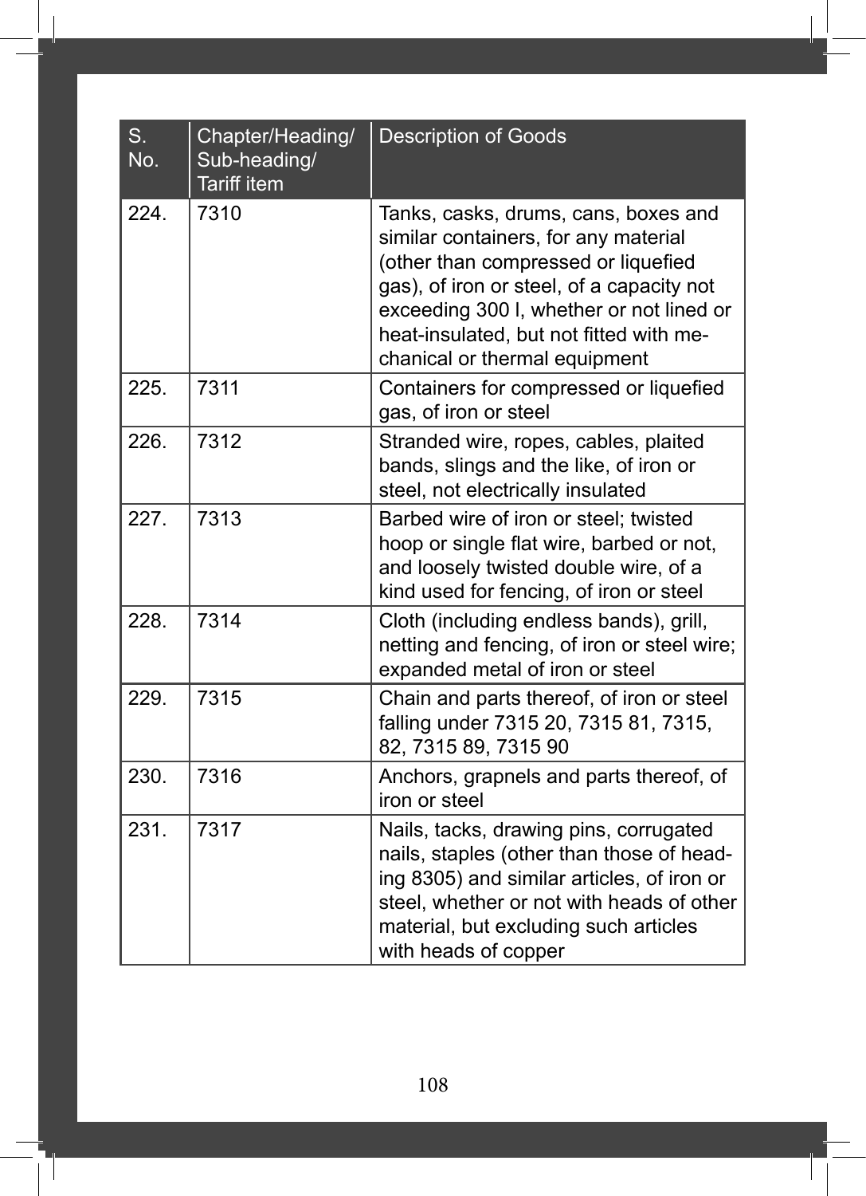| S. No. | Chapter/Heading/ Sub-heading/ Tariff item | Description of Goods |
|---|---|---|
| 224. | 7310 | Tanks, casks, drums, cans, boxes and similar containers, for any material (other than compressed or liquefied gas), of iron or steel, of a capacity not exceeding 300 l, whether or not lined or heat-insulated, but not fitted with mechanical or thermal equipment |
| 225. | 7311 | Containers for compressed or liquefied gas, of iron or steel |
| 226. | 7312 | Stranded wire, ropes, cables, plaited bands, slings and the like, of iron or steel, not electrically insulated |
| 227. | 7313 | Barbed wire of iron or steel; twisted hoop or single flat wire, barbed or not, and loosely twisted double wire, of a kind used for fencing, of iron or steel |
| 228. | 7314 | Cloth (including endless bands), grill, netting and fencing, of iron or steel wire; expanded metal of iron or steel |
| 229. | 7315 | Chain and parts thereof, of iron or steel falling under 7315 20, 7315 81, 7315, 82, 7315 89, 7315 90 |
| 230. | 7316 | Anchors, grapnels and parts thereof, of iron or steel |
| 231. | 7317 | Nails, tacks, drawing pins, corrugated nails, staples (other than those of heading 8305) and similar articles, of iron or steel, whether or not with heads of other material, but excluding such articles with heads of copper |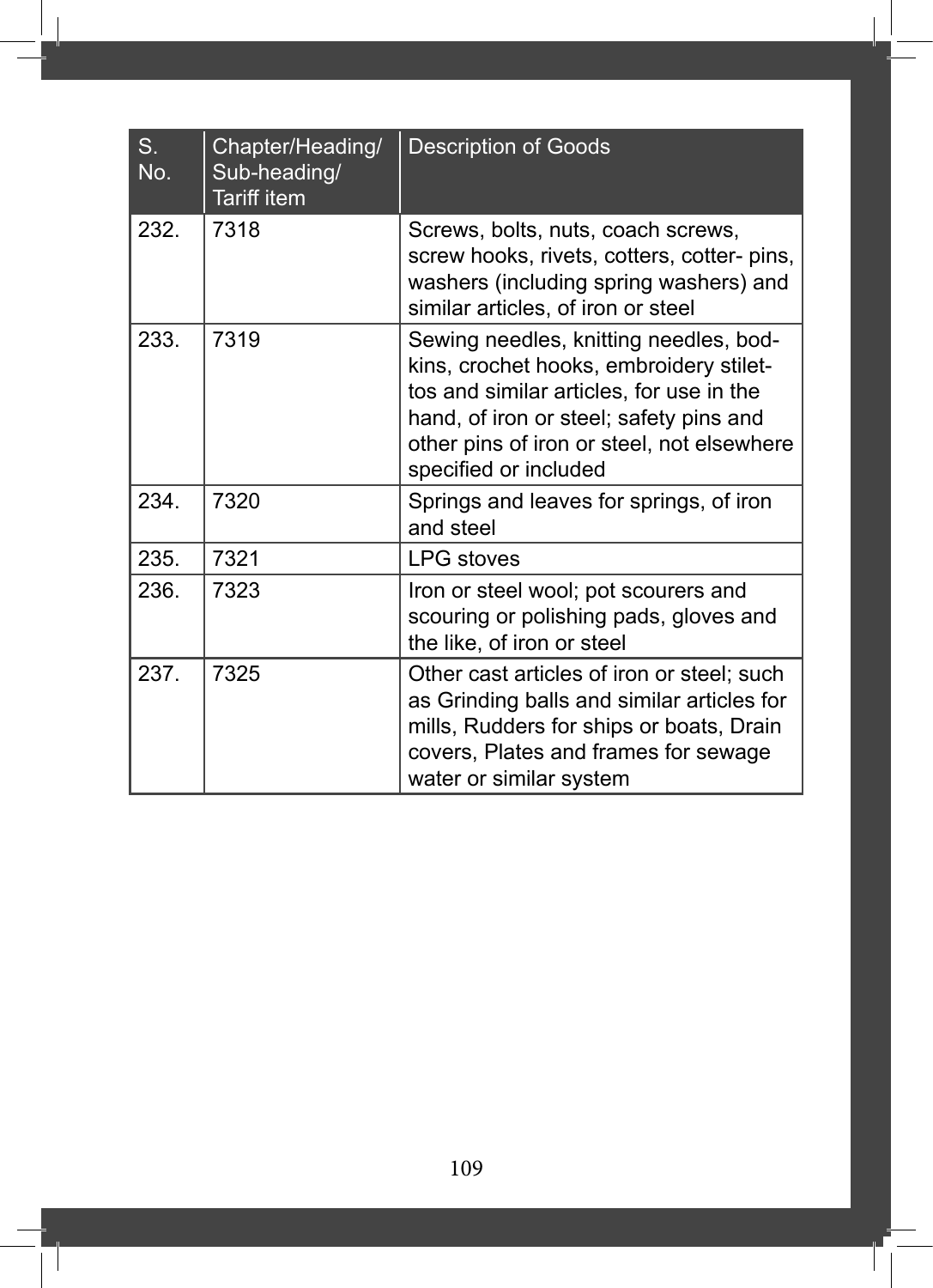| S. No. | Chapter/Heading/ Sub-heading/ Tariff item | Description of Goods |
|---|---|---|
| 232. | 7318 | Screws, bolts, nuts, coach screws, screw hooks, rivets, cotters, cotter- pins, washers (including spring washers) and similar articles, of iron or steel |
| 233. | 7319 | Sewing needles, knitting needles, bodkins, crochet hooks, embroidery stilettos and similar articles, for use in the hand, of iron or steel; safety pins and other pins of iron or steel, not elsewhere specified or included |
| 234. | 7320 | Springs and leaves for springs, of iron and steel |
| 235. | 7321 | LPG stoves |
| 236. | 7323 | Iron or steel wool; pot scourers and scouring or polishing pads, gloves and the like, of iron or steel |
| 237. | 7325 | Other cast articles of iron or steel; such as Grinding balls and similar articles for mills, Rudders for ships or boats, Drain covers, Plates and frames for sewage water or similar system |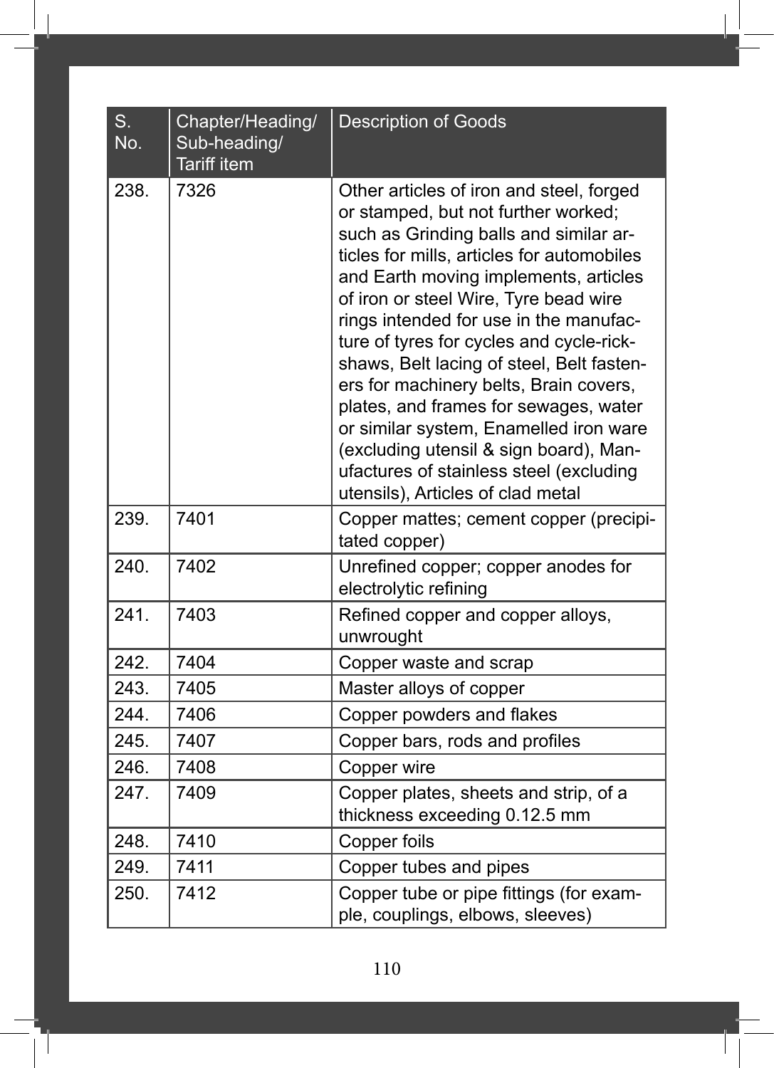| S. No. | Chapter/Heading/ Sub-heading/ Tariff item | Description of Goods |
|---|---|---|
| 238. | 7326 | Other articles of iron and steel, forged or stamped, but not further worked; such as Grinding balls and similar articles for mills, articles for automobiles and Earth moving implements, articles of iron or steel Wire, Tyre bead wire rings intended for use in the manufacture of tyres for cycles and cycle-rickshaws, Belt lacing of steel, Belt fasteners for machinery belts, Brain covers, plates, and frames for sewages, water or similar system, Enamelled iron ware (excluding utensil & sign board), Manufactures of stainless steel (excluding utensils), Articles of clad metal |
| 239. | 7401 | Copper mattes; cement copper (precipitated copper) |
| 240. | 7402 | Unrefined copper; copper anodes for electrolytic refining |
| 241. | 7403 | Refined copper and copper alloys, unwrought |
| 242. | 7404 | Copper waste and scrap |
| 243. | 7405 | Master alloys of copper |
| 244. | 7406 | Copper powders and flakes |
| 245. | 7407 | Copper bars, rods and profiles |
| 246. | 7408 | Copper wire |
| 247. | 7409 | Copper plates, sheets and strip, of a thickness exceeding 0.12.5 mm |
| 248. | 7410 | Copper foils |
| 249. | 7411 | Copper tubes and pipes |
| 250. | 7412 | Copper tube or pipe fittings (for example, couplings, elbows, sleeves) |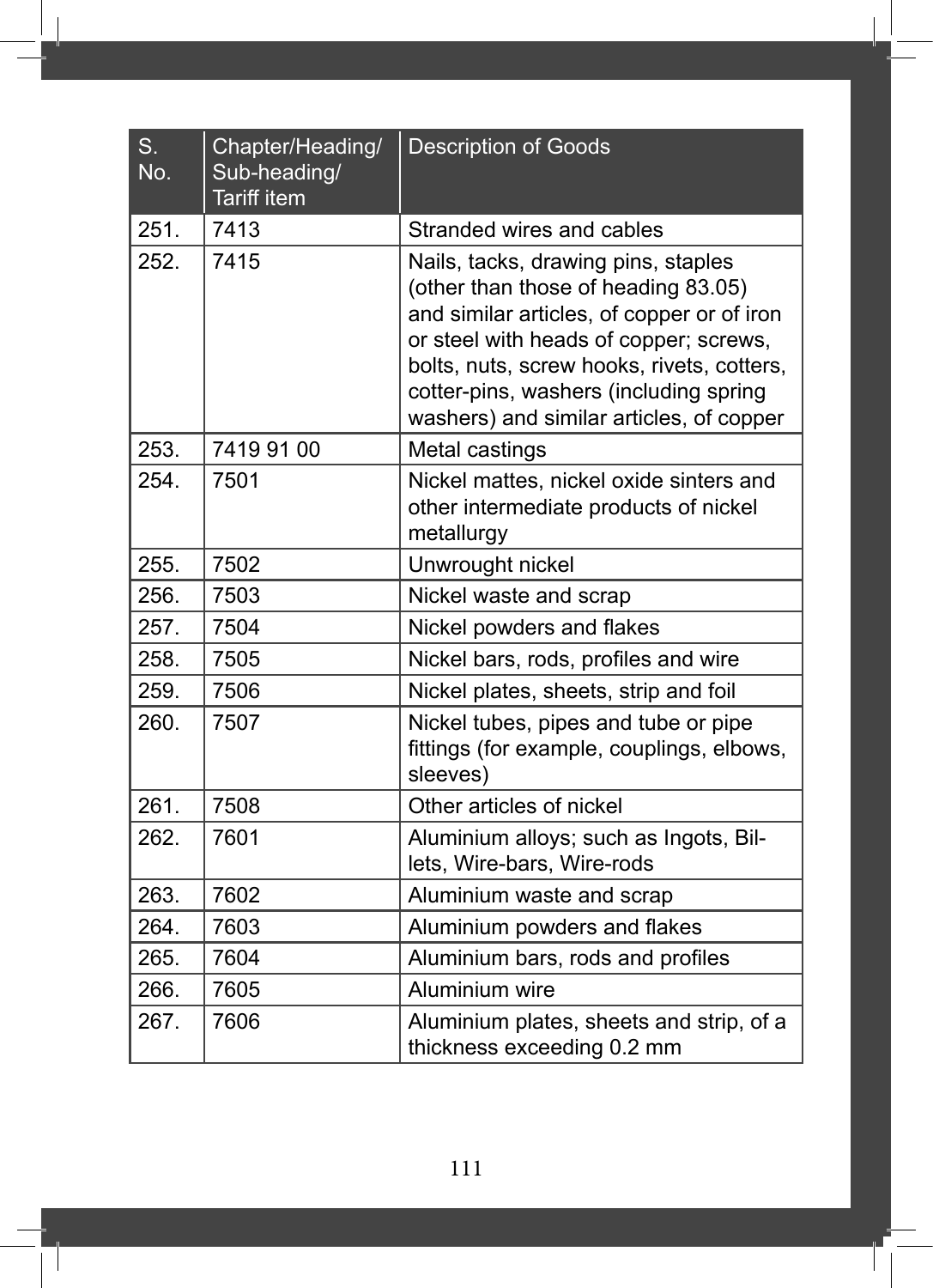| S. No. | Chapter/Heading/ Sub-heading/ Tariff item | Description of Goods |
|---|---|---|
| 251. | 7413 | Stranded wires and cables |
| 252. | 7415 | Nails, tacks, drawing pins, staples (other than those of heading 83.05) and similar articles, of copper or of iron or steel with heads of copper; screws, bolts, nuts, screw hooks, rivets, cotters, cotter-pins, washers (including spring washers) and similar articles, of copper |
| 253. | 7419 91 00 | Metal castings |
| 254. | 7501 | Nickel mattes, nickel oxide sinters and other intermediate products of nickel metallurgy |
| 255. | 7502 | Unwrought nickel |
| 256. | 7503 | Nickel waste and scrap |
| 257. | 7504 | Nickel powders and flakes |
| 258. | 7505 | Nickel bars, rods, profiles and wire |
| 259. | 7506 | Nickel plates, sheets, strip and foil |
| 260. | 7507 | Nickel tubes, pipes and tube or pipe fittings (for example, couplings, elbows, sleeves) |
| 261. | 7508 | Other articles of nickel |
| 262. | 7601 | Aluminium alloys; such as Ingots, Billets, Wire-bars, Wire-rods |
| 263. | 7602 | Aluminium waste and scrap |
| 264. | 7603 | Aluminium powders and flakes |
| 265. | 7604 | Aluminium bars, rods and profiles |
| 266. | 7605 | Aluminium wire |
| 267. | 7606 | Aluminium plates, sheets and strip, of a thickness exceeding 0.2 mm |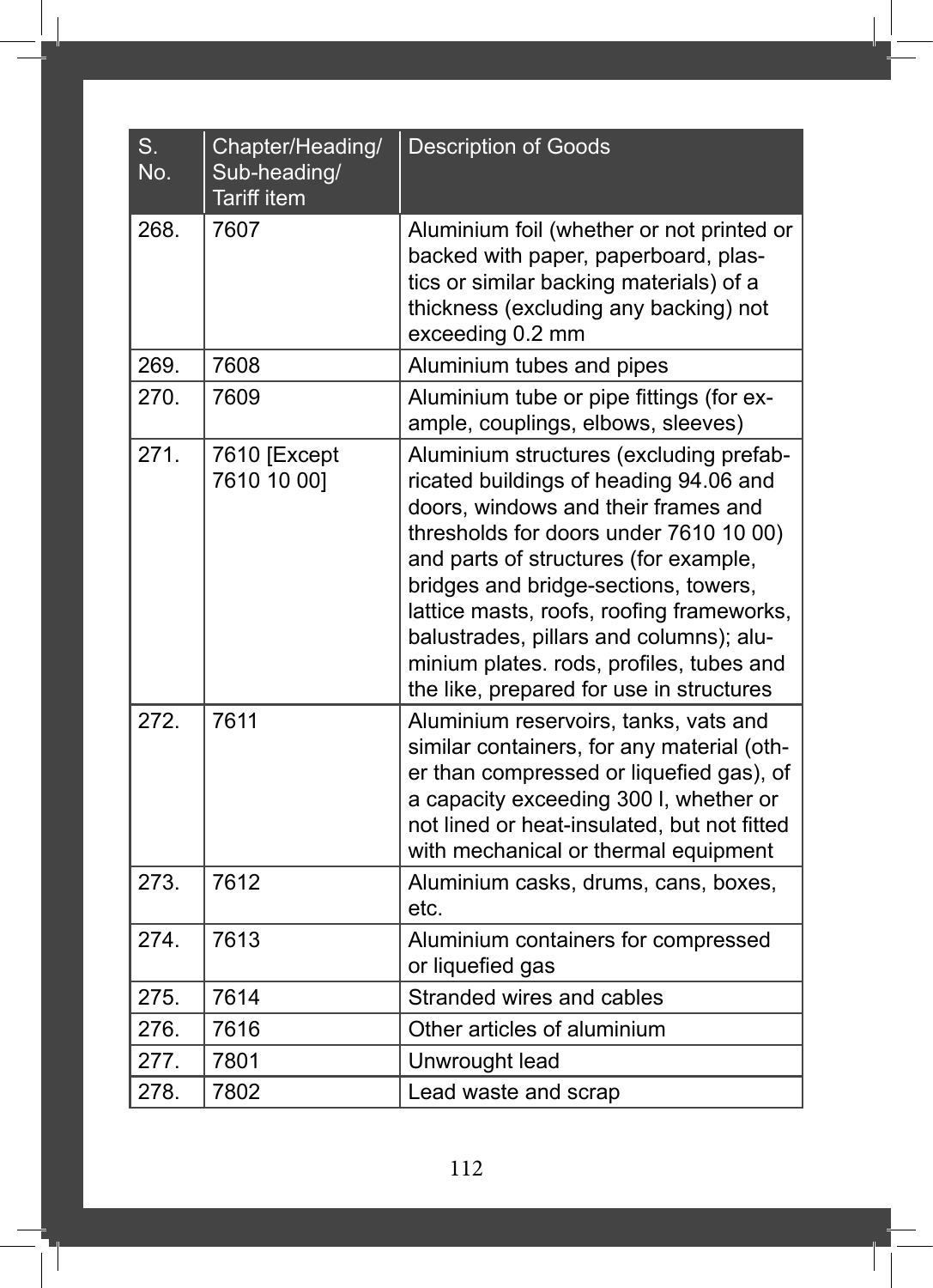| S. No. | Chapter/Heading/ Sub-heading/ Tariff item | Description of Goods |
| --- | --- | --- |
| 268. | 7607 | Aluminium foil (whether or not printed or backed with paper, paperboard, plastics or similar backing materials) of a thickness (excluding any backing) not exceeding 0.2 mm |
| 269. | 7608 | Aluminium tubes and pipes |
| 270. | 7609 | Aluminium tube or pipe fittings (for example, couplings, elbows, sleeves) |
| 271. | 7610 [Except 7610 10 00] | Aluminium structures (excluding prefabricated buildings of heading 94.06 and doors, windows and their frames and thresholds for doors under 7610 10 00) and parts of structures (for example, bridges and bridge-sections, towers, lattice masts, roofs, roofing frameworks, balustrades, pillars and columns); aluminium plates. rods, profiles, tubes and the like, prepared for use in structures |
| 272. | 7611 | Aluminium reservoirs, tanks, vats and similar containers, for any material (other than compressed or liquefied gas), of a capacity exceeding 300 l, whether or not lined or heat-insulated, but not fitted with mechanical or thermal equipment |
| 273. | 7612 | Aluminium casks, drums, cans, boxes, etc. |
| 274. | 7613 | Aluminium containers for compressed or liquefied gas |
| 275. | 7614 | Stranded wires and cables |
| 276. | 7616 | Other articles of aluminium |
| 277. | 7801 | Unwrought lead |
| 278. | 7802 | Lead waste and scrap |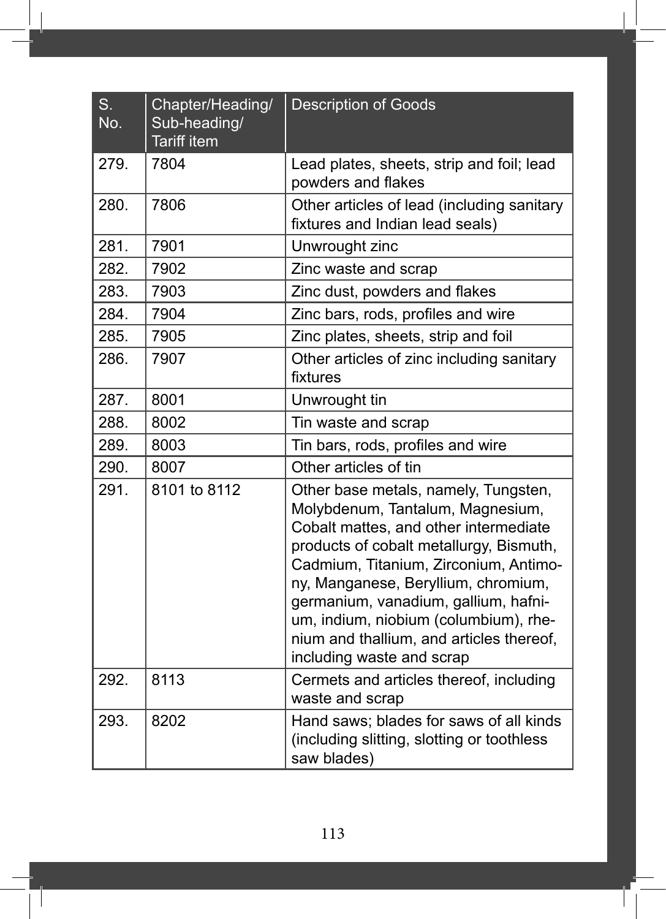| S. No. | Chapter/Heading/ Sub-heading/ Tariff item | Description of Goods |
|---|---|---|
| 279. | 7804 | Lead plates, sheets, strip and foil; lead powders and flakes |
| 280. | 7806 | Other articles of lead (including sanitary fixtures and Indian lead seals) |
| 281. | 7901 | Unwrought zinc |
| 282. | 7902 | Zinc waste and scrap |
| 283. | 7903 | Zinc dust, powders and flakes |
| 284. | 7904 | Zinc bars, rods, profiles and wire |
| 285. | 7905 | Zinc plates, sheets, strip and foil |
| 286. | 7907 | Other articles of zinc including sanitary fixtures |
| 287. | 8001 | Unwrought tin |
| 288. | 8002 | Tin waste and scrap |
| 289. | 8003 | Tin bars, rods, profiles and wire |
| 290. | 8007 | Other articles of tin |
| 291. | 8101 to 8112 | Other base metals, namely, Tungsten, Molybdenum, Tantalum, Magnesium, Cobalt mattes, and other intermediate products of cobalt metallurgy, Bismuth, Cadmium, Titanium, Zirconium, Antimony, Manganese, Beryllium, chromium, germanium, vanadium, gallium, hafnium, indium, niobium (columbium), rhenium and thallium, and articles thereof, including waste and scrap |
| 292. | 8113 | Cermets and articles thereof, including waste and scrap |
| 293. | 8202 | Hand saws; blades for saws of all kinds (including slitting, slotting or toothless saw blades) |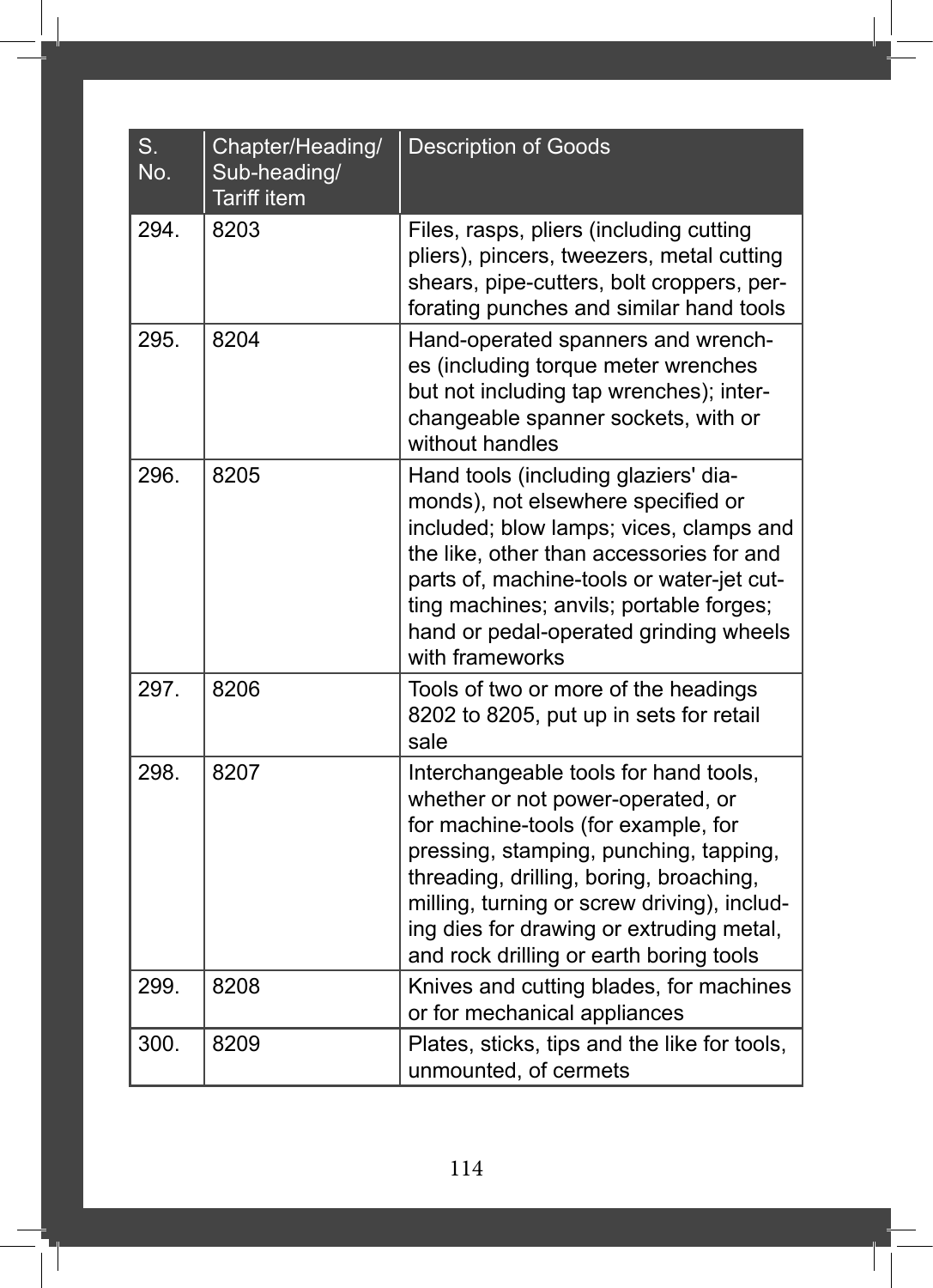| S. No. | Chapter/Heading/ Sub-heading/ Tariff item | Description of Goods |
|---|---|---|
| 294. | 8203 | Files, rasps, pliers (including cutting pliers), pincers, tweezers, metal cutting shears, pipe-cutters, bolt croppers, perforating punches and similar hand tools |
| 295. | 8204 | Hand-operated spanners and wrenches (including torque meter wrenches but not including tap wrenches); interchangeable spanner sockets, with or without handles |
| 296. | 8205 | Hand tools (including glaziers' diamonds), not elsewhere specified or included; blow lamps; vices, clamps and the like, other than accessories for and parts of, machine-tools or water-jet cutting machines; anvils; portable forges; hand or pedal-operated grinding wheels with frameworks |
| 297. | 8206 | Tools of two or more of the headings 8202 to 8205, put up in sets for retail sale |
| 298. | 8207 | Interchangeable tools for hand tools, whether or not power-operated, or for machine-tools (for example, for pressing, stamping, punching, tapping, threading, drilling, boring, broaching, milling, turning or screw driving), including dies for drawing or extruding metal, and rock drilling or earth boring tools |
| 299. | 8208 | Knives and cutting blades, for machines or for mechanical appliances |
| 300. | 8209 | Plates, sticks, tips and the like for tools, unmounted, of cermets |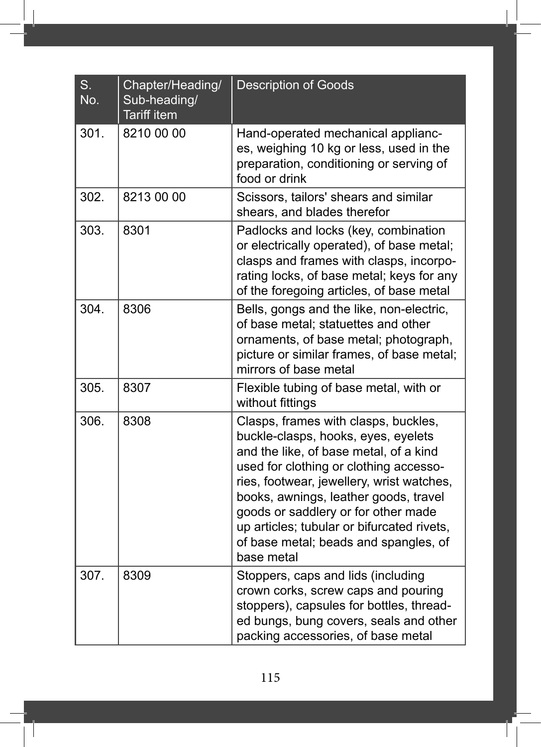| S. No. | Chapter/Heading/ Sub-heading/ Tariff item | Description of Goods |
|---|---|---|
| 301. | 8210 00 00 | Hand-operated mechanical appliances, weighing 10 kg or less, used in the preparation, conditioning or serving of food or drink |
| 302. | 8213 00 00 | Scissors, tailors' shears and similar shears, and blades therefor |
| 303. | 8301 | Padlocks and locks (key, combination or electrically operated), of base metal; clasps and frames with clasps, incorporating locks, of base metal; keys for any of the foregoing articles, of base metal |
| 304. | 8306 | Bells, gongs and the like, non-electric, of base metal; statuettes and other ornaments, of base metal; photograph, picture or similar frames, of base metal; mirrors of base metal |
| 305. | 8307 | Flexible tubing of base metal, with or without fittings |
| 306. | 8308 | Clasps, frames with clasps, buckles, buckle-clasps, hooks, eyes, eyelets and the like, of base metal, of a kind used for clothing or clothing accessories, footwear, jewellery, wrist watches, books, awnings, leather goods, travel goods or saddlery or for other made up articles; tubular or bifurcated rivets, of base metal; beads and spangles, of base metal |
| 307. | 8309 | Stoppers, caps and lids (including crown corks, screw caps and pouring stoppers), capsules for bottles, threaded bungs, bung covers, seals and other packing accessories, of base metal |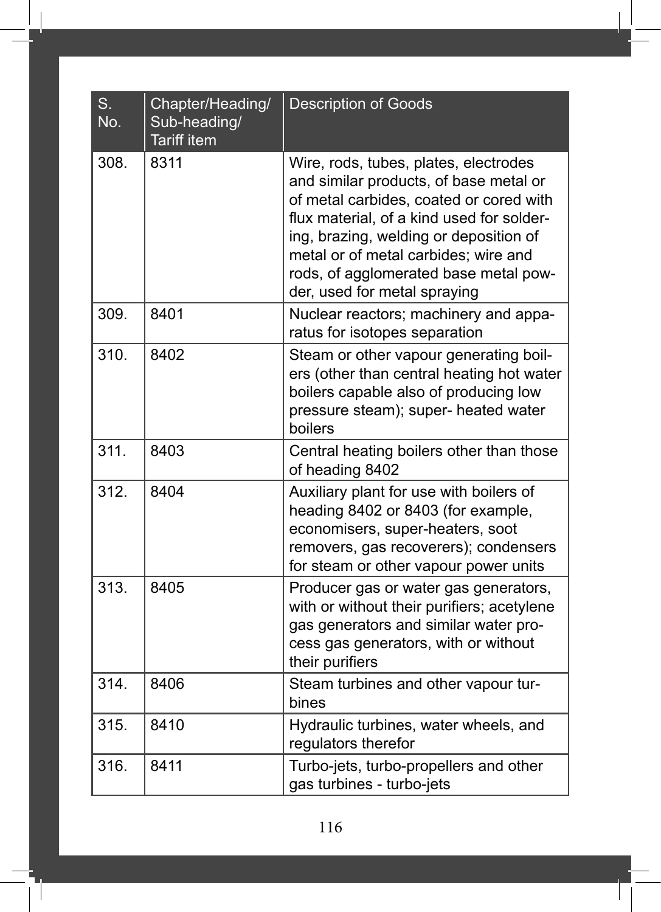| S. No. | Chapter/Heading/ Sub-heading/ Tariff item | Description of Goods |
|---|---|---|
| 308. | 8311 | Wire, rods, tubes, plates, electrodes and similar products, of base metal or of metal carbides, coated or cored with flux material, of a kind used for soldering, brazing, welding or deposition of metal or of metal carbides; wire and rods, of agglomerated base metal powder, used for metal spraying |
| 309. | 8401 | Nuclear reactors; machinery and apparatus for isotopes separation |
| 310. | 8402 | Steam or other vapour generating boilers (other than central heating hot water boilers capable also of producing low pressure steam); super- heated water boilers |
| 311. | 8403 | Central heating boilers other than those of heading 8402 |
| 312. | 8404 | Auxiliary plant for use with boilers of heading 8402 or 8403 (for example, economisers, super-heaters, soot removers, gas recoverers); condensers for steam or other vapour power units |
| 313. | 8405 | Producer gas or water gas generators, with or without their purifiers; acetylene gas generators and similar water process gas generators, with or without their purifiers |
| 314. | 8406 | Steam turbines and other vapour turbines |
| 315. | 8410 | Hydraulic turbines, water wheels, and regulators therefor |
| 316. | 8411 | Turbo-jets, turbo-propellers and other gas turbines - turbo-jets |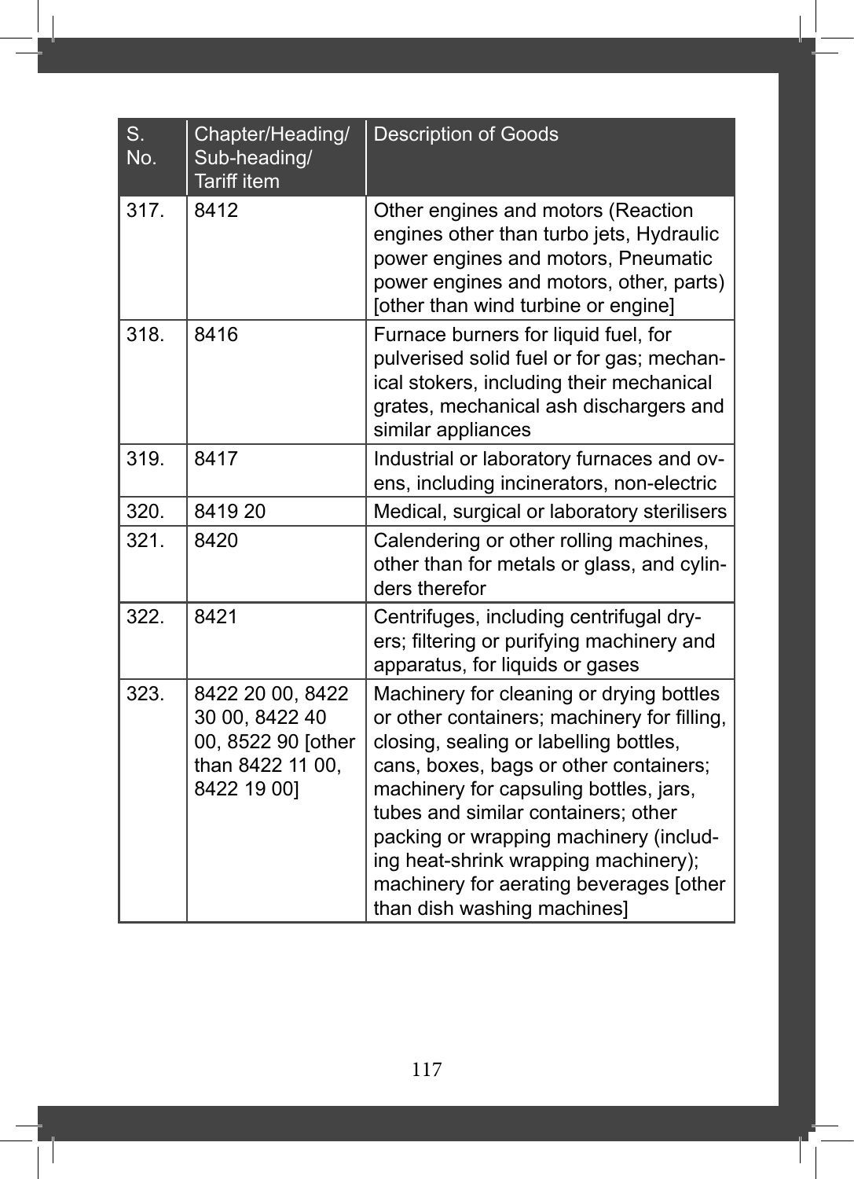| S. No. | Chapter/Heading/ Sub-heading/ Tariff item | Description of Goods |
|---|---|---|
| 317. | 8412 | Other engines and motors (Reaction engines other than turbo jets, Hydraulic power engines and motors, Pneumatic power engines and motors, other, parts) [other than wind turbine or engine] |
| 318. | 8416 | Furnace burners for liquid fuel, for pulverised solid fuel or for gas; mechanical stokers, including their mechanical grates, mechanical ash dischargers and similar appliances |
| 319. | 8417 | Industrial or laboratory furnaces and ovens, including incinerators, non-electric |
| 320. | 8419 20 | Medical, surgical or laboratory sterilisers |
| 321. | 8420 | Calendering or other rolling machines, other than for metals or glass, and cylinders therefor |
| 322. | 8421 | Centrifuges, including centrifugal dryers; filtering or purifying machinery and apparatus, for liquids or gases |
| 323. | 8422 20 00, 8422 30 00, 8422 40 00, 8522 90 [other than 8422 11 00, 8422 19 00] | Machinery for cleaning or drying bottles or other containers; machinery for filling, closing, sealing or labelling bottles, cans, boxes, bags or other containers; machinery for capsuling bottles, jars, tubes and similar containers; other packing or wrapping machinery (including heat-shrink wrapping machinery); machinery for aerating beverages [other than dish washing machines] |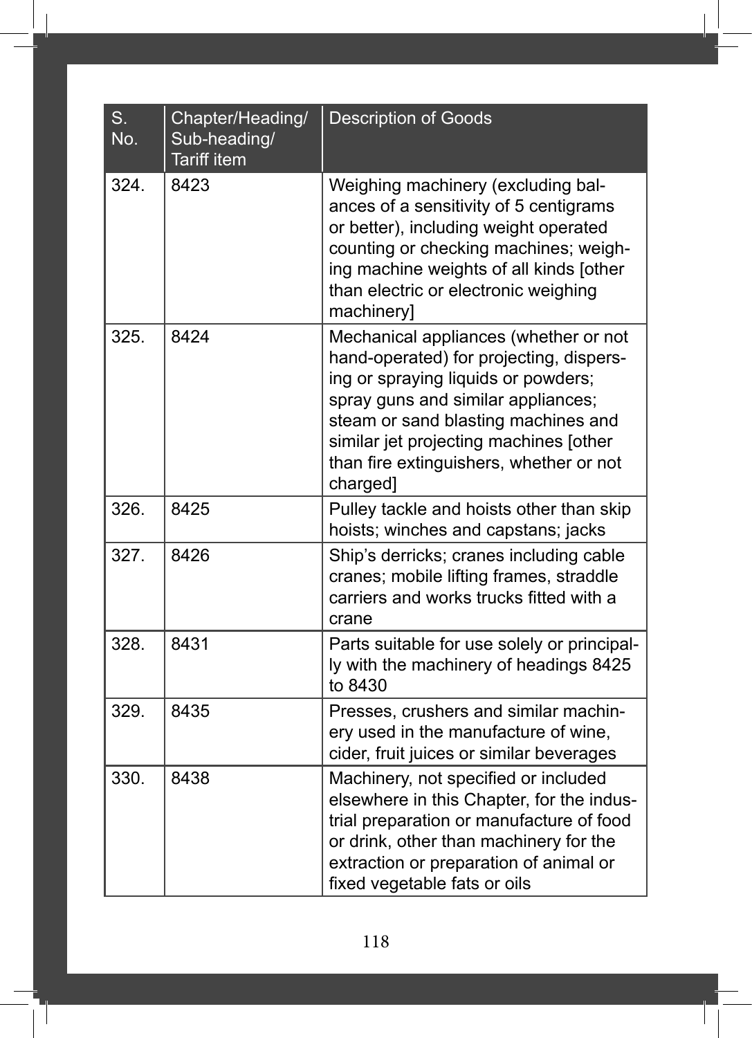| S. No. | Chapter/Heading/ Sub-heading/ Tariff item | Description of Goods |
|---|---|---|
| 324. | 8423 | Weighing machinery (excluding balances of a sensitivity of 5 centigrams or better), including weight operated counting or checking machines; weighing machine weights of all kinds [other than electric or electronic weighing machinery] |
| 325. | 8424 | Mechanical appliances (whether or not hand-operated) for projecting, dispersing or spraying liquids or powders; spray guns and similar appliances; steam or sand blasting machines and similar jet projecting machines [other than fire extinguishers, whether or not charged] |
| 326. | 8425 | Pulley tackle and hoists other than skip hoists; winches and capstans; jacks |
| 327. | 8426 | Ship's derricks; cranes including cable cranes; mobile lifting frames, straddle carriers and works trucks fitted with a crane |
| 328. | 8431 | Parts suitable for use solely or principally with the machinery of headings 8425 to 8430 |
| 329. | 8435 | Presses, crushers and similar machinery used in the manufacture of wine, cider, fruit juices or similar beverages |
| 330. | 8438 | Machinery, not specified or included elsewhere in this Chapter, for the industrial preparation or manufacture of food or drink, other than machinery for the extraction or preparation of animal or fixed vegetable fats or oils |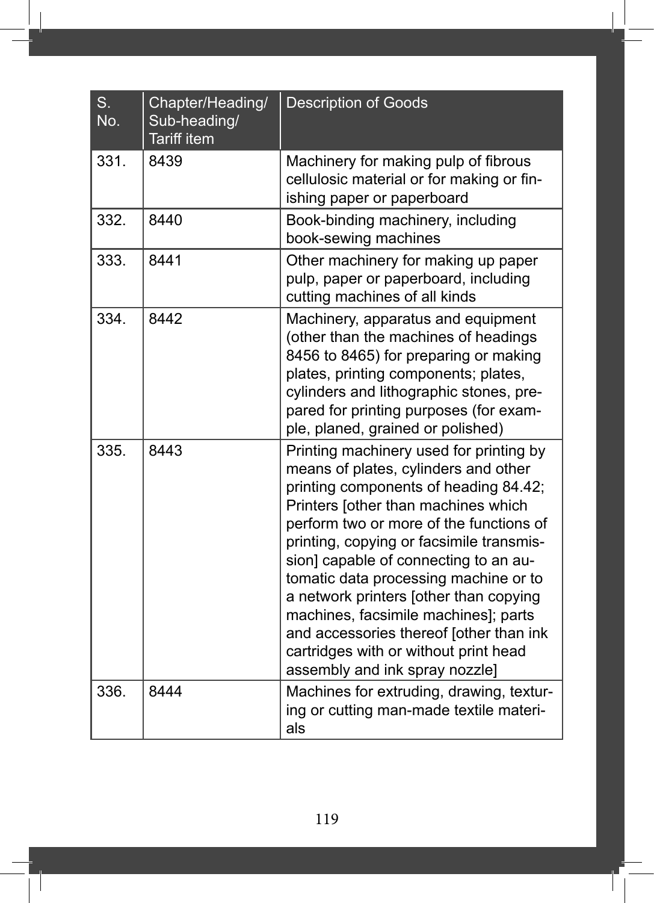| S. No. | Chapter/Heading/ Sub-heading/ Tariff item | Description of Goods |
|---|---|---|
| 331. | 8439 | Machinery for making pulp of fibrous cellulosic material or for making or finishing paper or paperboard |
| 332. | 8440 | Book-binding machinery, including book-sewing machines |
| 333. | 8441 | Other machinery for making up paper pulp, paper or paperboard, including cutting machines of all kinds |
| 334. | 8442 | Machinery, apparatus and equipment (other than the machines of headings 8456 to 8465) for preparing or making plates, printing components; plates, cylinders and lithographic stones, prepared for printing purposes (for example, planed, grained or polished) |
| 335. | 8443 | Printing machinery used for printing by means of plates, cylinders and other printing components of heading 84.42; Printers [other than machines which perform two or more of the functions of printing, copying or facsimile transmission] capable of connecting to an automatic data processing machine or to a network printers [other than copying machines, facsimile machines]; parts and accessories thereof [other than ink cartridges with or without print head assembly and ink spray nozzle] |
| 336. | 8444 | Machines for extruding, drawing, texturing or cutting man-made textile materials |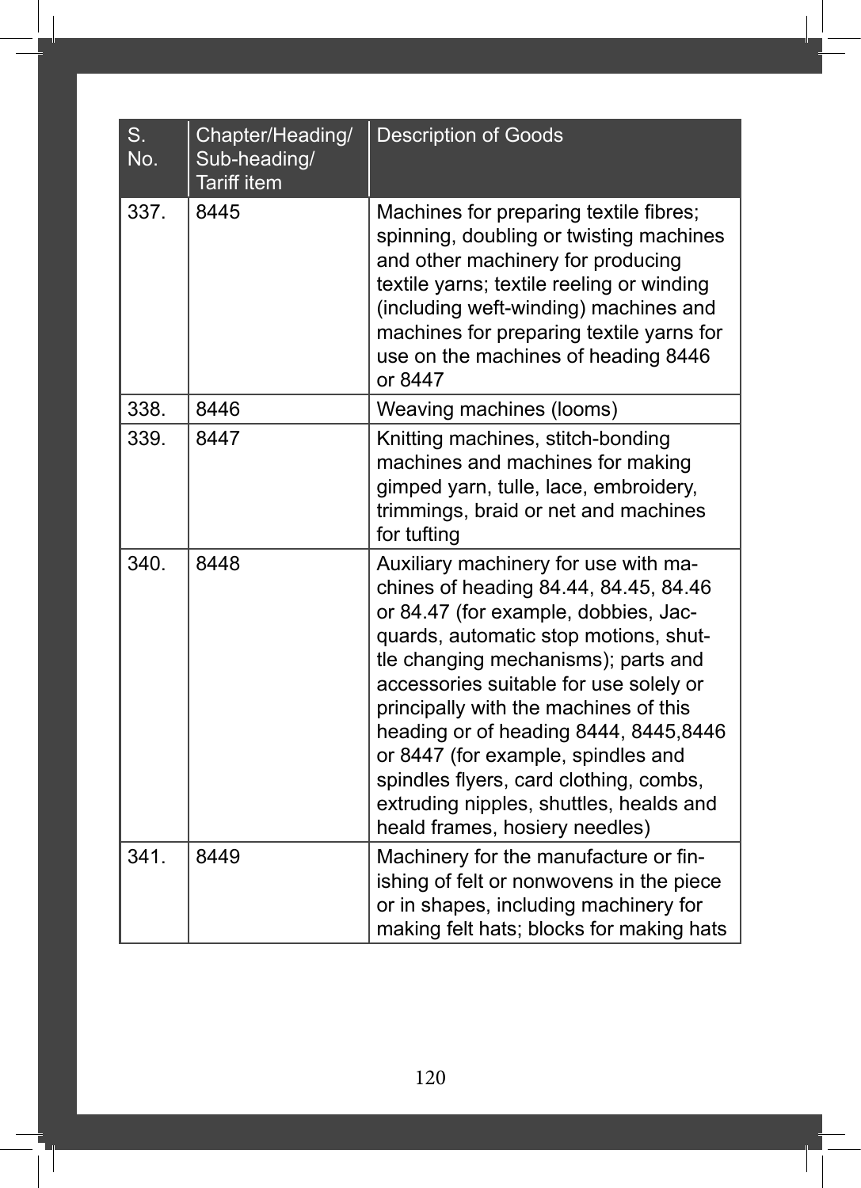| S. No. | Chapter/Heading/ Sub-heading/ Tariff item | Description of Goods |
|---|---|---|
| 337. | 8445 | Machines for preparing textile fibres; spinning, doubling or twisting machines and other machinery for producing textile yarns; textile reeling or winding (including weft-winding) machines and machines for preparing textile yarns for use on the machines of heading 8446 or 8447 |
| 338. | 8446 | Weaving machines (looms) |
| 339. | 8447 | Knitting machines, stitch-bonding machines and machines for making gimped yarn, tulle, lace, embroidery, trimmings, braid or net and machines for tufting |
| 340. | 8448 | Auxiliary machinery for use with machines of heading 84.44, 84.45, 84.46 or 84.47 (for example, dobbies, Jacquards, automatic stop motions, shuttle changing mechanisms); parts and accessories suitable for use solely or principally with the machines of this heading or of heading 8444, 8445,8446 or 8447 (for example, spindles and spindles flyers, card clothing, combs, extruding nipples, shuttles, healds and heald frames, hosiery needles) |
| 341. | 8449 | Machinery for the manufacture or finishing of felt or nonwovens in the piece or in shapes, including machinery for making felt hats; blocks for making hats |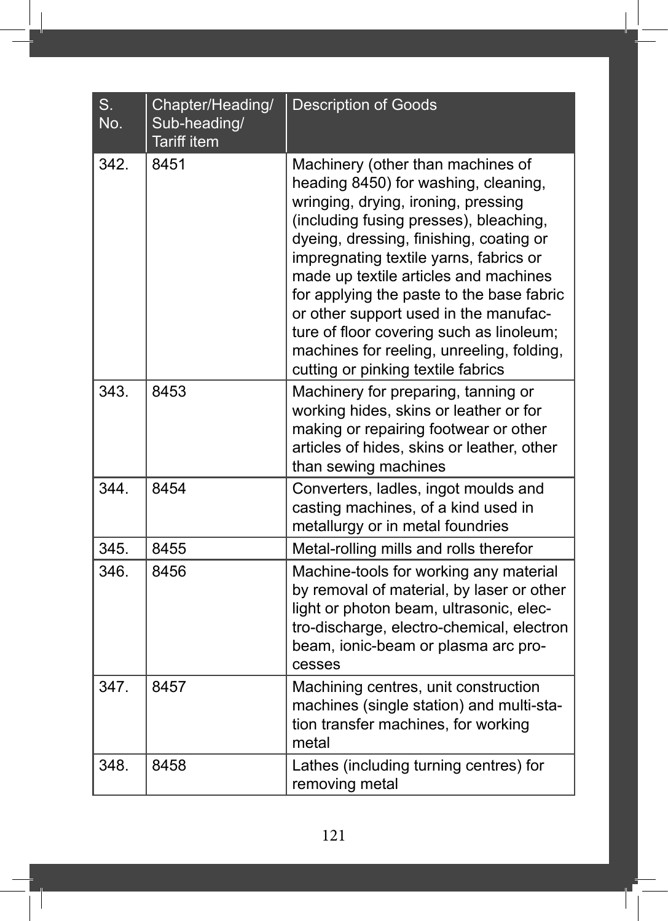| S. No. | Chapter/Heading/ Sub-heading/ Tariff item | Description of Goods |
|---|---|---|
| 342. | 8451 | Machinery (other than machines of heading 8450) for washing, cleaning, wringing, drying, ironing, pressing (including fusing presses), bleaching, dyeing, dressing, finishing, coating or impregnating textile yarns, fabrics or made up textile articles and machines for applying the paste to the base fabric or other support used in the manufacture of floor covering such as linoleum; machines for reeling, unreeling, folding, cutting or pinking textile fabrics |
| 343. | 8453 | Machinery for preparing, tanning or working hides, skins or leather or for making or repairing footwear or other articles of hides, skins or leather, other than sewing machines |
| 344. | 8454 | Converters, ladles, ingot moulds and casting machines, of a kind used in metallurgy or in metal foundries |
| 345. | 8455 | Metal-rolling mills and rolls therefor |
| 346. | 8456 | Machine-tools for working any material by removal of material, by laser or other light or photon beam, ultrasonic, electro-discharge, electro-chemical, electron beam, ionic-beam or plasma arc processes |
| 347. | 8457 | Machining centres, unit construction machines (single station) and multi-station transfer machines, for working metal |
| 348. | 8458 | Lathes (including turning centres) for removing metal |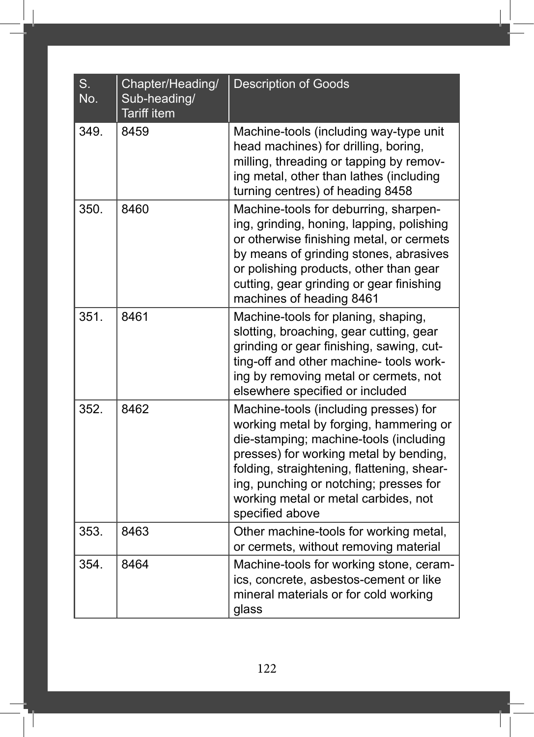| S. No. | Chapter/Heading/ Sub-heading/ Tariff item | Description of Goods |
|---|---|---|
| 349. | 8459 | Machine-tools (including way-type unit head machines) for drilling, boring, milling, threading or tapping by removing metal, other than lathes (including turning centres) of heading 8458 |
| 350. | 8460 | Machine-tools for deburring, sharpening, grinding, honing, lapping, polishing or otherwise finishing metal, or cermets by means of grinding stones, abrasives or polishing products, other than gear cutting, gear grinding or gear finishing machines of heading 8461 |
| 351. | 8461 | Machine-tools for planing, shaping, slotting, broaching, gear cutting, gear grinding or gear finishing, sawing, cutting-off and other machine- tools working by removing metal or cermets, not elsewhere specified or included |
| 352. | 8462 | Machine-tools (including presses) for working metal by forging, hammering or die-stamping; machine-tools (including presses) for working metal by bending, folding, straightening, flattening, shearing, punching or notching; presses for working metal or metal carbides, not specified above |
| 353. | 8463 | Other machine-tools for working metal, or cermets, without removing material |
| 354. | 8464 | Machine-tools for working stone, ceramics, concrete, asbestos-cement or like mineral materials or for cold working glass |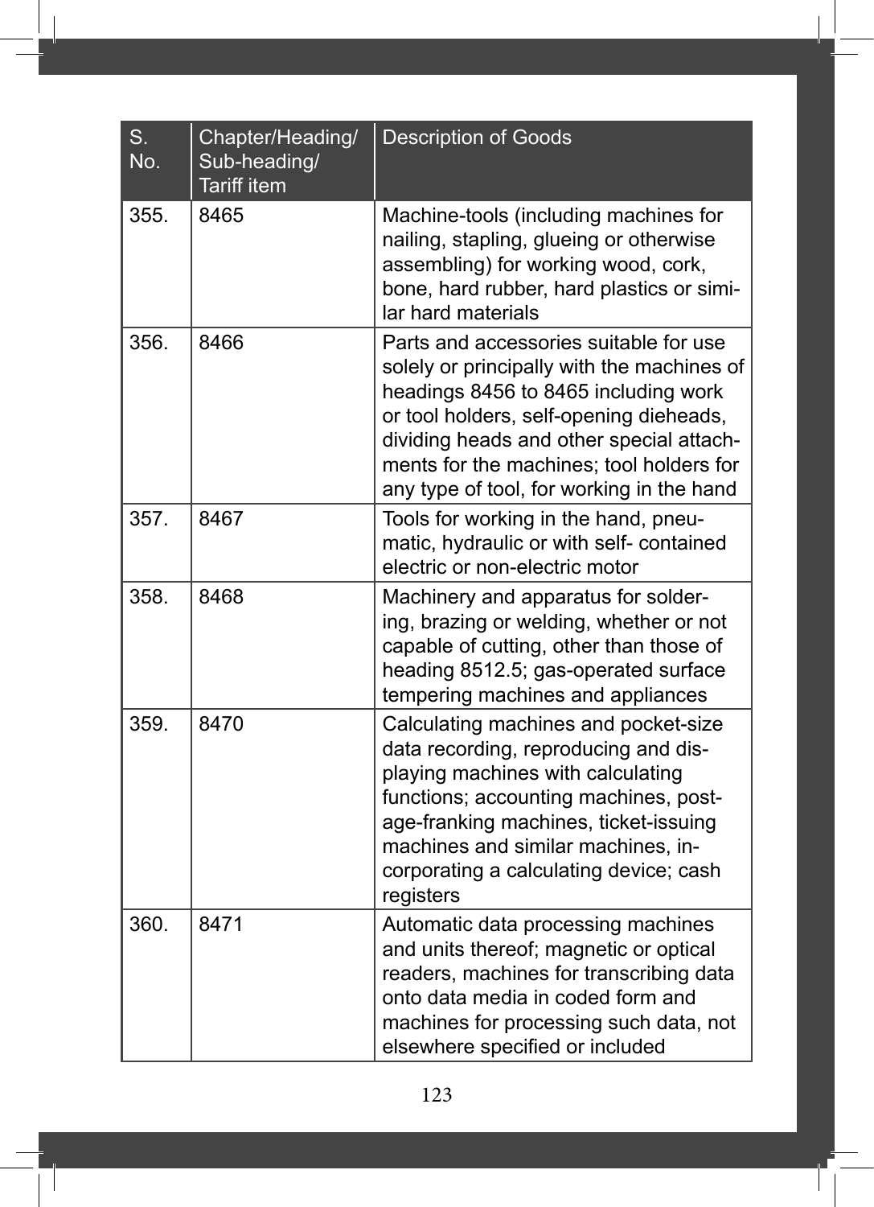| S. No. | Chapter/Heading/ Sub-heading/ Tariff item | Description of Goods |
|---|---|---|
| 355. | 8465 | Machine-tools (including machines for nailing, stapling, glueing or otherwise assembling) for working wood, cork, bone, hard rubber, hard plastics or similar hard materials |
| 356. | 8466 | Parts and accessories suitable for use solely or principally with the machines of headings 8456 to 8465 including work or tool holders, self-opening dieheads, dividing heads and other special attachments for the machines; tool holders for any type of tool, for working in the hand |
| 357. | 8467 | Tools for working in the hand, pneumatic, hydraulic or with self- contained electric or non-electric motor |
| 358. | 8468 | Machinery and apparatus for soldering, brazing or welding, whether or not capable of cutting, other than those of heading 8512.5; gas-operated surface tempering machines and appliances |
| 359. | 8470 | Calculating machines and pocket-size data recording, reproducing and displaying machines with calculating functions; accounting machines, postage-franking machines, ticket-issuing machines and similar machines, incorporating a calculating device; cash registers |
| 360. | 8471 | Automatic data processing machines and units thereof; magnetic or optical readers, machines for transcribing data onto data media in coded form and machines for processing such data, not elsewhere specified or included |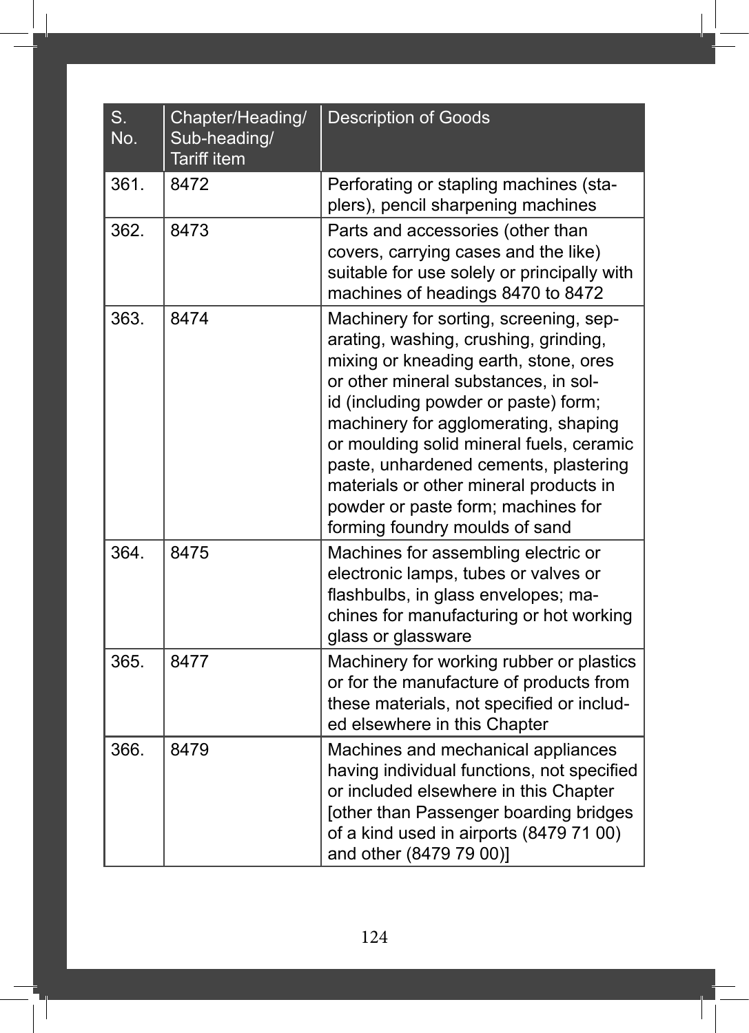| S. No. | Chapter/Heading/ Sub-heading/ Tariff item | Description of Goods |
|---|---|---|
| 361. | 8472 | Perforating or stapling machines (staplers), pencil sharpening machines |
| 362. | 8473 | Parts and accessories (other than covers, carrying cases and the like) suitable for use solely or principally with machines of headings 8470 to 8472 |
| 363. | 8474 | Machinery for sorting, screening, separating, washing, crushing, grinding, mixing or kneading earth, stone, ores or other mineral substances, in solid (including powder or paste) form; machinery for agglomerating, shaping or moulding solid mineral fuels, ceramic paste, unhardened cements, plastering materials or other mineral products in powder or paste form; machines for forming foundry moulds of sand |
| 364. | 8475 | Machines for assembling electric or electronic lamps, tubes or valves or flashbulbs, in glass envelopes; machines for manufacturing or hot working glass or glassware |
| 365. | 8477 | Machinery for working rubber or plastics or for the manufacture of products from these materials, not specified or included elsewhere in this Chapter |
| 366. | 8479 | Machines and mechanical appliances having individual functions, not specified or included elsewhere in this Chapter [other than Passenger boarding bridges of a kind used in airports (8479 71 00) and other (8479 79 00)] |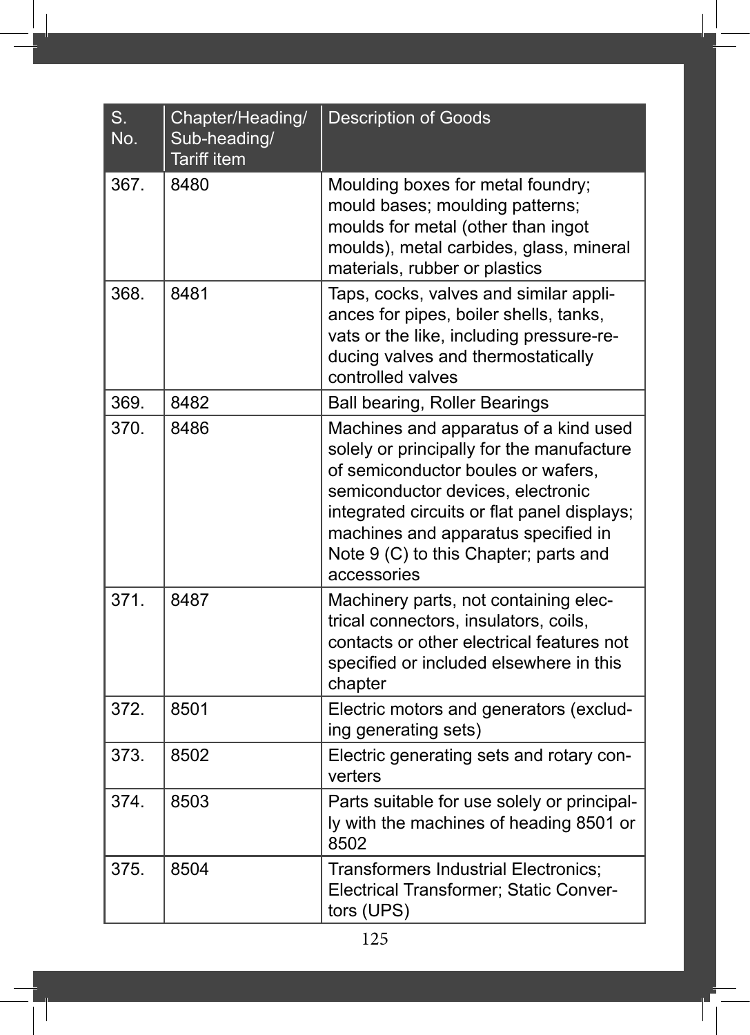| S. No. | Chapter/Heading/ Sub-heading/ Tariff item | Description of Goods |
|---|---|---|
| 367. | 8480 | Moulding boxes for metal foundry; mould bases; moulding patterns; moulds for metal (other than ingot moulds), metal carbides, glass, mineral materials, rubber or plastics |
| 368. | 8481 | Taps, cocks, valves and similar appliances for pipes, boiler shells, tanks, vats or the like, including pressure-reducing valves and thermostatically controlled valves |
| 369. | 8482 | Ball bearing, Roller Bearings |
| 370. | 8486 | Machines and apparatus of a kind used solely or principally for the manufacture of semiconductor boules or wafers, semiconductor devices, electronic integrated circuits or flat panel displays; machines and apparatus specified in Note 9 (C) to this Chapter; parts and accessories |
| 371. | 8487 | Machinery parts, not containing electrical connectors, insulators, coils, contacts or other electrical features not specified or included elsewhere in this chapter |
| 372. | 8501 | Electric motors and generators (excluding generating sets) |
| 373. | 8502 | Electric generating sets and rotary converters |
| 374. | 8503 | Parts suitable for use solely or principally with the machines of heading 8501 or 8502 |
| 375. | 8504 | Transformers Industrial Electronics; Electrical Transformer; Static Convertors (UPS) |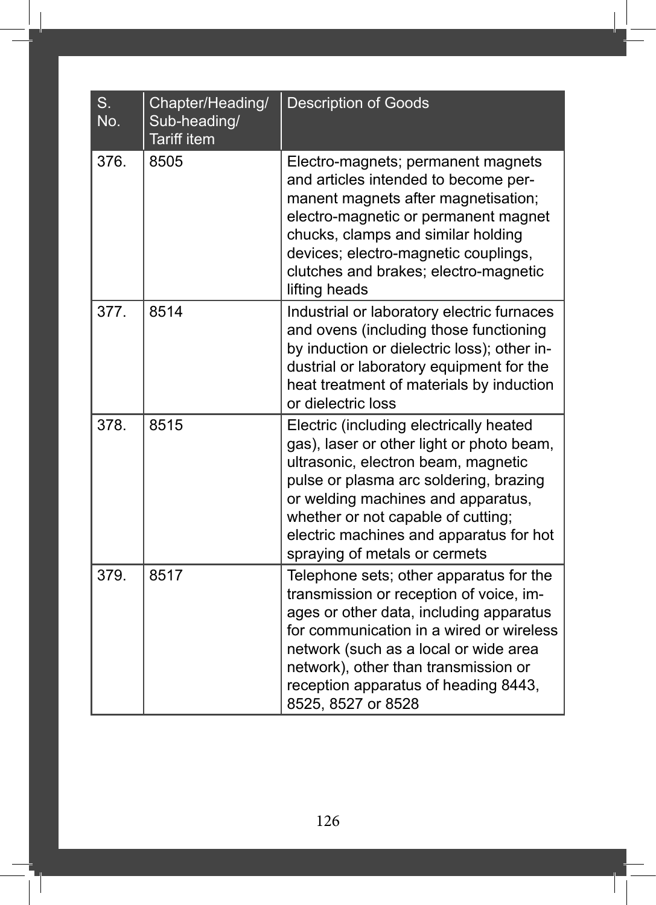| S. No. | Chapter/Heading/ Sub-heading/ Tariff item | Description of Goods |
|---|---|---|
| 376. | 8505 | Electro-magnets; permanent magnets and articles intended to become permanent magnets after magnetisation; electro-magnetic or permanent magnet chucks, clamps and similar holding devices; electro-magnetic couplings, clutches and brakes; electro-magnetic lifting heads |
| 377. | 8514 | Industrial or laboratory electric furnaces and ovens (including those functioning by induction or dielectric loss); other industrial or laboratory equipment for the heat treatment of materials by induction or dielectric loss |
| 378. | 8515 | Electric (including electrically heated gas), laser or other light or photo beam, ultrasonic, electron beam, magnetic pulse or plasma arc soldering, brazing or welding machines and apparatus, whether or not capable of cutting; electric machines and apparatus for hot spraying of metals or cermets |
| 379. | 8517 | Telephone sets; other apparatus for the transmission or reception of voice, images or other data, including apparatus for communication in a wired or wireless network (such as a local or wide area network), other than transmission or reception apparatus of heading 8443, 8525, 8527 or 8528 |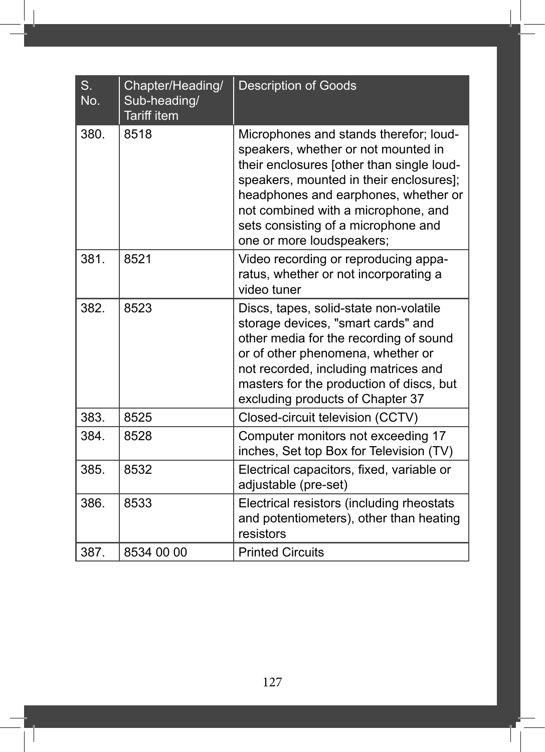| S. No. | Chapter/Heading/ Sub-heading/ Tariff item | Description of Goods |
|---|---|---|
| 380. | 8518 | Microphones and stands therefor; loud-speakers, whether or not mounted in their enclosures [other than single loud-speakers, mounted in their enclosures]; headphones and earphones, whether or not combined with a microphone, and sets consisting of a microphone and one or more loudspeakers; |
| 381. | 8521 | Video recording or reproducing apparatus, whether or not incorporating a video tuner |
| 382. | 8523 | Discs, tapes, solid-state non-volatile storage devices, "smart cards" and other media for the recording of sound or of other phenomena, whether or not recorded, including matrices and masters for the production of discs, but excluding products of Chapter 37 |
| 383. | 8525 | Closed-circuit television (CCTV) |
| 384. | 8528 | Computer monitors not exceeding 17 inches, Set top Box for Television (TV) |
| 385. | 8532 | Electrical capacitors, fixed, variable or adjustable (pre-set) |
| 386. | 8533 | Electrical resistors (including rheostats and potentiometers), other than heating resistors |
| 387. | 8534 00 00 | Printed Circuits |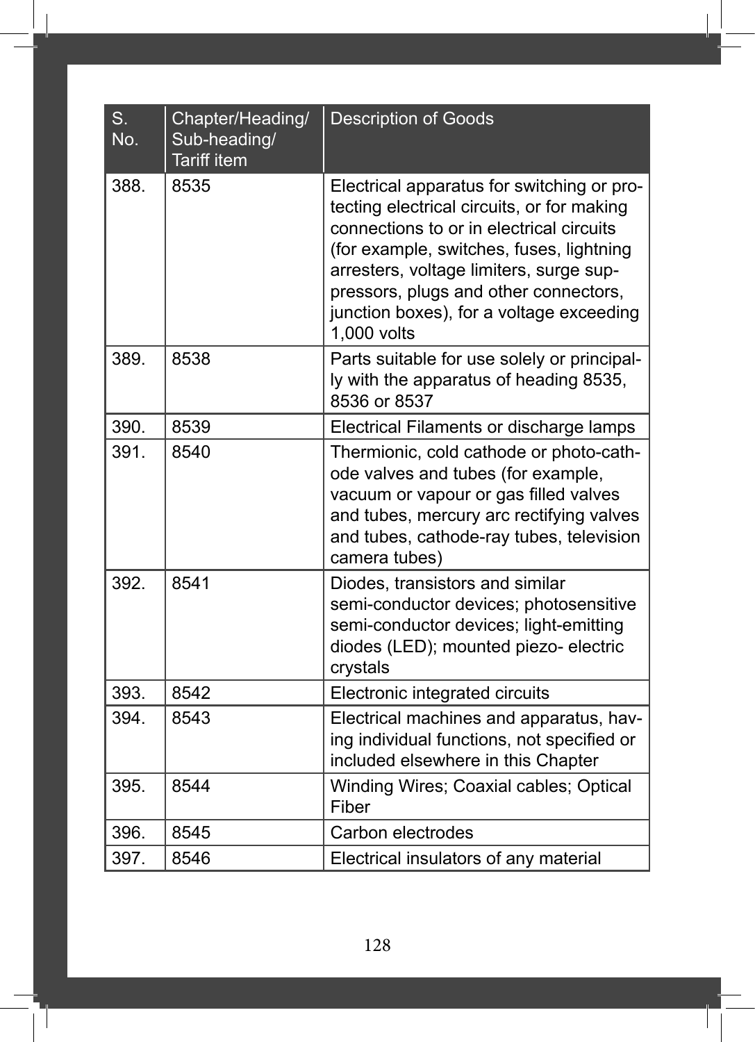| S. No. | Chapter/Heading/ Sub-heading/ Tariff item | Description of Goods |
|---|---|---|
| 388. | 8535 | Electrical apparatus for switching or protecting electrical circuits, or for making connections to or in electrical circuits (for example, switches, fuses, lightning arresters, voltage limiters, surge suppressors, plugs and other connectors, junction boxes), for a voltage exceeding 1,000 volts |
| 389. | 8538 | Parts suitable for use solely or principally with the apparatus of heading 8535, 8536 or 8537 |
| 390. | 8539 | Electrical Filaments or discharge lamps |
| 391. | 8540 | Thermionic, cold cathode or photo-cathode valves and tubes (for example, vacuum or vapour or gas filled valves and tubes, mercury arc rectifying valves and tubes, cathode-ray tubes, television camera tubes) |
| 392. | 8541 | Diodes, transistors and similar semi-conductor devices; photosensitive semi-conductor devices; light-emitting diodes (LED); mounted piezo- electric crystals |
| 393. | 8542 | Electronic integrated circuits |
| 394. | 8543 | Electrical machines and apparatus, having individual functions, not specified or included elsewhere in this Chapter |
| 395. | 8544 | Winding Wires; Coaxial cables; Optical Fiber |
| 396. | 8545 | Carbon electrodes |
| 397. | 8546 | Electrical insulators of any material |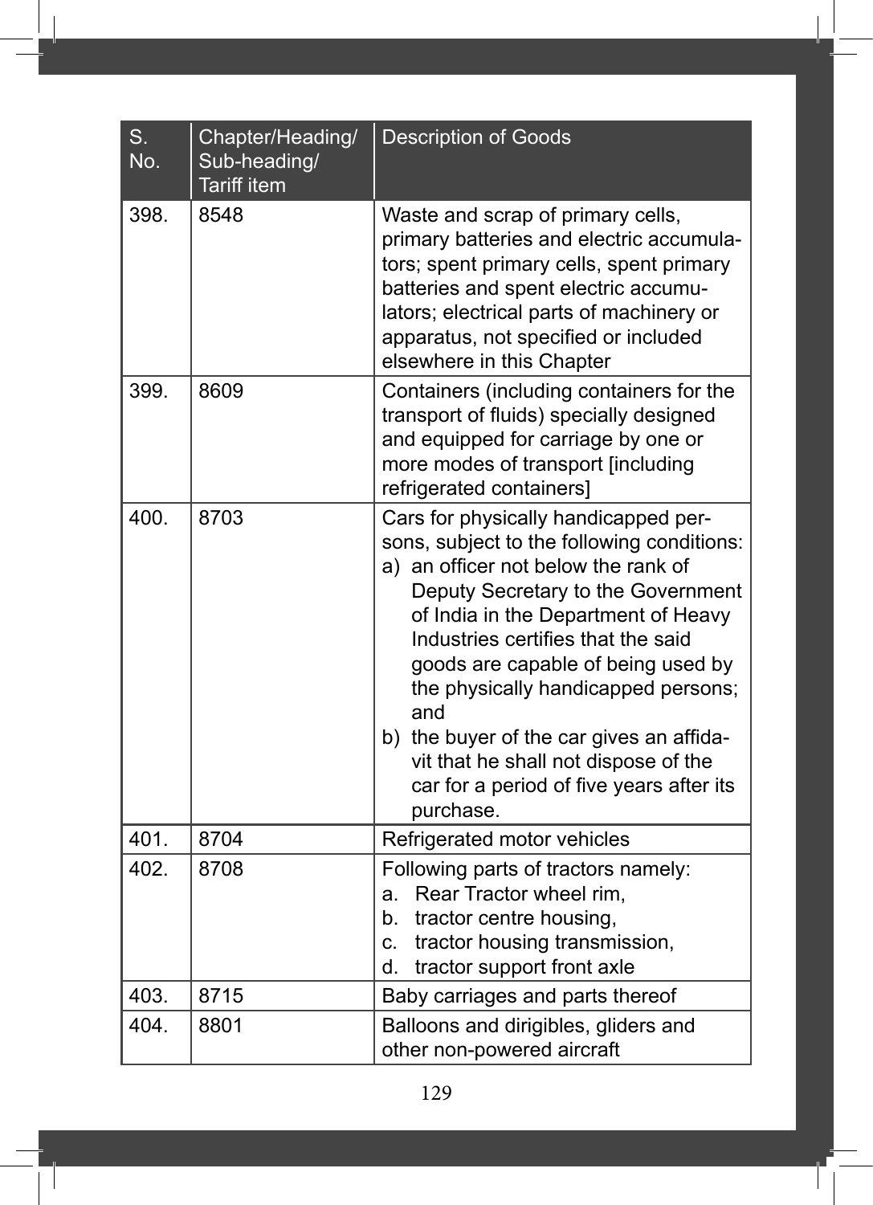| S. No. | Chapter/Heading/ Sub-heading/ Tariff item | Description of Goods |
|---|---|---|
| 398. | 8548 | Waste and scrap of primary cells, primary batteries and electric accumulators; spent primary cells, spent primary batteries and spent electric accumulators; electrical parts of machinery or apparatus, not specified or included elsewhere in this Chapter |
| 399. | 8609 | Containers (including containers for the transport of fluids) specially designed and equipped for carriage by one or more modes of transport [including refrigerated containers] |
| 400. | 8703 | Cars for physically handicapped persons, subject to the following conditions: a) an officer not below the rank of Deputy Secretary to the Government of India in the Department of Heavy Industries certifies that the said goods are capable of being used by the physically handicapped persons; and b) the buyer of the car gives an affidavit that he shall not dispose of the car for a period of five years after its purchase. |
| 401. | 8704 | Refrigerated motor vehicles |
| 402. | 8708 | Following parts of tractors namely: a. Rear Tractor wheel rim, b. tractor centre housing, c. tractor housing transmission, d. tractor support front axle |
| 403. | 8715 | Baby carriages and parts thereof |
| 404. | 8801 | Balloons and dirigibles, gliders and other non-powered aircraft |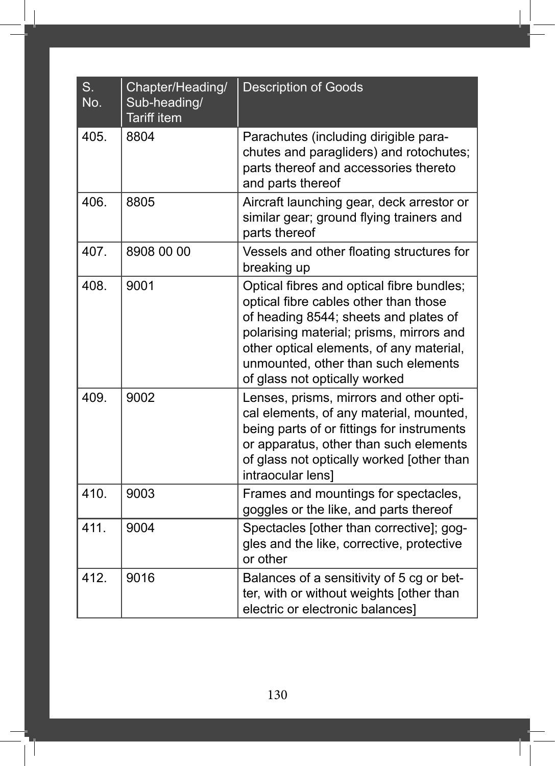| S. No. | Chapter/Heading/ Sub-heading/ Tariff item | Description of Goods |
|---|---|---|
| 405. | 8804 | Parachutes (including dirigible parachutes and paragliders) and rotochutes; parts thereof and accessories thereto and parts thereof |
| 406. | 8805 | Aircraft launching gear, deck arrestor or similar gear; ground flying trainers and parts thereof |
| 407. | 8908 00 00 | Vessels and other floating structures for breaking up |
| 408. | 9001 | Optical fibres and optical fibre bundles; optical fibre cables other than those of heading 8544; sheets and plates of polarising material; prisms, mirrors and other optical elements, of any material, unmounted, other than such elements of glass not optically worked |
| 409. | 9002 | Lenses, prisms, mirrors and other optical elements, of any material, mounted, being parts of or fittings for instruments or apparatus, other than such elements of glass not optically worked [other than intraocular lens] |
| 410. | 9003 | Frames and mountings for spectacles, goggles or the like, and parts thereof |
| 411. | 9004 | Spectacles [other than corrective]; goggles and the like, corrective, protective or other |
| 412. | 9016 | Balances of a sensitivity of 5 cg or better, with or without weights [other than electric or electronic balances] |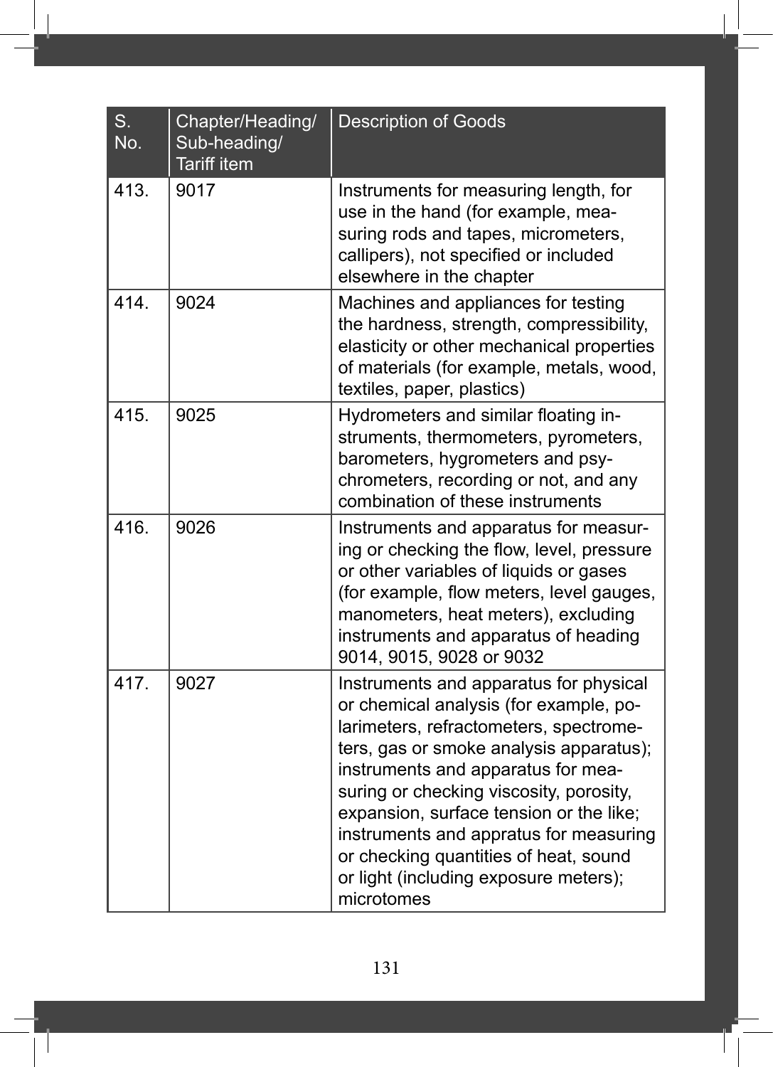| S. No. | Chapter/Heading/ Sub-heading/ Tariff item | Description of Goods |
|---|---|---|
| 413. | 9017 | Instruments for measuring length, for use in the hand (for example, measuring rods and tapes, micrometers, callipers), not specified or included elsewhere in the chapter |
| 414. | 9024 | Machines and appliances for testing the hardness, strength, compressibility, elasticity or other mechanical properties of materials (for example, metals, wood, textiles, paper, plastics) |
| 415. | 9025 | Hydrometers and similar floating instruments, thermometers, pyrometers, barometers, hygrometers and psychrometers, recording or not, and any combination of these instruments |
| 416. | 9026 | Instruments and apparatus for measuring or checking the flow, level, pressure or other variables of liquids or gases (for example, flow meters, level gauges, manometers, heat meters), excluding instruments and apparatus of heading 9014, 9015, 9028 or 9032 |
| 417. | 9027 | Instruments and apparatus for physical or chemical analysis (for example, polarimeters, refractometers, spectrometers, gas or smoke analysis apparatus); instruments and apparatus for measuring or checking viscosity, porosity, expansion, surface tension or the like; instruments and appratus for measuring or checking quantities of heat, sound or light (including exposure meters); microtomes |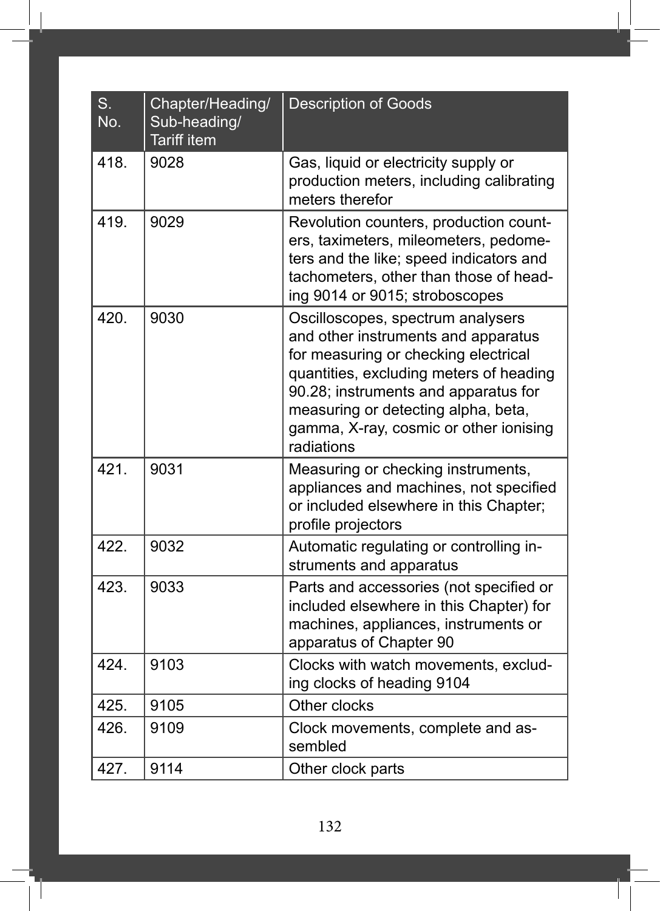| S. No. | Chapter/Heading/ Sub-heading/ Tariff item | Description of Goods |
|---|---|---|
| 418. | 9028 | Gas, liquid or electricity supply or production meters, including calibrating meters therefor |
| 419. | 9029 | Revolution counters, production counters, taximeters, mileometers, pedometers and the like; speed indicators and tachometers, other than those of heading 9014 or 9015; stroboscopes |
| 420. | 9030 | Oscilloscopes, spectrum analysers and other instruments and apparatus for measuring or checking electrical quantities, excluding meters of heading 90.28; instruments and apparatus for measuring or detecting alpha, beta, gamma, X-ray, cosmic or other ionising radiations |
| 421. | 9031 | Measuring or checking instruments, appliances and machines, not specified or included elsewhere in this Chapter; profile projectors |
| 422. | 9032 | Automatic regulating or controlling instruments and apparatus |
| 423. | 9033 | Parts and accessories (not specified or included elsewhere in this Chapter) for machines, appliances, instruments or apparatus of Chapter 90 |
| 424. | 9103 | Clocks with watch movements, excluding clocks of heading 9104 |
| 425. | 9105 | Other clocks |
| 426. | 9109 | Clock movements, complete and assembled |
| 427. | 9114 | Other clock parts |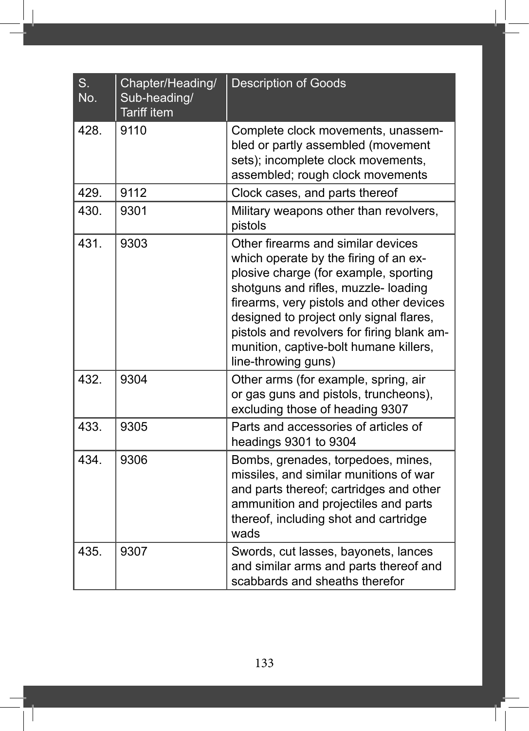| S. No. | Chapter/Heading/ Sub-heading/ Tariff item | Description of Goods |
|---|---|---|
| 428. | 9110 | Complete clock movements, unassembled or partly assembled (movement sets); incomplete clock movements, assembled; rough clock movements |
| 429. | 9112 | Clock cases, and parts thereof |
| 430. | 9301 | Military weapons other than revolvers, pistols |
| 431. | 9303 | Other firearms and similar devices which operate by the firing of an explosive charge (for example, sporting shotguns and rifles, muzzle- loading firearms, very pistols and other devices designed to project only signal flares, pistols and revolvers for firing blank ammunition, captive-bolt humane killers, line-throwing guns) |
| 432. | 9304 | Other arms (for example, spring, air or gas guns and pistols, truncheons), excluding those of heading 9307 |
| 433. | 9305 | Parts and accessories of articles of headings 9301 to 9304 |
| 434. | 9306 | Bombs, grenades, torpedoes, mines, missiles, and similar munitions of war and parts thereof; cartridges and other ammunition and projectiles and parts thereof, including shot and cartridge wads |
| 435. | 9307 | Swords, cut lasses, bayonets, lances and similar arms and parts thereof and scabbards and sheaths therefor |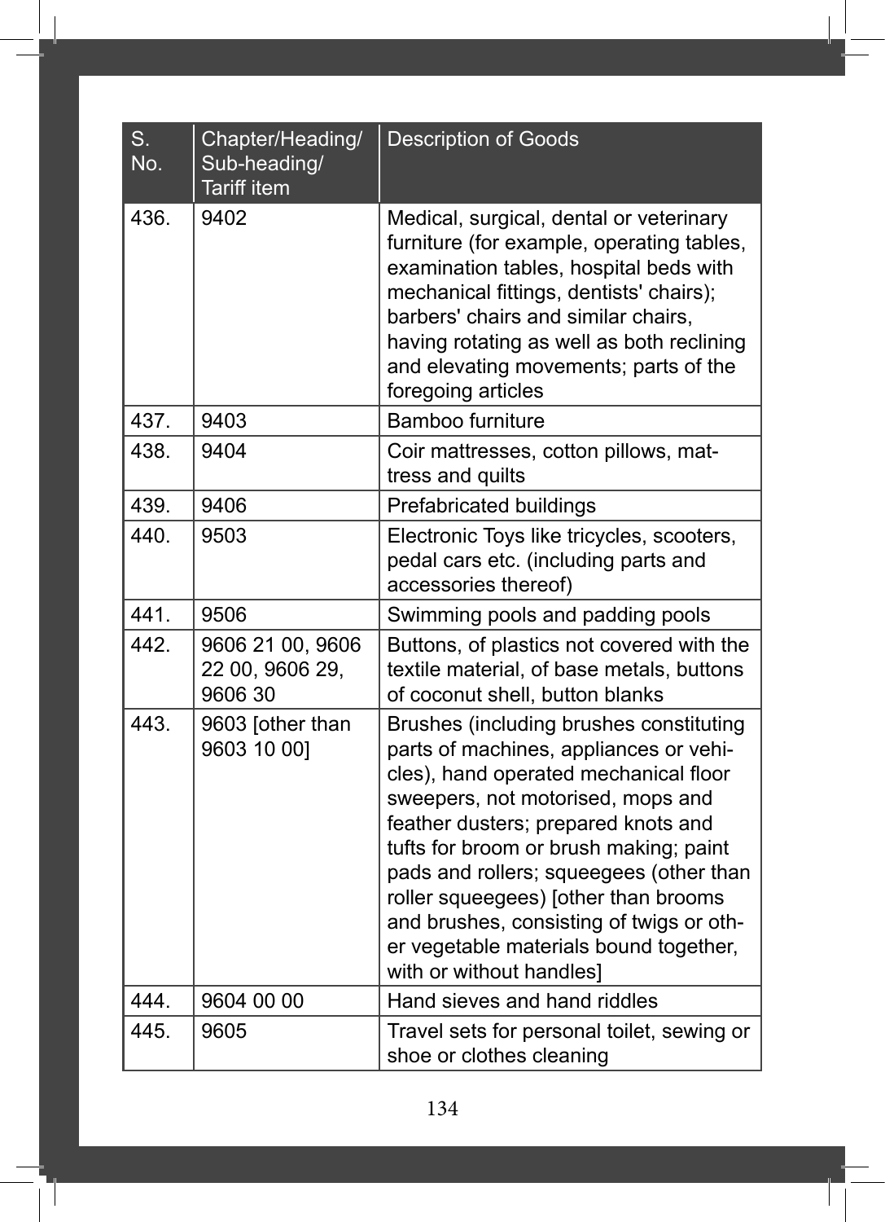| S. No. | Chapter/Heading/ Sub-heading/ Tariff item | Description of Goods |
|---|---|---|
| 436. | 9402 | Medical, surgical, dental or veterinary furniture (for example, operating tables, examination tables, hospital beds with mechanical fittings, dentists' chairs); barbers' chairs and similar chairs, having rotating as well as both reclining and elevating movements; parts of the foregoing articles |
| 437. | 9403 | Bamboo furniture |
| 438. | 9404 | Coir mattresses, cotton pillows, mattress and quilts |
| 439. | 9406 | Prefabricated buildings |
| 440. | 9503 | Electronic Toys like tricycles, scooters, pedal cars etc. (including parts and accessories thereof) |
| 441. | 9506 | Swimming pools and padding pools |
| 442. | 9606 21 00, 9606 22 00, 9606 29, 9606 30 | Buttons, of plastics not covered with the textile material, of base metals, buttons of coconut shell, button blanks |
| 443. | 9603 [other than 9603 10 00] | Brushes (including brushes constituting parts of machines, appliances or vehicles), hand operated mechanical floor sweepers, not motorised, mops and feather dusters; prepared knots and tufts for broom or brush making; paint pads and rollers; squeegees (other than roller squeegees) [other than brooms and brushes, consisting of twigs or other vegetable materials bound together, with or without handles] |
| 444. | 9604 00 00 | Hand sieves and hand riddles |
| 445. | 9605 | Travel sets for personal toilet, sewing or shoe or clothes cleaning |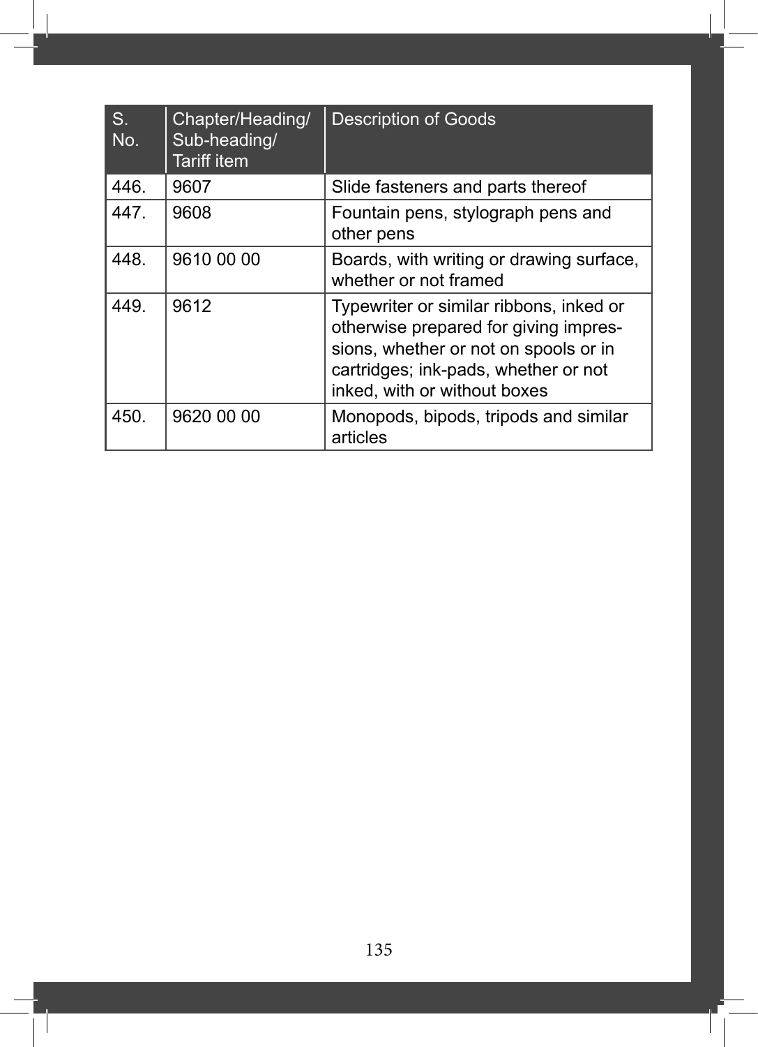| S. No. | Chapter/Heading/ Sub-heading/ Tariff item | Description of Goods |
|---|---|---|
| 446. | 9607 | Slide fasteners and parts thereof |
| 447. | 9608 | Fountain pens, stylograph pens and other pens |
| 448. | 9610 00 00 | Boards, with writing or drawing surface, whether or not framed |
| 449. | 9612 | Typewriter or similar ribbons, inked or otherwise prepared for giving impressions, whether or not on spools or in cartridges; ink-pads, whether or not inked, with or without boxes |
| 450. | 9620 00 00 | Monopods, bipods, tripods and similar articles |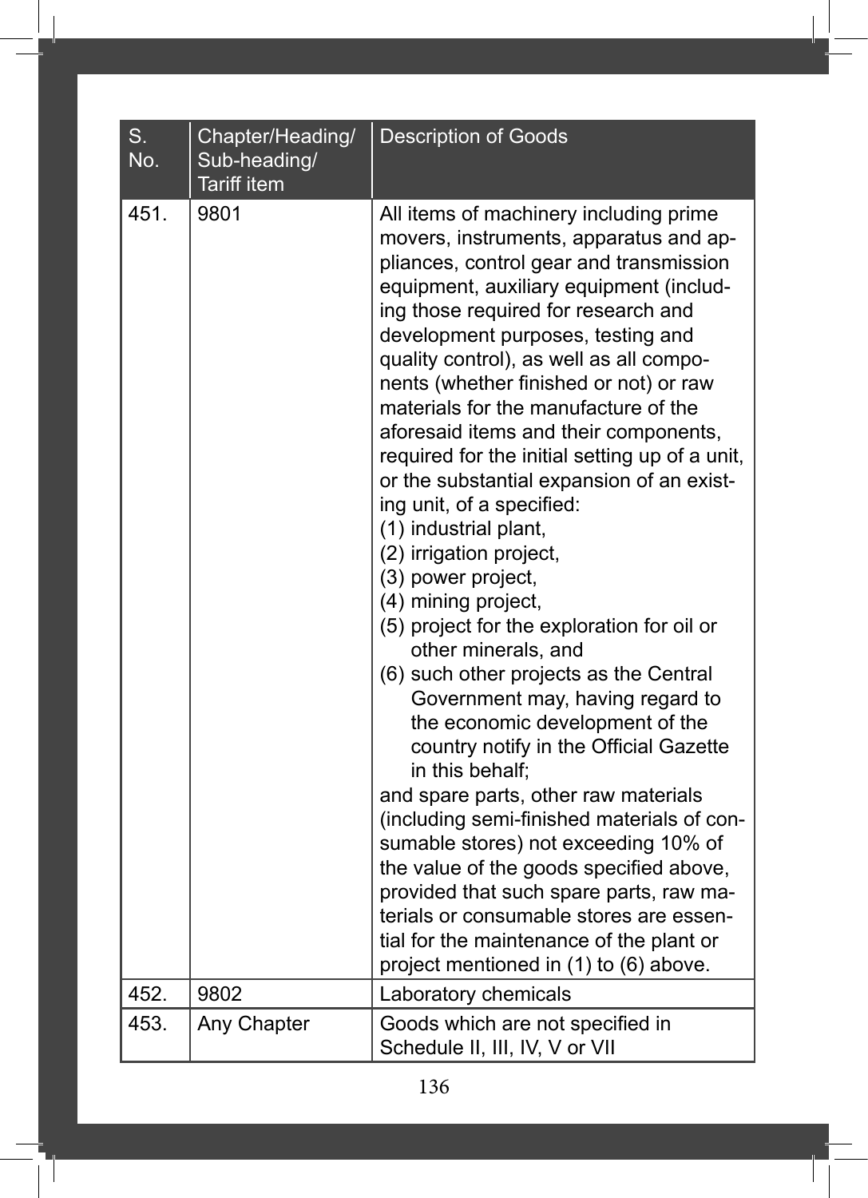| S. No. | Chapter/Heading/ Sub-heading/ Tariff item | Description of Goods |
|---|---|---|
| 451. | 9801 | All items of machinery including prime movers, instruments, apparatus and appliances, control gear and transmission equipment, auxiliary equipment (including those required for research and development purposes, testing and quality control), as well as all components (whether finished or not) or raw materials for the manufacture of the aforesaid items and their components, required for the initial setting up of a unit, or the substantial expansion of an existing unit, of a specified: (1) industrial plant, (2) irrigation project, (3) power project, (4) mining project, (5) project for the exploration for oil or other minerals, and (6) such other projects as the Central Government may, having regard to the economic development of the country notify in the Official Gazette in this behalf; and spare parts, other raw materials (including semi-finished materials of consumable stores) not exceeding 10% of the value of the goods specified above, provided that such spare parts, raw materials or consumable stores are essential for the maintenance of the plant or project mentioned in (1) to (6) above. |
| 452. | 9802 | Laboratory chemicals |
| 453. | Any Chapter | Goods which are not specified in Schedule II, III, IV, V or VII |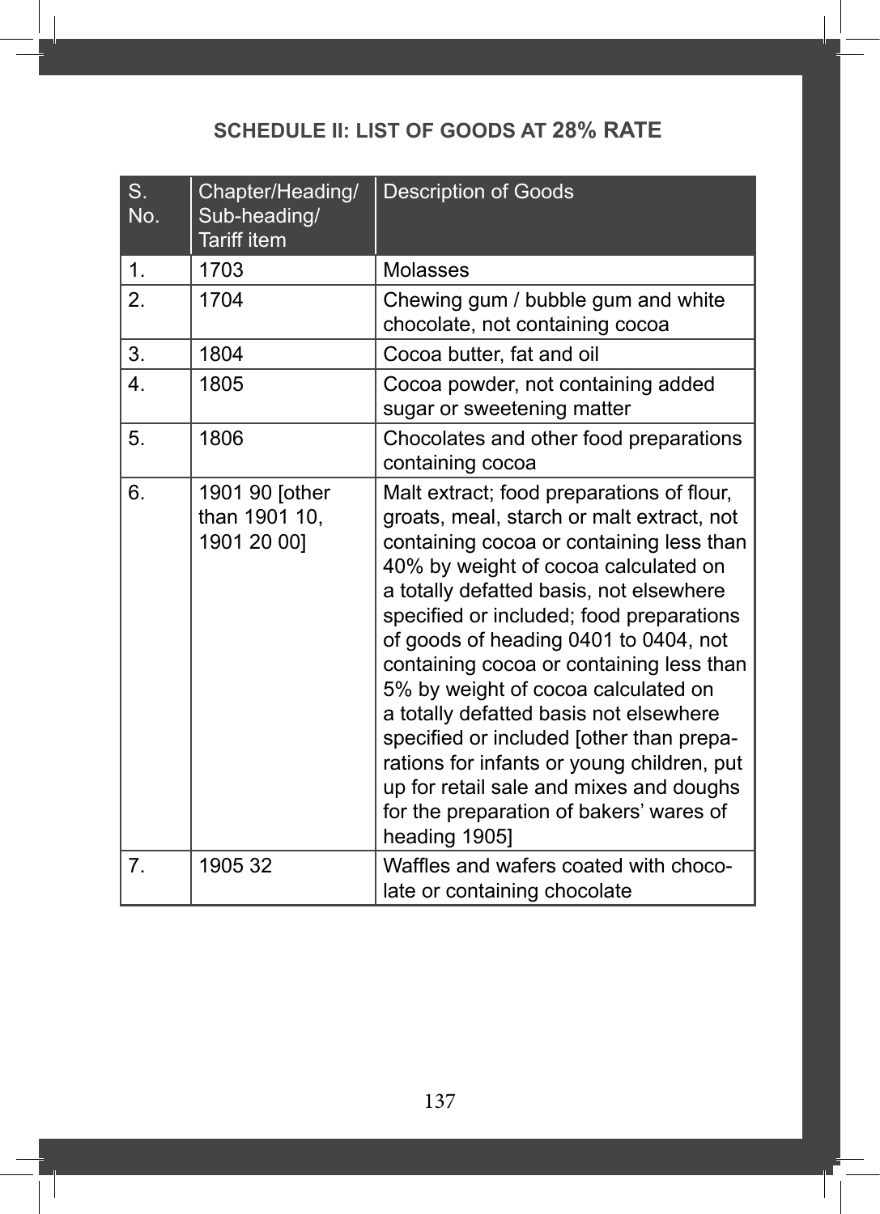## SCHEDULE II: LIST OF GOODS AT 28% RATE

| S. No. | Chapter/Heading/ Sub-heading/ Tariff item | Description of Goods |
|---|---|---|
| 1. | 1703 | Molasses |
| 2. | 1704 | Chewing gum / bubble gum and white chocolate, not containing cocoa |
| 3. | 1804 | Cocoa butter, fat and oil |
| 4. | 1805 | Cocoa powder, not containing added sugar or sweetening matter |
| 5. | 1806 | Chocolates and other food preparations containing cocoa |
| 6. | 1901 90 [other than 1901 10, 1901 20 00] | Malt extract; food preparations of flour, groats, meal, starch or malt extract, not containing cocoa or containing less than 40% by weight of cocoa calculated on a totally defatted basis, not elsewhere specified or included; food preparations of goods of heading 0401 to 0404, not containing cocoa or containing less than 5% by weight of cocoa calculated on a totally defatted basis not elsewhere specified or included [other than preparations for infants or young children, put up for retail sale and mixes and doughs for the preparation of bakers' wares of heading 1905] |
| 7. | 1905 32 | Waffles and wafers coated with chocolate or containing chocolate |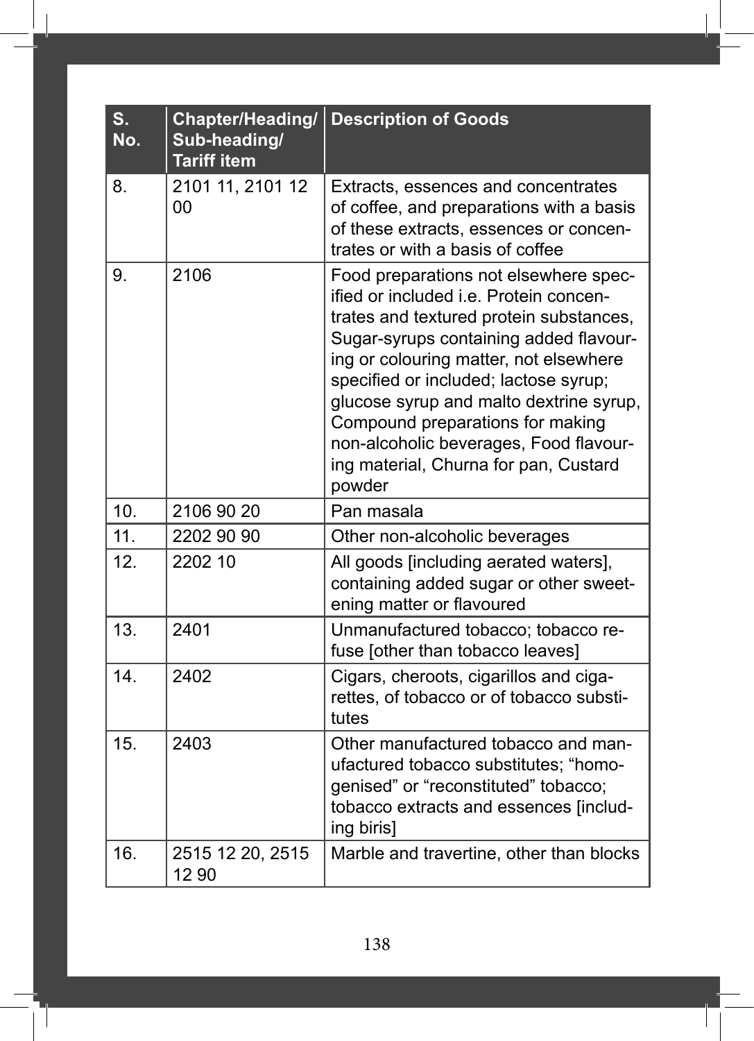| S. No. | Chapter/Heading/ Sub-heading/ Tariff item | Description of Goods |
|---|---|---|
| 8. | 2101 11, 2101 12 00 | Extracts, essences and concentrates of coffee, and preparations with a basis of these extracts, essences or concentrates or with a basis of coffee |
| 9. | 2106 | Food preparations not elsewhere specified or included i.e. Protein concentrates and textured protein substances, Sugar-syrups containing added flavouring or colouring matter, not elsewhere specified or included; lactose syrup; glucose syrup and malto dextrine syrup, Compound preparations for making non-alcoholic beverages, Food flavouring material, Churna for pan, Custard powder |
| 10. | 2106 90 20 | Pan masala |
| 11. | 2202 90 90 | Other non-alcoholic beverages |
| 12. | 2202 10 | All goods [including aerated waters], containing added sugar or other sweetening matter or flavoured |
| 13. | 2401 | Unmanufactured tobacco; tobacco refuse [other than tobacco leaves] |
| 14. | 2402 | Cigars, cheroots, cigarillos and cigarettes, of tobacco or of tobacco substitutes |
| 15. | 2403 | Other manufactured tobacco and manufactured tobacco substitutes; "homogenised" or "reconstituted" tobacco; tobacco extracts and essences [including biris] |
| 16. | 2515 12 20, 2515 12 90 | Marble and travertine, other than blocks |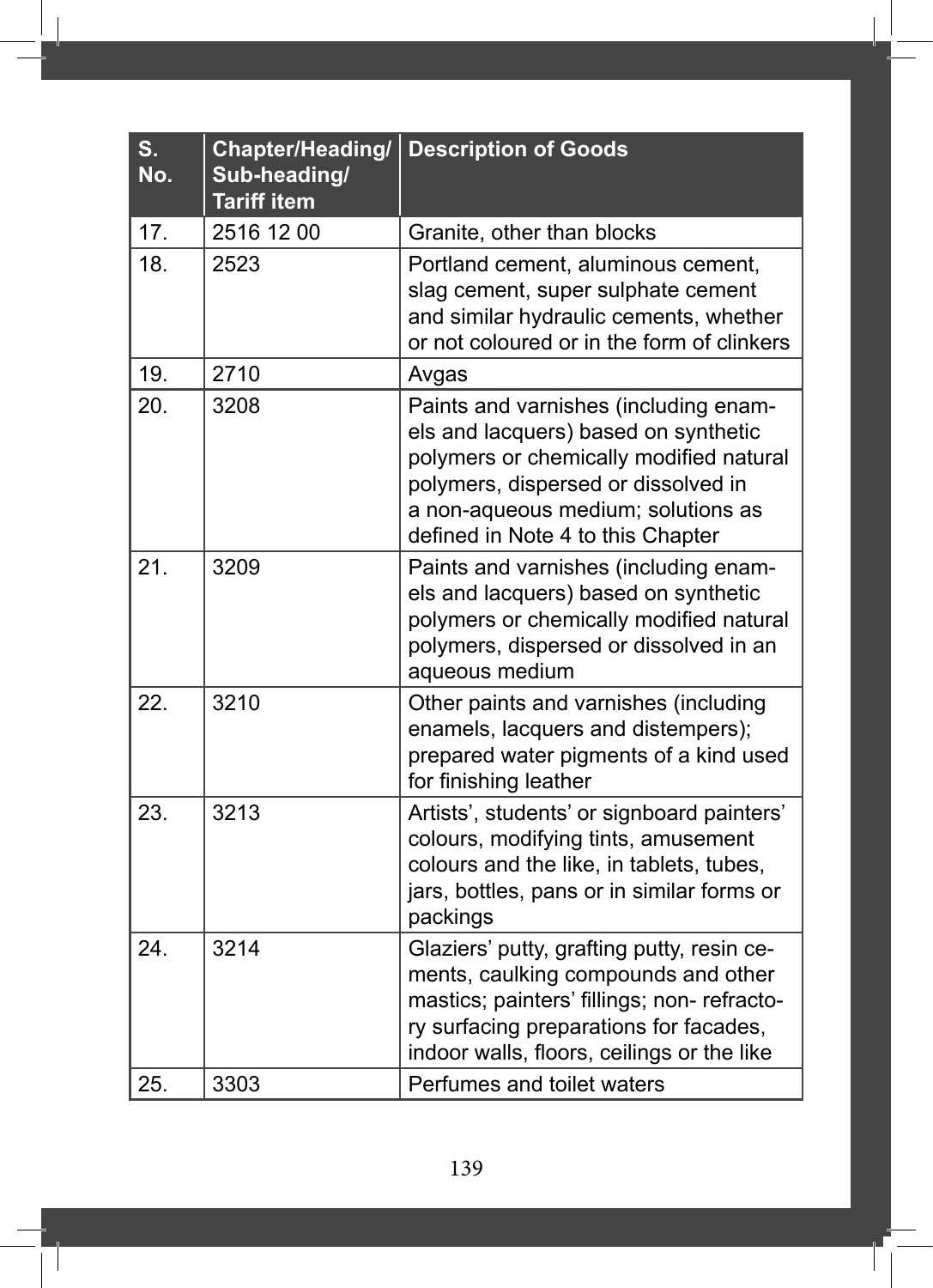| S. No. | Chapter/Heading/ Sub-heading/ Tariff item | Description of Goods |
|---|---|---|
| 17. | 2516 12 00 | Granite, other than blocks |
| 18. | 2523 | Portland cement, aluminous cement, slag cement, super sulphate cement and similar hydraulic cements, whether or not coloured or in the form of clinkers |
| 19. | 2710 | Avgas |
| 20. | 3208 | Paints and varnishes (including enamels and lacquers) based on synthetic polymers or chemically modified natural polymers, dispersed or dissolved in a non-aqueous medium; solutions as defined in Note 4 to this Chapter |
| 21. | 3209 | Paints and varnishes (including enamels and lacquers) based on synthetic polymers or chemically modified natural polymers, dispersed or dissolved in an aqueous medium |
| 22. | 3210 | Other paints and varnishes (including enamels, lacquers and distempers); prepared water pigments of a kind used for finishing leather |
| 23. | 3213 | Artists', students' or signboard painters' colours, modifying tints, amusement colours and the like, in tablets, tubes, jars, bottles, pans or in similar forms or packings |
| 24. | 3214 | Glaziers' putty, grafting putty, resin cements, caulking compounds and other mastics; painters' fillings; non- refractory surfacing preparations for facades, indoor walls, floors, ceilings or the like |
| 25. | 3303 | Perfumes and toilet waters |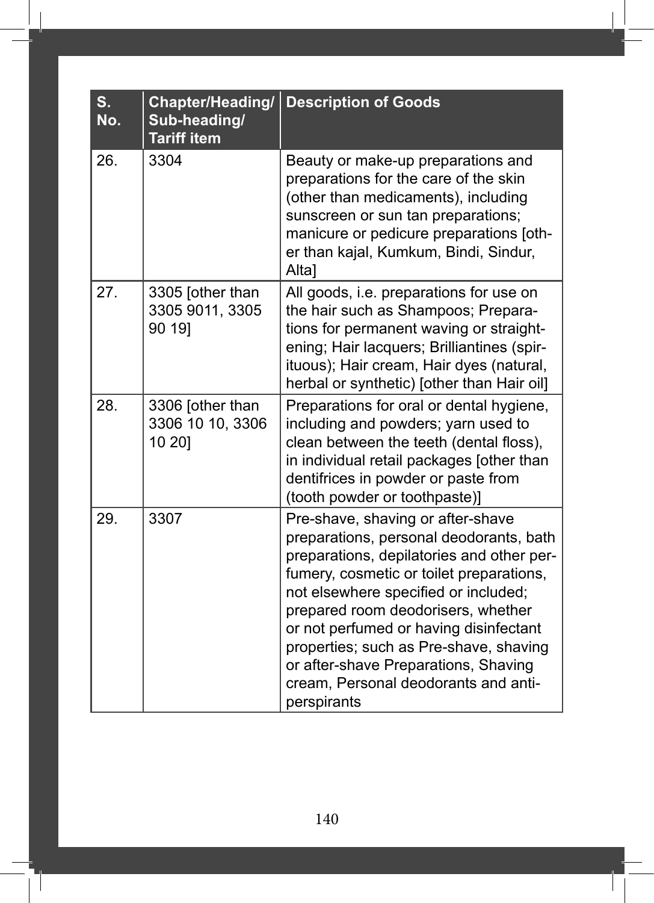| S. No. | Chapter/Heading/ Sub-heading/ Tariff item | Description of Goods |
|---|---|---|
| 26. | 3304 | Beauty or make-up preparations and preparations for the care of the skin (other than medicaments), including sunscreen or sun tan preparations; manicure or pedicure preparations [other than kajal, Kumkum, Bindi, Sindur, Alta] |
| 27. | 3305 [other than 3305 9011, 3305 90 19] | All goods, i.e. preparations for use on the hair such as Shampoos; Preparations for permanent waving or straightening; Hair lacquers; Brilliantines (spirituous); Hair cream, Hair dyes (natural, herbal or synthetic) [other than Hair oil] |
| 28. | 3306 [other than 3306 10 10, 3306 10 20] | Preparations for oral or dental hygiene, including and powders; yarn used to clean between the teeth (dental floss), in individual retail packages [other than dentifrices in powder or paste from (tooth powder or toothpaste)] |
| 29. | 3307 | Pre-shave, shaving or after-shave preparations, personal deodorants, bath preparations, depilatories and other perfumery, cosmetic or toilet preparations, not elsewhere specified or included; prepared room deodorisers, whether or not perfumed or having disinfectant properties; such as Pre-shave, shaving or after-shave Preparations, Shaving cream, Personal deodorants and anti-perspirants |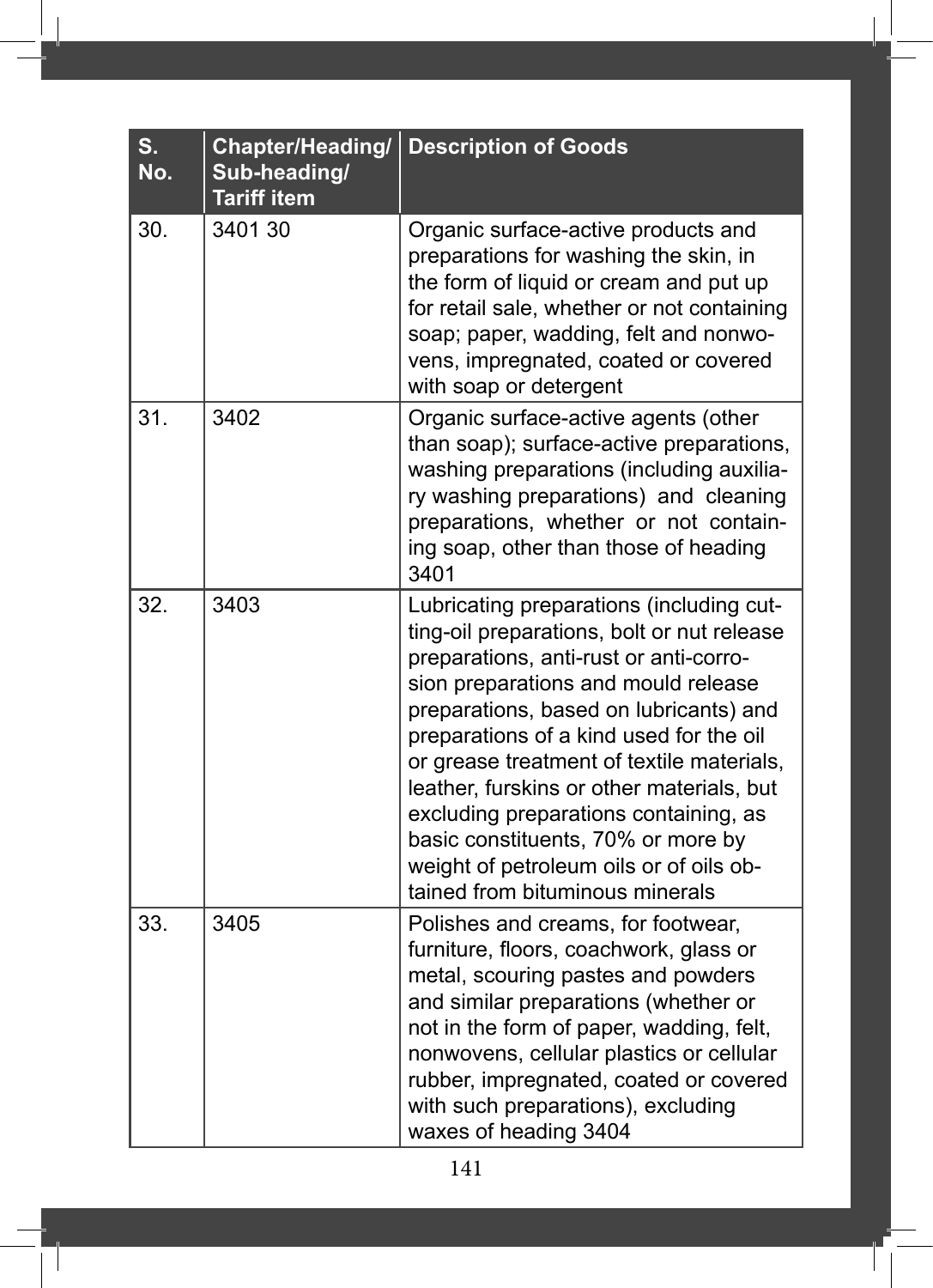| S. No. | Chapter/Heading/ Sub-heading/ Tariff item | Description of Goods |
|---|---|---|
| 30. | 3401 30 | Organic surface-active products and preparations for washing the skin, in the form of liquid or cream and put up for retail sale, whether or not containing soap; paper, wadding, felt and nonwovens, impregnated, coated or covered with soap or detergent |
| 31. | 3402 | Organic surface-active agents (other than soap); surface-active preparations, washing preparations (including auxiliary washing preparations) and cleaning preparations, whether or not containing soap, other than those of heading 3401 |
| 32. | 3403 | Lubricating preparations (including cutting-oil preparations, bolt or nut release preparations, anti-rust or anti-corrosion preparations and mould release preparations, based on lubricants) and preparations of a kind used for the oil or grease treatment of textile materials, leather, furskins or other materials, but excluding preparations containing, as basic constituents, 70% or more by weight of petroleum oils or of oils obtained from bituminous minerals |
| 33. | 3405 | Polishes and creams, for footwear, furniture, floors, coachwork, glass or metal, scouring pastes and powders and similar preparations (whether or not in the form of paper, wadding, felt, nonwovens, cellular plastics or cellular rubber, impregnated, coated or covered with such preparations), excluding waxes of heading 3404 |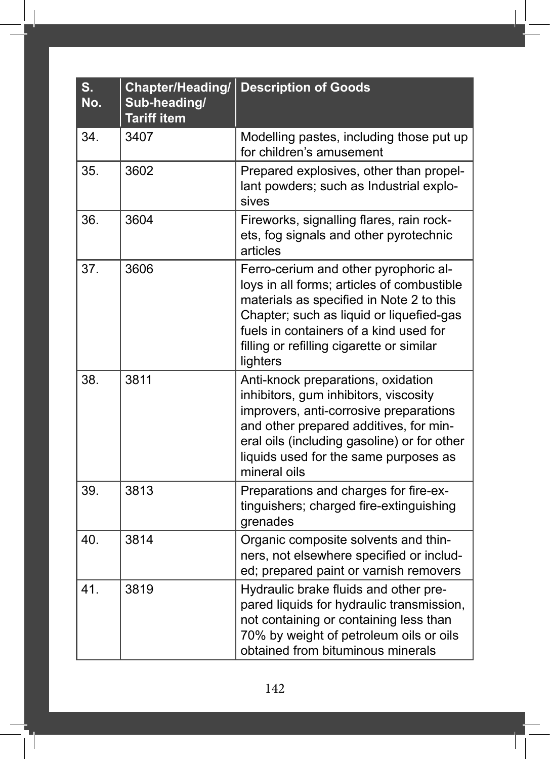| S. No. | Chapter/Heading/ Sub-heading/ Tariff item | Description of Goods |
|---|---|---|
| 34. | 3407 | Modelling pastes, including those put up for children's amusement |
| 35. | 3602 | Prepared explosives, other than propellant powders; such as Industrial explosives |
| 36. | 3604 | Fireworks, signalling flares, rain rockets, fog signals and other pyrotechnic articles |
| 37. | 3606 | Ferro-cerium and other pyrophoric alloys in all forms; articles of combustible materials as specified in Note 2 to this Chapter; such as liquid or liquefied-gas fuels in containers of a kind used for filling or refilling cigarette or similar lighters |
| 38. | 3811 | Anti-knock preparations, oxidation inhibitors, gum inhibitors, viscosity improvers, anti-corrosive preparations and other prepared additives, for mineral oils (including gasoline) or for other liquids used for the same purposes as mineral oils |
| 39. | 3813 | Preparations and charges for fire-extinguishers; charged fire-extinguishing grenades |
| 40. | 3814 | Organic composite solvents and thinners, not elsewhere specified or included; prepared paint or varnish removers |
| 41. | 3819 | Hydraulic brake fluids and other prepared liquids for hydraulic transmission, not containing or containing less than 70% by weight of petroleum oils or oils obtained from bituminous minerals |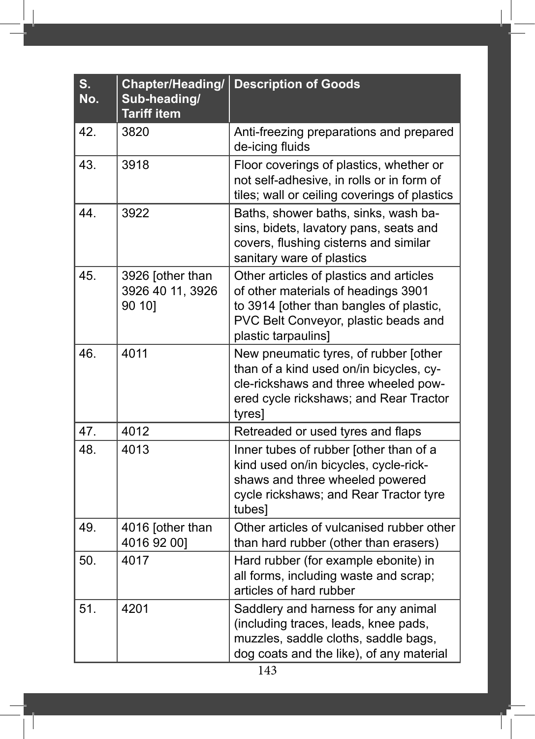| S. No. | Chapter/Heading/ Sub-heading/ Tariff item | Description of Goods |
|---|---|---|
| 42. | 3820 | Anti-freezing preparations and prepared de-icing fluids |
| 43. | 3918 | Floor coverings of plastics, whether or not self-adhesive, in rolls or in form of tiles; wall or ceiling coverings of plastics |
| 44. | 3922 | Baths, shower baths, sinks, wash basins, bidets, lavatory pans, seats and covers, flushing cisterns and similar sanitary ware of plastics |
| 45. | 3926 [other than 3926 40 11, 3926 90 10] | Other articles of plastics and articles of other materials of headings 3901 to 3914 [other than bangles of plastic, PVC Belt Conveyor, plastic beads and plastic tarpaulins] |
| 46. | 4011 | New pneumatic tyres, of rubber [other than of a kind used on/in bicycles, cycle-rickshaws and three wheeled powered cycle rickshaws; and Rear Tractor tyres] |
| 47. | 4012 | Retreaded or used tyres and flaps |
| 48. | 4013 | Inner tubes of rubber [other than of a kind used on/in bicycles, cycle-rickshaws and three wheeled powered cycle rickshaws; and Rear Tractor tyre tubes] |
| 49. | 4016 [other than 4016 92 00] | Other articles of vulcanised rubber other than hard rubber (other than erasers) |
| 50. | 4017 | Hard rubber (for example ebonite) in all forms, including waste and scrap; articles of hard rubber |
| 51. | 4201 | Saddlery and harness for any animal (including traces, leads, knee pads, muzzles, saddle cloths, saddle bags, dog coats and the like), of any material |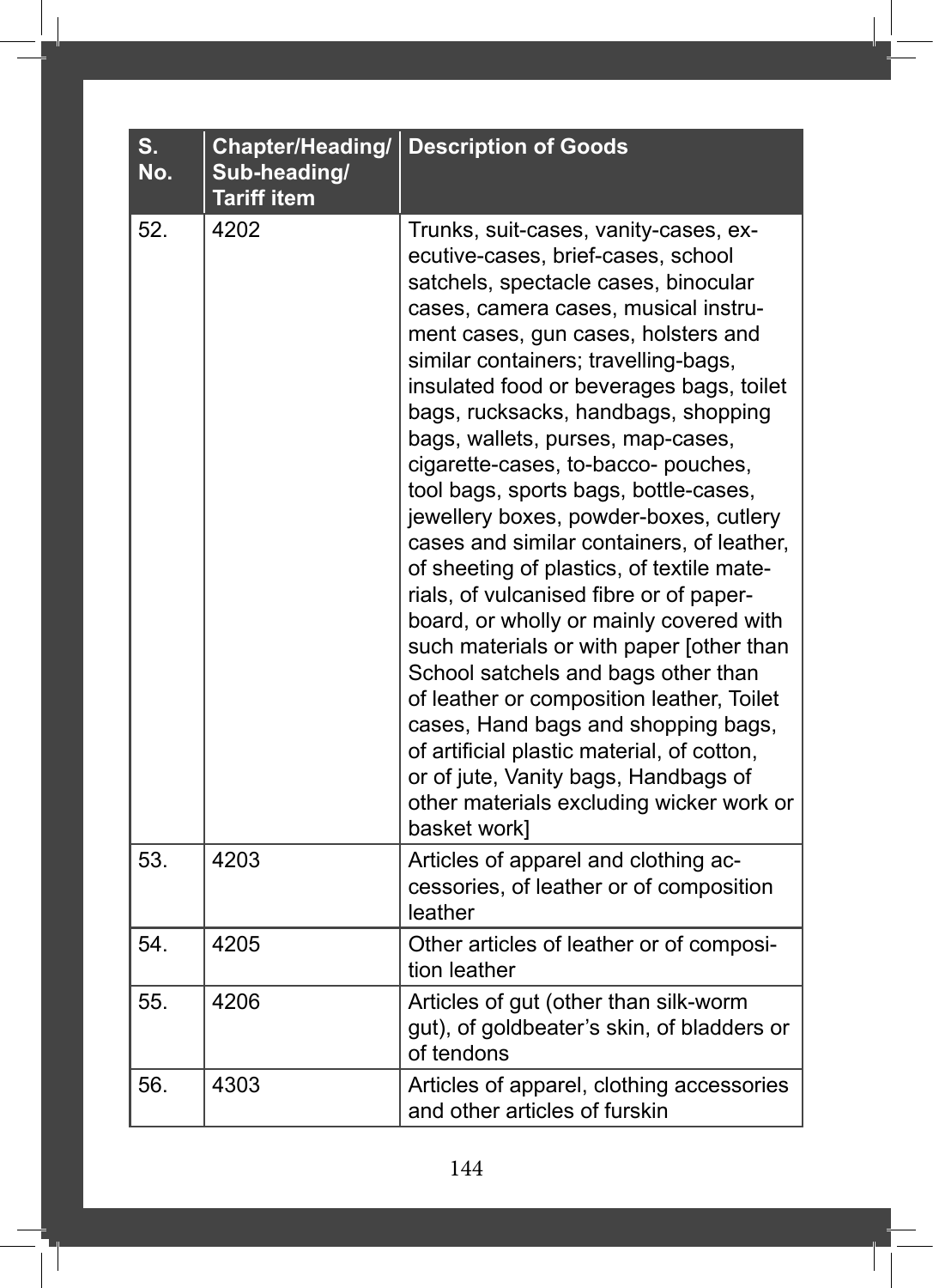| S. No. | Chapter/Heading/ Sub-heading/ Tariff item | Description of Goods |
|---|---|---|
| 52. | 4202 | Trunks, suit-cases, vanity-cases, executive-cases, brief-cases, school satchels, spectacle cases, binocular cases, camera cases, musical instrument cases, gun cases, holsters and similar containers; travelling-bags, insulated food or beverages bags, toilet bags, rucksacks, handbags, shopping bags, wallets, purses, map-cases, cigarette-cases, to-bacco- pouches, tool bags, sports bags, bottle-cases, jewellery boxes, powder-boxes, cutlery cases and similar containers, of leather, of sheeting of plastics, of textile materials, of vulcanised fibre or of paperboard, or wholly or mainly covered with such materials or with paper [other than School satchels and bags other than of leather or composition leather, Toilet cases, Hand bags and shopping bags, of artificial plastic material, of cotton, or of jute, Vanity bags, Handbags of other materials excluding wicker work or basket work] |
| 53. | 4203 | Articles of apparel and clothing accessories, of leather or of composition leather |
| 54. | 4205 | Other articles of leather or of composition leather |
| 55. | 4206 | Articles of gut (other than silk-worm gut), of goldbeater's skin, of bladders or of tendons |
| 56. | 4303 | Articles of apparel, clothing accessories and other articles of furskin |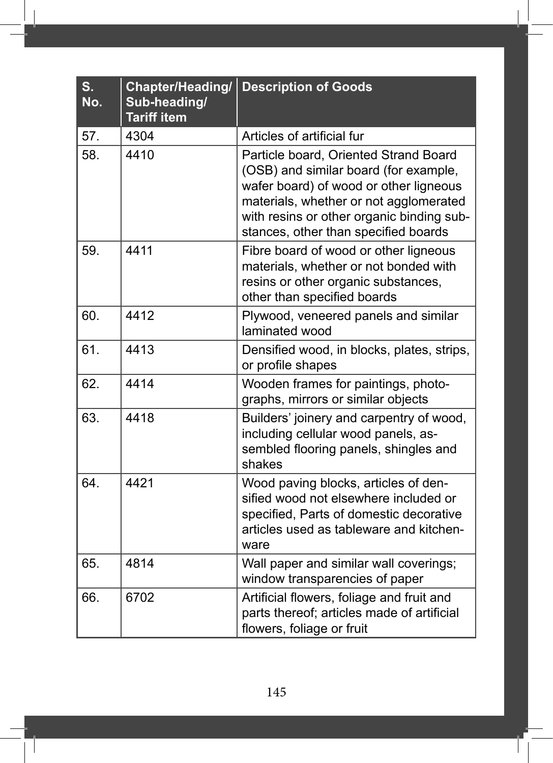| S. No. | Chapter/Heading/ Sub-heading/ Tariff item | Description of Goods |
|---|---|---|
| 57. | 4304 | Articles of artificial fur |
| 58. | 4410 | Particle board, Oriented Strand Board (OSB) and similar board (for example, wafer board) of wood or other ligneous materials, whether or not agglomerated with resins or other organic binding substances, other than specified boards |
| 59. | 4411 | Fibre board of wood or other ligneous materials, whether or not bonded with resins or other organic substances, other than specified boards |
| 60. | 4412 | Plywood, veneered panels and similar laminated wood |
| 61. | 4413 | Densified wood, in blocks, plates, strips, or profile shapes |
| 62. | 4414 | Wooden frames for paintings, photographs, mirrors or similar objects |
| 63. | 4418 | Builders' joinery and carpentry of wood, including cellular wood panels, assembled flooring panels, shingles and shakes |
| 64. | 4421 | Wood paving blocks, articles of densified wood not elsewhere included or specified, Parts of domestic decorative articles used as tableware and kitchenware |
| 65. | 4814 | Wall paper and similar wall coverings; window transparencies of paper |
| 66. | 6702 | Artificial flowers, foliage and fruit and parts thereof; articles made of artificial flowers, foliage or fruit |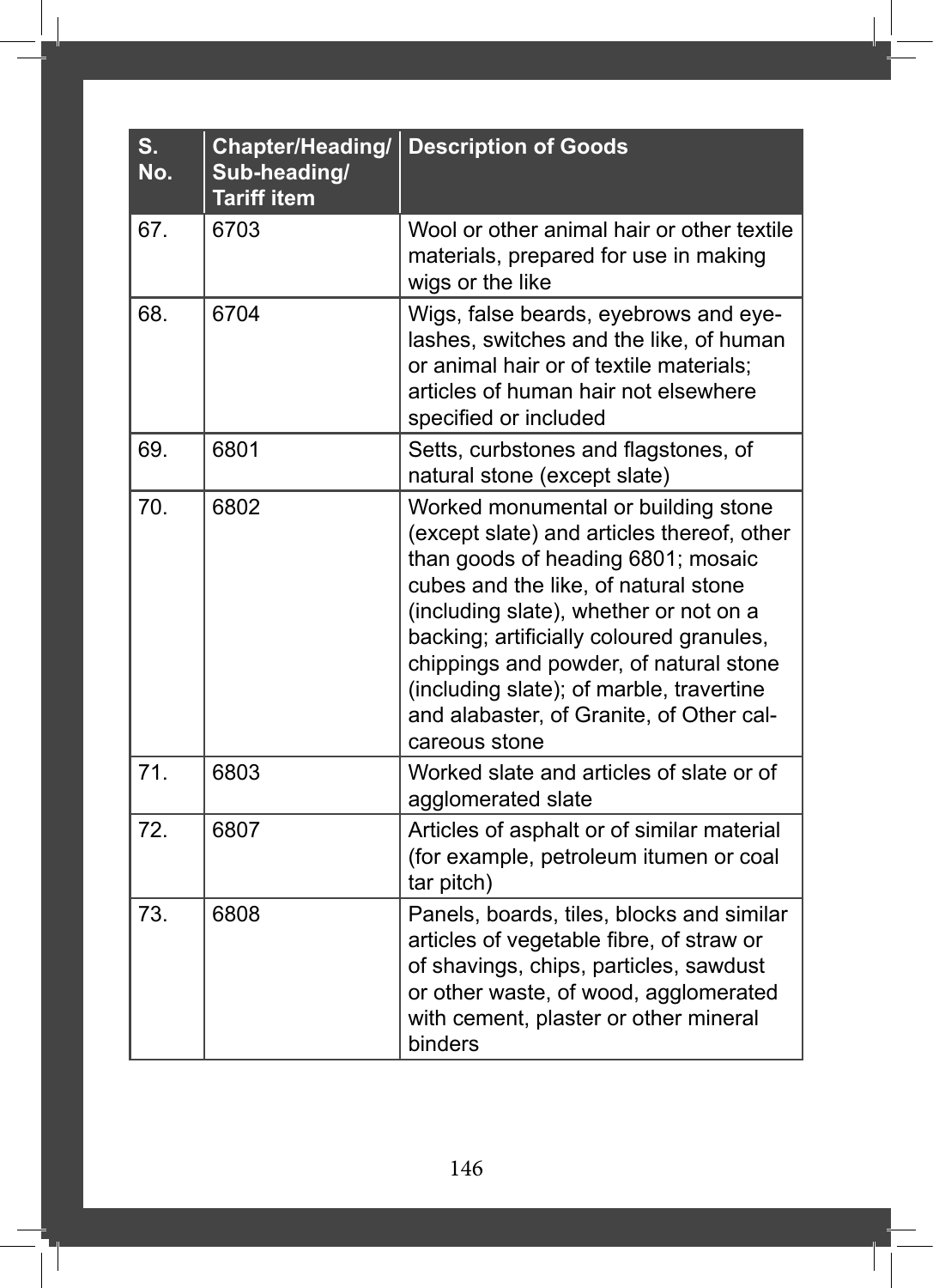| S. No. | Chapter/Heading/ Sub-heading/ Tariff item | Description of Goods |
|---|---|---|
| 67. | 6703 | Wool or other animal hair or other textile materials, prepared for use in making wigs or the like |
| 68. | 6704 | Wigs, false beards, eyebrows and eye-lashes, switches and the like, of human or animal hair or of textile materials; articles of human hair not elsewhere specified or included |
| 69. | 6801 | Setts, curbstones and flagstones, of natural stone (except slate) |
| 70. | 6802 | Worked monumental or building stone (except slate) and articles thereof, other than goods of heading 6801; mosaic cubes and the like, of natural stone (including slate), whether or not on a backing; artificially coloured granules, chippings and powder, of natural stone (including slate); of marble, travertine and alabaster, of Granite, of Other cal-careous stone |
| 71. | 6803 | Worked slate and articles of slate or of agglomerated slate |
| 72. | 6807 | Articles of asphalt or of similar material (for example, petroleum itumen or coal tar pitch) |
| 73. | 6808 | Panels, boards, tiles, blocks and similar articles of vegetable fibre, of straw or of shavings, chips, particles, sawdust or other waste, of wood, agglomerated with cement, plaster or other mineral binders |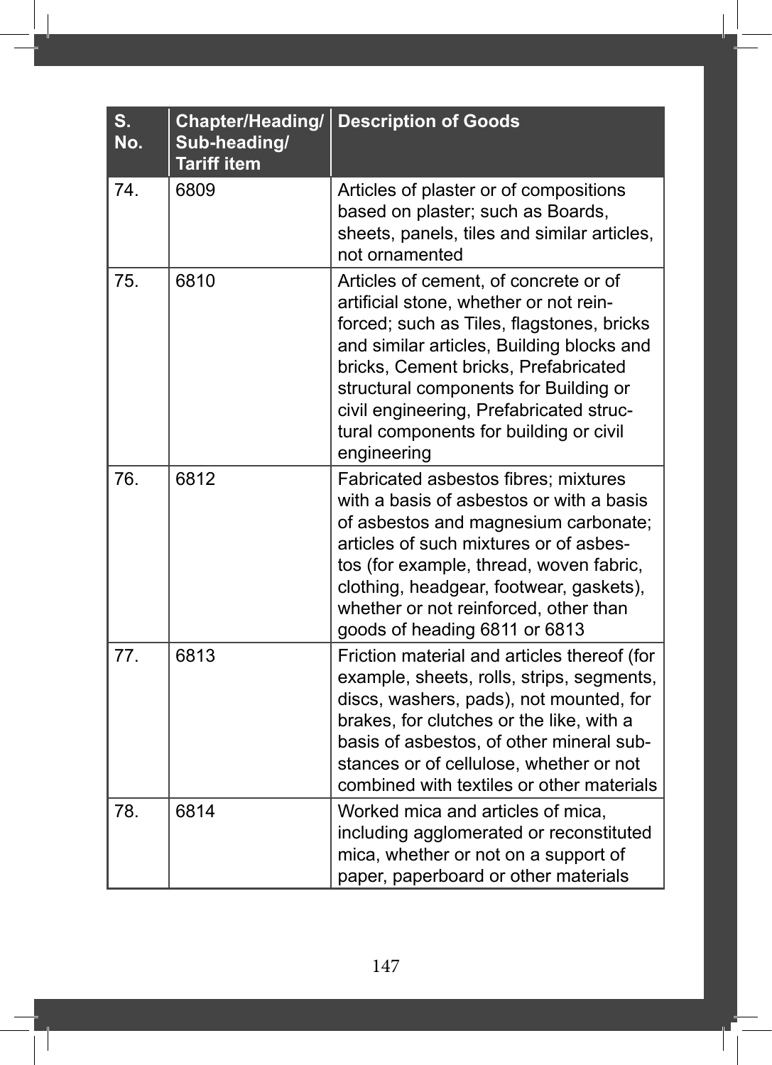| S. No. | Chapter/Heading/ Sub-heading/ Tariff item | Description of Goods |
|---|---|---|
| 74. | 6809 | Articles of plaster or of compositions based on plaster; such as Boards, sheets, panels, tiles and similar articles, not ornamented |
| 75. | 6810 | Articles of cement, of concrete or of artificial stone, whether or not reinforced; such as Tiles, flagstones, bricks and similar articles, Building blocks and bricks, Cement bricks, Prefabricated structural components for Building or civil engineering, Prefabricated structural components for building or civil engineering |
| 76. | 6812 | Fabricated asbestos fibres; mixtures with a basis of asbestos or with a basis of asbestos and magnesium carbonate; articles of such mixtures or of asbestos (for example, thread, woven fabric, clothing, headgear, footwear, gaskets), whether or not reinforced, other than goods of heading 6811 or 6813 |
| 77. | 6813 | Friction material and articles thereof (for example, sheets, rolls, strips, segments, discs, washers, pads), not mounted, for brakes, for clutches or the like, with a basis of asbestos, of other mineral substances or of cellulose, whether or not combined with textiles or other materials |
| 78. | 6814 | Worked mica and articles of mica, including agglomerated or reconstituted mica, whether or not on a support of paper, paperboard or other materials |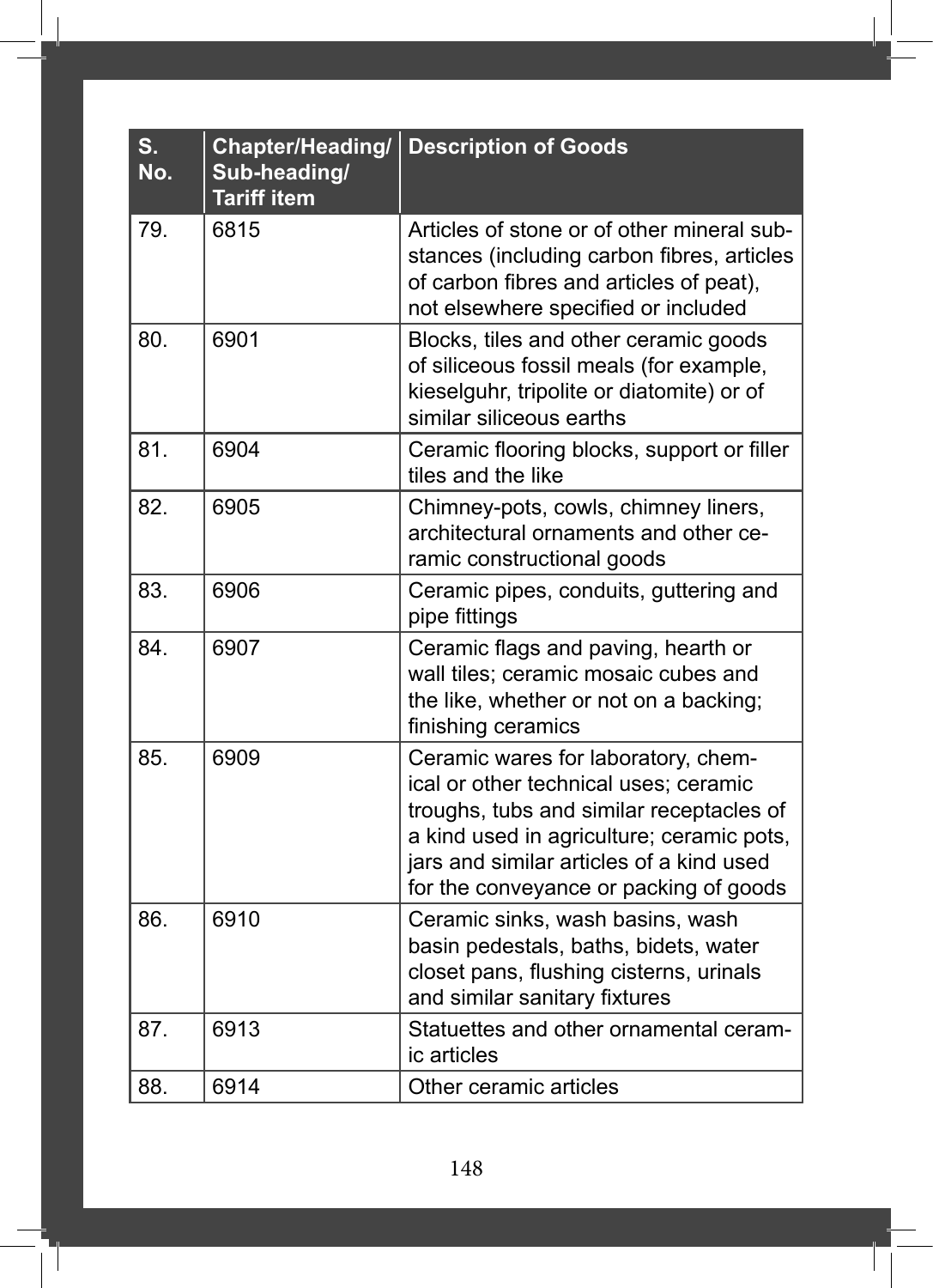| S. No. | Chapter/Heading/ Sub-heading/ Tariff item | Description of Goods |
|---|---|---|
| 79. | 6815 | Articles of stone or of other mineral substances (including carbon fibres, articles of carbon fibres and articles of peat), not elsewhere specified or included |
| 80. | 6901 | Blocks, tiles and other ceramic goods of siliceous fossil meals (for example, kieselguhr, tripolite or diatomite) or of similar siliceous earths |
| 81. | 6904 | Ceramic flooring blocks, support or filler tiles and the like |
| 82. | 6905 | Chimney-pots, cowls, chimney liners, architectural ornaments and other ceramic constructional goods |
| 83. | 6906 | Ceramic pipes, conduits, guttering and pipe fittings |
| 84. | 6907 | Ceramic flags and paving, hearth or wall tiles; ceramic mosaic cubes and the like, whether or not on a backing; finishing ceramics |
| 85. | 6909 | Ceramic wares for laboratory, chemical or other technical uses; ceramic troughs, tubs and similar receptacles of a kind used in agriculture; ceramic pots, jars and similar articles of a kind used for the conveyance or packing of goods |
| 86. | 6910 | Ceramic sinks, wash basins, wash basin pedestals, baths, bidets, water closet pans, flushing cisterns, urinals and similar sanitary fixtures |
| 87. | 6913 | Statuettes and other ornamental ceramic articles |
| 88. | 6914 | Other ceramic articles |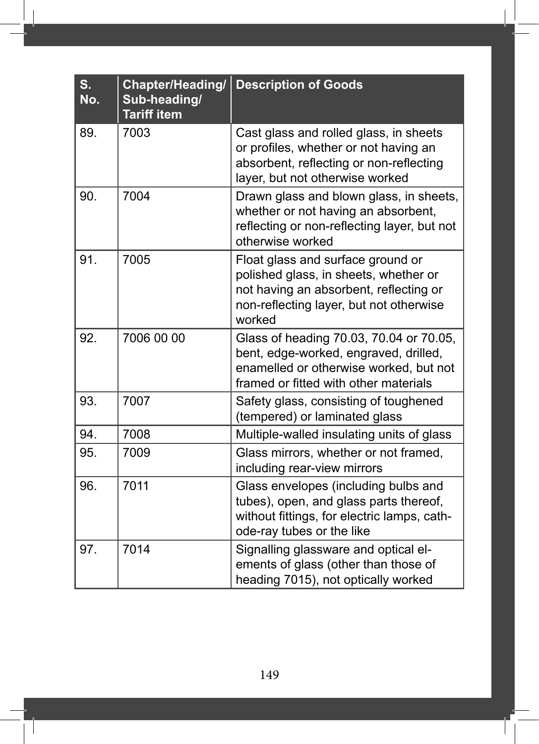| S. No. | Chapter/Heading/ Sub-heading/ Tariff item | Description of Goods |
|---|---|---|
| 89. | 7003 | Cast glass and rolled glass, in sheets or profiles, whether or not having an absorbent, reflecting or non-reflecting layer, but not otherwise worked |
| 90. | 7004 | Drawn glass and blown glass, in sheets, whether or not having an absorbent, reflecting or non-reflecting layer, but not otherwise worked |
| 91. | 7005 | Float glass and surface ground or polished glass, in sheets, whether or not having an absorbent, reflecting or non-reflecting layer, but not otherwise worked |
| 92. | 7006 00 00 | Glass of heading 70.03, 70.04 or 70.05, bent, edge-worked, engraved, drilled, enamelled or otherwise worked, but not framed or fitted with other materials |
| 93. | 7007 | Safety glass, consisting of toughened (tempered) or laminated glass |
| 94. | 7008 | Multiple-walled insulating units of glass |
| 95. | 7009 | Glass mirrors, whether or not framed, including rear-view mirrors |
| 96. | 7011 | Glass envelopes (including bulbs and tubes), open, and glass parts thereof, without fittings, for electric lamps, cathode-ray tubes or the like |
| 97. | 7014 | Signalling glassware and optical elements of glass (other than those of heading 7015), not optically worked |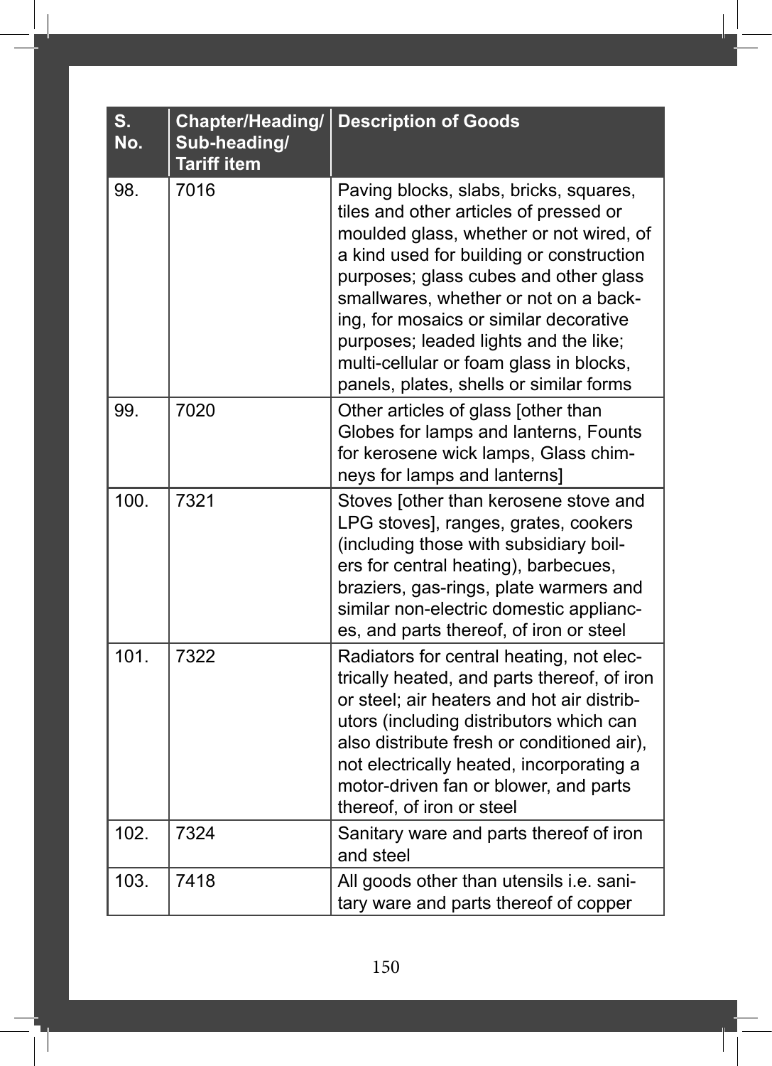| S. No. | Chapter/Heading/ Sub-heading/ Tariff item | Description of Goods |
|---|---|---|
| 98. | 7016 | Paving blocks, slabs, bricks, squares, tiles and other articles of pressed or moulded glass, whether or not wired, of a kind used for building or construction purposes; glass cubes and other glass smallwares, whether or not on a backing, for mosaics or similar decorative purposes; leaded lights and the like; multi-cellular or foam glass in blocks, panels, plates, shells or similar forms |
| 99. | 7020 | Other articles of glass [other than Globes for lamps and lanterns, Founts for kerosene wick lamps, Glass chimneys for lamps and lanterns] |
| 100. | 7321 | Stoves [other than kerosene stove and LPG stoves], ranges, grates, cookers (including those with subsidiary boilers for central heating), barbecues, braziers, gas-rings, plate warmers and similar non-electric domestic appliances, and parts thereof, of iron or steel |
| 101. | 7322 | Radiators for central heating, not electrically heated, and parts thereof, of iron or steel; air heaters and hot air distributors (including distributors which can also distribute fresh or conditioned air), not electrically heated, incorporating a motor-driven fan or blower, and parts thereof, of iron or steel |
| 102. | 7324 | Sanitary ware and parts thereof of iron and steel |
| 103. | 7418 | All goods other than utensils i.e. sanitary ware and parts thereof of copper |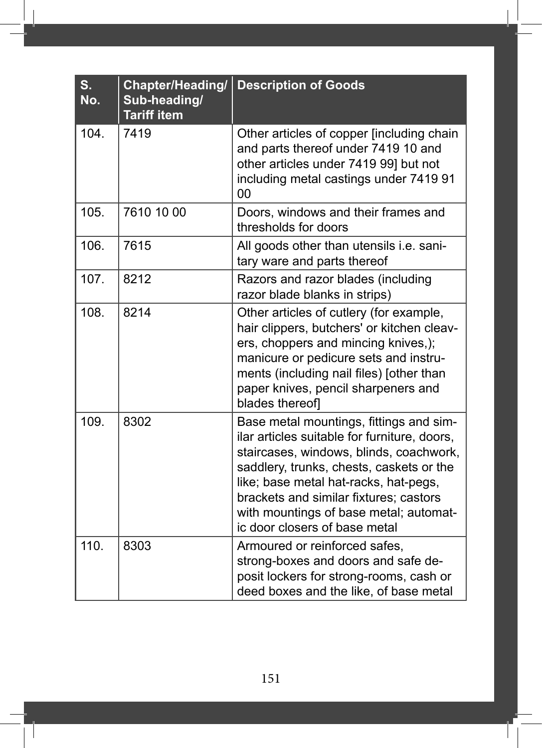| S. No. | Chapter/Heading/ Sub-heading/ Tariff item | Description of Goods |
|---|---|---|
| 104. | 7419 | Other articles of copper [including chain and parts thereof under 7419 10 and other articles under 7419 99] but not including metal castings under 7419 91 00 |
| 105. | 7610 10 00 | Doors, windows and their frames and thresholds for doors |
| 106. | 7615 | All goods other than utensils i.e. sanitary ware and parts thereof |
| 107. | 8212 | Razors and razor blades (including razor blade blanks in strips) |
| 108. | 8214 | Other articles of cutlery (for example, hair clippers, butchers' or kitchen cleavers, choppers and mincing knives,); manicure or pedicure sets and instruments (including nail files) [other than paper knives, pencil sharpeners and blades thereof] |
| 109. | 8302 | Base metal mountings, fittings and similar articles suitable for furniture, doors, staircases, windows, blinds, coachwork, saddlery, trunks, chests, caskets or the like; base metal hat-racks, hat-pegs, brackets and similar fixtures; castors with mountings of base metal; automatic door closers of base metal |
| 110. | 8303 | Armoured or reinforced safes, strong-boxes and doors and safe deposit lockers for strong-rooms, cash or deed boxes and the like, of base metal |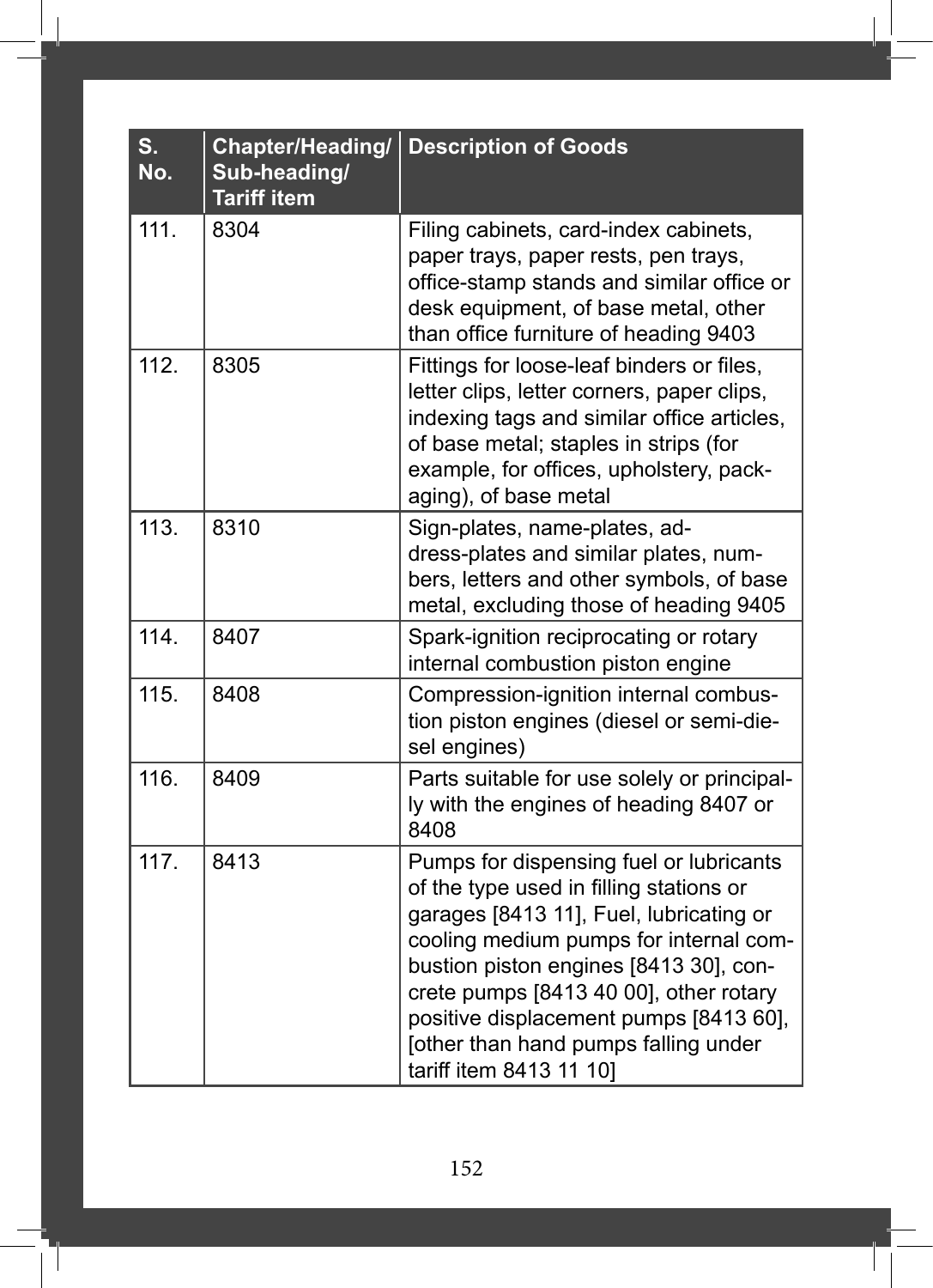| S. No. | Chapter/Heading/ Sub-heading/ Tariff item | Description of Goods |
|---|---|---|
| 111. | 8304 | Filing cabinets, card-index cabinets, paper trays, paper rests, pen trays, office-stamp stands and similar office or desk equipment, of base metal, other than office furniture of heading 9403 |
| 112. | 8305 | Fittings for loose-leaf binders or files, letter clips, letter corners, paper clips, indexing tags and similar office articles, of base metal; staples in strips (for example, for offices, upholstery, packaging), of base metal |
| 113. | 8310 | Sign-plates, name-plates, address-plates and similar plates, numbers, letters and other symbols, of base metal, excluding those of heading 9405 |
| 114. | 8407 | Spark-ignition reciprocating or rotary internal combustion piston engine |
| 115. | 8408 | Compression-ignition internal combustion piston engines (diesel or semi-diesel engines) |
| 116. | 8409 | Parts suitable for use solely or principally with the engines of heading 8407 or 8408 |
| 117. | 8413 | Pumps for dispensing fuel or lubricants of the type used in filling stations or garages [8413 11], Fuel, lubricating or cooling medium pumps for internal combustion piston engines [8413 30], concrete pumps [8413 40 00], other rotary positive displacement pumps [8413 60], [other than hand pumps falling under tariff item 8413 11 10] |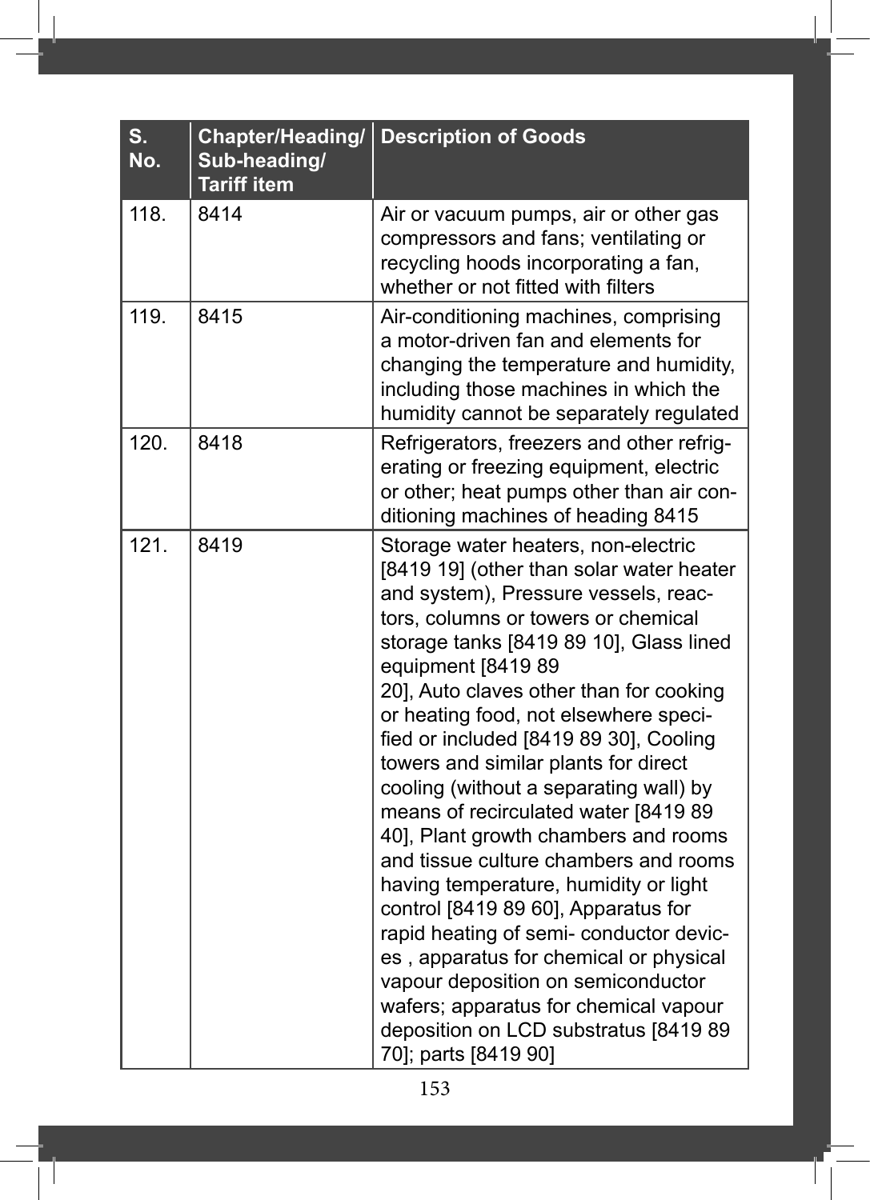| S. No. | Chapter/Heading/ Sub-heading/ Tariff item | Description of Goods |
|---|---|---|
| 118. | 8414 | Air or vacuum pumps, air or other gas compressors and fans; ventilating or recycling hoods incorporating a fan, whether or not fitted with filters |
| 119. | 8415 | Air-conditioning machines, comprising a motor-driven fan and elements for changing the temperature and humidity, including those machines in which the humidity cannot be separately regulated |
| 120. | 8418 | Refrigerators, freezers and other refrigerating or freezing equipment, electric or other; heat pumps other than air conditioning machines of heading 8415 |
| 121. | 8419 | Storage water heaters, non-electric [8419 19] (other than solar water heater and system), Pressure vessels, reactors, columns or towers or chemical storage tanks [8419 89 10], Glass lined equipment [8419 89 20], Auto claves other than for cooking or heating food, not elsewhere specified or included [8419 89 30], Cooling towers and similar plants for direct cooling (without a separating wall) by means of recirculated water [8419 89 40], Plant growth chambers and rooms and tissue culture chambers and rooms having temperature, humidity or light control [8419 89 60], Apparatus for rapid heating of semi- conductor devices , apparatus for chemical or physical vapour deposition on semiconductor wafers; apparatus for chemical vapour deposition on LCD substratus [8419 89 70]; parts [8419 90] |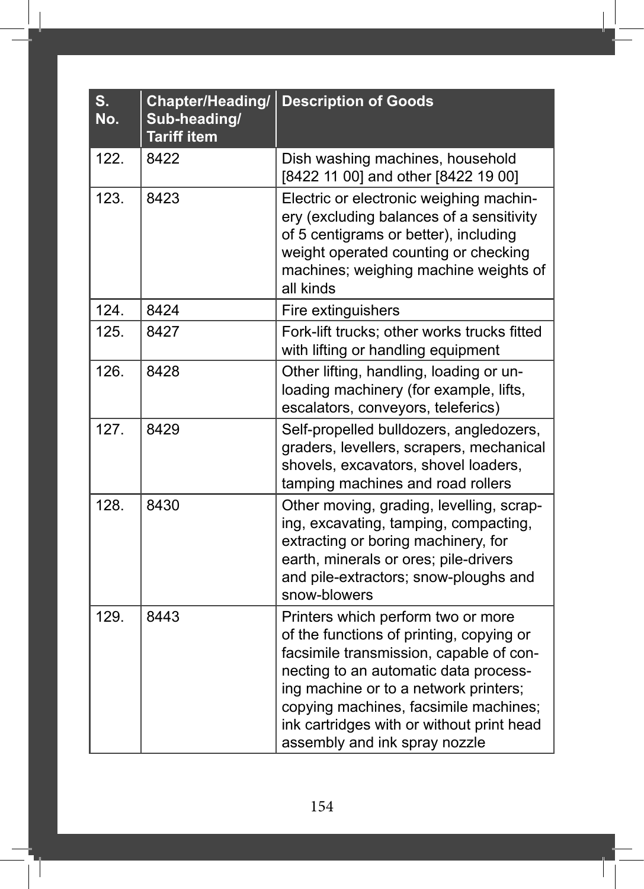| S. No. | Chapter/Heading/ Sub-heading/ Tariff item | Description of Goods |
|---|---|---|
| 122. | 8422 | Dish washing machines, household [8422 11 00] and other [8422 19 00] |
| 123. | 8423 | Electric or electronic weighing machinery (excluding balances of a sensitivity of 5 centigrams or better), including weight operated counting or checking machines; weighing machine weights of all kinds |
| 124. | 8424 | Fire extinguishers |
| 125. | 8427 | Fork-lift trucks; other works trucks fitted with lifting or handling equipment |
| 126. | 8428 | Other lifting, handling, loading or unloading machinery (for example, lifts, escalators, conveyors, teleferics) |
| 127. | 8429 | Self-propelled bulldozers, angledozers, graders, levellers, scrapers, mechanical shovels, excavators, shovel loaders, tamping machines and road rollers |
| 128. | 8430 | Other moving, grading, levelling, scraping, excavating, tamping, compacting, extracting or boring machinery, for earth, minerals or ores; pile-drivers and pile-extractors; snow-ploughs and snow-blowers |
| 129. | 8443 | Printers which perform two or more of the functions of printing, copying or facsimile transmission, capable of connecting to an automatic data processing machine or to a network printers; copying machines, facsimile machines; ink cartridges with or without print head assembly and ink spray nozzle |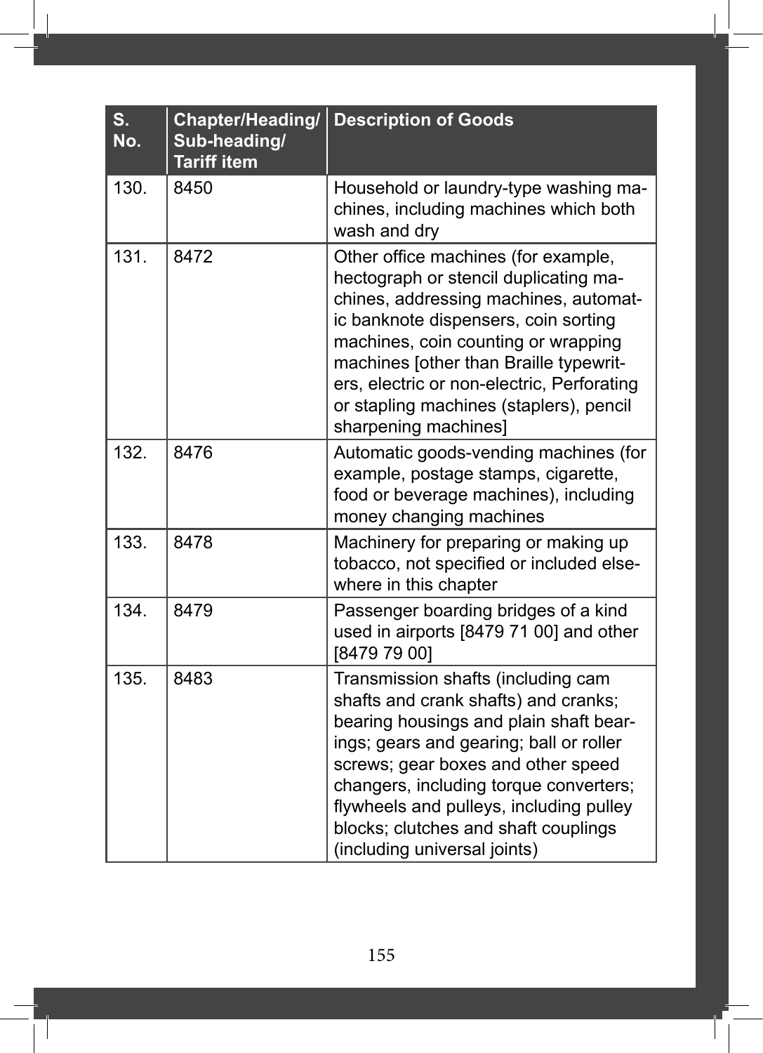| S. No. | Chapter/Heading/ Sub-heading/ Tariff item | Description of Goods |
|---|---|---|
| 130. | 8450 | Household or laundry-type washing machines, including machines which both wash and dry |
| 131. | 8472 | Other office machines (for example, hectograph or stencil duplicating machines, addressing machines, automatic banknote dispensers, coin sorting machines, coin counting or wrapping machines [other than Braille typewriters, electric or non-electric, Perforating or stapling machines (staplers), pencil sharpening machines] |
| 132. | 8476 | Automatic goods-vending machines (for example, postage stamps, cigarette, food or beverage machines), including money changing machines |
| 133. | 8478 | Machinery for preparing or making up tobacco, not specified or included elsewhere in this chapter |
| 134. | 8479 | Passenger boarding bridges of a kind used in airports [8479 71 00] and other [8479 79 00] |
| 135. | 8483 | Transmission shafts (including cam shafts and crank shafts) and cranks; bearing housings and plain shaft bearings; gears and gearing; ball or roller screws; gear boxes and other speed changers, including torque converters; flywheels and pulleys, including pulley blocks; clutches and shaft couplings (including universal joints) |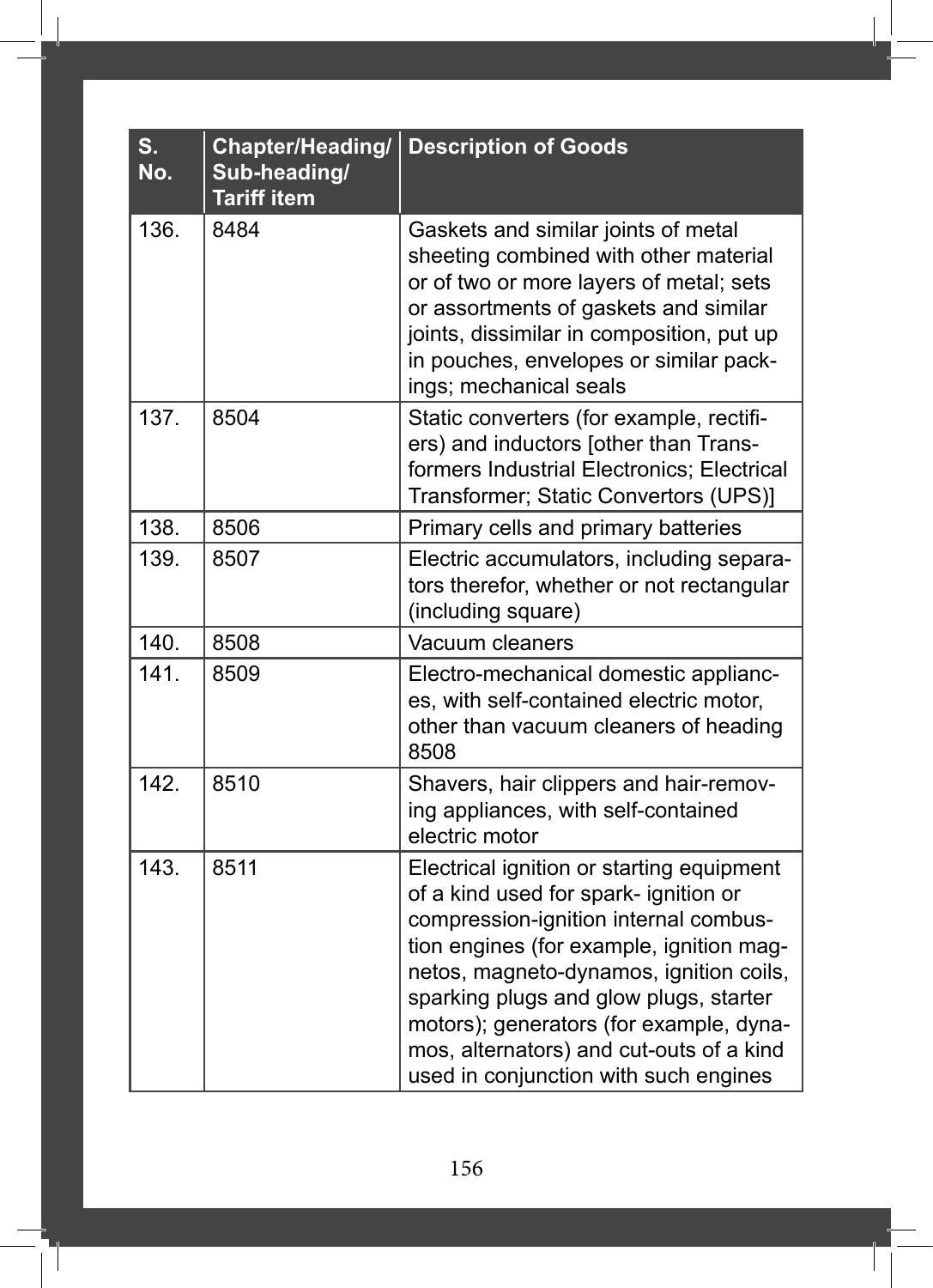| S. No. | Chapter/Heading/ Sub-heading/ Tariff item | Description of Goods |
|---|---|---|
| 136. | 8484 | Gaskets and similar joints of metal sheeting combined with other material or of two or more layers of metal; sets or assortments of gaskets and similar joints, dissimilar in composition, put up in pouches, envelopes or similar packings; mechanical seals |
| 137. | 8504 | Static converters (for example, rectifiers) and inductors [other than Transformers Industrial Electronics; Electrical Transformer; Static Convertors (UPS)] |
| 138. | 8506 | Primary cells and primary batteries |
| 139. | 8507 | Electric accumulators, including separators therefor, whether or not rectangular (including square) |
| 140. | 8508 | Vacuum cleaners |
| 141. | 8509 | Electro-mechanical domestic appliances, with self-contained electric motor, other than vacuum cleaners of heading 8508 |
| 142. | 8510 | Shavers, hair clippers and hair-removing appliances, with self-contained electric motor |
| 143. | 8511 | Electrical ignition or starting equipment of a kind used for spark- ignition or compression-ignition internal combustion engines (for example, ignition magnetos, magneto-dynamos, ignition coils, sparking plugs and glow plugs, starter motors); generators (for example, dynamos, alternators) and cut-outs of a kind used in conjunction with such engines |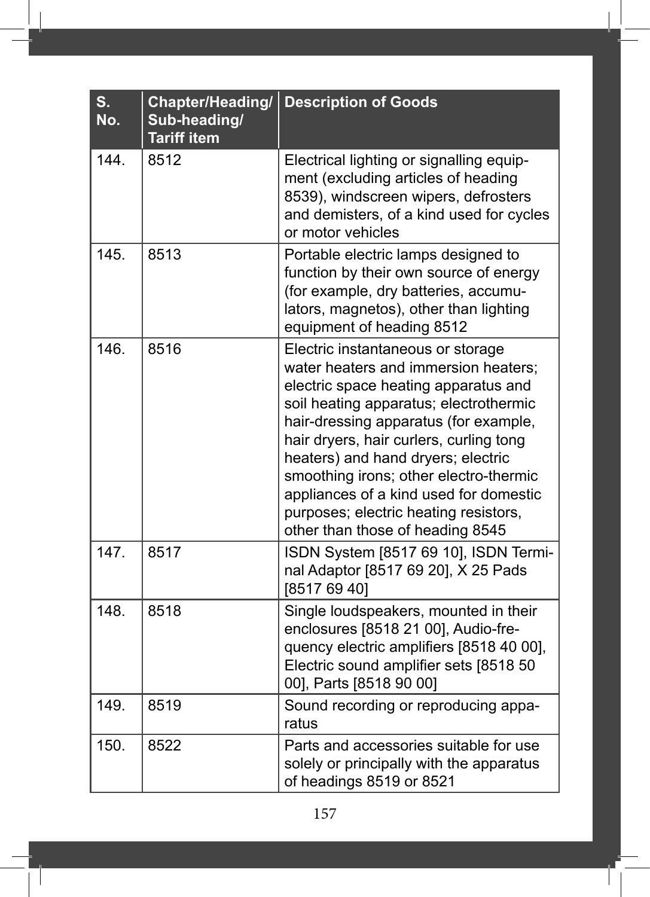| S. No. | Chapter/Heading/ Sub-heading/ Tariff item | Description of Goods |
|---|---|---|
| 144. | 8512 | Electrical lighting or signalling equipment (excluding articles of heading 8539), windscreen wipers, defrosters and demisters, of a kind used for cycles or motor vehicles |
| 145. | 8513 | Portable electric lamps designed to function by their own source of energy (for example, dry batteries, accumulators, magnetos), other than lighting equipment of heading 8512 |
| 146. | 8516 | Electric instantaneous or storage water heaters and immersion heaters; electric space heating apparatus and soil heating apparatus; electrothermic hair-dressing apparatus (for example, hair dryers, hair curlers, curling tong heaters) and hand dryers; electric smoothing irons; other electro-thermic appliances of a kind used for domestic purposes; electric heating resistors, other than those of heading 8545 |
| 147. | 8517 | ISDN System [8517 69 10], ISDN Terminal Adaptor [8517 69 20], X 25 Pads [8517 69 40] |
| 148. | 8518 | Single loudspeakers, mounted in their enclosures [8518 21 00], Audio-frequency electric amplifiers [8518 40 00], Electric sound amplifier sets [8518 50 00], Parts [8518 90 00] |
| 149. | 8519 | Sound recording or reproducing apparatus |
| 150. | 8522 | Parts and accessories suitable for use solely or principally with the apparatus of headings 8519 or 8521 |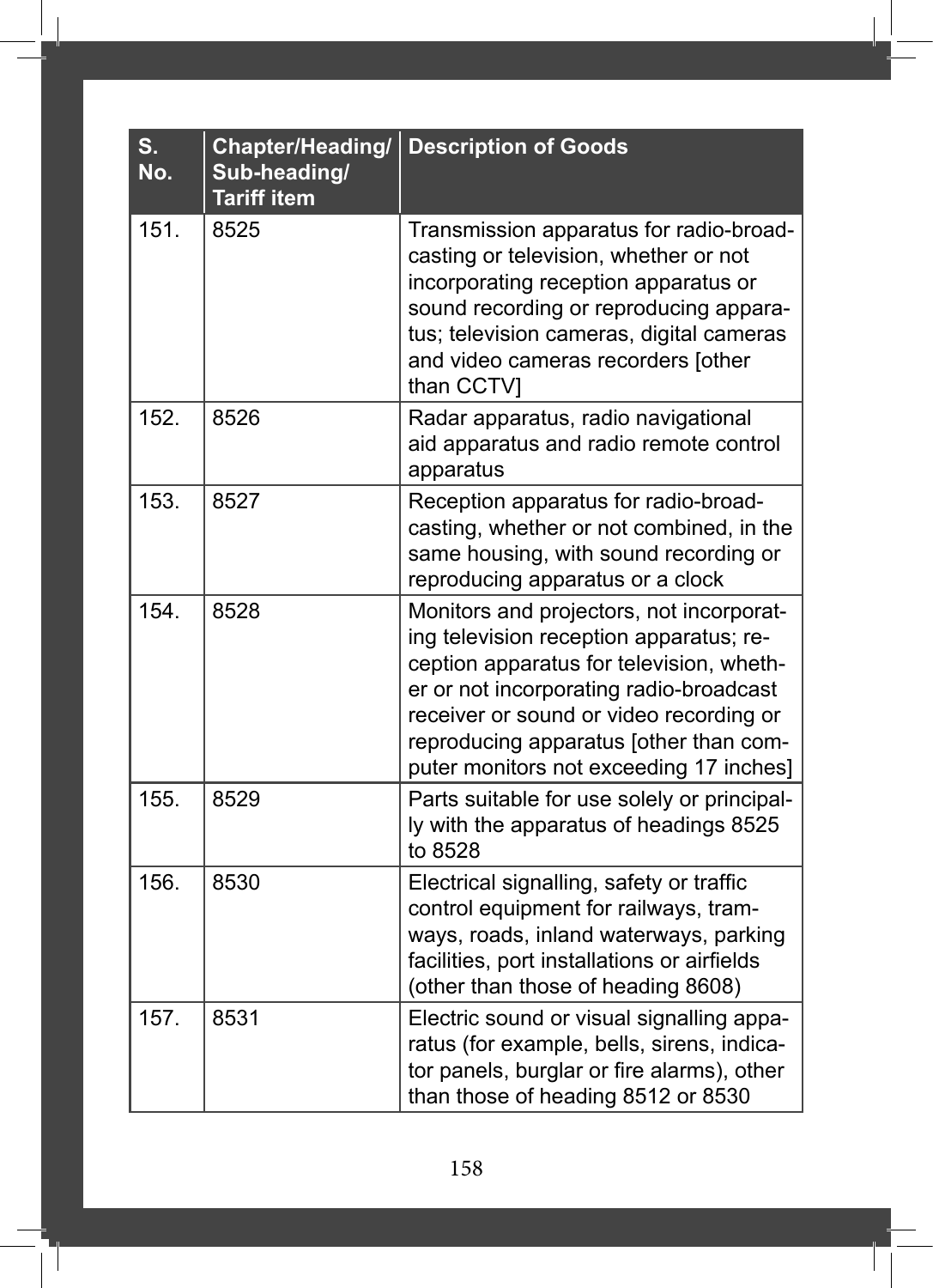| S. No. | Chapter/Heading/ Sub-heading/ Tariff item | Description of Goods |
|---|---|---|
| 151. | 8525 | Transmission apparatus for radio-broadcasting or television, whether or not incorporating reception apparatus or sound recording or reproducing apparatus; television cameras, digital cameras and video cameras recorders [other than CCTV] |
| 152. | 8526 | Radar apparatus, radio navigational aid apparatus and radio remote control apparatus |
| 153. | 8527 | Reception apparatus for radio-broadcasting, whether or not combined, in the same housing, with sound recording or reproducing apparatus or a clock |
| 154. | 8528 | Monitors and projectors, not incorporating television reception apparatus; reception apparatus for television, whether or not incorporating radio-broadcast receiver or sound or video recording or reproducing apparatus [other than computer monitors not exceeding 17 inches] |
| 155. | 8529 | Parts suitable for use solely or principally with the apparatus of headings 8525 to 8528 |
| 156. | 8530 | Electrical signalling, safety or traffic control equipment for railways, tramways, roads, inland waterways, parking facilities, port installations or airfields (other than those of heading 8608) |
| 157. | 8531 | Electric sound or visual signalling apparatus (for example, bells, sirens, indicator panels, burglar or fire alarms), other than those of heading 8512 or 8530 |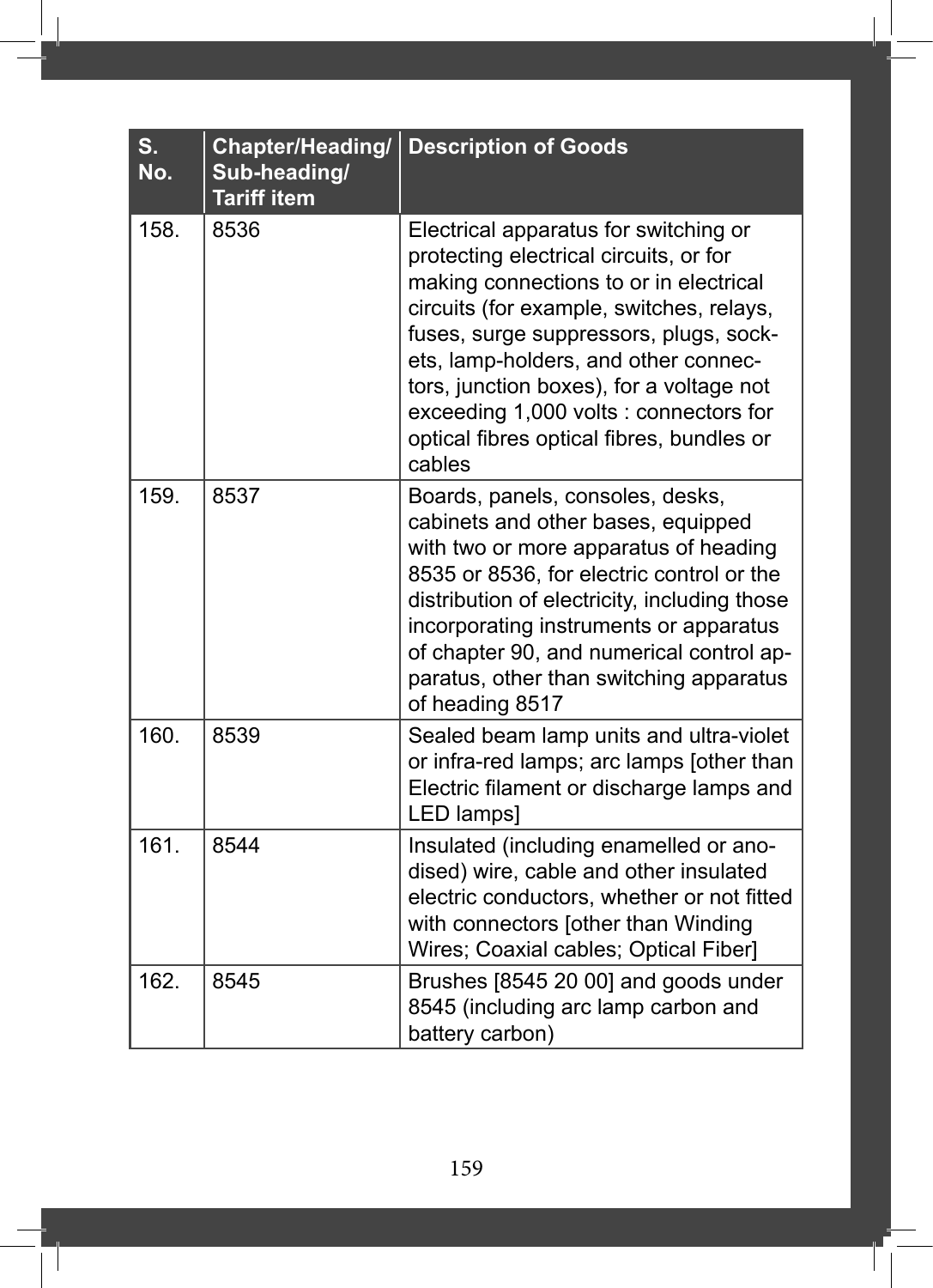| S. No. | Chapter/Heading/ Sub-heading/ Tariff item | Description of Goods |
|---|---|---|
| 158. | 8536 | Electrical apparatus for switching or protecting electrical circuits, or for making connections to or in electrical circuits (for example, switches, relays, fuses, surge suppressors, plugs, sockets, lamp-holders, and other connectors, junction boxes), for a voltage not exceeding 1,000 volts : connectors for optical fibres optical fibres, bundles or cables |
| 159. | 8537 | Boards, panels, consoles, desks, cabinets and other bases, equipped with two or more apparatus of heading 8535 or 8536, for electric control or the distribution of electricity, including those incorporating instruments or apparatus of chapter 90, and numerical control apparatus, other than switching apparatus of heading 8517 |
| 160. | 8539 | Sealed beam lamp units and ultra-violet or infra-red lamps; arc lamps [other than Electric filament or discharge lamps and LED lamps] |
| 161. | 8544 | Insulated (including enamelled or anodised) wire, cable and other insulated electric conductors, whether or not fitted with connectors [other than Winding Wires; Coaxial cables; Optical Fiber] |
| 162. | 8545 | Brushes [8545 20 00] and goods under 8545 (including arc lamp carbon and battery carbon) |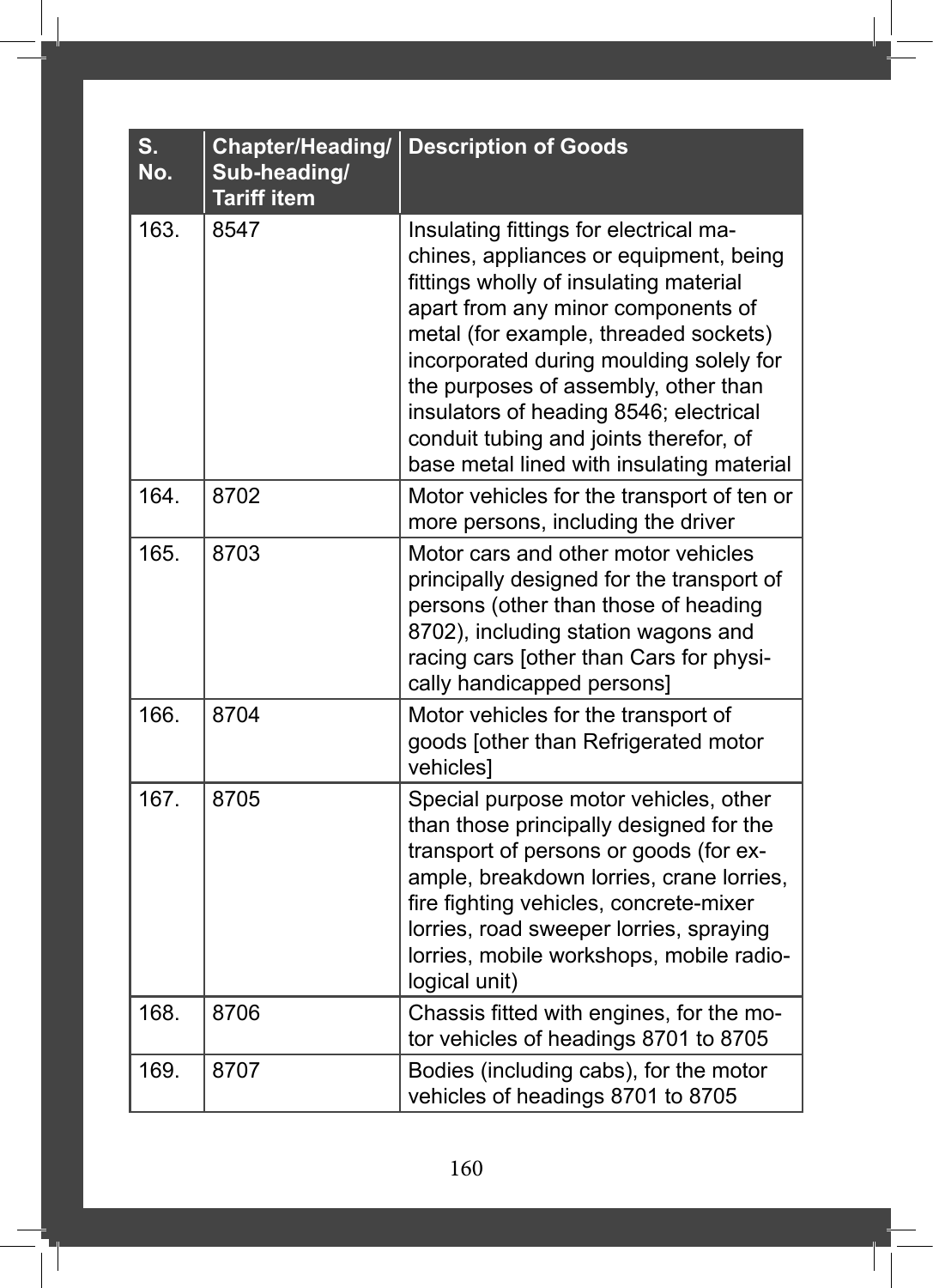| S. No. | Chapter/Heading/ Sub-heading/ Tariff item | Description of Goods |
|---|---|---|
| 163. | 8547 | Insulating fittings for electrical machines, appliances or equipment, being fittings wholly of insulating material apart from any minor components of metal (for example, threaded sockets) incorporated during moulding solely for the purposes of assembly, other than insulators of heading 8546; electrical conduit tubing and joints therefor, of base metal lined with insulating material |
| 164. | 8702 | Motor vehicles for the transport of ten or more persons, including the driver |
| 165. | 8703 | Motor cars and other motor vehicles principally designed for the transport of persons (other than those of heading 8702), including station wagons and racing cars [other than Cars for physically handicapped persons] |
| 166. | 8704 | Motor vehicles for the transport of goods [other than Refrigerated motor vehicles] |
| 167. | 8705 | Special purpose motor vehicles, other than those principally designed for the transport of persons or goods (for example, breakdown lorries, crane lorries, fire fighting vehicles, concrete-mixer lorries, road sweeper lorries, spraying lorries, mobile workshops, mobile radiological unit) |
| 168. | 8706 | Chassis fitted with engines, for the motor vehicles of headings 8701 to 8705 |
| 169. | 8707 | Bodies (including cabs), for the motor vehicles of headings 8701 to 8705 |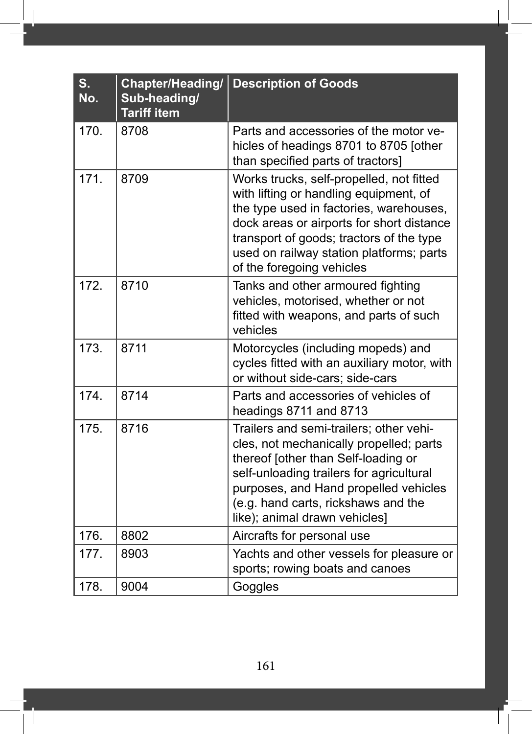| S. No. | Chapter/Heading/ Sub-heading/ Tariff item | Description of Goods |
|---|---|---|
| 170. | 8708 | Parts and accessories of the motor vehicles of headings 8701 to 8705 [other than specified parts of tractors] |
| 171. | 8709 | Works trucks, self-propelled, not fitted with lifting or handling equipment, of the type used in factories, warehouses, dock areas or airports for short distance transport of goods; tractors of the type used on railway station platforms; parts of the foregoing vehicles |
| 172. | 8710 | Tanks and other armoured fighting vehicles, motorised, whether or not fitted with weapons, and parts of such vehicles |
| 173. | 8711 | Motorcycles (including mopeds) and cycles fitted with an auxiliary motor, with or without side-cars; side-cars |
| 174. | 8714 | Parts and accessories of vehicles of headings 8711 and 8713 |
| 175. | 8716 | Trailers and semi-trailers; other vehicles, not mechanically propelled; parts thereof [other than Self-loading or self-unloading trailers for agricultural purposes, and Hand propelled vehicles (e.g. hand carts, rickshaws and the like); animal drawn vehicles] |
| 176. | 8802 | Aircrafts for personal use |
| 177. | 8903 | Yachts and other vessels for pleasure or sports; rowing boats and canoes |
| 178. | 9004 | Goggles |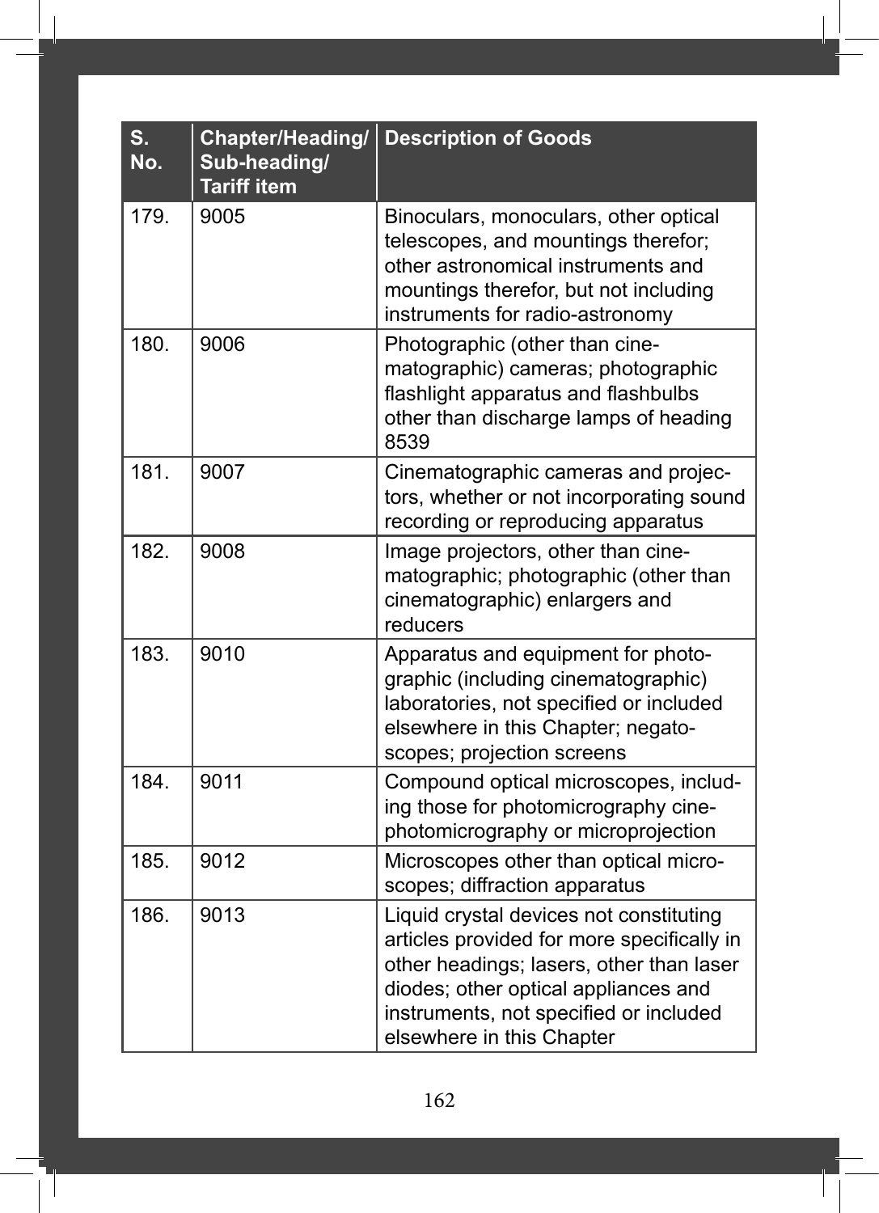| S. No. | Chapter/Heading/ Sub-heading/ Tariff item | Description of Goods |
|---|---|---|
| 179. | 9005 | Binoculars, monoculars, other optical telescopes, and mountings therefor; other astronomical instruments and mountings therefor, but not including instruments for radio-astronomy |
| 180. | 9006 | Photographic (other than cinematographic) cameras; photographic flashlight apparatus and flashbulbs other than discharge lamps of heading 8539 |
| 181. | 9007 | Cinematographic cameras and projectors, whether or not incorporating sound recording or reproducing apparatus |
| 182. | 9008 | Image projectors, other than cinematographic; photographic (other than cinematographic) enlargers and reducers |
| 183. | 9010 | Apparatus and equipment for photographic (including cinematographic) laboratories, not specified or included elsewhere in this Chapter; negatoscopes; projection screens |
| 184. | 9011 | Compound optical microscopes, including those for photomicrography cinephotomicrography or microprojection |
| 185. | 9012 | Microscopes other than optical microscopes; diffraction apparatus |
| 186. | 9013 | Liquid crystal devices not constituting articles provided for more specifically in other headings; lasers, other than laser diodes; other optical appliances and instruments, not specified or included elsewhere in this Chapter |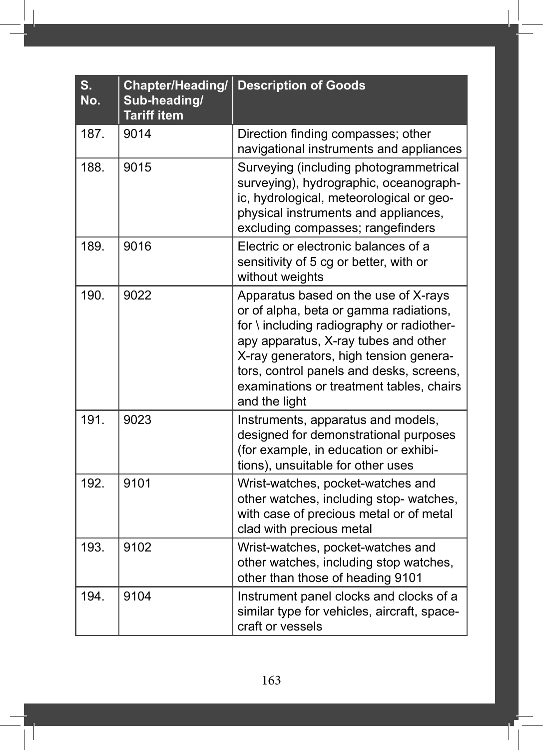| S. No. | Chapter/Heading/ Sub-heading/ Tariff item | Description of Goods |
|---|---|---|
| 187. | 9014 | Direction finding compasses; other navigational instruments and appliances |
| 188. | 9015 | Surveying (including photogrammetrical surveying), hydrographic, oceanographic, hydrological, meteorological or geophysical instruments and appliances, excluding compasses; rangefinders |
| 189. | 9016 | Electric or electronic balances of a sensitivity of 5 cg or better, with or without weights |
| 190. | 9022 | Apparatus based on the use of X-rays or of alpha, beta or gamma radiations, for \ including radiography or radiotherapy apparatus, X-ray tubes and other X-ray generators, high tension generators, control panels and desks, screens, examinations or treatment tables, chairs and the light |
| 191. | 9023 | Instruments, apparatus and models, designed for demonstrational purposes (for example, in education or exhibitions), unsuitable for other uses |
| 192. | 9101 | Wrist-watches, pocket-watches and other watches, including stop- watches, with case of precious metal or of metal clad with precious metal |
| 193. | 9102 | Wrist-watches, pocket-watches and other watches, including stop watches, other than those of heading 9101 |
| 194. | 9104 | Instrument panel clocks and clocks of a similar type for vehicles, aircraft, spacecraft or vessels |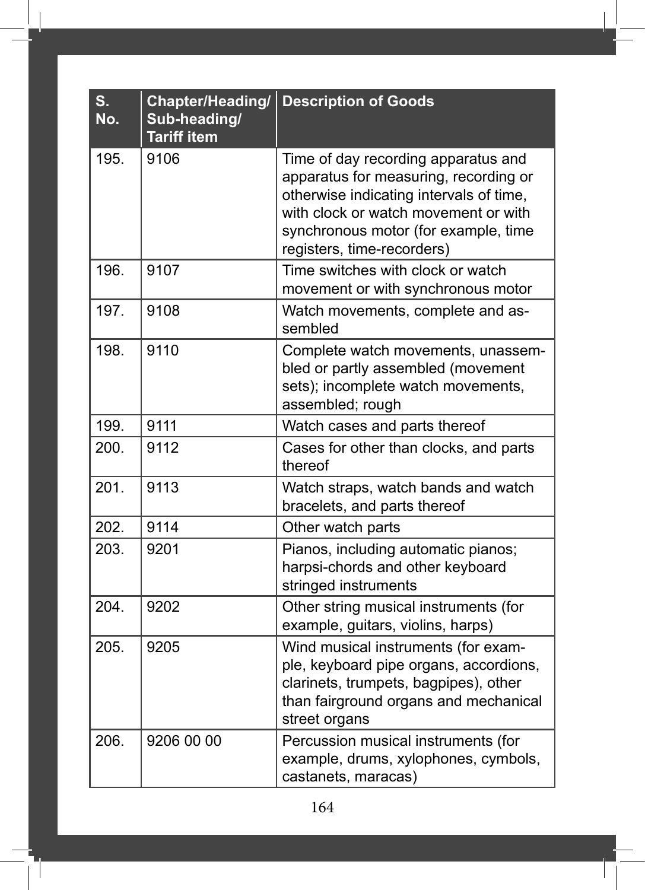| S. No. | Chapter/Heading/ Sub-heading/ Tariff item | Description of Goods |
|---|---|---|
| 195. | 9106 | Time of day recording apparatus and apparatus for measuring, recording or otherwise indicating intervals of time, with clock or watch movement or with synchronous motor (for example, time registers, time-recorders) |
| 196. | 9107 | Time switches with clock or watch movement or with synchronous motor |
| 197. | 9108 | Watch movements, complete and assembled |
| 198. | 9110 | Complete watch movements, unassembled or partly assembled (movement sets); incomplete watch movements, assembled; rough |
| 199. | 9111 | Watch cases and parts thereof |
| 200. | 9112 | Cases for other than clocks, and parts thereof |
| 201. | 9113 | Watch straps, watch bands and watch bracelets, and parts thereof |
| 202. | 9114 | Other watch parts |
| 203. | 9201 | Pianos, including automatic pianos; harpsi-chords and other keyboard stringed instruments |
| 204. | 9202 | Other string musical instruments (for example, guitars, violins, harps) |
| 205. | 9205 | Wind musical instruments (for example, keyboard pipe organs, accordions, clarinets, trumpets, bagpipes), other than fairground organs and mechanical street organs |
| 206. | 9206 00 00 | Percussion musical instruments (for example, drums, xylophones, cymbols, castanets, maracas) |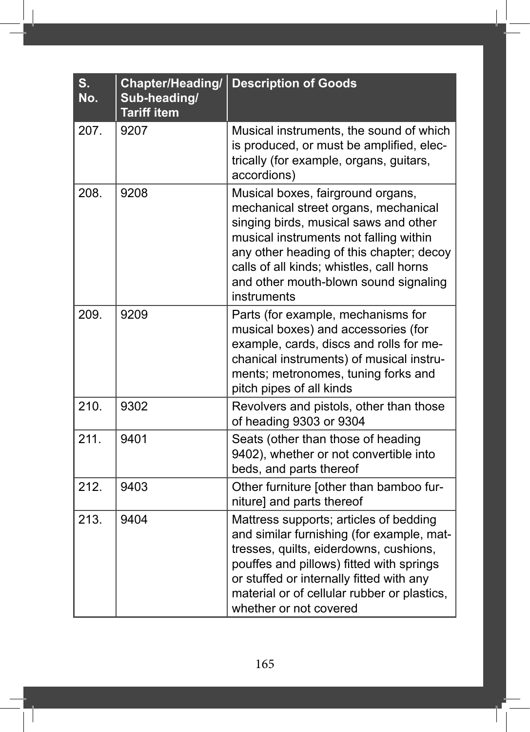| S. No. | Chapter/Heading/ Sub-heading/ Tariff item | Description of Goods |
|---|---|---|
| 207. | 9207 | Musical instruments, the sound of which is produced, or must be amplified, electrically (for example, organs, guitars, accordions) |
| 208. | 9208 | Musical boxes, fairground organs, mechanical street organs, mechanical singing birds, musical saws and other musical instruments not falling within any other heading of this chapter; decoy calls of all kinds; whistles, call horns and other mouth-blown sound signaling instruments |
| 209. | 9209 | Parts (for example, mechanisms for musical boxes) and accessories (for example, cards, discs and rolls for mechanical instruments) of musical instruments; metronomes, tuning forks and pitch pipes of all kinds |
| 210. | 9302 | Revolvers and pistols, other than those of heading 9303 or 9304 |
| 211. | 9401 | Seats (other than those of heading 9402), whether or not convertible into beds, and parts thereof |
| 212. | 9403 | Other furniture [other than bamboo furniture] and parts thereof |
| 213. | 9404 | Mattress supports; articles of bedding and similar furnishing (for example, mattresses, quilts, eiderdowns, cushions, pouffes and pillows) fitted with springs or stuffed or internally fitted with any material or of cellular rubber or plastics, whether or not covered |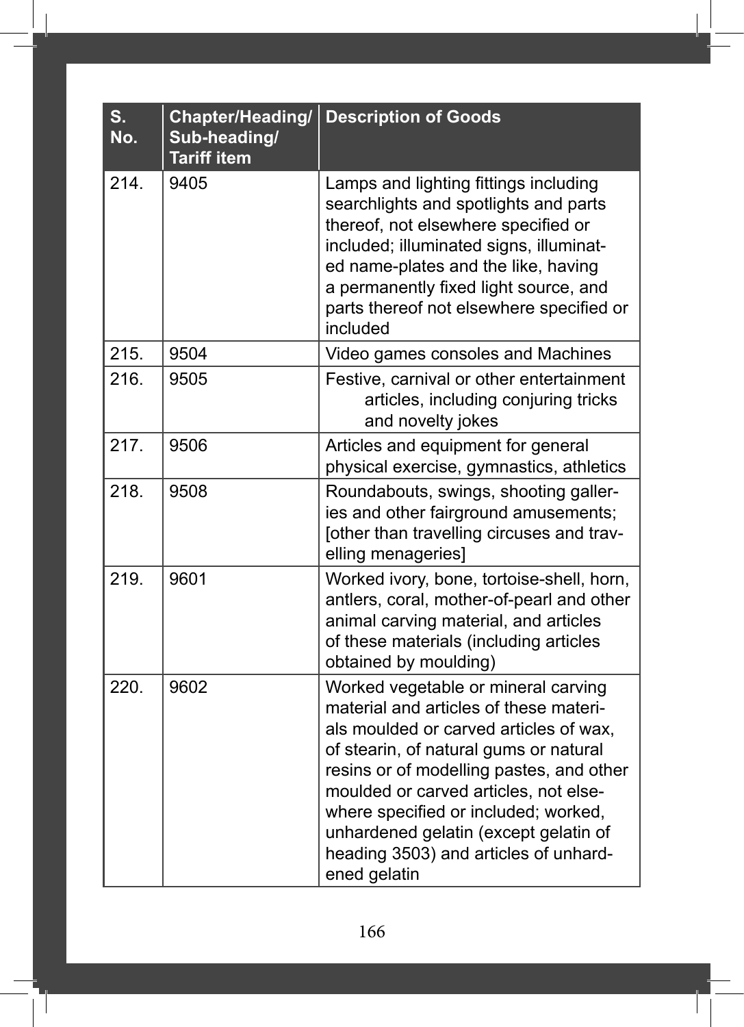| S. No. | Chapter/Heading/ Sub-heading/ Tariff item | Description of Goods |
|---|---|---|
| 214. | 9405 | Lamps and lighting fittings including searchlights and spotlights and parts thereof, not elsewhere specified or included; illuminated signs, illuminated name-plates and the like, having a permanently fixed light source, and parts thereof not elsewhere specified or included |
| 215. | 9504 | Video games consoles and Machines |
| 216. | 9505 | Festive, carnival or other entertainment articles, including conjuring tricks and novelty jokes |
| 217. | 9506 | Articles and equipment for general physical exercise, gymnastics, athletics |
| 218. | 9508 | Roundabouts, swings, shooting galleries and other fairground amusements; [other than travelling circuses and travelling menageries] |
| 219. | 9601 | Worked ivory, bone, tortoise-shell, horn, antlers, coral, mother-of-pearl and other animal carving material, and articles of these materials (including articles obtained by moulding) |
| 220. | 9602 | Worked vegetable or mineral carving material and articles of these materials moulded or carved articles of wax, of stearin, of natural gums or natural resins or of modelling pastes, and other moulded or carved articles, not elsewhere specified or included; worked, unhardened gelatin (except gelatin of heading 3503) and articles of unhardened gelatin |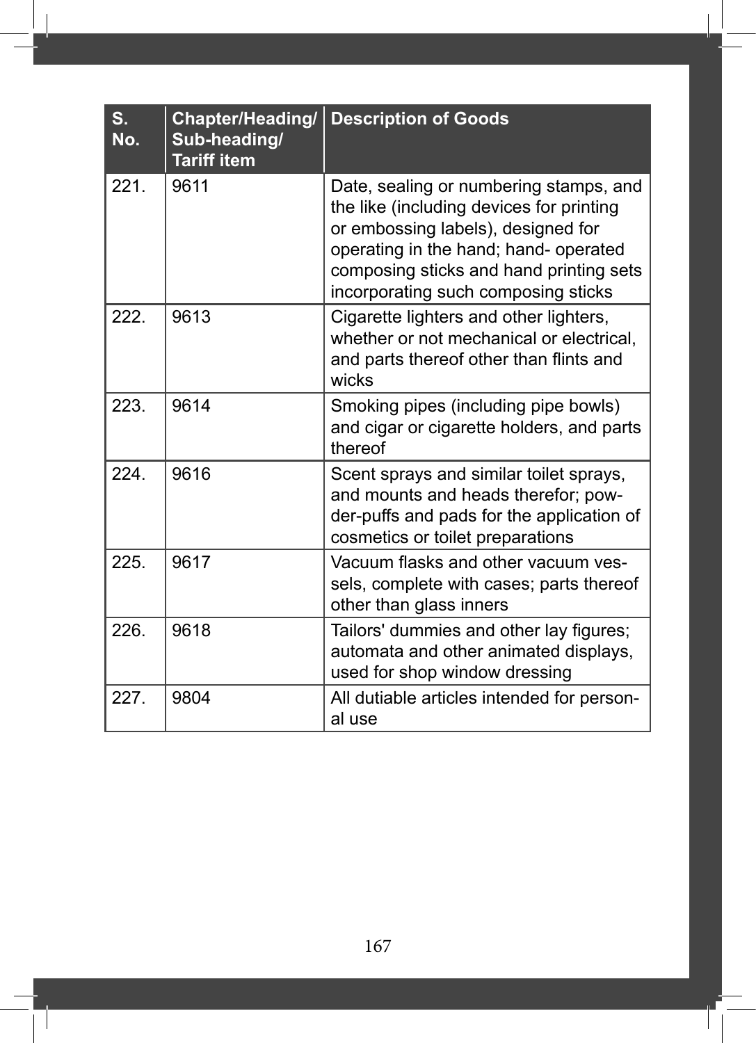| S. No. | Chapter/Heading/ Sub-heading/ Tariff item | Description of Goods |
|---|---|---|
| 221. | 9611 | Date, sealing or numbering stamps, and the like (including devices for printing or embossing labels), designed for operating in the hand; hand- operated composing sticks and hand printing sets incorporating such composing sticks |
| 222. | 9613 | Cigarette lighters and other lighters, whether or not mechanical or electrical, and parts thereof other than flints and wicks |
| 223. | 9614 | Smoking pipes (including pipe bowls) and cigar or cigarette holders, and parts thereof |
| 224. | 9616 | Scent sprays and similar toilet sprays, and mounts and heads therefor; powder-puffs and pads for the application of cosmetics or toilet preparations |
| 225. | 9617 | Vacuum flasks and other vacuum vessels, complete with cases; parts thereof other than glass inners |
| 226. | 9618 | Tailors' dummies and other lay figures; automata and other animated displays, used for shop window dressing |
| 227. | 9804 | All dutiable articles intended for personal use |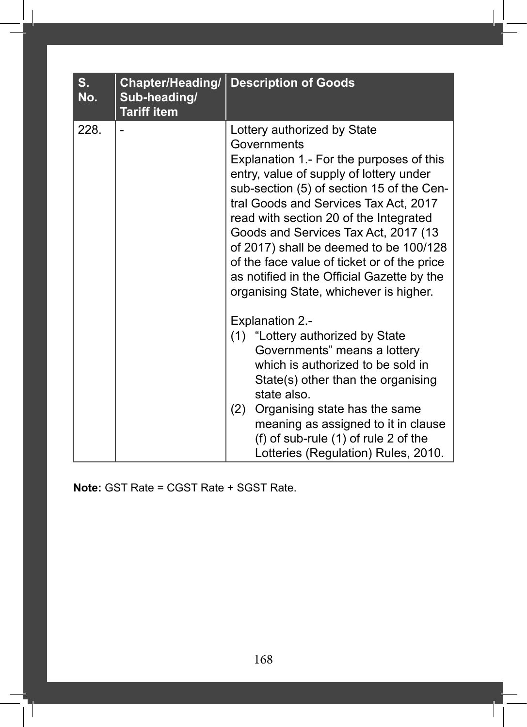| S. No. | Chapter/Heading/ Sub-heading/ Tariff item | Description of Goods |
|---|---|---|
| 228. | - | Lottery authorized by State Governments<br>Explanation 1.- For the purposes of this entry, value of supply of lottery under sub-section (5) of section 15 of the Central Goods and Services Tax Act, 2017 read with section 20 of the Integrated Goods and Services Tax Act, 2017 (13 of 2017) shall be deemed to be 100/128 of the face value of ticket or of the price as notified in the Official Gazette by the organising State, whichever is higher.<br><br>Explanation 2.-<br>(1) "Lottery authorized by State Governments" means a lottery which is authorized to be sold in State(s) other than the organising state also.<br>(2) Organising state has the same meaning as assigned to it in clause (f) of sub-rule (1) of rule 2 of the Lotteries (Regulation) Rules, 2010. |

**Note:** GST Rate = CGST Rate + SGST Rate.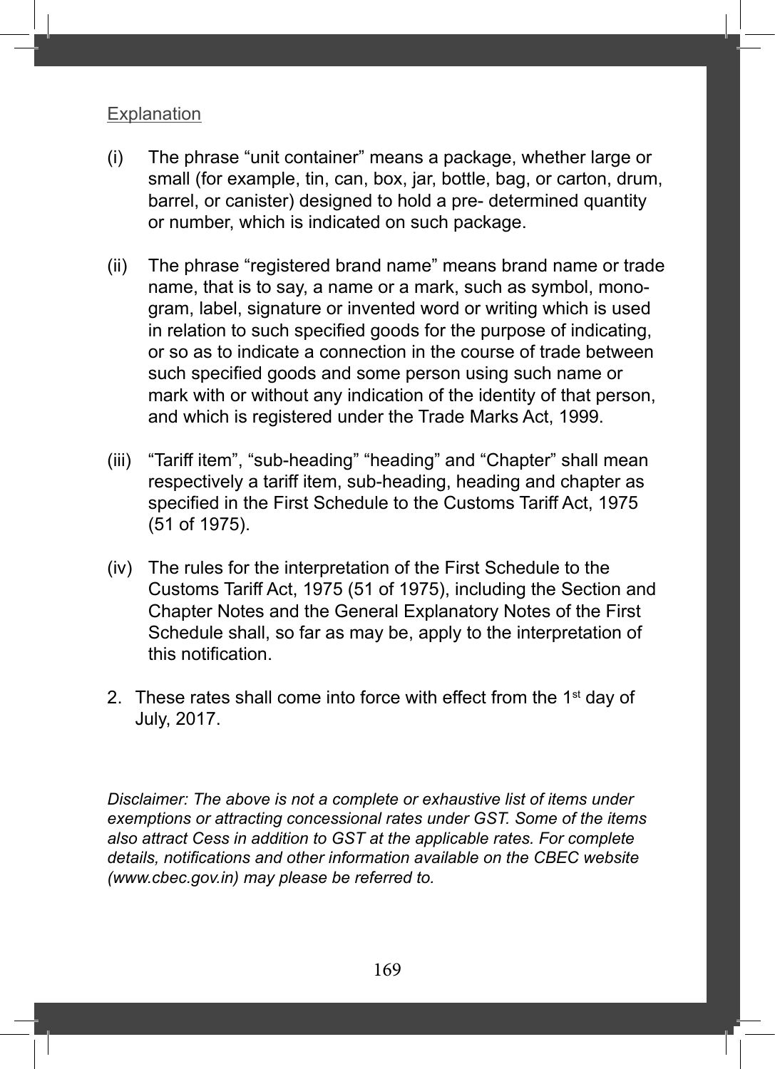Explanation

(i) The phrase “unit container” means a package, whether large or small (for example, tin, can, box, jar, bottle, bag, or carton, drum, barrel, or canister) designed to hold a pre- determined quantity or number, which is indicated on such package.

(ii) The phrase “registered brand name” means brand name or trade name, that is to say, a name or a mark, such as symbol, monogram, label, signature or invented word or writing which is used in relation to such specified goods for the purpose of indicating, or so as to indicate a connection in the course of trade between such specified goods and some person using such name or mark with or without any indication of the identity of that person, and which is registered under the Trade Marks Act, 1999.

(iii) “Tariff item”, “sub-heading” “heading” and “Chapter” shall mean respectively a tariff item, sub-heading, heading and chapter as specified in the First Schedule to the Customs Tariff Act, 1975 (51 of 1975).

(iv) The rules for the interpretation of the First Schedule to the Customs Tariff Act, 1975 (51 of 1975), including the Section and Chapter Notes and the General Explanatory Notes of the First Schedule shall, so far as may be, apply to the interpretation of this notification.

2. These rates shall come into force with effect from the 1st day of July, 2017.

*Disclaimer: The above is not a complete or exhaustive list of items under exemptions or attracting concessional rates under GST. Some of the items also attract Cess in addition to GST at the applicable rates. For complete details, notifications and other information available on the CBEC website (www.cbec.gov.in) may please be referred to.*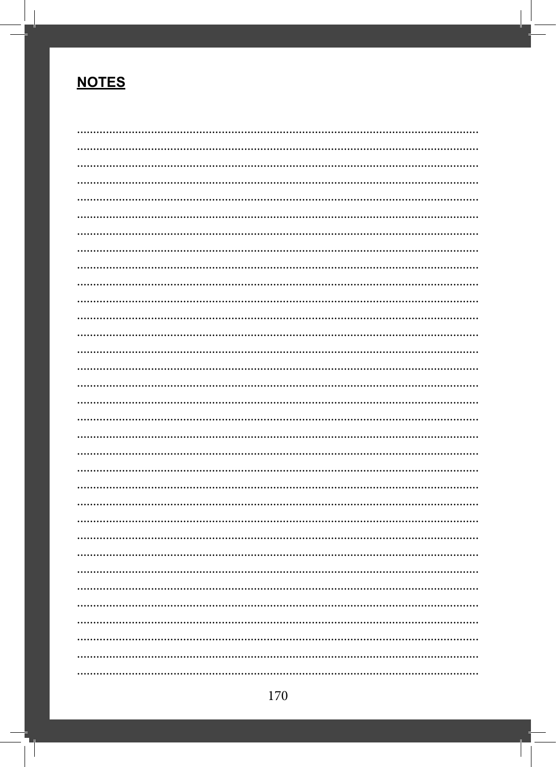## NOTES